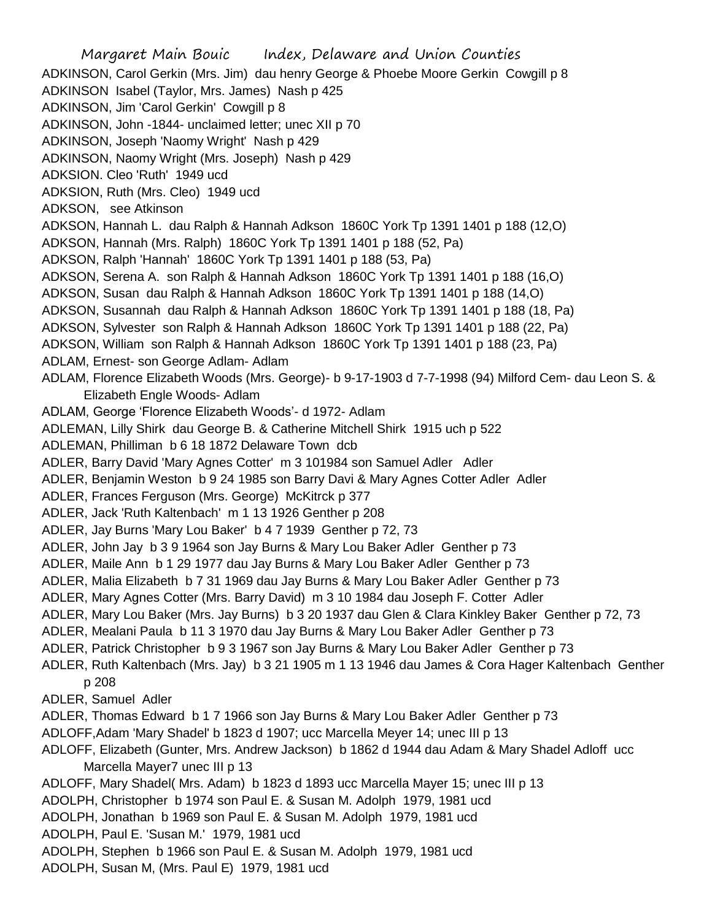Margaret Main Bouic Index, Delaware and Union Counties

ADKINSON, Carol Gerkin (Mrs. Jim) dau henry George & Phoebe Moore Gerkin Cowgill p 8
ADKINSON Isabel (Taylor, Mrs. James) Nash p 425
ADKINSON, Jim 'Carol Gerkin' Cowgill p 8
ADKINSON, John -1844- unclaimed letter; unec XII p 70
ADKINSON, Joseph 'Naomy Wright' Nash p 429
ADKINSON, Naomy Wright (Mrs. Joseph) Nash p 429
ADKSION. Cleo 'Ruth' 1949 ucd
ADKSION, Ruth (Mrs. Cleo) 1949 ucd
ADKSON, see Atkinson
ADKSON, Hannah L. dau Ralph & Hannah Adkson 1860C York Tp 1391 1401 p 188 (12,O)
ADKSON, Hannah (Mrs. Ralph) 1860C York Tp 1391 1401 p 188 (52, Pa)
ADKSON, Ralph 'Hannah' 1860C York Tp 1391 1401 p 188 (53, Pa)
ADKSON, Serena A. son Ralph & Hannah Adkson 1860C York Tp 1391 1401 p 188 (16,O)
ADKSON, Susan dau Ralph & Hannah Adkson 1860C York Tp 1391 1401 p 188 (14,O)
ADKSON, Susannah dau Ralph & Hannah Adkson 1860C York Tp 1391 1401 p 188 (18, Pa)
ADKSON, Sylvester son Ralph & Hannah Adkson 1860C York Tp 1391 1401 p 188 (22, Pa)
ADKSON, William son Ralph & Hannah Adkson 1860C York Tp 1391 1401 p 188 (23, Pa)
ADLAM, Ernest- son George Adlam- Adlam
ADLAM, Florence Elizabeth Woods (Mrs. George)- b 9-17-1903 d 7-7-1998 (94) Milford Cem- dau Leon S. & Elizabeth Engle Woods- Adlam
ADLAM, George 'Florence Elizabeth Woods'- d 1972- Adlam
ADLEMAN, Lilly Shirk dau George B. & Catherine Mitchell Shirk 1915 uch p 522
ADLEMAN, Philliman b 6 18 1872 Delaware Town dcb
ADLER, Barry David 'Mary Agnes Cotter' m 3 101984 son Samuel Adler Adler
ADLER, Benjamin Weston b 9 24 1985 son Barry Davi & Mary Agnes Cotter Adler Adler
ADLER, Frances Ferguson (Mrs. George) McKitrck p 377
ADLER, Jack 'Ruth Kaltenbach' m 1 13 1926 Genther p 208
ADLER, Jay Burns 'Mary Lou Baker' b 4 7 1939 Genther p 72, 73
ADLER, John Jay b 3 9 1964 son Jay Burns & Mary Lou Baker Adler Genther p 73
ADLER, Maile Ann b 1 29 1977 dau Jay Burns & Mary Lou Baker Adler Genther p 73
ADLER, Malia Elizabeth b 7 31 1969 dau Jay Burns & Mary Lou Baker Adler Genther p 73
ADLER, Mary Agnes Cotter (Mrs. Barry David) m 3 10 1984 dau Joseph F. Cotter Adler
ADLER, Mary Lou Baker (Mrs. Jay Burns) b 3 20 1937 dau Glen & Clara Kinkley Baker Genther p 72, 73
ADLER, Mealani Paula b 11 3 1970 dau Jay Burns & Mary Lou Baker Adler Genther p 73
ADLER, Patrick Christopher b 9 3 1967 son Jay Burns & Mary Lou Baker Adler Genther p 73
ADLER, Ruth Kaltenbach (Mrs. Jay) b 3 21 1905 m 1 13 1946 dau James & Cora Hager Kaltenbach Genther p 208
ADLER, Samuel Adler
ADLER, Thomas Edward b 1 7 1966 son Jay Burns & Mary Lou Baker Adler Genther p 73
ADLOFF,Adam 'Mary Shadel' b 1823 d 1907; ucc Marcella Meyer 14; unec III p 13
ADLOFF, Elizabeth (Gunter, Mrs. Andrew Jackson) b 1862 d 1944 dau Adam & Mary Shadel Adloff ucc Marcella Mayer7 unec III p 13
ADLOFF, Mary Shadel( Mrs. Adam) b 1823 d 1893 ucc Marcella Mayer 15; unec III p 13
ADOLPH, Christopher b 1974 son Paul E. & Susan M. Adolph 1979, 1981 ucd
ADOLPH, Jonathan b 1969 son Paul E. & Susan M. Adolph 1979, 1981 ucd
ADOLPH, Paul E. 'Susan M.' 1979, 1981 ucd
ADOLPH, Stephen b 1966 son Paul E. & Susan M. Adolph 1979, 1981 ucd
ADOLPH, Susan M, (Mrs. Paul E) 1979, 1981 ucd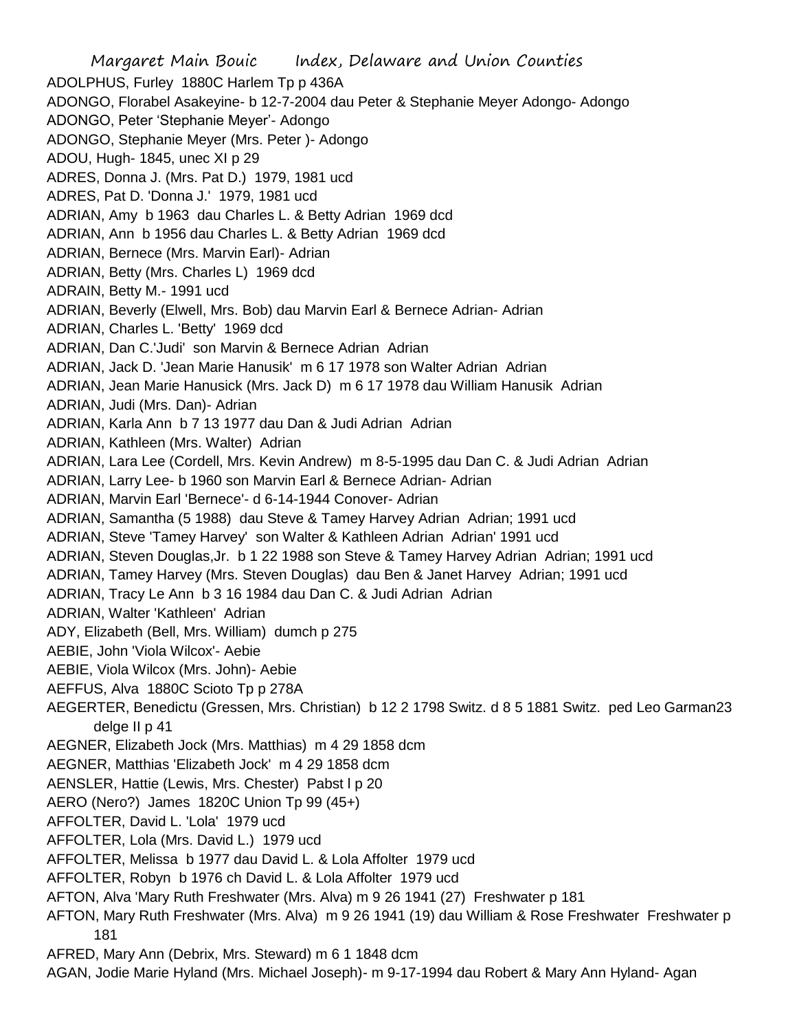ADOLPHUS, Furley 1880C Harlem Tp p 436A

ADONGO, Florabel Asakeyine- b 12-7-2004 dau Peter & Stephanie Meyer Adongo- Adongo

ADONGO, Peter 'Stephanie Meyer'- Adongo

ADONGO, Stephanie Meyer (Mrs. Peter )- Adongo

ADOU, Hugh- 1845, unec XI p 29

ADRES, Donna J. (Mrs. Pat D.) 1979, 1981 ucd

ADRES, Pat D. 'Donna J.' 1979, 1981 ucd

ADRIAN, Amy b 1963 dau Charles L. & Betty Adrian 1969 dcd

ADRIAN, Ann b 1956 dau Charles L. & Betty Adrian 1969 dcd

ADRIAN, Bernece (Mrs. Marvin Earl)- Adrian

ADRIAN, Betty (Mrs. Charles L) 1969 dcd

ADRAIN, Betty M.- 1991 ucd

ADRIAN, Beverly (Elwell, Mrs. Bob) dau Marvin Earl & Bernece Adrian- Adrian

ADRIAN, Charles L. 'Betty' 1969 dcd

ADRIAN, Dan C.'Judi' son Marvin & Bernece Adrian Adrian

ADRIAN, Jack D. 'Jean Marie Hanusik' m 6 17 1978 son Walter Adrian Adrian

ADRIAN, Jean Marie Hanusick (Mrs. Jack D) m 6 17 1978 dau William Hanusik Adrian

ADRIAN, Judi (Mrs. Dan)- Adrian

ADRIAN, Karla Ann b 7 13 1977 dau Dan & Judi Adrian Adrian

ADRIAN, Kathleen (Mrs. Walter) Adrian

ADRIAN, Lara Lee (Cordell, Mrs. Kevin Andrew) m 8-5-1995 dau Dan C. & Judi Adrian Adrian

ADRIAN, Larry Lee- b 1960 son Marvin Earl & Bernece Adrian- Adrian

ADRIAN, Marvin Earl 'Bernece'- d 6-14-1944 Conover- Adrian

ADRIAN, Samantha (5 1988) dau Steve & Tamey Harvey Adrian Adrian; 1991 ucd

ADRIAN, Steve 'Tamey Harvey' son Walter & Kathleen Adrian Adrian' 1991 ucd

ADRIAN, Steven Douglas,Jr. b 1 22 1988 son Steve & Tamey Harvey Adrian Adrian; 1991 ucd

ADRIAN, Tamey Harvey (Mrs. Steven Douglas) dau Ben & Janet Harvey Adrian; 1991 ucd

ADRIAN, Tracy Le Ann b 3 16 1984 dau Dan C. & Judi Adrian Adrian

ADRIAN, Walter 'Kathleen' Adrian

ADY, Elizabeth (Bell, Mrs. William) dumch p 275

AEBIE, John 'Viola Wilcox'- Aebie

AEBIE, Viola Wilcox (Mrs. John)- Aebie

AEFFUS, Alva 1880C Scioto Tp p 278A

AEGERTER, Benedictu (Gressen, Mrs. Christian) b 12 2 1798 Switz. d 8 5 1881 Switz. ped Leo Garman23 delge II p 41

AEGNER, Elizabeth Jock (Mrs. Matthias) m 4 29 1858 dcm

AEGNER, Matthias 'Elizabeth Jock' m 4 29 1858 dcm

AENSLER, Hattie (Lewis, Mrs. Chester) Pabst l p 20

AERO (Nero?) James 1820C Union Tp 99 (45+)

AFFOLTER, David L. 'Lola' 1979 ucd

AFFOLTER, Lola (Mrs. David L.) 1979 ucd

AFFOLTER, Melissa b 1977 dau David L. & Lola Affolter 1979 ucd

AFFOLTER, Robyn b 1976 ch David L. & Lola Affolter 1979 ucd

AFTON, Alva 'Mary Ruth Freshwater (Mrs. Alva) m 9 26 1941 (27) Freshwater p 181

AFTON, Mary Ruth Freshwater (Mrs. Alva) m 9 26 1941 (19) dau William & Rose Freshwater Freshwater p 181

AFRED, Mary Ann (Debrix, Mrs. Steward) m 6 1 1848 dcm

AGAN, Jodie Marie Hyland (Mrs. Michael Joseph)- m 9-17-1994 dau Robert & Mary Ann Hyland- Agan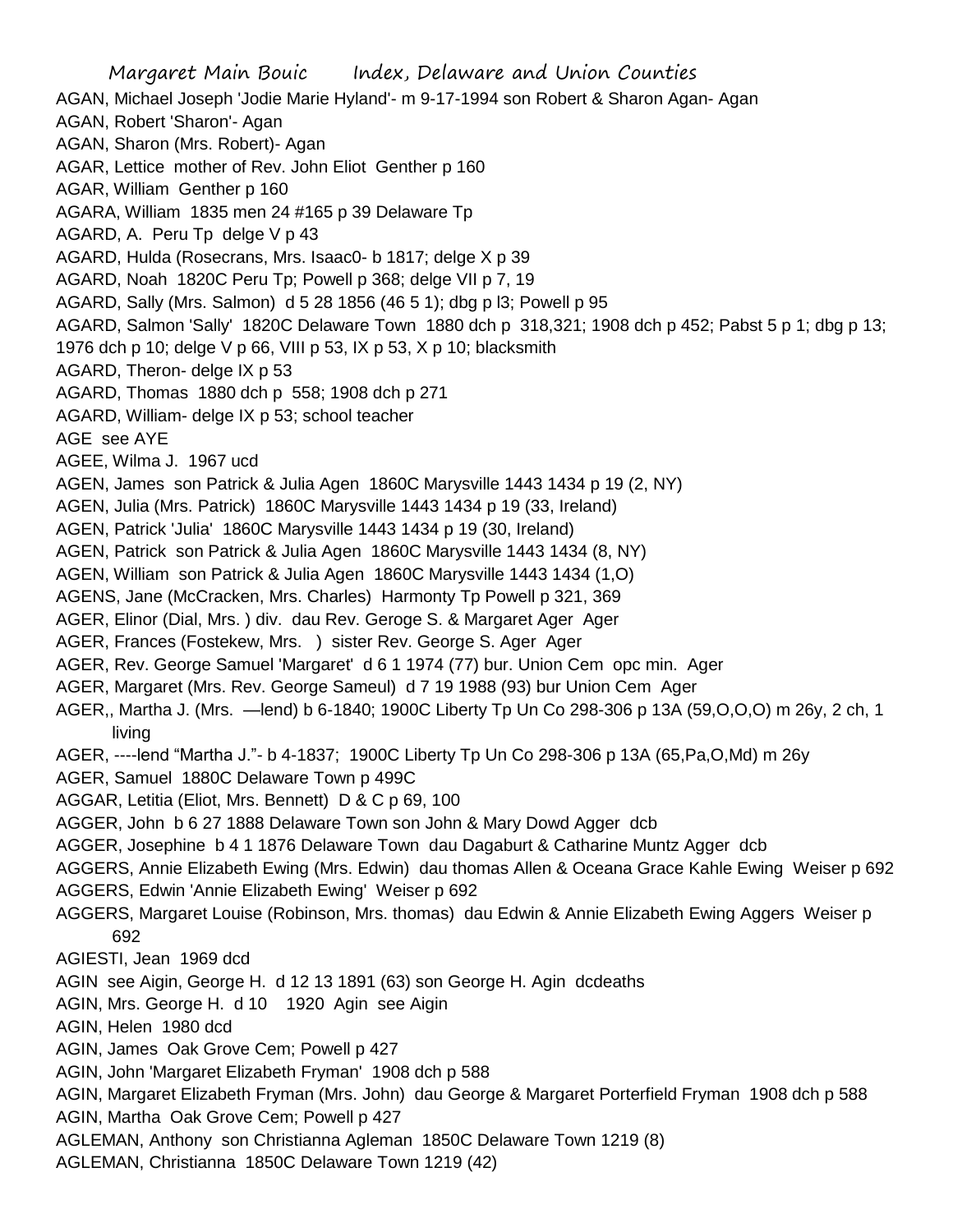AGAN, Michael Joseph 'Jodie Marie Hyland'- m 9-17-1994 son Robert & Sharon Agan- Agan

AGAN, Robert 'Sharon'- Agan

AGAN, Sharon (Mrs. Robert)- Agan

AGAR, Lettice mother of Rev. John Eliot Genther p 160

AGAR, William Genther p 160

AGARA, William 1835 men 24 #165 p 39 Delaware Tp

AGARD, A. Peru Tp delge V p 43

AGARD, Hulda (Rosecrans, Mrs. Isaac0- b 1817; delge X p 39

AGARD, Noah 1820C Peru Tp; Powell p 368; delge VII p 7, 19

AGARD, Sally (Mrs. Salmon) d 5 28 1856 (46 5 1); dbg p l3; Powell p 95

AGARD, Salmon 'Sally' 1820C Delaware Town 1880 dch p 318,321; 1908 dch p 452; Pabst 5 p 1; dbg p 13; 1976 dch p 10; delge V p 66, VIII p 53, IX p 53, X p 10; blacksmith

AGARD, Theron- delge IX p 53

AGARD, Thomas 1880 dch p 558; 1908 dch p 271

AGARD, William- delge IX p 53; school teacher

AGE see AYE

AGEE, Wilma J. 1967 ucd

AGEN, James son Patrick & Julia Agen 1860C Marysville 1443 1434 p 19 (2, NY)

AGEN, Julia (Mrs. Patrick) 1860C Marysville 1443 1434 p 19 (33, Ireland)

AGEN, Patrick 'Julia' 1860C Marysville 1443 1434 p 19 (30, Ireland)

AGEN, Patrick son Patrick & Julia Agen 1860C Marysville 1443 1434 (8, NY)

AGEN, William son Patrick & Julia Agen 1860C Marysville 1443 1434 (1,O)

AGENS, Jane (McCracken, Mrs. Charles) Harmonty Tp Powell p 321, 369

AGER, Elinor (Dial, Mrs. ) div. dau Rev. Geroge S. & Margaret Ager Ager

AGER, Frances (Fostekew, Mrs. ) sister Rev. George S. Ager Ager

AGER, Rev. George Samuel 'Margaret' d 6 1 1974 (77) bur. Union Cem opc min. Ager

AGER, Margaret (Mrs. Rev. George Sameul) d 7 19 1988 (93) bur Union Cem Ager

AGER,, Martha J. (Mrs. —lend) b 6-1840; 1900C Liberty Tp Un Co 298-306 p 13A (59,O,O,O) m 26y, 2 ch, 1 living

AGER, ----lend "Martha J."- b 4-1837; 1900C Liberty Tp Un Co 298-306 p 13A (65,Pa,O,Md) m 26y

AGER, Samuel 1880C Delaware Town p 499C

AGGAR, Letitia (Eliot, Mrs. Bennett) D & C p 69, 100

AGGER, John b 6 27 1888 Delaware Town son John & Mary Dowd Agger dcb

AGGER, Josephine b 4 1 1876 Delaware Town dau Dagaburt & Catharine Muntz Agger dcb

AGGERS, Annie Elizabeth Ewing (Mrs. Edwin) dau thomas Allen & Oceana Grace Kahle Ewing Weiser p 692

AGGERS, Edwin 'Annie Elizabeth Ewing' Weiser p 692

AGGERS, Margaret Louise (Robinson, Mrs. thomas) dau Edwin & Annie Elizabeth Ewing Aggers Weiser p 692

AGIESTI, Jean 1969 dcd

AGIN see Aigin, George H. d 12 13 1891 (63) son George H. Agin dcdeaths

AGIN, Mrs. George H. d 10 1920 Agin see Aigin

AGIN, Helen 1980 dcd

AGIN, James Oak Grove Cem; Powell p 427

AGIN, John 'Margaret Elizabeth Fryman' 1908 dch p 588

AGIN, Margaret Elizabeth Fryman (Mrs. John) dau George & Margaret Porterfield Fryman 1908 dch p 588

AGIN, Martha Oak Grove Cem; Powell p 427

AGLEMAN, Anthony son Christianna Agleman 1850C Delaware Town 1219 (8)

AGLEMAN, Christianna 1850C Delaware Town 1219 (42)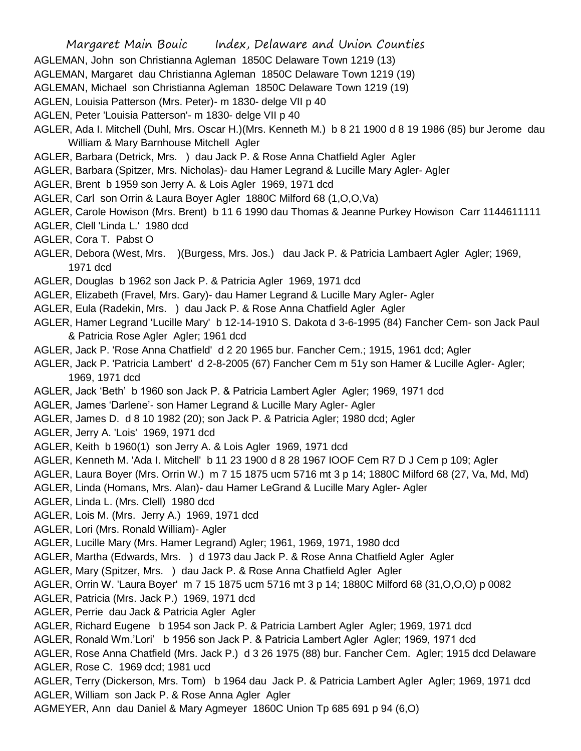AGLEMAN, John son Christianna Agleman 1850C Delaware Town 1219 (13)
AGLEMAN, Margaret dau Christianna Agleman 1850C Delaware Town 1219 (19)
AGLEMAN, Michael son Christianna Agleman 1850C Delaware Town 1219 (19)
AGLEN, Louisia Patterson (Mrs. Peter)- m 1830- delge VII p 40
AGLEN, Peter 'Louisia Patterson'- m 1830- delge VII p 40
AGLER, Ada I. Mitchell (Duhl, Mrs. Oscar H.)(Mrs. Kenneth M.) b 8 21 1900 d 8 19 1986 (85) bur Jerome dau William & Mary Barnhouse Mitchell Agler
AGLER, Barbara (Detrick, Mrs. ) dau Jack P. & Rose Anna Chatfield Agler Agler
AGLER, Barbara (Spitzer, Mrs. Nicholas)- dau Hamer Legrand & Lucille Mary Agler- Agler
AGLER, Brent b 1959 son Jerry A. & Lois Agler 1969, 1971 dcd
AGLER, Carl son Orrin & Laura Boyer Agler 1880C Milford 68 (1,O,O,Va)
AGLER, Carole Howison (Mrs. Brent) b 11 6 1990 dau Thomas & Jeanne Purkey Howison Carr 1144611111
AGLER, Clell 'Linda L.' 1980 dcd
AGLER, Cora T. Pabst O
AGLER, Debora (West, Mrs. )(Burgess, Mrs. Jos.) dau Jack P. & Patricia Lambaert Agler Agler; 1969, 1971 dcd
AGLER, Douglas b 1962 son Jack P. & Patricia Agler 1969, 1971 dcd
AGLER, Elizabeth (Fravel, Mrs. Gary)- dau Hamer Legrand & Lucille Mary Agler- Agler
AGLER, Eula (Radekin, Mrs. ) dau Jack P. & Rose Anna Chatfield Agler Agler
AGLER, Hamer Legrand 'Lucille Mary' b 12-14-1910 S. Dakota d 3-6-1995 (84) Fancher Cem- son Jack Paul & Patricia Rose Agler Agler; 1961 dcd
AGLER, Jack P. 'Rose Anna Chatfield' d 2 20 1965 bur. Fancher Cem.; 1915, 1961 dcd; Agler
AGLER, Jack P. 'Patricia Lambert' d 2-8-2005 (67) Fancher Cem m 51y son Hamer & Lucille Agler- Agler; 1969, 1971 dcd
AGLER, Jack 'Beth' b 1960 son Jack P. & Patricia Lambert Agler Agler; 1969, 1971 dcd
AGLER, James 'Darlene'- son Hamer Legrand & Lucille Mary Agler- Agler
AGLER, James D. d 8 10 1982 (20); son Jack P. & Patricia Agler; 1980 dcd; Agler
AGLER, Jerry A. 'Lois' 1969, 1971 dcd
AGLER, Keith b 1960(1) son Jerry A. & Lois Agler 1969, 1971 dcd
AGLER, Kenneth M. 'Ada I. Mitchell' b 11 23 1900 d 8 28 1967 IOOF Cem R7 D J Cem p 109; Agler
AGLER, Laura Boyer (Mrs. Orrin W.) m 7 15 1875 ucm 5716 mt 3 p 14; 1880C Milford 68 (27, Va, Md, Md)
AGLER, Linda (Homans, Mrs. Alan)- dau Hamer LeGrand & Lucille Mary Agler- Agler
AGLER, Linda L. (Mrs. Clell) 1980 dcd
AGLER, Lois M. (Mrs. Jerry A.) 1969, 1971 dcd
AGLER, Lori (Mrs. Ronald William)- Agler
AGLER, Lucille Mary (Mrs. Hamer Legrand) Agler; 1961, 1969, 1971, 1980 dcd
AGLER, Martha (Edwards, Mrs. ) d 1973 dau Jack P. & Rose Anna Chatfield Agler Agler
AGLER, Mary (Spitzer, Mrs. ) dau Jack P. & Rose Anna Chatfield Agler Agler
AGLER, Orrin W. 'Laura Boyer' m 7 15 1875 ucm 5716 mt 3 p 14; 1880C Milford 68 (31,O,O,O) p 0082
AGLER, Patricia (Mrs. Jack P.) 1969, 1971 dcd
AGLER, Perrie dau Jack & Patricia Agler Agler
AGLER, Richard Eugene b 1954 son Jack P. & Patricia Lambert Agler Agler; 1969, 1971 dcd
AGLER, Ronald Wm.'Lori' b 1956 son Jack P. & Patricia Lambert Agler Agler; 1969, 1971 dcd
AGLER, Rose Anna Chatfield (Mrs. Jack P.) d 3 26 1975 (88) bur. Fancher Cem. Agler; 1915 dcd Delaware
AGLER, Rose C. 1969 dcd; 1981 ucd
AGLER, Terry (Dickerson, Mrs. Tom) b 1964 dau Jack P. & Patricia Lambert Agler Agler; 1969, 1971 dcd
AGLER, William son Jack P. & Rose Anna Agler Agler
AGMEYER, Ann dau Daniel & Mary Agmeyer 1860C Union Tp 685 691 p 94 (6,O)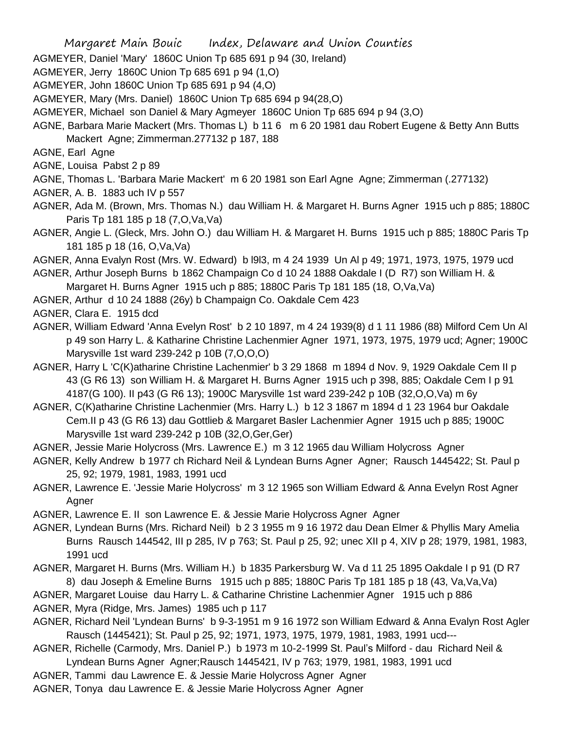AGMEYER, Daniel 'Mary' 1860C Union Tp 685 691 p 94 (30, Ireland)

AGMEYER, Jerry 1860C Union Tp 685 691 p 94 (1,O)

AGMEYER, John 1860C Union Tp 685 691 p 94 (4,O)

AGMEYER, Mary (Mrs. Daniel) 1860C Union Tp 685 694 p 94(28,O)

AGMEYER, Michael son Daniel & Mary Agmeyer 1860C Union Tp 685 694 p 94 (3,O)

AGNE, Barbara Marie Mackert (Mrs. Thomas L) b 11 6 m 6 20 1981 dau Robert Eugene & Betty Ann Butts Mackert Agne; Zimmerman.277132 p 187, 188

AGNE, Earl Agne

AGNE, Louisa Pabst 2 p 89

AGNE, Thomas L. 'Barbara Marie Mackert' m 6 20 1981 son Earl Agne Agne; Zimmerman (.277132)

AGNER, A. B. 1883 uch IV p 557

AGNER, Ada M. (Brown, Mrs. Thomas N.) dau William H. & Margaret H. Burns Agner 1915 uch p 885; 1880C Paris Tp 181 185 p 18 (7,O,Va,Va)

AGNER, Angie L. (Gleck, Mrs. John O.) dau William H. & Margaret H. Burns 1915 uch p 885; 1880C Paris Tp 181 185 p 18 (16, O,Va,Va)

AGNER, Anna Evalyn Rost (Mrs. W. Edward) b l9l3, m 4 24 1939 Un Al p 49; 1971, 1973, 1975, 1979 ucd

AGNER, Arthur Joseph Burns b 1862 Champaign Co d 10 24 1888 Oakdale I (D R7) son William H. & Margaret H. Burns Agner 1915 uch p 885; 1880C Paris Tp 181 185 (18, O,Va,Va)

AGNER, Arthur d 10 24 1888 (26y) b Champaign Co. Oakdale Cem 423

AGNER, Clara E. 1915 dcd

AGNER, William Edward 'Anna Evelyn Rost' b 2 10 1897, m 4 24 1939(8) d 1 11 1986 (88) Milford Cem Un Al p 49 son Harry L. & Katharine Christine Lachenmier Agner 1971, 1973, 1975, 1979 ucd; Agner; 1900C Marysville 1st ward 239-242 p 10B (7,O,O,O)

AGNER, Harry L 'C(K)atharine Christine Lachenmier' b 3 29 1868 m 1894 d Nov. 9, 1929 Oakdale Cem II p 43 (G R6 13) son William H. & Margaret H. Burns Agner 1915 uch p 398, 885; Oakdale Cem I p 91 4187(G 100). II p43 (G R6 13); 1900C Marysville 1st ward 239-242 p 10B (32,O,O,Va) m 6y

AGNER, C(K)atharine Christine Lachenmier (Mrs. Harry L.) b 12 3 1867 m 1894 d 1 23 1964 bur Oakdale Cem.II p 43 (G R6 13) dau Gottlieb & Margaret Basler Lachenmier Agner 1915 uch p 885; 1900C Marysville 1st ward 239-242 p 10B (32,O,Ger,Ger)

AGNER, Jessie Marie Holycross (Mrs. Lawrence E.) m 3 12 1965 dau William Holycross Agner

AGNER, Kelly Andrew b 1977 ch Richard Neil & Lyndean Burns Agner Agner; Rausch 1445422; St. Paul p 25, 92; 1979, 1981, 1983, 1991 ucd

AGNER, Lawrence E. 'Jessie Marie Holycross' m 3 12 1965 son William Edward & Anna Evelyn Rost Agner Agner

AGNER, Lawrence E. II son Lawrence E. & Jessie Marie Holycross Agner Agner

AGNER, Lyndean Burns (Mrs. Richard Neil) b 2 3 1955 m 9 16 1972 dau Dean Elmer & Phyllis Mary Amelia Burns Rausch 144542, III p 285, IV p 763; St. Paul p 25, 92; unec XII p 4, XIV p 28; 1979, 1981, 1983, 1991 ucd

AGNER, Margaret H. Burns (Mrs. William H.) b 1835 Parkersburg W. Va d 11 25 1895 Oakdale I p 91 (D R7 8) dau Joseph & Emeline Burns 1915 uch p 885; 1880C Paris Tp 181 185 p 18 (43, Va,Va,Va)

AGNER, Margaret Louise dau Harry L. & Catharine Christine Lachenmier Agner 1915 uch p 886

AGNER, Myra (Ridge, Mrs. James) 1985 uch p 117

AGNER, Richard Neil 'Lyndean Burns' b 9-3-1951 m 9 16 1972 son William Edward & Anna Evalyn Rost Agler Rausch (1445421); St. Paul p 25, 92; 1971, 1973, 1975, 1979, 1981, 1983, 1991 ucd---

AGNER, Richelle (Carmody, Mrs. Daniel P.) b 1973 m 10-2-1999 St. Paul's Milford - dau Richard Neil & Lyndean Burns Agner Agner;Rausch 1445421, IV p 763; 1979, 1981, 1983, 1991 ucd

AGNER, Tammi dau Lawrence E. & Jessie Marie Holycross Agner Agner

AGNER, Tonya dau Lawrence E. & Jessie Marie Holycross Agner Agner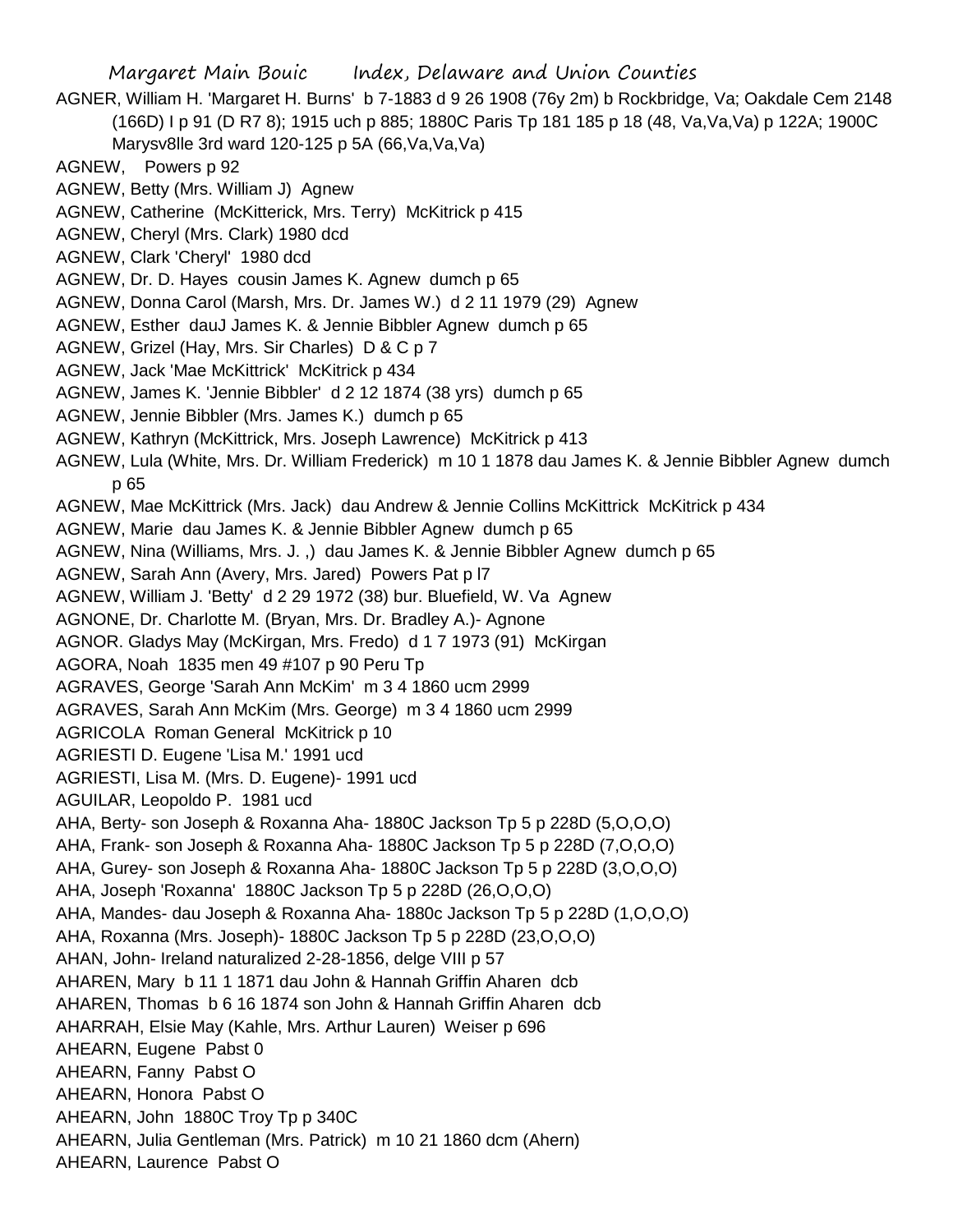AGNER, William H. 'Margaret H. Burns' b 7-1883 d 9 26 1908 (76y 2m) b Rockbridge, Va; Oakdale Cem 2148 (166D) I p 91 (D R7 8); 1915 uch p 885; 1880C Paris Tp 181 185 p 18 (48, Va,Va,Va) p 122A; 1900C Marysv8lle 3rd ward 120-125 p 5A (66,Va,Va,Va)

AGNEW, Powers p 92

AGNEW, Betty (Mrs. William J) Agnew

AGNEW, Catherine (McKitterick, Mrs. Terry) McKitrick p 415

AGNEW, Cheryl (Mrs. Clark) 1980 dcd

AGNEW, Clark 'Cheryl' 1980 dcd

AGNEW, Dr. D. Hayes cousin James K. Agnew dumch p 65

AGNEW, Donna Carol (Marsh, Mrs. Dr. James W.) d 2 11 1979 (29) Agnew

AGNEW, Esther dauJ James K. & Jennie Bibbler Agnew dumch p 65

AGNEW, Grizel (Hay, Mrs. Sir Charles) D & C p 7

AGNEW, Jack 'Mae McKittrick' McKitrick p 434

AGNEW, James K. 'Jennie Bibbler' d 2 12 1874 (38 yrs) dumch p 65

AGNEW, Jennie Bibbler (Mrs. James K.) dumch p 65

AGNEW, Kathryn (McKittrick, Mrs. Joseph Lawrence) McKitrick p 413

AGNEW, Lula (White, Mrs. Dr. William Frederick) m 10 1 1878 dau James K. & Jennie Bibbler Agnew dumch p 65

AGNEW, Mae McKittrick (Mrs. Jack) dau Andrew & Jennie Collins McKittrick McKitrick p 434

AGNEW, Marie dau James K. & Jennie Bibbler Agnew dumch p 65

AGNEW, Nina (Williams, Mrs. J. ,) dau James K. & Jennie Bibbler Agnew dumch p 65

AGNEW, Sarah Ann (Avery, Mrs. Jared) Powers Pat p l7

AGNEW, William J. 'Betty' d 2 29 1972 (38) bur. Bluefield, W. Va Agnew

AGNONE, Dr. Charlotte M. (Bryan, Mrs. Dr. Bradley A.)- Agnone

AGNOR. Gladys May (McKirgan, Mrs. Fredo) d 1 7 1973 (91) McKirgan

AGORA, Noah 1835 men 49 #107 p 90 Peru Tp

AGRAVES, George 'Sarah Ann McKim' m 3 4 1860 ucm 2999

AGRAVES, Sarah Ann McKim (Mrs. George) m 3 4 1860 ucm 2999

AGRICOLA Roman General McKitrick p 10

AGRIESTI D. Eugene 'Lisa M.' 1991 ucd

AGRIESTI, Lisa M. (Mrs. D. Eugene)- 1991 ucd

AGUILAR, Leopoldo P. 1981 ucd

AHA, Berty- son Joseph & Roxanna Aha- 1880C Jackson Tp 5 p 228D (5,O,O,O)

AHA, Frank- son Joseph & Roxanna Aha- 1880C Jackson Tp 5 p 228D (7,O,O,O)

AHA, Gurey- son Joseph & Roxanna Aha- 1880C Jackson Tp 5 p 228D (3,O,O,O)

AHA, Joseph 'Roxanna' 1880C Jackson Tp 5 p 228D (26,O,O,O)

AHA, Mandes- dau Joseph & Roxanna Aha- 1880c Jackson Tp 5 p 228D (1,O,O,O)

AHA, Roxanna (Mrs. Joseph)- 1880C Jackson Tp 5 p 228D (23,O,O,O)

AHAN, John- Ireland naturalized 2-28-1856, delge VIII p 57

AHAREN, Mary b 11 1 1871 dau John & Hannah Griffin Aharen dcb

AHAREN, Thomas b 6 16 1874 son John & Hannah Griffin Aharen dcb

AHARRAH, Elsie May (Kahle, Mrs. Arthur Lauren) Weiser p 696

AHEARN, Eugene Pabst 0

AHEARN, Fanny Pabst O

AHEARN, Honora Pabst O

AHEARN, John 1880C Troy Tp p 340C

AHEARN, Julia Gentleman (Mrs. Patrick) m 10 21 1860 dcm (Ahern)

AHEARN, Laurence Pabst O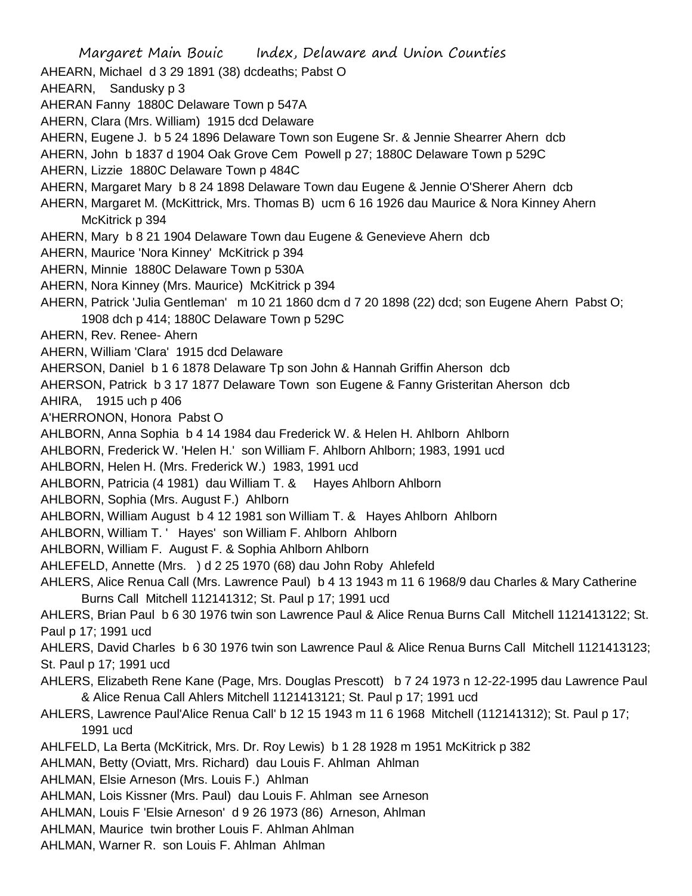AHEARN, Michael d 3 29 1891 (38) dcdeaths; Pabst O

AHEARN, Sandusky p 3

AHERAN Fanny 1880C Delaware Town p 547A

AHERN, Clara (Mrs. William) 1915 dcd Delaware

AHERN, Eugene J. b 5 24 1896 Delaware Town son Eugene Sr. & Jennie Shearrer Ahern dcb

AHERN, John b 1837 d 1904 Oak Grove Cem Powell p 27; 1880C Delaware Town p 529C

AHERN, Lizzie 1880C Delaware Town p 484C

AHERN, Margaret Mary b 8 24 1898 Delaware Town dau Eugene & Jennie O'Sherer Ahern dcb

AHERN, Margaret M. (McKittrick, Mrs. Thomas B) ucm 6 16 1926 dau Maurice & Nora Kinney Ahern McKitrick p 394

AHERN, Mary b 8 21 1904 Delaware Town dau Eugene & Genevieve Ahern dcb

AHERN, Maurice 'Nora Kinney' McKitrick p 394

AHERN, Minnie 1880C Delaware Town p 530A

AHERN, Nora Kinney (Mrs. Maurice) McKitrick p 394

AHERN, Patrick 'Julia Gentleman' m 10 21 1860 dcm d 7 20 1898 (22) dcd; son Eugene Ahern Pabst O; 1908 dch p 414; 1880C Delaware Town p 529C

AHERN, Rev. Renee- Ahern

AHERN, William 'Clara' 1915 dcd Delaware

AHERSON, Daniel b 1 6 1878 Delaware Tp son John & Hannah Griffin Aherson dcb

AHERSON, Patrick b 3 17 1877 Delaware Town son Eugene & Fanny Gristeritan Aherson dcb

AHIRA, 1915 uch p 406

A'HERRONON, Honora Pabst O

AHLBORN, Anna Sophia b 4 14 1984 dau Frederick W. & Helen H. Ahlborn Ahlborn

AHLBORN, Frederick W. 'Helen H.' son William F. Ahlborn Ahlborn; 1983, 1991 ucd

AHLBORN, Helen H. (Mrs. Frederick W.) 1983, 1991 ucd

AHLBORN, Patricia (4 1981) dau William T. & Hayes Ahlborn Ahlborn

AHLBORN, Sophia (Mrs. August F.) Ahlborn

AHLBORN, William August b 4 12 1981 son William T. & Hayes Ahlborn Ahlborn

AHLBORN, William T. ' Hayes' son William F. Ahlborn Ahlborn

AHLBORN, William F. August F. & Sophia Ahlborn Ahlborn

AHLEFELD, Annette (Mrs. ) d 2 25 1970 (68) dau John Roby Ahlefeld

AHLERS, Alice Renua Call (Mrs. Lawrence Paul) b 4 13 1943 m 11 6 1968/9 dau Charles & Mary Catherine Burns Call Mitchell 112141312; St. Paul p 17; 1991 ucd

AHLERS, Brian Paul b 6 30 1976 twin son Lawrence Paul & Alice Renua Burns Call Mitchell 1121413122; St. Paul p 17; 1991 ucd

AHLERS, David Charles b 6 30 1976 twin son Lawrence Paul & Alice Renua Burns Call Mitchell 1121413123; St. Paul p 17; 1991 ucd

AHLERS, Elizabeth Rene Kane (Page, Mrs. Douglas Prescott) b 7 24 1973 n 12-22-1995 dau Lawrence Paul & Alice Renua Call Ahlers Mitchell 1121413121; St. Paul p 17; 1991 ucd

AHLERS, Lawrence Paul'Alice Renua Call' b 12 15 1943 m 11 6 1968 Mitchell (112141312); St. Paul p 17; 1991 ucd

AHLFELD, La Berta (McKitrick, Mrs. Dr. Roy Lewis) b 1 28 1928 m 1951 McKitrick p 382

AHLMAN, Betty (Oviatt, Mrs. Richard) dau Louis F. Ahlman Ahlman

AHLMAN, Elsie Arneson (Mrs. Louis F.) Ahlman

AHLMAN, Lois Kissner (Mrs. Paul) dau Louis F. Ahlman see Arneson

AHLMAN, Louis F 'Elsie Arneson' d 9 26 1973 (86) Arneson, Ahlman

AHLMAN, Maurice twin brother Louis F. Ahlman Ahlman

AHLMAN, Warner R. son Louis F. Ahlman Ahlman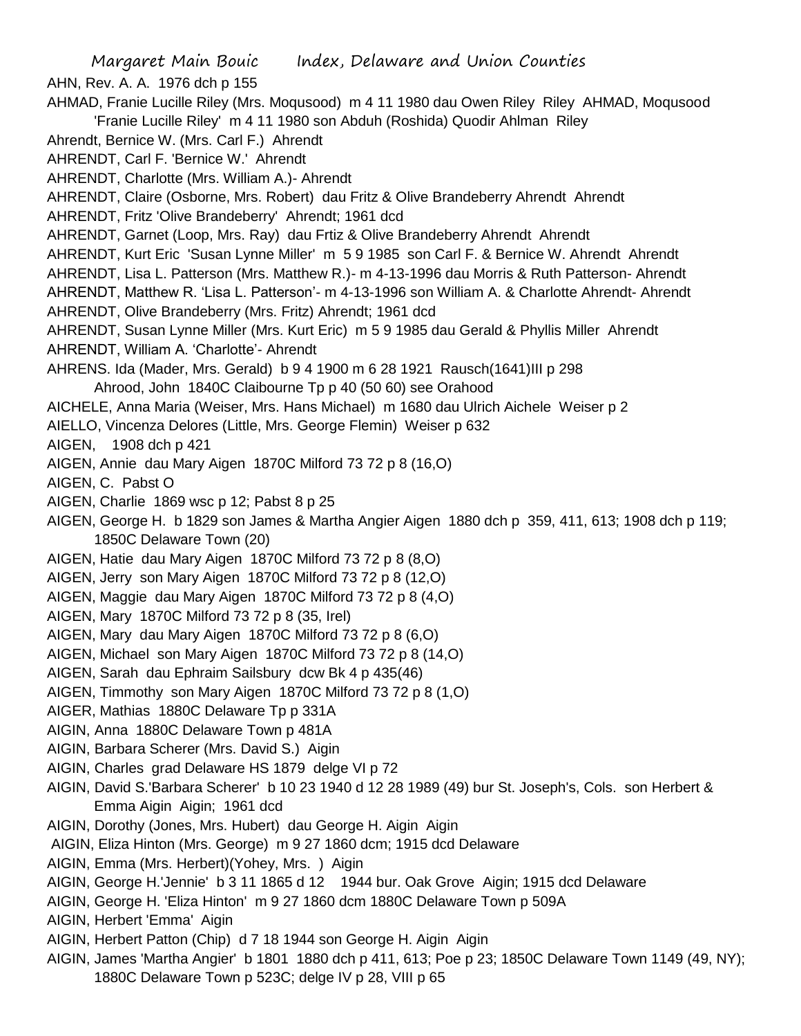AHN, Rev. A. A. 1976 dch p 155

AHMAD, Franie Lucille Riley (Mrs. Moqusood) m 4 11 1980 dau Owen Riley Riley AHMAD, Moqusood 'Franie Lucille Riley' m 4 11 1980 son Abduh (Roshida) Quodir Ahlman Riley

Ahrendt, Bernice W. (Mrs. Carl F.) Ahrendt

AHRENDT, Carl F. 'Bernice W.' Ahrendt

AHRENDT, Charlotte (Mrs. William A.)- Ahrendt

AHRENDT, Claire (Osborne, Mrs. Robert) dau Fritz & Olive Brandeberry Ahrendt Ahrendt

AHRENDT, Fritz 'Olive Brandeberry' Ahrendt; 1961 dcd

AHRENDT, Garnet (Loop, Mrs. Ray) dau Frtiz & Olive Brandeberry Ahrendt Ahrendt

AHRENDT, Kurt Eric 'Susan Lynne Miller' m 5 9 1985 son Carl F. & Bernice W. Ahrendt Ahrendt

AHRENDT, Lisa L. Patterson (Mrs. Matthew R.)- m 4-13-1996 dau Morris & Ruth Patterson- Ahrendt

AHRENDT, Matthew R. 'Lisa L. Patterson'- m 4-13-1996 son William A. & Charlotte Ahrendt- Ahrendt

AHRENDT, Olive Brandeberry (Mrs. Fritz) Ahrendt; 1961 dcd

AHRENDT, Susan Lynne Miller (Mrs. Kurt Eric) m 5 9 1985 dau Gerald & Phyllis Miller Ahrendt

AHRENDT, William A. 'Charlotte'- Ahrendt

AHRENS. Ida (Mader, Mrs. Gerald) b 9 4 1900 m 6 28 1921 Rausch(1641)III p 298

Ahrood, John 1840C Claibourne Tp p 40 (50 60) see Orahood

AICHELE, Anna Maria (Weiser, Mrs. Hans Michael) m 1680 dau Ulrich Aichele Weiser p 2

AIELLO, Vincenza Delores (Little, Mrs. George Flemin) Weiser p 632

AIGEN, 1908 dch p 421

AIGEN, Annie dau Mary Aigen 1870C Milford 73 72 p 8 (16,O)

AIGEN, C. Pabst O

AIGEN, Charlie 1869 wsc p 12; Pabst 8 p 25

AIGEN, George H. b 1829 son James & Martha Angier Aigen 1880 dch p 359, 411, 613; 1908 dch p 119; 1850C Delaware Town (20)

AIGEN, Hatie dau Mary Aigen 1870C Milford 73 72 p 8 (8,O)

AIGEN, Jerry son Mary Aigen 1870C Milford 73 72 p 8 (12,O)

AIGEN, Maggie dau Mary Aigen 1870C Milford 73 72 p 8 (4,O)

AIGEN, Mary 1870C Milford 73 72 p 8 (35, Irel)

AIGEN, Mary dau Mary Aigen 1870C Milford 73 72 p 8 (6,O)

AIGEN, Michael son Mary Aigen 1870C Milford 73 72 p 8 (14,O)

AIGEN, Sarah dau Ephraim Sailsbury dcw Bk 4 p 435(46)

AIGEN, Timmothy son Mary Aigen 1870C Milford 73 72 p 8 (1,O)

AIGER, Mathias 1880C Delaware Tp p 331A

AIGIN, Anna 1880C Delaware Town p 481A

AIGIN, Barbara Scherer (Mrs. David S.) Aigin

AIGIN, Charles grad Delaware HS 1879 delge VI p 72

AIGIN, David S.'Barbara Scherer' b 10 23 1940 d 12 28 1989 (49) bur St. Joseph's, Cols. son Herbert & Emma Aigin Aigin; 1961 dcd

AIGIN, Dorothy (Jones, Mrs. Hubert) dau George H. Aigin Aigin

AIGIN, Eliza Hinton (Mrs. George) m 9 27 1860 dcm; 1915 dcd Delaware

AIGIN, Emma (Mrs. Herbert)(Yohey, Mrs. ) Aigin

AIGIN, George H.'Jennie' b 3 11 1865 d 12 1944 bur. Oak Grove Aigin; 1915 dcd Delaware

AIGIN, George H. 'Eliza Hinton' m 9 27 1860 dcm 1880C Delaware Town p 509A

AIGIN, Herbert 'Emma' Aigin

AIGIN, Herbert Patton (Chip) d 7 18 1944 son George H. Aigin Aigin

AIGIN, James 'Martha Angier' b 1801 1880 dch p 411, 613; Poe p 23; 1850C Delaware Town 1149 (49, NY); 1880C Delaware Town p 523C; delge IV p 28, VIII p 65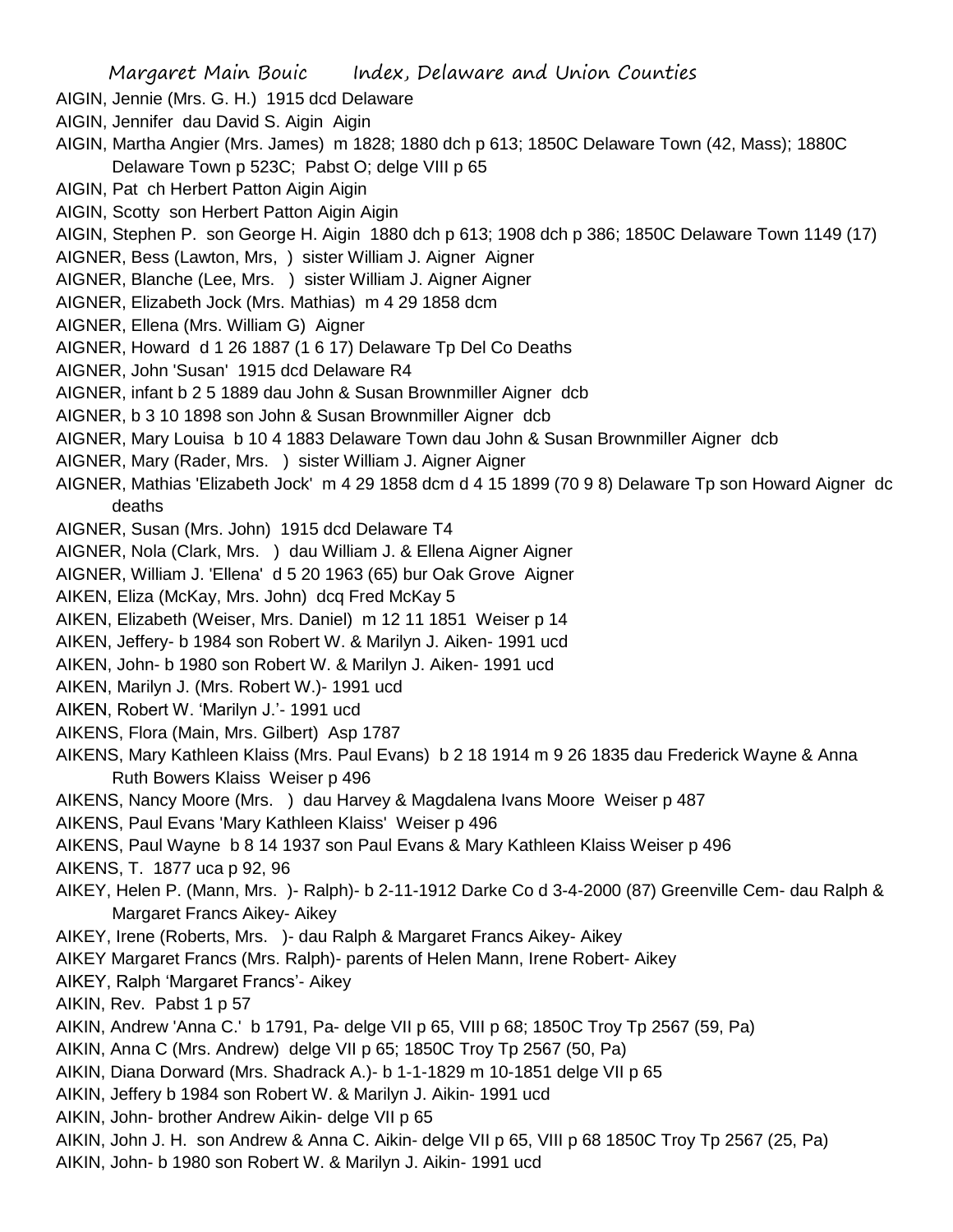AIGIN, Jennie (Mrs. G. H.) 1915 dcd Delaware

AIGIN, Jennifer dau David S. Aigin Aigin

AIGIN, Martha Angier (Mrs. James) m 1828; 1880 dch p 613; 1850C Delaware Town (42, Mass); 1880C Delaware Town p 523C; Pabst O; delge VIII p 65

AIGIN, Pat ch Herbert Patton Aigin Aigin

AIGIN, Scotty son Herbert Patton Aigin Aigin

AIGIN, Stephen P. son George H. Aigin 1880 dch p 613; 1908 dch p 386; 1850C Delaware Town 1149 (17)

AIGNER, Bess (Lawton, Mrs, ) sister William J. Aigner Aigner

AIGNER, Blanche (Lee, Mrs. ) sister William J. Aigner Aigner

AIGNER, Elizabeth Jock (Mrs. Mathias) m 4 29 1858 dcm

AIGNER, Ellena (Mrs. William G) Aigner

AIGNER, Howard d 1 26 1887 (1 6 17) Delaware Tp Del Co Deaths

AIGNER, John 'Susan' 1915 dcd Delaware R4

AIGNER, infant b 2 5 1889 dau John & Susan Brownmiller Aigner dcb

AIGNER, b 3 10 1898 son John & Susan Brownmiller Aigner dcb

AIGNER, Mary Louisa b 10 4 1883 Delaware Town dau John & Susan Brownmiller Aigner dcb

AIGNER, Mary (Rader, Mrs. ) sister William J. Aigner Aigner

AIGNER, Mathias 'Elizabeth Jock' m 4 29 1858 dcm d 4 15 1899 (70 9 8) Delaware Tp son Howard Aigner dc deaths

AIGNER, Susan (Mrs. John) 1915 dcd Delaware T4

AIGNER, Nola (Clark, Mrs. ) dau William J. & Ellena Aigner Aigner

AIGNER, William J. 'Ellena' d 5 20 1963 (65) bur Oak Grove Aigner

AIKEN, Eliza (McKay, Mrs. John) dcq Fred McKay 5

AIKEN, Elizabeth (Weiser, Mrs. Daniel) m 12 11 1851 Weiser p 14

AIKEN, Jeffery- b 1984 son Robert W. & Marilyn J. Aiken- 1991 ucd

AIKEN, John- b 1980 son Robert W. & Marilyn J. Aiken- 1991 ucd

AIKEN, Marilyn J. (Mrs. Robert W.)- 1991 ucd

AIKEN, Robert W. 'Marilyn J.'- 1991 ucd

AIKENS, Flora (Main, Mrs. Gilbert) Asp 1787

AIKENS, Mary Kathleen Klaiss (Mrs. Paul Evans) b 2 18 1914 m 9 26 1835 dau Frederick Wayne & Anna Ruth Bowers Klaiss Weiser p 496

AIKENS, Nancy Moore (Mrs. ) dau Harvey & Magdalena Ivans Moore Weiser p 487

AIKENS, Paul Evans 'Mary Kathleen Klaiss' Weiser p 496

AIKENS, Paul Wayne b 8 14 1937 son Paul Evans & Mary Kathleen Klaiss Weiser p 496

AIKENS, T. 1877 uca p 92, 96

AIKEY, Helen P. (Mann, Mrs. )- Ralph)- b 2-11-1912 Darke Co d 3-4-2000 (87) Greenville Cem- dau Ralph & Margaret Francs Aikey- Aikey

AIKEY, Irene (Roberts, Mrs. )- dau Ralph & Margaret Francs Aikey- Aikey

AIKEY Margaret Francs (Mrs. Ralph)- parents of Helen Mann, Irene Robert- Aikey

AIKEY, Ralph 'Margaret Francs'- Aikey

AIKIN, Rev. Pabst 1 p 57

AIKIN, Andrew 'Anna C.' b 1791, Pa- delge VII p 65, VIII p 68; 1850C Troy Tp 2567 (59, Pa)

AIKIN, Anna C (Mrs. Andrew) delge VII p 65; 1850C Troy Tp 2567 (50, Pa)

AIKIN, Diana Dorward (Mrs. Shadrack A.)- b 1-1-1829 m 10-1851 delge VII p 65

AIKIN, Jeffery b 1984 son Robert W. & Marilyn J. Aikin- 1991 ucd

AIKIN, John- brother Andrew Aikin- delge VII p 65

AIKIN, John J. H. son Andrew & Anna C. Aikin- delge VII p 65, VIII p 68 1850C Troy Tp 2567 (25, Pa)

AIKIN, John- b 1980 son Robert W. & Marilyn J. Aikin- 1991 ucd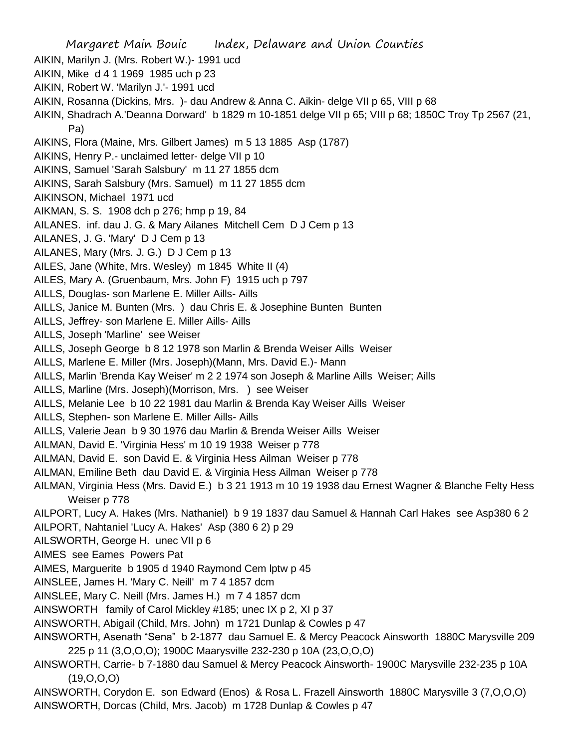AIKIN, Marilyn J. (Mrs. Robert W.)- 1991 ucd

AIKIN, Mike d 4 1 1969 1985 uch p 23

AIKIN, Robert W. 'Marilyn J.'- 1991 ucd

AIKIN, Rosanna (Dickins, Mrs. )- dau Andrew & Anna C. Aikin- delge VII p 65, VIII p 68

AIKIN, Shadrach A.'Deanna Dorward' b 1829 m 10-1851 delge VII p 65; VIII p 68; 1850C Troy Tp 2567 (21, Pa)

AIKINS, Flora (Maine, Mrs. Gilbert James) m 5 13 1885 Asp (1787)

AIKINS, Henry P.- unclaimed letter- delge VII p 10

AIKINS, Samuel 'Sarah Salsbury' m 11 27 1855 dcm

AIKINS, Sarah Salsbury (Mrs. Samuel) m 11 27 1855 dcm

AIKINSON, Michael 1971 ucd

AIKMAN, S. S. 1908 dch p 276; hmp p 19, 84

AILANES. inf. dau J. G. & Mary Ailanes Mitchell Cem D J Cem p 13

AILANES, J. G. 'Mary' D J Cem p 13

AILANES, Mary (Mrs. J. G.) D J Cem p 13

AILES, Jane (White, Mrs. Wesley) m 1845 White II (4)

AILES, Mary A. (Gruenbaum, Mrs. John F) 1915 uch p 797

AILLS, Douglas- son Marlene E. Miller Aills- Aills

AILLS, Janice M. Bunten (Mrs. ) dau Chris E. & Josephine Bunten Bunten

AILLS, Jeffrey- son Marlene E. Miller Aills- Aills

AILLS, Joseph 'Marline' see Weiser

AILLS, Joseph George b 8 12 1978 son Marlin & Brenda Weiser Aills Weiser

AILLS, Marlene E. Miller (Mrs. Joseph)(Mann, Mrs. David E.)- Mann

AILLS, Marlin 'Brenda Kay Weiser' m 2 2 1974 son Joseph & Marline Aills Weiser; Aills

AILLS, Marline (Mrs. Joseph)(Morrison, Mrs. ) see Weiser

AILLS, Melanie Lee b 10 22 1981 dau Marlin & Brenda Kay Weiser Aills Weiser

AILLS, Stephen- son Marlene E. Miller Aills- Aills

AILLS, Valerie Jean b 9 30 1976 dau Marlin & Brenda Weiser Aills Weiser

AILMAN, David E. 'Virginia Hess' m 10 19 1938 Weiser p 778

AILMAN, David E. son David E. & Virginia Hess Ailman Weiser p 778

AILMAN, Emiline Beth dau David E. & Virginia Hess Ailman Weiser p 778

AILMAN, Virginia Hess (Mrs. David E.) b 3 21 1913 m 10 19 1938 dau Ernest Wagner & Blanche Felty Hess Weiser p 778

AILPORT, Lucy A. Hakes (Mrs. Nathaniel) b 9 19 1837 dau Samuel & Hannah Carl Hakes see Asp380 6 2

AILPORT, Nahtaniel 'Lucy A. Hakes' Asp (380 6 2) p 29

AILSWORTH, George H. unec VII p 6

AIMES see Eames Powers Pat

AIMES, Marguerite b 1905 d 1940 Raymond Cem lptw p 45

AINSLEE, James H. 'Mary C. Neill' m 7 4 1857 dcm

AINSLEE, Mary C. Neill (Mrs. James H.) m 7 4 1857 dcm

AINSWORTH family of Carol Mickley #185; unec IX p 2, XI p 37

AINSWORTH, Abigail (Child, Mrs. John) m 1721 Dunlap & Cowles p 47

AINSWORTH, Asenath "Sena" b 2-1877 dau Samuel E. & Mercy Peacock Ainsworth 1880C Marysville 209 225 p 11 (3,O,O,O); 1900C Maarysville 232-230 p 10A (23,O,O,O)

AINSWORTH, Carrie- b 7-1880 dau Samuel & Mercy Peacock Ainsworth- 1900C Marysville 232-235 p 10A (19,O,O,O)

AINSWORTH, Corydon E. son Edward (Enos) & Rosa L. Frazell Ainsworth 1880C Marysville 3 (7,O,O,O)

AINSWORTH, Dorcas (Child, Mrs. Jacob) m 1728 Dunlap & Cowles p 47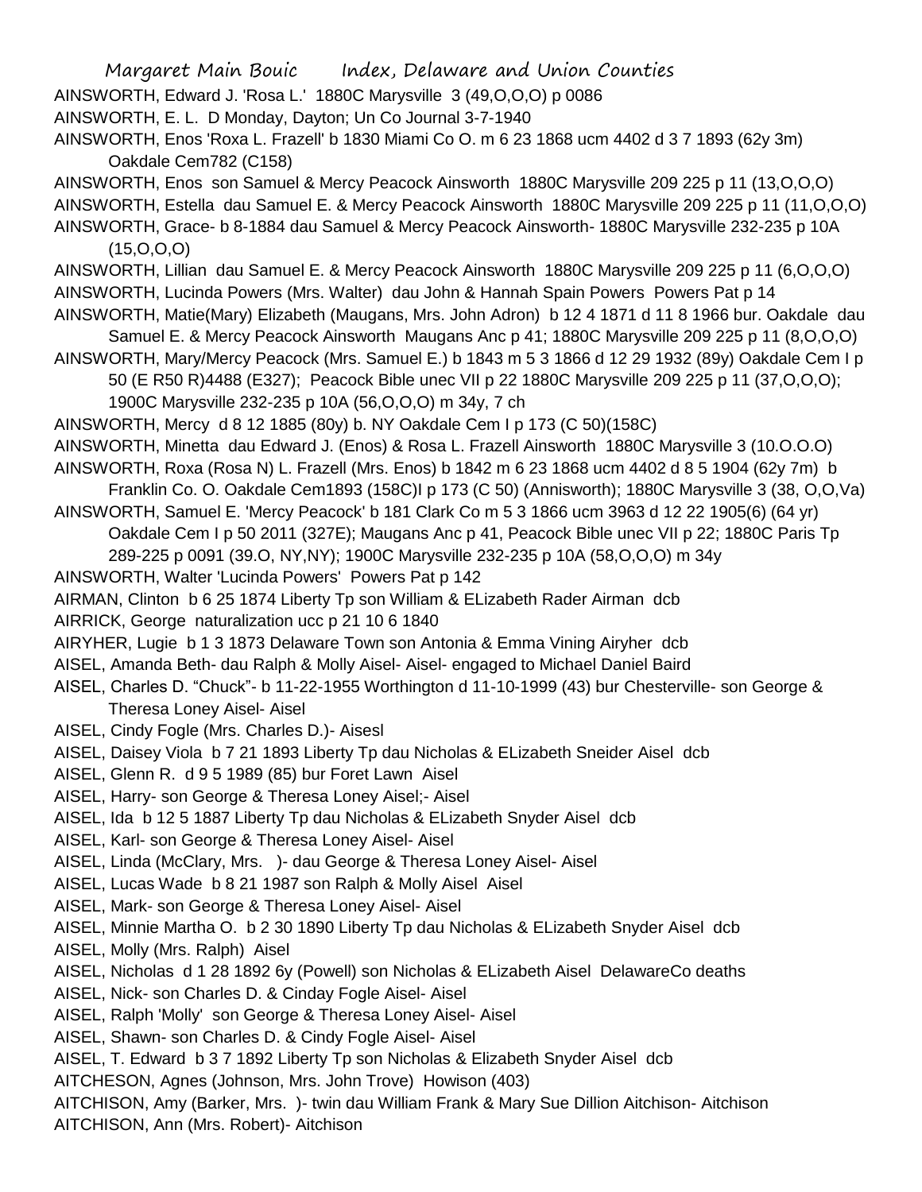AINSWORTH, Edward J. 'Rosa L.' 1880C Marysville 3 (49,O,O,O) p 0086

AINSWORTH, E. L. D Monday, Dayton; Un Co Journal 3-7-1940

AINSWORTH, Enos 'Roxa L. Frazell' b 1830 Miami Co O. m 6 23 1868 ucm 4402 d 3 7 1893 (62y 3m) Oakdale Cem782 (C158)

AINSWORTH, Enos son Samuel & Mercy Peacock Ainsworth 1880C Marysville 209 225 p 11 (13,O,O,O)

AINSWORTH, Estella dau Samuel E. & Mercy Peacock Ainsworth 1880C Marysville 209 225 p 11 (11,O,O,O)

AINSWORTH, Grace- b 8-1884 dau Samuel & Mercy Peacock Ainsworth- 1880C Marysville 232-235 p 10A (15,O,O,O)

AINSWORTH, Lillian dau Samuel E. & Mercy Peacock Ainsworth 1880C Marysville 209 225 p 11 (6,O,O,O)

AINSWORTH, Lucinda Powers (Mrs. Walter) dau John & Hannah Spain Powers Powers Pat p 14

AINSWORTH, Matie(Mary) Elizabeth (Maugans, Mrs. John Adron) b 12 4 1871 d 11 8 1966 bur. Oakdale dau Samuel E. & Mercy Peacock Ainsworth Maugans Anc p 41; 1880C Marysville 209 225 p 11 (8,O,O,O)

AINSWORTH, Mary/Mercy Peacock (Mrs. Samuel E.) b 1843 m 5 3 1866 d 12 29 1932 (89y) Oakdale Cem I p 50 (E R50 R)4488 (E327); Peacock Bible unec VII p 22 1880C Marysville 209 225 p 11 (37,O,O,O); 1900C Marysville 232-235 p 10A (56,O,O,O) m 34y, 7 ch

AINSWORTH, Mercy d 8 12 1885 (80y) b. NY Oakdale Cem I p 173 (C 50)(158C)

AINSWORTH, Minetta dau Edward J. (Enos) & Rosa L. Frazell Ainsworth 1880C Marysville 3 (10.O.O.O)

AINSWORTH, Roxa (Rosa N) L. Frazell (Mrs. Enos) b 1842 m 6 23 1868 ucm 4402 d 8 5 1904 (62y 7m) b Franklin Co. O. Oakdale Cem1893 (158C)I p 173 (C 50) (Annisworth); 1880C Marysville 3 (38, O,O,Va)

AINSWORTH, Samuel E. 'Mercy Peacock' b 181 Clark Co m 5 3 1866 ucm 3963 d 12 22 1905(6) (64 yr) Oakdale Cem I p 50 2011 (327E); Maugans Anc p 41, Peacock Bible unec VII p 22; 1880C Paris Tp 289-225 p 0091 (39.O, NY,NY); 1900C Marysville 232-235 p 10A (58,O,O,O) m 34y

AINSWORTH, Walter 'Lucinda Powers' Powers Pat p 142

AIRMAN, Clinton b 6 25 1874 Liberty Tp son William & ELizabeth Rader Airman dcb

AIRRICK, George naturalization ucc p 21 10 6 1840

AIRYHER, Lugie b 1 3 1873 Delaware Town son Antonia & Emma Vining Airyher dcb

AISEL, Amanda Beth- dau Ralph & Molly Aisel- Aisel- engaged to Michael Daniel Baird

AISEL, Charles D. "Chuck"- b 11-22-1955 Worthington d 11-10-1999 (43) bur Chesterville- son George & Theresa Loney Aisel- Aisel

AISEL, Cindy Fogle (Mrs. Charles D.)- Aisesl

AISEL, Daisey Viola b 7 21 1893 Liberty Tp dau Nicholas & ELizabeth Sneider Aisel dcb

AISEL, Glenn R. d 9 5 1989 (85) bur Foret Lawn Aisel

AISEL, Harry- son George & Theresa Loney Aisel;- Aisel

AISEL, Ida b 12 5 1887 Liberty Tp dau Nicholas & ELizabeth Snyder Aisel dcb

AISEL, Karl- son George & Theresa Loney Aisel- Aisel

AISEL, Linda (McClary, Mrs. )- dau George & Theresa Loney Aisel- Aisel

AISEL, Lucas Wade b 8 21 1987 son Ralph & Molly Aisel Aisel

AISEL, Mark- son George & Theresa Loney Aisel- Aisel

AISEL, Minnie Martha O. b 2 30 1890 Liberty Tp dau Nicholas & ELizabeth Snyder Aisel dcb

AISEL, Molly (Mrs. Ralph) Aisel

AISEL, Nicholas d 1 28 1892 6y (Powell) son Nicholas & ELizabeth Aisel DelawareCo deaths

AISEL, Nick- son Charles D. & Cinday Fogle Aisel- Aisel

AISEL, Ralph 'Molly' son George & Theresa Loney Aisel- Aisel

AISEL, Shawn- son Charles D. & Cindy Fogle Aisel- Aisel

AISEL, T. Edward b 3 7 1892 Liberty Tp son Nicholas & Elizabeth Snyder Aisel dcb

AITCHESON, Agnes (Johnson, Mrs. John Trove) Howison (403)

AITCHISON, Amy (Barker, Mrs. )- twin dau William Frank & Mary Sue Dillion Aitchison- Aitchison

AITCHISON, Ann (Mrs. Robert)- Aitchison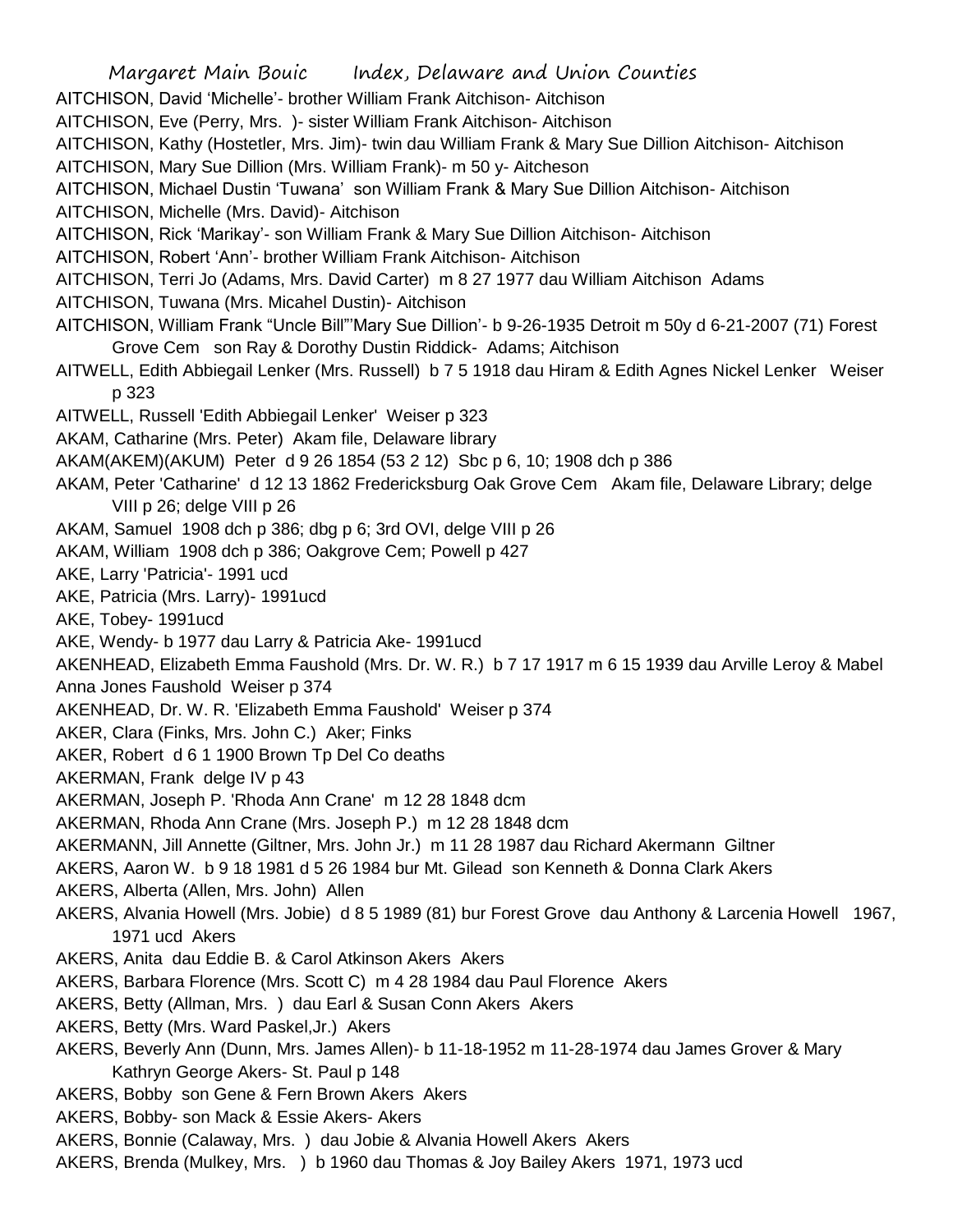AITCHISON, David 'Michelle'- brother William Frank Aitchison- Aitchison

AITCHISON, Eve (Perry, Mrs. )- sister William Frank Aitchison- Aitchison

AITCHISON, Kathy (Hostetler, Mrs. Jim)- twin dau William Frank & Mary Sue Dillion Aitchison- Aitchison

AITCHISON, Mary Sue Dillion (Mrs. William Frank)- m 50 y- Aitcheson

AITCHISON, Michael Dustin 'Tuwana' son William Frank & Mary Sue Dillion Aitchison- Aitchison

AITCHISON, Michelle (Mrs. David)- Aitchison

AITCHISON, Rick 'Marikay'- son William Frank & Mary Sue Dillion Aitchison- Aitchison

AITCHISON, Robert 'Ann'- brother William Frank Aitchison- Aitchison

AITCHISON, Terri Jo (Adams, Mrs. David Carter) m 8 27 1977 dau William Aitchison Adams

AITCHISON, Tuwana (Mrs. Micahel Dustin)- Aitchison

AITCHISON, William Frank "Uncle Bill"'Mary Sue Dillion'- b 9-26-1935 Detroit m 50y d 6-21-2007 (71) Forest Grove Cem son Ray & Dorothy Dustin Riddick- Adams; Aitchison

AITWELL, Edith Abbiegail Lenker (Mrs. Russell) b 7 5 1918 dau Hiram & Edith Agnes Nickel Lenker Weiser p 323

AITWELL, Russell 'Edith Abbiegail Lenker' Weiser p 323

AKAM, Catharine (Mrs. Peter) Akam file, Delaware library

AKAM(AKEM)(AKUM) Peter d 9 26 1854 (53 2 12) Sbc p 6, 10; 1908 dch p 386

AKAM, Peter 'Catharine' d 12 13 1862 Fredericksburg Oak Grove Cem Akam file, Delaware Library; delge VIII p 26; delge VIII p 26

AKAM, Samuel 1908 dch p 386; dbg p 6; 3rd OVI, delge VIII p 26

AKAM, William 1908 dch p 386; Oakgrove Cem; Powell p 427

AKE, Larry 'Patricia'- 1991 ucd

AKE, Patricia (Mrs. Larry)- 1991ucd

AKE, Tobey- 1991ucd

AKE, Wendy- b 1977 dau Larry & Patricia Ake- 1991ucd

AKENHEAD, Elizabeth Emma Faushold (Mrs. Dr. W. R.) b 7 17 1917 m 6 15 1939 dau Arville Leroy & Mabel Anna Jones Faushold Weiser p 374

AKENHEAD, Dr. W. R. 'Elizabeth Emma Faushold' Weiser p 374

AKER, Clara (Finks, Mrs. John C.) Aker; Finks

AKER, Robert d 6 1 1900 Brown Tp Del Co deaths

AKERMAN, Frank delge IV p 43

AKERMAN, Joseph P. 'Rhoda Ann Crane' m 12 28 1848 dcm

AKERMAN, Rhoda Ann Crane (Mrs. Joseph P.) m 12 28 1848 dcm

AKERMANN, Jill Annette (Giltner, Mrs. John Jr.) m 11 28 1987 dau Richard Akermann Giltner

AKERS, Aaron W. b 9 18 1981 d 5 26 1984 bur Mt. Gilead son Kenneth & Donna Clark Akers

AKERS, Alberta (Allen, Mrs. John) Allen

AKERS, Alvania Howell (Mrs. Jobie) d 8 5 1989 (81) bur Forest Grove dau Anthony & Larcenia Howell 1967, 1971 ucd Akers

AKERS, Anita dau Eddie B. & Carol Atkinson Akers Akers

AKERS, Barbara Florence (Mrs. Scott C) m 4 28 1984 dau Paul Florence Akers

AKERS, Betty (Allman, Mrs. ) dau Earl & Susan Conn Akers Akers

AKERS, Betty (Mrs. Ward Paskel,Jr.) Akers

AKERS, Beverly Ann (Dunn, Mrs. James Allen)- b 11-18-1952 m 11-28-1974 dau James Grover & Mary Kathryn George Akers- St. Paul p 148

AKERS, Bobby son Gene & Fern Brown Akers Akers

AKERS, Bobby- son Mack & Essie Akers- Akers

AKERS, Bonnie (Calaway, Mrs. ) dau Jobie & Alvania Howell Akers Akers

AKERS, Brenda (Mulkey, Mrs. ) b 1960 dau Thomas & Joy Bailey Akers 1971, 1973 ucd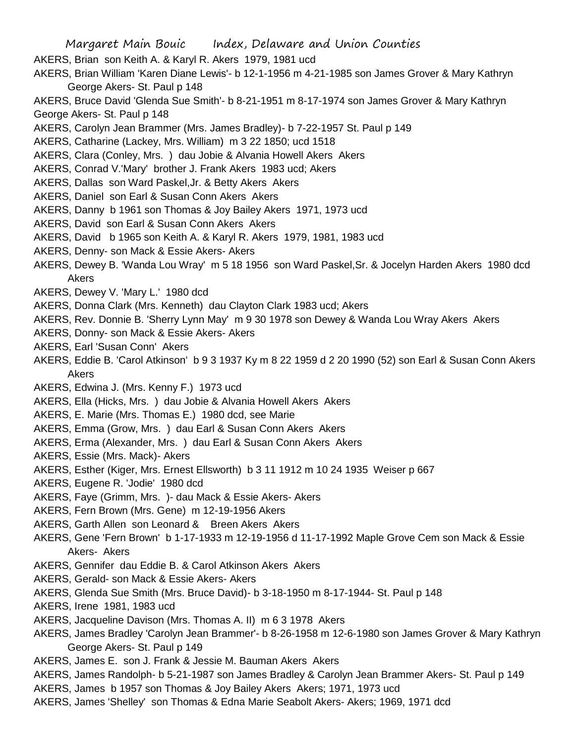AKERS, Brian son Keith A. & Karyl R. Akers 1979, 1981 ucd

AKERS, Brian William 'Karen Diane Lewis'- b 12-1-1956 m 4-21-1985 son James Grover & Mary Kathryn George Akers- St. Paul p 148

AKERS, Bruce David 'Glenda Sue Smith'- b 8-21-1951 m 8-17-1974 son James Grover & Mary Kathryn George Akers- St. Paul p 148

AKERS, Carolyn Jean Brammer (Mrs. James Bradley)- b 7-22-1957 St. Paul p 149

AKERS, Catharine (Lackey, Mrs. William) m 3 22 1850; ucd 1518

AKERS, Clara (Conley, Mrs. ) dau Jobie & Alvania Howell Akers Akers

AKERS, Conrad V.'Mary' brother J. Frank Akers 1983 ucd; Akers

AKERS, Dallas son Ward Paskel,Jr. & Betty Akers Akers

AKERS, Daniel son Earl & Susan Conn Akers Akers

AKERS, Danny b 1961 son Thomas & Joy Bailey Akers 1971, 1973 ucd

AKERS, David son Earl & Susan Conn Akers Akers

AKERS, David b 1965 son Keith A. & Karyl R. Akers 1979, 1981, 1983 ucd

AKERS, Denny- son Mack & Essie Akers- Akers

AKERS, Dewey B. 'Wanda Lou Wray' m 5 18 1956 son Ward Paskel,Sr. & Jocelyn Harden Akers 1980 dcd Akers

AKERS, Dewey V. 'Mary L.' 1980 dcd

AKERS, Donna Clark (Mrs. Kenneth) dau Clayton Clark 1983 ucd; Akers

AKERS, Rev. Donnie B. 'Sherry Lynn May' m 9 30 1978 son Dewey & Wanda Lou Wray Akers Akers

AKERS, Donny- son Mack & Essie Akers- Akers

AKERS, Earl 'Susan Conn' Akers

AKERS, Eddie B. 'Carol Atkinson' b 9 3 1937 Ky m 8 22 1959 d 2 20 1990 (52) son Earl & Susan Conn Akers Akers

AKERS, Edwina J. (Mrs. Kenny F.) 1973 ucd

AKERS, Ella (Hicks, Mrs. ) dau Jobie & Alvania Howell Akers Akers

AKERS, E. Marie (Mrs. Thomas E.) 1980 dcd, see Marie

AKERS, Emma (Grow, Mrs. ) dau Earl & Susan Conn Akers Akers

AKERS, Erma (Alexander, Mrs. ) dau Earl & Susan Conn Akers Akers

AKERS, Essie (Mrs. Mack)- Akers

AKERS, Esther (Kiger, Mrs. Ernest Ellsworth) b 3 11 1912 m 10 24 1935 Weiser p 667

AKERS, Eugene R. 'Jodie' 1980 dcd

AKERS, Faye (Grimm, Mrs. )- dau Mack & Essie Akers- Akers

AKERS, Fern Brown (Mrs. Gene) m 12-19-1956 Akers

AKERS, Garth Allen son Leonard & Breen Akers Akers

AKERS, Gene 'Fern Brown' b 1-17-1933 m 12-19-1956 d 11-17-1992 Maple Grove Cem son Mack & Essie Akers- Akers

AKERS, Gennifer dau Eddie B. & Carol Atkinson Akers Akers

AKERS, Gerald- son Mack & Essie Akers- Akers

AKERS, Glenda Sue Smith (Mrs. Bruce David)- b 3-18-1950 m 8-17-1944- St. Paul p 148

AKERS, Irene 1981, 1983 ucd

AKERS, Jacqueline Davison (Mrs. Thomas A. II) m 6 3 1978 Akers

AKERS, James Bradley 'Carolyn Jean Brammer'- b 8-26-1958 m 12-6-1980 son James Grover & Mary Kathryn George Akers- St. Paul p 149

AKERS, James E. son J. Frank & Jessie M. Bauman Akers Akers

AKERS, James Randolph- b 5-21-1987 son James Bradley & Carolyn Jean Brammer Akers- St. Paul p 149

AKERS, James b 1957 son Thomas & Joy Bailey Akers Akers; 1971, 1973 ucd

AKERS, James 'Shelley' son Thomas & Edna Marie Seabolt Akers- Akers; 1969, 1971 dcd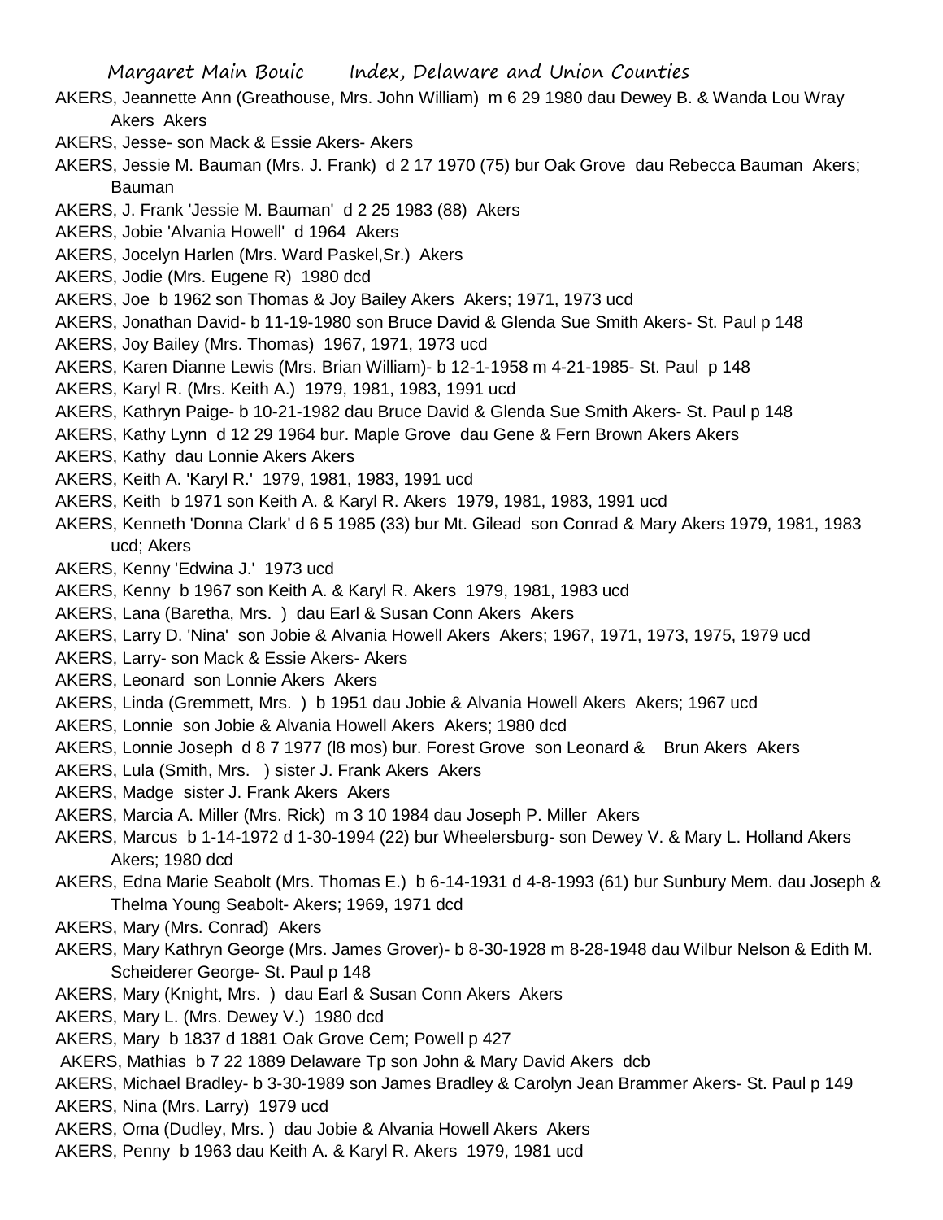AKERS, Jeannette Ann (Greathouse, Mrs. John William) m 6 29 1980 dau Dewey B. & Wanda Lou Wray Akers Akers

AKERS, Jesse- son Mack & Essie Akers- Akers

AKERS, Jessie M. Bauman (Mrs. J. Frank) d 2 17 1970 (75) bur Oak Grove dau Rebecca Bauman Akers; Bauman

AKERS, J. Frank 'Jessie M. Bauman' d 2 25 1983 (88) Akers

AKERS, Jobie 'Alvania Howell' d 1964 Akers

AKERS, Jocelyn Harlen (Mrs. Ward Paskel,Sr.) Akers

AKERS, Jodie (Mrs. Eugene R) 1980 dcd

AKERS, Joe b 1962 son Thomas & Joy Bailey Akers Akers; 1971, 1973 ucd

AKERS, Jonathan David- b 11-19-1980 son Bruce David & Glenda Sue Smith Akers- St. Paul p 148

AKERS, Joy Bailey (Mrs. Thomas) 1967, 1971, 1973 ucd

AKERS, Karen Dianne Lewis (Mrs. Brian William)- b 12-1-1958 m 4-21-1985- St. Paul p 148

AKERS, Karyl R. (Mrs. Keith A.) 1979, 1981, 1983, 1991 ucd

AKERS, Kathryn Paige- b 10-21-1982 dau Bruce David & Glenda Sue Smith Akers- St. Paul p 148

AKERS, Kathy Lynn d 12 29 1964 bur. Maple Grove dau Gene & Fern Brown Akers Akers

AKERS, Kathy dau Lonnie Akers Akers

AKERS, Keith A. 'Karyl R.' 1979, 1981, 1983, 1991 ucd

AKERS, Keith b 1971 son Keith A. & Karyl R. Akers 1979, 1981, 1983, 1991 ucd

AKERS, Kenneth 'Donna Clark' d 6 5 1985 (33) bur Mt. Gilead son Conrad & Mary Akers 1979, 1981, 1983 ucd; Akers

AKERS, Kenny 'Edwina J.' 1973 ucd

AKERS, Kenny b 1967 son Keith A. & Karyl R. Akers 1979, 1981, 1983 ucd

AKERS, Lana (Baretha, Mrs. ) dau Earl & Susan Conn Akers Akers

AKERS, Larry D. 'Nina' son Jobie & Alvania Howell Akers Akers; 1967, 1971, 1973, 1975, 1979 ucd

AKERS, Larry- son Mack & Essie Akers- Akers

AKERS, Leonard son Lonnie Akers Akers

AKERS, Linda (Gremmett, Mrs. ) b 1951 dau Jobie & Alvania Howell Akers Akers; 1967 ucd

AKERS, Lonnie son Jobie & Alvania Howell Akers Akers; 1980 dcd

AKERS, Lonnie Joseph d 8 7 1977 (l8 mos) bur. Forest Grove son Leonard & Brun Akers Akers

AKERS, Lula (Smith, Mrs. ) sister J. Frank Akers Akers

AKERS, Madge sister J. Frank Akers Akers

AKERS, Marcia A. Miller (Mrs. Rick) m 3 10 1984 dau Joseph P. Miller Akers

AKERS, Marcus b 1-14-1972 d 1-30-1994 (22) bur Wheelersburg- son Dewey V. & Mary L. Holland Akers Akers; 1980 dcd

AKERS, Edna Marie Seabolt (Mrs. Thomas E.) b 6-14-1931 d 4-8-1993 (61) bur Sunbury Mem. dau Joseph & Thelma Young Seabolt- Akers; 1969, 1971 dcd

AKERS, Mary (Mrs. Conrad) Akers

AKERS, Mary Kathryn George (Mrs. James Grover)- b 8-30-1928 m 8-28-1948 dau Wilbur Nelson & Edith M. Scheiderer George- St. Paul p 148

AKERS, Mary (Knight, Mrs. ) dau Earl & Susan Conn Akers Akers

AKERS, Mary L. (Mrs. Dewey V.) 1980 dcd

AKERS, Mary b 1837 d 1881 Oak Grove Cem; Powell p 427

AKERS, Mathias b 7 22 1889 Delaware Tp son John & Mary David Akers dcb

AKERS, Michael Bradley- b 3-30-1989 son James Bradley & Carolyn Jean Brammer Akers- St. Paul p 149

AKERS, Nina (Mrs. Larry) 1979 ucd

AKERS, Oma (Dudley, Mrs. ) dau Jobie & Alvania Howell Akers Akers

AKERS, Penny b 1963 dau Keith A. & Karyl R. Akers 1979, 1981 ucd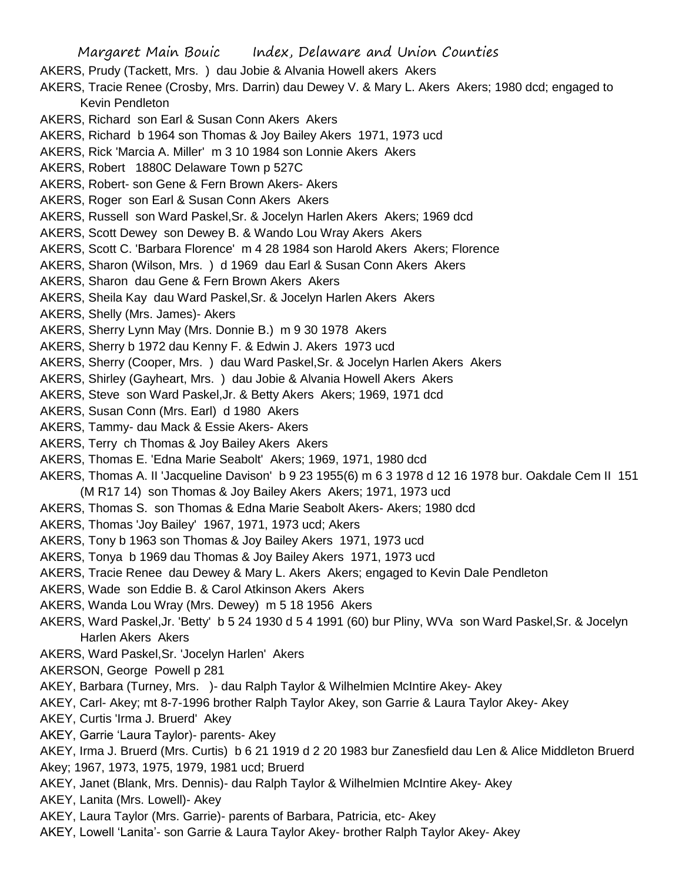AKERS, Prudy (Tackett, Mrs. ) dau Jobie & Alvania Howell akers Akers

AKERS, Tracie Renee (Crosby, Mrs. Darrin) dau Dewey V. & Mary L. Akers Akers; 1980 dcd; engaged to Kevin Pendleton

AKERS, Richard son Earl & Susan Conn Akers Akers

AKERS, Richard b 1964 son Thomas & Joy Bailey Akers 1971, 1973 ucd

AKERS, Rick 'Marcia A. Miller' m 3 10 1984 son Lonnie Akers Akers

AKERS, Robert 1880C Delaware Town p 527C

AKERS, Robert- son Gene & Fern Brown Akers- Akers

AKERS, Roger son Earl & Susan Conn Akers Akers

AKERS, Russell son Ward Paskel,Sr. & Jocelyn Harlen Akers Akers; 1969 dcd

AKERS, Scott Dewey son Dewey B. & Wando Lou Wray Akers Akers

AKERS, Scott C. 'Barbara Florence' m 4 28 1984 son Harold Akers Akers; Florence

AKERS, Sharon (Wilson, Mrs. ) d 1969 dau Earl & Susan Conn Akers Akers

AKERS, Sharon dau Gene & Fern Brown Akers Akers

AKERS, Sheila Kay dau Ward Paskel,Sr. & Jocelyn Harlen Akers Akers

AKERS, Shelly (Mrs. James)- Akers

AKERS, Sherry Lynn May (Mrs. Donnie B.) m 9 30 1978 Akers

AKERS, Sherry b 1972 dau Kenny F. & Edwin J. Akers 1973 ucd

AKERS, Sherry (Cooper, Mrs. ) dau Ward Paskel,Sr. & Jocelyn Harlen Akers Akers

AKERS, Shirley (Gayheart, Mrs. ) dau Jobie & Alvania Howell Akers Akers

AKERS, Steve son Ward Paskel,Jr. & Betty Akers Akers; 1969, 1971 dcd

AKERS, Susan Conn (Mrs. Earl) d 1980 Akers

AKERS, Tammy- dau Mack & Essie Akers- Akers

AKERS, Terry ch Thomas & Joy Bailey Akers Akers

AKERS, Thomas E. 'Edna Marie Seabolt' Akers; 1969, 1971, 1980 dcd

AKERS, Thomas A. II 'Jacqueline Davison' b 9 23 1955(6) m 6 3 1978 d 12 16 1978 bur. Oakdale Cem II 151 (M R17 14) son Thomas & Joy Bailey Akers Akers; 1971, 1973 ucd

AKERS, Thomas S. son Thomas & Edna Marie Seabolt Akers- Akers; 1980 dcd

AKERS, Thomas 'Joy Bailey' 1967, 1971, 1973 ucd; Akers

AKERS, Tony b 1963 son Thomas & Joy Bailey Akers 1971, 1973 ucd

AKERS, Tonya b 1969 dau Thomas & Joy Bailey Akers 1971, 1973 ucd

AKERS, Tracie Renee dau Dewey & Mary L. Akers Akers; engaged to Kevin Dale Pendleton

AKERS, Wade son Eddie B. & Carol Atkinson Akers Akers

AKERS, Wanda Lou Wray (Mrs. Dewey) m 5 18 1956 Akers

AKERS, Ward Paskel,Jr. 'Betty' b 5 24 1930 d 5 4 1991 (60) bur Pliny, WVa son Ward Paskel,Sr. & Jocelyn Harlen Akers Akers

AKERS, Ward Paskel,Sr. 'Jocelyn Harlen' Akers

AKERSON, George Powell p 281

AKEY, Barbara (Turney, Mrs. )- dau Ralph Taylor & Wilhelmien McIntire Akey- Akey

AKEY, Carl- Akey; mt 8-7-1996 brother Ralph Taylor Akey, son Garrie & Laura Taylor Akey- Akey

AKEY, Curtis 'Irma J. Bruerd' Akey

AKEY, Garrie 'Laura Taylor)- parents- Akey

AKEY, Irma J. Bruerd (Mrs. Curtis) b 6 21 1919 d 2 20 1983 bur Zanesfield dau Len & Alice Middleton Bruerd Akey; 1967, 1973, 1975, 1979, 1981 ucd; Bruerd

AKEY, Janet (Blank, Mrs. Dennis)- dau Ralph Taylor & Wilhelmien McIntire Akey- Akey

AKEY, Lanita (Mrs. Lowell)- Akey

AKEY, Laura Taylor (Mrs. Garrie)- parents of Barbara, Patricia, etc- Akey

AKEY, Lowell 'Lanita'- son Garrie & Laura Taylor Akey- brother Ralph Taylor Akey- Akey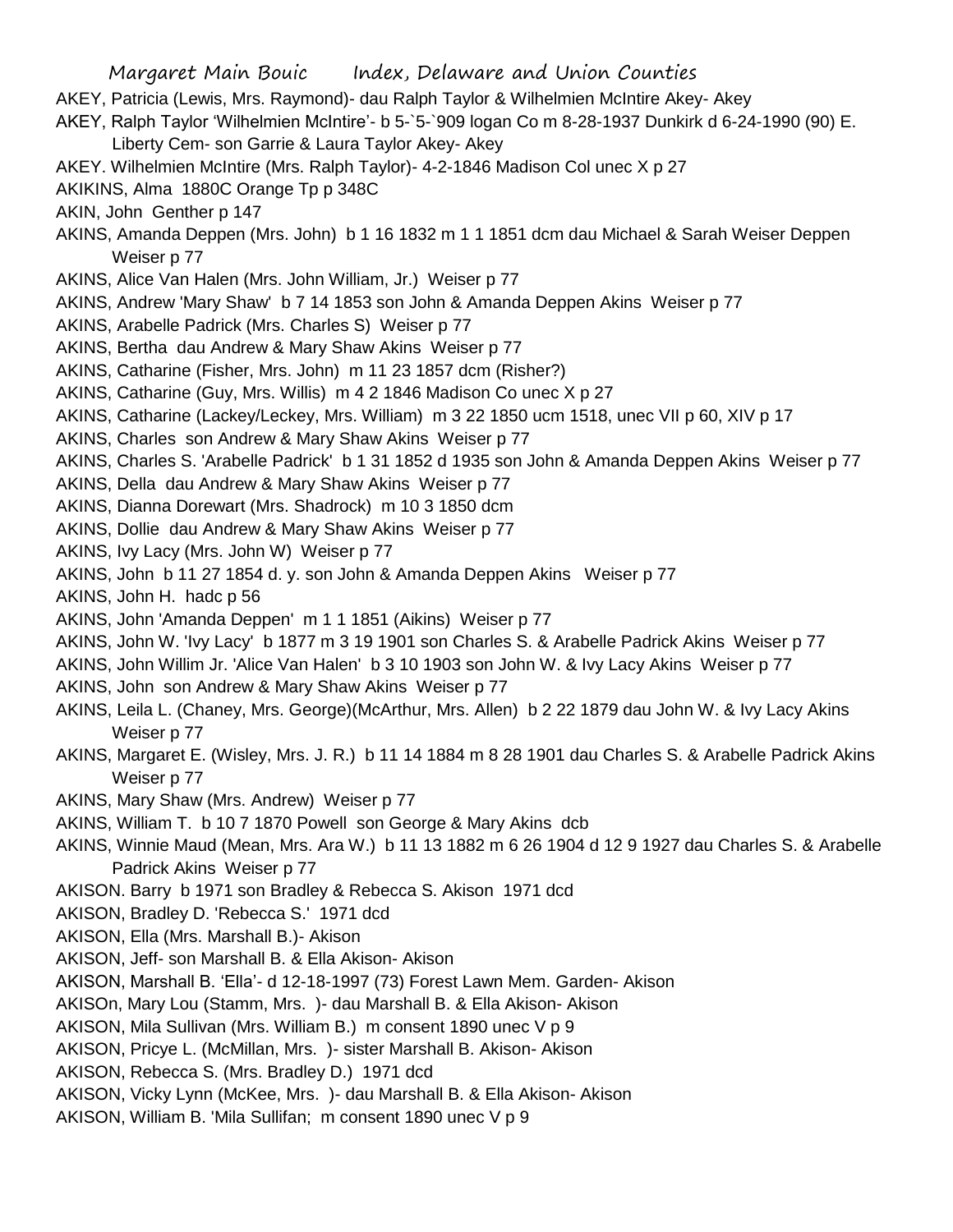AKEY, Patricia (Lewis, Mrs. Raymond)- dau Ralph Taylor & Wilhelmien McIntire Akey- Akey

AKEY, Ralph Taylor 'Wilhelmien McIntire'- b 5-`5-`909 logan Co m 8-28-1937 Dunkirk d 6-24-1990 (90) E. Liberty Cem- son Garrie & Laura Taylor Akey- Akey

AKEY. Wilhelmien McIntire (Mrs. Ralph Taylor)- 4-2-1846 Madison Col unec X p 27

AKIKINS, Alma 1880C Orange Tp p 348C

AKIN, John Genther p 147

AKINS, Amanda Deppen (Mrs. John) b 1 16 1832 m 1 1 1851 dcm dau Michael & Sarah Weiser Deppen Weiser p 77

AKINS, Alice Van Halen (Mrs. John William, Jr.) Weiser p 77

AKINS, Andrew 'Mary Shaw' b 7 14 1853 son John & Amanda Deppen Akins Weiser p 77

AKINS, Arabelle Padrick (Mrs. Charles S) Weiser p 77

AKINS, Bertha dau Andrew & Mary Shaw Akins Weiser p 77

AKINS, Catharine (Fisher, Mrs. John) m 11 23 1857 dcm (Risher?)

AKINS, Catharine (Guy, Mrs. Willis) m 4 2 1846 Madison Co unec X p 27

AKINS, Catharine (Lackey/Leckey, Mrs. William) m 3 22 1850 ucm 1518, unec VII p 60, XIV p 17

AKINS, Charles son Andrew & Mary Shaw Akins Weiser p 77

AKINS, Charles S. 'Arabelle Padrick' b 1 31 1852 d 1935 son John & Amanda Deppen Akins Weiser p 77

AKINS, Della dau Andrew & Mary Shaw Akins Weiser p 77

AKINS, Dianna Dorewart (Mrs. Shadrock) m 10 3 1850 dcm

AKINS, Dollie dau Andrew & Mary Shaw Akins Weiser p 77

AKINS, Ivy Lacy (Mrs. John W) Weiser p 77

AKINS, John b 11 27 1854 d. y. son John & Amanda Deppen Akins Weiser p 77

AKINS, John H. hadc p 56

AKINS, John 'Amanda Deppen' m 1 1 1851 (Aikins) Weiser p 77

AKINS, John W. 'Ivy Lacy' b 1877 m 3 19 1901 son Charles S. & Arabelle Padrick Akins Weiser p 77

AKINS, John Willim Jr. 'Alice Van Halen' b 3 10 1903 son John W. & Ivy Lacy Akins Weiser p 77

AKINS, John son Andrew & Mary Shaw Akins Weiser p 77

AKINS, Leila L. (Chaney, Mrs. George)(McArthur, Mrs. Allen) b 2 22 1879 dau John W. & Ivy Lacy Akins Weiser p 77

AKINS, Margaret E. (Wisley, Mrs. J. R.) b 11 14 1884 m 8 28 1901 dau Charles S. & Arabelle Padrick Akins Weiser p 77

AKINS, Mary Shaw (Mrs. Andrew) Weiser p 77

AKINS, William T. b 10 7 1870 Powell son George & Mary Akins dcb

AKINS, Winnie Maud (Mean, Mrs. Ara W.) b 11 13 1882 m 6 26 1904 d 12 9 1927 dau Charles S. & Arabelle Padrick Akins Weiser p 77

AKISON. Barry b 1971 son Bradley & Rebecca S. Akison 1971 dcd

AKISON, Bradley D. 'Rebecca S.' 1971 dcd

AKISON, Ella (Mrs. Marshall B.)- Akison

AKISON, Jeff- son Marshall B. & Ella Akison- Akison

AKISON, Marshall B. 'Ella'- d 12-18-1997 (73) Forest Lawn Mem. Garden- Akison

AKISOn, Mary Lou (Stamm, Mrs. )- dau Marshall B. & Ella Akison- Akison

AKISON, Mila Sullivan (Mrs. William B.) m consent 1890 unec V p 9

AKISON, Pricye L. (McMillan, Mrs. )- sister Marshall B. Akison- Akison

AKISON, Rebecca S. (Mrs. Bradley D.) 1971 dcd

AKISON, Vicky Lynn (McKee, Mrs. )- dau Marshall B. & Ella Akison- Akison

AKISON, William B. 'Mila Sullifan; m consent 1890 unec V p 9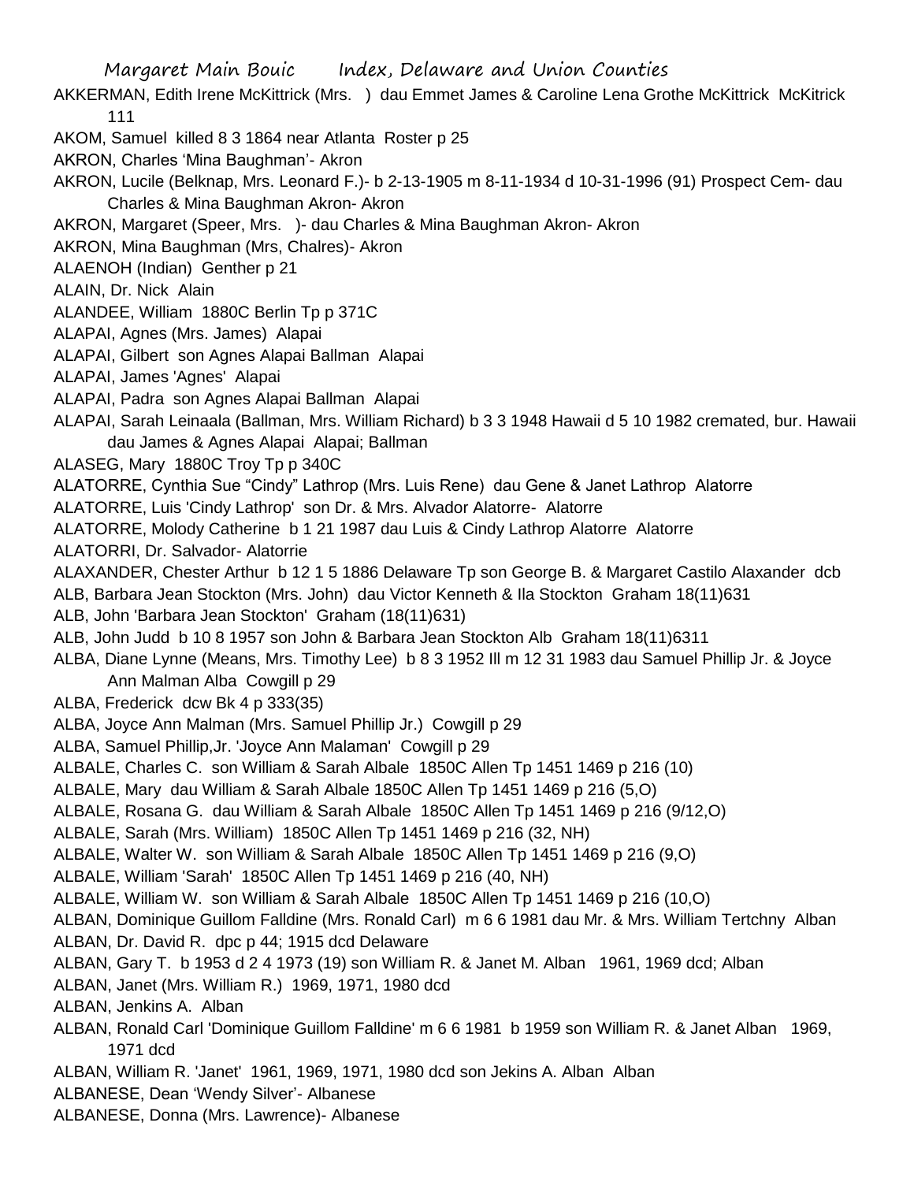AKKERMAN, Edith Irene McKittrick (Mrs. ) dau Emmet James & Caroline Lena Grothe McKittrick McKitrick 111

AKOM, Samuel killed 8 3 1864 near Atlanta Roster p 25

AKRON, Charles 'Mina Baughman'- Akron

AKRON, Lucile (Belknap, Mrs. Leonard F.)- b 2-13-1905 m 8-11-1934 d 10-31-1996 (91) Prospect Cem- dau Charles & Mina Baughman Akron- Akron

AKRON, Margaret (Speer, Mrs. )- dau Charles & Mina Baughman Akron- Akron

AKRON, Mina Baughman (Mrs, Chalres)- Akron

ALAENOH (Indian) Genther p 21

ALAIN, Dr. Nick Alain

ALANDEE, William 1880C Berlin Tp p 371C

ALAPAI, Agnes (Mrs. James) Alapai

ALAPAI, Gilbert son Agnes Alapai Ballman Alapai

ALAPAI, James 'Agnes' Alapai

ALAPAI, Padra son Agnes Alapai Ballman Alapai

ALAPAI, Sarah Leinaala (Ballman, Mrs. William Richard) b 3 3 1948 Hawaii d 5 10 1982 cremated, bur. Hawaii dau James & Agnes Alapai Alapai; Ballman

ALASEG, Mary 1880C Troy Tp p 340C

ALATORRE, Cynthia Sue "Cindy" Lathrop (Mrs. Luis Rene) dau Gene & Janet Lathrop Alatorre

ALATORRE, Luis 'Cindy Lathrop' son Dr. & Mrs. Alvador Alatorre- Alatorre

ALATORRE, Molody Catherine b 1 21 1987 dau Luis & Cindy Lathrop Alatorre Alatorre

ALATORRI, Dr. Salvador- Alatorrie

ALAXANDER, Chester Arthur b 12 1 5 1886 Delaware Tp son George B. & Margaret Castilo Alaxander dcb

ALB, Barbara Jean Stockton (Mrs. John) dau Victor Kenneth & Ila Stockton Graham 18(11)631

ALB, John 'Barbara Jean Stockton' Graham (18(11)631)

ALB, John Judd b 10 8 1957 son John & Barbara Jean Stockton Alb Graham 18(11)6311

ALBA, Diane Lynne (Means, Mrs. Timothy Lee) b 8 3 1952 Ill m 12 31 1983 dau Samuel Phillip Jr. & Joyce Ann Malman Alba Cowgill p 29

ALBA, Frederick dcw Bk 4 p 333(35)

ALBA, Joyce Ann Malman (Mrs. Samuel Phillip Jr.) Cowgill p 29

ALBA, Samuel Phillip,Jr. 'Joyce Ann Malaman' Cowgill p 29

ALBALE, Charles C. son William & Sarah Albale 1850C Allen Tp 1451 1469 p 216 (10)

ALBALE, Mary dau William & Sarah Albale 1850C Allen Tp 1451 1469 p 216 (5,O)

ALBALE, Rosana G. dau William & Sarah Albale 1850C Allen Tp 1451 1469 p 216 (9/12,O)

ALBALE, Sarah (Mrs. William) 1850C Allen Tp 1451 1469 p 216 (32, NH)

ALBALE, Walter W. son William & Sarah Albale 1850C Allen Tp 1451 1469 p 216 (9,O)

ALBALE, William 'Sarah' 1850C Allen Tp 1451 1469 p 216 (40, NH)

ALBALE, William W. son William & Sarah Albale 1850C Allen Tp 1451 1469 p 216 (10,O)

ALBAN, Dominique Guillom Falldine (Mrs. Ronald Carl) m 6 6 1981 dau Mr. & Mrs. William Tertchny Alban

ALBAN, Dr. David R. dpc p 44; 1915 dcd Delaware

ALBAN, Gary T. b 1953 d 2 4 1973 (19) son William R. & Janet M. Alban 1961, 1969 dcd; Alban

ALBAN, Janet (Mrs. William R.) 1969, 1971, 1980 dcd

ALBAN, Jenkins A. Alban

ALBAN, Ronald Carl 'Dominique Guillom Falldine' m 6 6 1981 b 1959 son William R. & Janet Alban 1969, 1971 dcd

ALBAN, William R. 'Janet' 1961, 1969, 1971, 1980 dcd son Jekins A. Alban Alban

ALBANESE, Dean 'Wendy Silver'- Albanese

ALBANESE, Donna (Mrs. Lawrence)- Albanese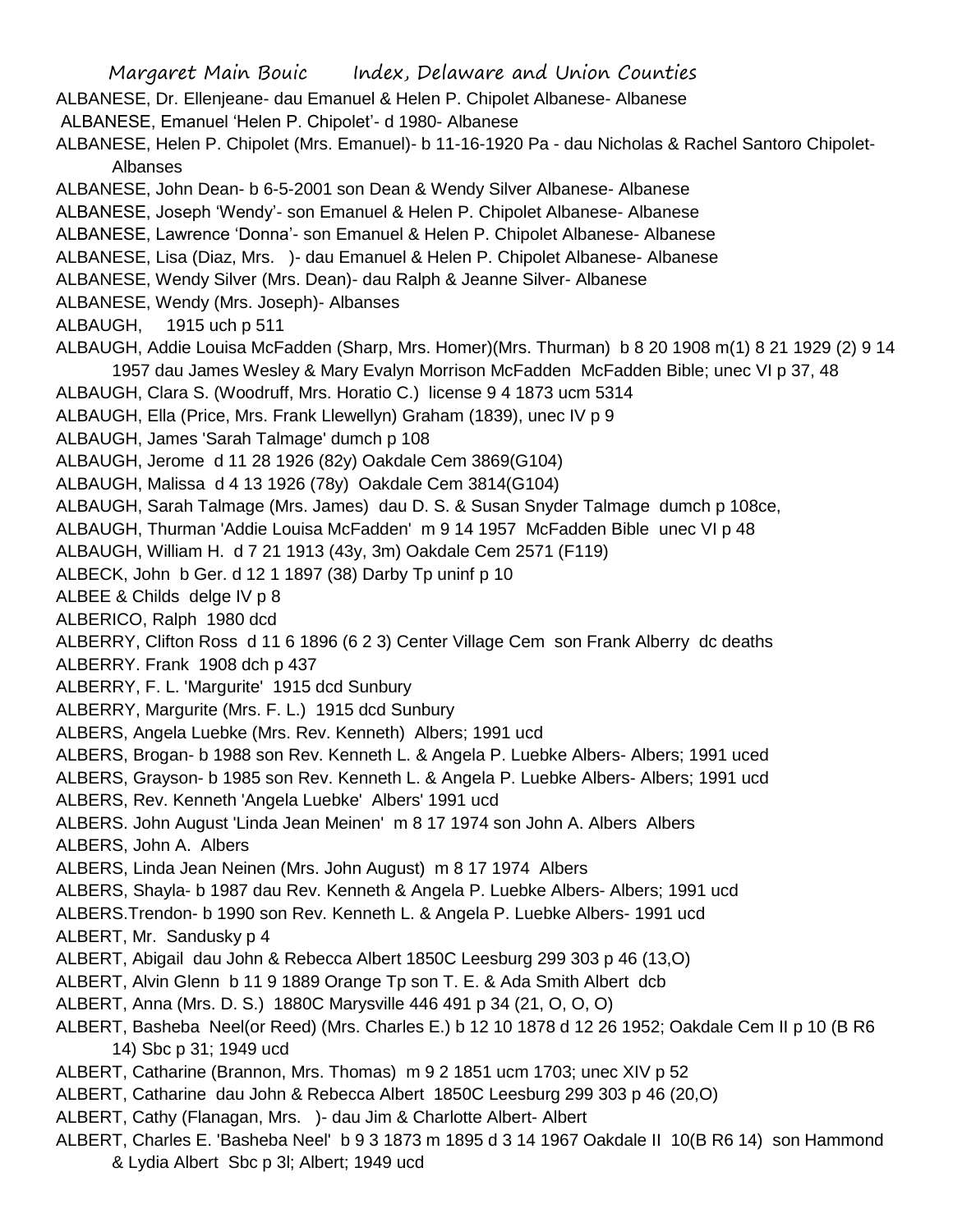ALBANESE, Dr. Ellenjeane- dau Emanuel & Helen P. Chipolet Albanese- Albanese

ALBANESE, Emanuel 'Helen P. Chipolet'- d 1980- Albanese

ALBANESE, Helen P. Chipolet (Mrs. Emanuel)- b 11-16-1920 Pa - dau Nicholas & Rachel Santoro Chipolet- Albanses

ALBANESE, John Dean- b 6-5-2001 son Dean & Wendy Silver Albanese- Albanese

ALBANESE, Joseph 'Wendy'- son Emanuel & Helen P. Chipolet Albanese- Albanese

ALBANESE, Lawrence 'Donna'- son Emanuel & Helen P. Chipolet Albanese- Albanese

ALBANESE, Lisa (Diaz, Mrs. )- dau Emanuel & Helen P. Chipolet Albanese- Albanese

ALBANESE, Wendy Silver (Mrs. Dean)- dau Ralph & Jeanne Silver- Albanese

ALBANESE, Wendy (Mrs. Joseph)- Albanses

ALBAUGH, 1915 uch p 511

ALBAUGH, Addie Louisa McFadden (Sharp, Mrs. Homer)(Mrs. Thurman) b 8 20 1908 m(1) 8 21 1929 (2) 9 14 1957 dau James Wesley & Mary Evalyn Morrison McFadden McFadden Bible; unec VI p 37, 48

ALBAUGH, Clara S. (Woodruff, Mrs. Horatio C.) license 9 4 1873 ucm 5314

ALBAUGH, Ella (Price, Mrs. Frank Llewellyn) Graham (1839), unec IV p 9

ALBAUGH, James 'Sarah Talmage' dumch p 108

ALBAUGH, Jerome d 11 28 1926 (82y) Oakdale Cem 3869(G104)

ALBAUGH, Malissa d 4 13 1926 (78y) Oakdale Cem 3814(G104)

ALBAUGH, Sarah Talmage (Mrs. James) dau D. S. & Susan Snyder Talmage dumch p 108ce,

ALBAUGH, Thurman 'Addie Louisa McFadden' m 9 14 1957 McFadden Bible unec VI p 48

ALBAUGH, William H. d 7 21 1913 (43y, 3m) Oakdale Cem 2571 (F119)

ALBECK, John b Ger. d 12 1 1897 (38) Darby Tp uninf p 10

ALBEE & Childs delge IV p 8

ALBERICO, Ralph 1980 dcd

ALBERRY, Clifton Ross d 11 6 1896 (6 2 3) Center Village Cem son Frank Alberry dc deaths

ALBERRY. Frank 1908 dch p 437

ALBERRY, F. L. 'Margurite' 1915 dcd Sunbury

ALBERRY, Margurite (Mrs. F. L.) 1915 dcd Sunbury

ALBERS, Angela Luebke (Mrs. Rev. Kenneth) Albers; 1991 ucd

ALBERS, Brogan- b 1988 son Rev. Kenneth L. & Angela P. Luebke Albers- Albers; 1991 uced

ALBERS, Grayson- b 1985 son Rev. Kenneth L. & Angela P. Luebke Albers- Albers; 1991 ucd

ALBERS, Rev. Kenneth 'Angela Luebke' Albers' 1991 ucd

ALBERS. John August 'Linda Jean Meinen' m 8 17 1974 son John A. Albers Albers

ALBERS, John A. Albers

ALBERS, Linda Jean Neinen (Mrs. John August) m 8 17 1974 Albers

ALBERS, Shayla- b 1987 dau Rev. Kenneth & Angela P. Luebke Albers- Albers; 1991 ucd

ALBERS.Trendon- b 1990 son Rev. Kenneth L. & Angela P. Luebke Albers- 1991 ucd

ALBERT, Mr. Sandusky p 4

ALBERT, Abigail dau John & Rebecca Albert 1850C Leesburg 299 303 p 46 (13,O)

ALBERT, Alvin Glenn b 11 9 1889 Orange Tp son T. E. & Ada Smith Albert dcb

ALBERT, Anna (Mrs. D. S.) 1880C Marysville 446 491 p 34 (21, O, O, O)

ALBERT, Basheba Neel(or Reed) (Mrs. Charles E.) b 12 10 1878 d 12 26 1952; Oakdale Cem II p 10 (B R6 14) Sbc p 31; 1949 ucd

ALBERT, Catharine (Brannon, Mrs. Thomas) m 9 2 1851 ucm 1703; unec XIV p 52

ALBERT, Catharine dau John & Rebecca Albert 1850C Leesburg 299 303 p 46 (20,O)

ALBERT, Cathy (Flanagan, Mrs. )- dau Jim & Charlotte Albert- Albert

ALBERT, Charles E. 'Basheba Neel' b 9 3 1873 m 1895 d 3 14 1967 Oakdale II 10(B R6 14) son Hammond & Lydia Albert Sbc p 3l; Albert; 1949 ucd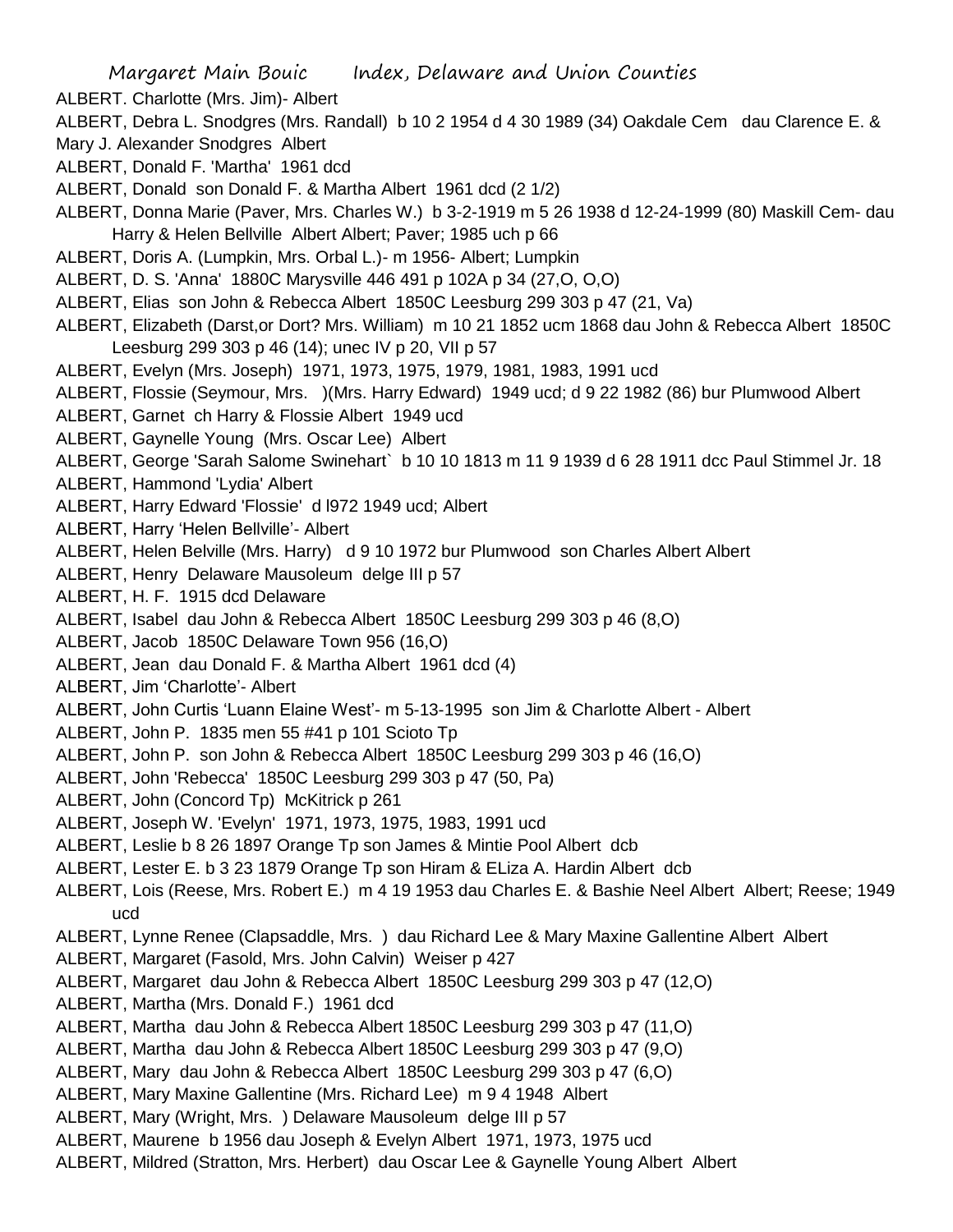ALBERT. Charlotte (Mrs. Jim)- Albert

ALBERT, Debra L. Snodgres (Mrs. Randall) b 10 2 1954 d 4 30 1989 (34) Oakdale Cem dau Clarence E. & Mary J. Alexander Snodgres Albert

ALBERT, Donald F. 'Martha' 1961 dcd

ALBERT, Donald son Donald F. & Martha Albert 1961 dcd (2 1/2)

ALBERT, Donna Marie (Paver, Mrs. Charles W.) b 3-2-1919 m 5 26 1938 d 12-24-1999 (80) Maskill Cem- dau Harry & Helen Bellville Albert Albert; Paver; 1985 uch p 66

ALBERT, Doris A. (Lumpkin, Mrs. Orbal L.)- m 1956- Albert; Lumpkin

ALBERT, D. S. 'Anna' 1880C Marysville 446 491 p 102A p 34 (27,O, O,O)

ALBERT, Elias son John & Rebecca Albert 1850C Leesburg 299 303 p 47 (21, Va)

ALBERT, Elizabeth (Darst,or Dort? Mrs. William) m 10 21 1852 ucm 1868 dau John & Rebecca Albert 1850C Leesburg 299 303 p 46 (14); unec IV p 20, VII p 57

ALBERT, Evelyn (Mrs. Joseph) 1971, 1973, 1975, 1979, 1981, 1983, 1991 ucd

ALBERT, Flossie (Seymour, Mrs. )(Mrs. Harry Edward) 1949 ucd; d 9 22 1982 (86) bur Plumwood Albert

ALBERT, Garnet ch Harry & Flossie Albert 1949 ucd

ALBERT, Gaynelle Young (Mrs. Oscar Lee) Albert

ALBERT, George 'Sarah Salome Swinehart` b 10 10 1813 m 11 9 1939 d 6 28 1911 dcc Paul Stimmel Jr. 18

ALBERT, Hammond 'Lydia' Albert

ALBERT, Harry Edward 'Flossie' d l972 1949 ucd; Albert

ALBERT, Harry 'Helen Bellville'- Albert

ALBERT, Helen Belville (Mrs. Harry) d 9 10 1972 bur Plumwood son Charles Albert Albert

ALBERT, Henry Delaware Mausoleum delge III p 57

ALBERT, H. F. 1915 dcd Delaware

ALBERT, Isabel dau John & Rebecca Albert 1850C Leesburg 299 303 p 46 (8,O)

ALBERT, Jacob 1850C Delaware Town 956 (16,O)

ALBERT, Jean dau Donald F. & Martha Albert 1961 dcd (4)

ALBERT, Jim 'Charlotte'- Albert

ALBERT, John Curtis 'Luann Elaine West'- m 5-13-1995 son Jim & Charlotte Albert - Albert

ALBERT, John P. 1835 men 55 #41 p 101 Scioto Tp

ALBERT, John P. son John & Rebecca Albert 1850C Leesburg 299 303 p 46 (16,O)

ALBERT, John 'Rebecca' 1850C Leesburg 299 303 p 47 (50, Pa)

ALBERT, John (Concord Tp) McKitrick p 261

ALBERT, Joseph W. 'Evelyn' 1971, 1973, 1975, 1983, 1991 ucd

ALBERT, Leslie b 8 26 1897 Orange Tp son James & Mintie Pool Albert dcb

ALBERT, Lester E. b 3 23 1879 Orange Tp son Hiram & ELiza A. Hardin Albert dcb

ALBERT, Lois (Reese, Mrs. Robert E.) m 4 19 1953 dau Charles E. & Bashie Neel Albert Albert; Reese; 1949 ucd

ALBERT, Lynne Renee (Clapsaddle, Mrs. ) dau Richard Lee & Mary Maxine Gallentine Albert Albert

ALBERT, Margaret (Fasold, Mrs. John Calvin) Weiser p 427

ALBERT, Margaret dau John & Rebecca Albert 1850C Leesburg 299 303 p 47 (12,O)

ALBERT, Martha (Mrs. Donald F.) 1961 dcd

ALBERT, Martha dau John & Rebecca Albert 1850C Leesburg 299 303 p 47 (11,O)

ALBERT, Martha dau John & Rebecca Albert 1850C Leesburg 299 303 p 47 (9,O)

ALBERT, Mary dau John & Rebecca Albert 1850C Leesburg 299 303 p 47 (6,O)

ALBERT, Mary Maxine Gallentine (Mrs. Richard Lee) m 9 4 1948 Albert

ALBERT, Mary (Wright, Mrs. ) Delaware Mausoleum delge III p 57

ALBERT, Maurene b 1956 dau Joseph & Evelyn Albert 1971, 1973, 1975 ucd

ALBERT, Mildred (Stratton, Mrs. Herbert) dau Oscar Lee & Gaynelle Young Albert Albert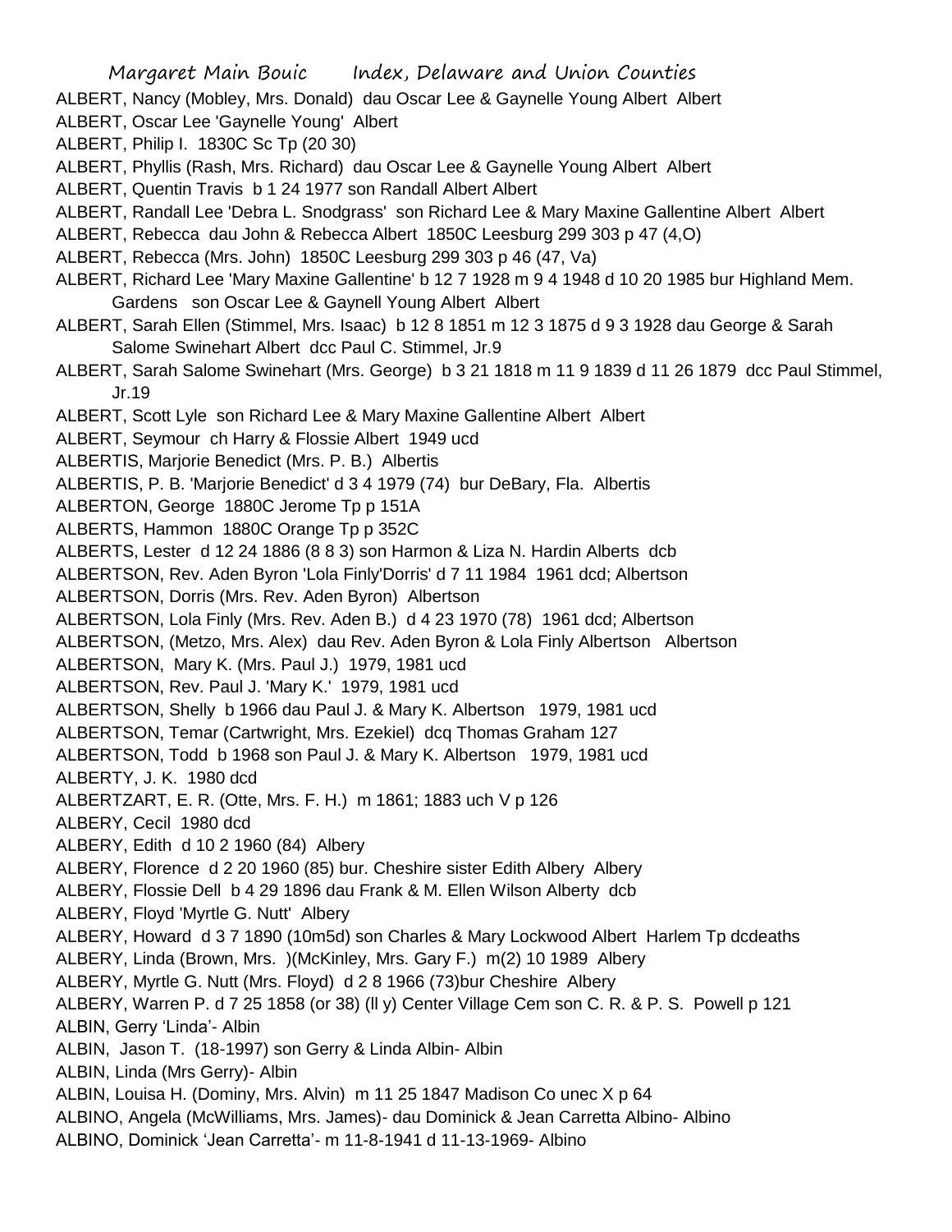ALBERT, Nancy (Mobley, Mrs. Donald) dau Oscar Lee & Gaynelle Young Albert Albert

ALBERT, Oscar Lee 'Gaynelle Young' Albert

ALBERT, Philip I. 1830C Sc Tp (20 30)

ALBERT, Phyllis (Rash, Mrs. Richard) dau Oscar Lee & Gaynelle Young Albert Albert

ALBERT, Quentin Travis b 1 24 1977 son Randall Albert Albert

ALBERT, Randall Lee 'Debra L. Snodgrass' son Richard Lee & Mary Maxine Gallentine Albert Albert

ALBERT, Rebecca dau John & Rebecca Albert 1850C Leesburg 299 303 p 47 (4,O)

ALBERT, Rebecca (Mrs. John) 1850C Leesburg 299 303 p 46 (47, Va)

ALBERT, Richard Lee 'Mary Maxine Gallentine' b 12 7 1928 m 9 4 1948 d 10 20 1985 bur Highland Mem. Gardens son Oscar Lee & Gaynell Young Albert Albert

ALBERT, Sarah Ellen (Stimmel, Mrs. Isaac) b 12 8 1851 m 12 3 1875 d 9 3 1928 dau George & Sarah Salome Swinehart Albert dcc Paul C. Stimmel, Jr.9

ALBERT, Sarah Salome Swinehart (Mrs. George) b 3 21 1818 m 11 9 1839 d 11 26 1879 dcc Paul Stimmel, Jr.19

ALBERT, Scott Lyle son Richard Lee & Mary Maxine Gallentine Albert Albert

ALBERT, Seymour ch Harry & Flossie Albert 1949 ucd

ALBERTIS, Marjorie Benedict (Mrs. P. B.) Albertis

ALBERTIS, P. B. 'Marjorie Benedict' d 3 4 1979 (74) bur DeBary, Fla. Albertis

ALBERTON, George 1880C Jerome Tp p 151A

ALBERTS, Hammon 1880C Orange Tp p 352C

ALBERTS, Lester d 12 24 1886 (8 8 3) son Harmon & Liza N. Hardin Alberts dcb

ALBERTSON, Rev. Aden Byron 'Lola Finly'Dorris' d 7 11 1984 1961 dcd; Albertson

ALBERTSON, Dorris (Mrs. Rev. Aden Byron) Albertson

ALBERTSON, Lola Finly (Mrs. Rev. Aden B.) d 4 23 1970 (78) 1961 dcd; Albertson

ALBERTSON, (Metzo, Mrs. Alex) dau Rev. Aden Byron & Lola Finly Albertson Albertson

ALBERTSON, Mary K. (Mrs. Paul J.) 1979, 1981 ucd

ALBERTSON, Rev. Paul J. 'Mary K.' 1979, 1981 ucd

ALBERTSON, Shelly b 1966 dau Paul J. & Mary K. Albertson 1979, 1981 ucd

ALBERTSON, Temar (Cartwright, Mrs. Ezekiel) dcq Thomas Graham 127

ALBERTSON, Todd b 1968 son Paul J. & Mary K. Albertson 1979, 1981 ucd

ALBERTY, J. K. 1980 dcd

ALBERTZART, E. R. (Otte, Mrs. F. H.) m 1861; 1883 uch V p 126

ALBERY, Cecil 1980 dcd

ALBERY, Edith d 10 2 1960 (84) Albery

ALBERY, Florence d 2 20 1960 (85) bur. Cheshire sister Edith Albery Albery

ALBERY, Flossie Dell b 4 29 1896 dau Frank & M. Ellen Wilson Alberty dcb

ALBERY, Floyd 'Myrtle G. Nutt' Albery

ALBERY, Howard d 3 7 1890 (10m5d) son Charles & Mary Lockwood Albert Harlem Tp dcdeaths

ALBERY, Linda (Brown, Mrs. )(McKinley, Mrs. Gary F.) m(2) 10 1989 Albery

ALBERY, Myrtle G. Nutt (Mrs. Floyd) d 2 8 1966 (73)bur Cheshire Albery

ALBERY, Warren P. d 7 25 1858 (or 38) (ll y) Center Village Cem son C. R. & P. S. Powell p 121

ALBIN, Gerry 'Linda'- Albin

ALBIN, Jason T. (18-1997) son Gerry & Linda Albin- Albin

ALBIN, Linda (Mrs Gerry)- Albin

ALBIN, Louisa H. (Dominy, Mrs. Alvin) m 11 25 1847 Madison Co unec X p 64

ALBINO, Angela (McWilliams, Mrs. James)- dau Dominick & Jean Carretta Albino- Albino

ALBINO, Dominick 'Jean Carretta'- m 11-8-1941 d 11-13-1969- Albino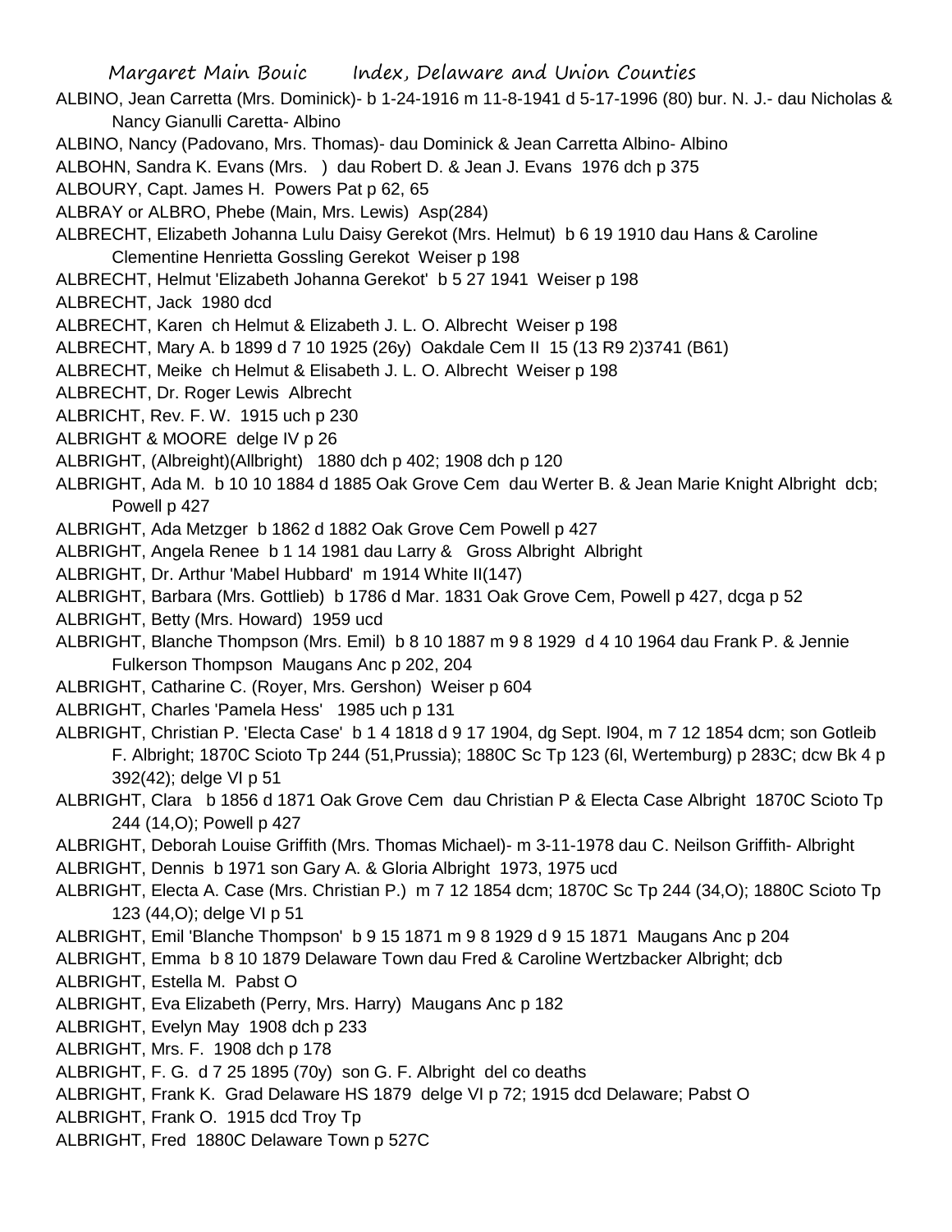ALBINO, Jean Carretta (Mrs. Dominick)- b 1-24-1916 m 11-8-1941 d 5-17-1996 (80) bur. N. J.- dau Nicholas & Nancy Gianulli Caretta- Albino

ALBINO, Nancy (Padovano, Mrs. Thomas)- dau Dominick & Jean Carretta Albino- Albino

ALBOHN, Sandra K. Evans (Mrs. ) dau Robert D. & Jean J. Evans 1976 dch p 375

ALBOURY, Capt. James H. Powers Pat p 62, 65

ALBRAY or ALBRO, Phebe (Main, Mrs. Lewis) Asp(284)

ALBRECHT, Elizabeth Johanna Lulu Daisy Gerekot (Mrs. Helmut) b 6 19 1910 dau Hans & Caroline Clementine Henrietta Gossling Gerekot Weiser p 198

ALBRECHT, Helmut 'Elizabeth Johanna Gerekot' b 5 27 1941 Weiser p 198

ALBRECHT, Jack 1980 dcd

ALBRECHT, Karen ch Helmut & Elizabeth J. L. O. Albrecht Weiser p 198

ALBRECHT, Mary A. b 1899 d 7 10 1925 (26y) Oakdale Cem II 15 (13 R9 2)3741 (B61)

ALBRECHT, Meike ch Helmut & Elisabeth J. L. O. Albrecht Weiser p 198

ALBRECHT, Dr. Roger Lewis Albrecht

ALBRICHT, Rev. F. W. 1915 uch p 230

ALBRIGHT & MOORE delge IV p 26

ALBRIGHT, (Albreight)(Allbright) 1880 dch p 402; 1908 dch p 120

ALBRIGHT, Ada M. b 10 10 1884 d 1885 Oak Grove Cem dau Werter B. & Jean Marie Knight Albright dcb; Powell p 427

ALBRIGHT, Ada Metzger b 1862 d 1882 Oak Grove Cem Powell p 427

ALBRIGHT, Angela Renee b 1 14 1981 dau Larry & Gross Albright Albright

ALBRIGHT, Dr. Arthur 'Mabel Hubbard' m 1914 White II(147)

ALBRIGHT, Barbara (Mrs. Gottlieb) b 1786 d Mar. 1831 Oak Grove Cem, Powell p 427, dcga p 52

ALBRIGHT, Betty (Mrs. Howard) 1959 ucd

ALBRIGHT, Blanche Thompson (Mrs. Emil) b 8 10 1887 m 9 8 1929 d 4 10 1964 dau Frank P. & Jennie Fulkerson Thompson Maugans Anc p 202, 204

ALBRIGHT, Catharine C. (Royer, Mrs. Gershon) Weiser p 604

ALBRIGHT, Charles 'Pamela Hess' 1985 uch p 131

ALBRIGHT, Christian P. 'Electa Case' b 1 4 1818 d 9 17 1904, dg Sept. l904, m 7 12 1854 dcm; son Gotleib F. Albright; 1870C Scioto Tp 244 (51,Prussia); 1880C Sc Tp 123 (6l, Wertemburg) p 283C; dcw Bk 4 p 392(42); delge VI p 51

ALBRIGHT, Clara b 1856 d 1871 Oak Grove Cem dau Christian P & Electa Case Albright 1870C Scioto Tp 244 (14,O); Powell p 427

ALBRIGHT, Deborah Louise Griffith (Mrs. Thomas Michael)- m 3-11-1978 dau C. Neilson Griffith- Albright

ALBRIGHT, Dennis b 1971 son Gary A. & Gloria Albright 1973, 1975 ucd

ALBRIGHT, Electa A. Case (Mrs. Christian P.) m 7 12 1854 dcm; 1870C Sc Tp 244 (34,O); 1880C Scioto Tp 123 (44,O); delge VI p 51

ALBRIGHT, Emil 'Blanche Thompson' b 9 15 1871 m 9 8 1929 d 9 15 1871 Maugans Anc p 204

ALBRIGHT, Emma b 8 10 1879 Delaware Town dau Fred & Caroline Wertzbacker Albright; dcb

ALBRIGHT, Estella M. Pabst O

ALBRIGHT, Eva Elizabeth (Perry, Mrs. Harry) Maugans Anc p 182

ALBRIGHT, Evelyn May 1908 dch p 233

ALBRIGHT, Mrs. F. 1908 dch p 178

ALBRIGHT, F. G. d 7 25 1895 (70y) son G. F. Albright del co deaths

ALBRIGHT, Frank K. Grad Delaware HS 1879 delge VI p 72; 1915 dcd Delaware; Pabst O

ALBRIGHT, Frank O. 1915 dcd Troy Tp

ALBRIGHT, Fred 1880C Delaware Town p 527C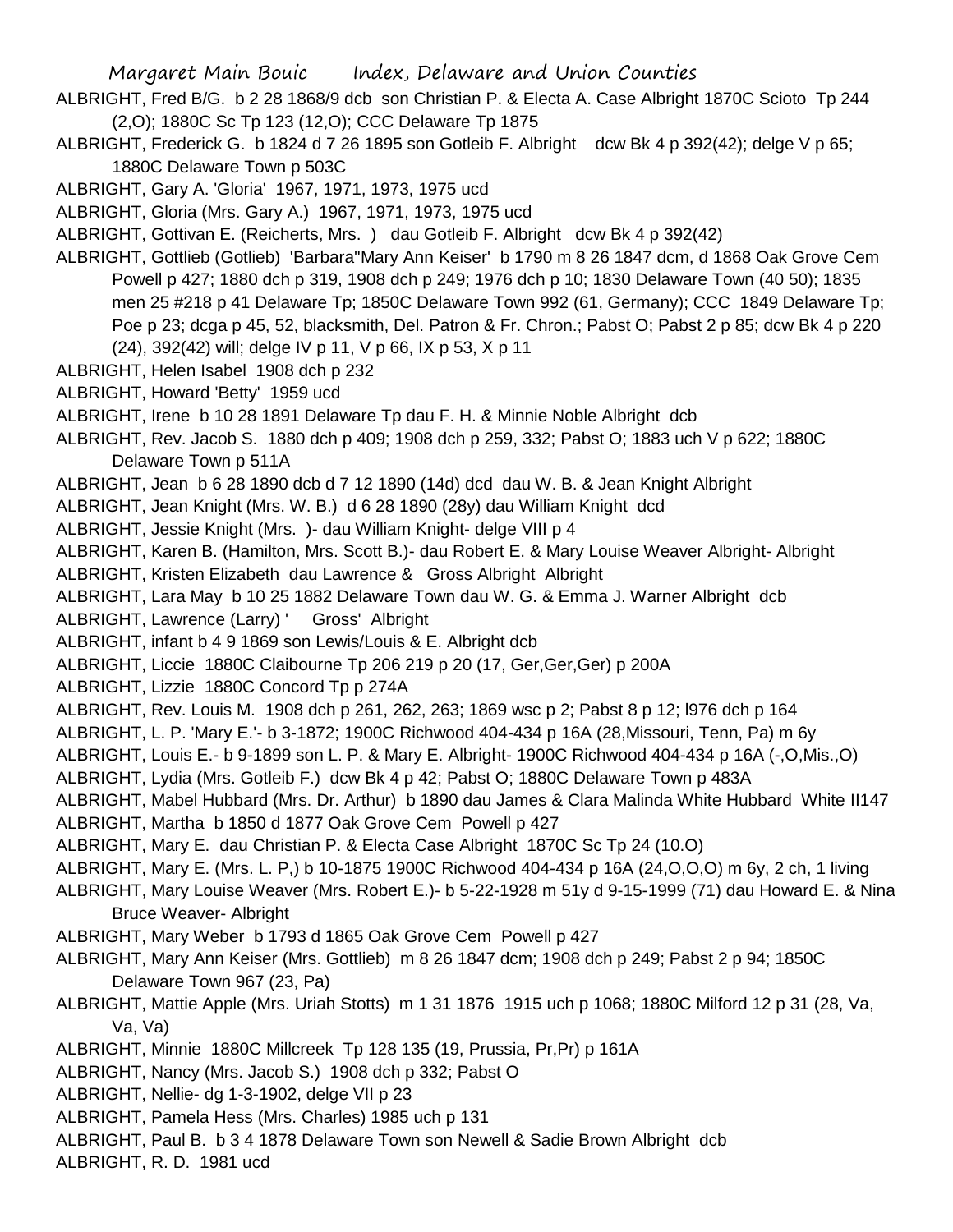ALBRIGHT, Fred B/G. b 2 28 1868/9 dcb son Christian P. & Electa A. Case Albright 1870C Scioto Tp 244 (2,O); 1880C Sc Tp 123 (12,O); CCC Delaware Tp 1875

ALBRIGHT, Frederick G. b 1824 d 7 26 1895 son Gotleib F. Albright dcw Bk 4 p 392(42); delge V p 65; 1880C Delaware Town p 503C

ALBRIGHT, Gary A. 'Gloria' 1967, 1971, 1973, 1975 ucd

ALBRIGHT, Gloria (Mrs. Gary A.) 1967, 1971, 1973, 1975 ucd

ALBRIGHT, Gottivan E. (Reicherts, Mrs. ) dau Gotleib F. Albright dcw Bk 4 p 392(42)

ALBRIGHT, Gottlieb (Gotlieb) 'Barbara''Mary Ann Keiser' b 1790 m 8 26 1847 dcm, d 1868 Oak Grove Cem Powell p 427; 1880 dch p 319, 1908 dch p 249; 1976 dch p 10; 1830 Delaware Town (40 50); 1835 men 25 #218 p 41 Delaware Tp; 1850C Delaware Town 992 (61, Germany); CCC 1849 Delaware Tp; Poe p 23; dcga p 45, 52, blacksmith, Del. Patron & Fr. Chron.; Pabst O; Pabst 2 p 85; dcw Bk 4 p 220 (24), 392(42) will; delge IV p 11, V p 66, IX p 53, X p 11

ALBRIGHT, Helen Isabel 1908 dch p 232

ALBRIGHT, Howard 'Betty' 1959 ucd

ALBRIGHT, Irene b 10 28 1891 Delaware Tp dau F. H. & Minnie Noble Albright dcb

ALBRIGHT, Rev. Jacob S. 1880 dch p 409; 1908 dch p 259, 332; Pabst O; 1883 uch V p 622; 1880C Delaware Town p 511A

ALBRIGHT, Jean b 6 28 1890 dcb d 7 12 1890 (14d) dcd dau W. B. & Jean Knight Albright

ALBRIGHT, Jean Knight (Mrs. W. B.) d 6 28 1890 (28y) dau William Knight dcd

ALBRIGHT, Jessie Knight (Mrs. )- dau William Knight- delge VIII p 4

ALBRIGHT, Karen B. (Hamilton, Mrs. Scott B.)- dau Robert E. & Mary Louise Weaver Albright- Albright

ALBRIGHT, Kristen Elizabeth dau Lawrence & Gross Albright Albright

ALBRIGHT, Lara May b 10 25 1882 Delaware Town dau W. G. & Emma J. Warner Albright dcb

ALBRIGHT, Lawrence (Larry) ' Gross' Albright

ALBRIGHT, infant b 4 9 1869 son Lewis/Louis & E. Albright dcb

ALBRIGHT, Liccie 1880C Claibourne Tp 206 219 p 20 (17, Ger,Ger,Ger) p 200A

ALBRIGHT, Lizzie 1880C Concord Tp p 274A

ALBRIGHT, Rev. Louis M. 1908 dch p 261, 262, 263; 1869 wsc p 2; Pabst 8 p 12; l976 dch p 164

ALBRIGHT, L. P. 'Mary E.'- b 3-1872; 1900C Richwood 404-434 p 16A (28,Missouri, Tenn, Pa) m 6y

ALBRIGHT, Louis E.- b 9-1899 son L. P. & Mary E. Albright- 1900C Richwood 404-434 p 16A (-,O,Mis.,O)

ALBRIGHT, Lydia (Mrs. Gotleib F.) dcw Bk 4 p 42; Pabst O; 1880C Delaware Town p 483A

ALBRIGHT, Mabel Hubbard (Mrs. Dr. Arthur) b 1890 dau James & Clara Malinda White Hubbard White II147

ALBRIGHT, Martha b 1850 d 1877 Oak Grove Cem Powell p 427

ALBRIGHT, Mary E. dau Christian P. & Electa Case Albright 1870C Sc Tp 24 (10.O)

ALBRIGHT, Mary E. (Mrs. L. P,) b 10-1875 1900C Richwood 404-434 p 16A (24,O,O,O) m 6y, 2 ch, 1 living

ALBRIGHT, Mary Louise Weaver (Mrs. Robert E.)- b 5-22-1928 m 51y d 9-15-1999 (71) dau Howard E. & Nina Bruce Weaver- Albright

ALBRIGHT, Mary Weber b 1793 d 1865 Oak Grove Cem Powell p 427

ALBRIGHT, Mary Ann Keiser (Mrs. Gottlieb) m 8 26 1847 dcm; 1908 dch p 249; Pabst 2 p 94; 1850C Delaware Town 967 (23, Pa)

ALBRIGHT, Mattie Apple (Mrs. Uriah Stotts) m 1 31 1876 1915 uch p 1068; 1880C Milford 12 p 31 (28, Va, Va, Va)

ALBRIGHT, Minnie 1880C Millcreek Tp 128 135 (19, Prussia, Pr,Pr) p 161A

ALBRIGHT, Nancy (Mrs. Jacob S.) 1908 dch p 332; Pabst O

ALBRIGHT, Nellie- dg 1-3-1902, delge VII p 23

ALBRIGHT, Pamela Hess (Mrs. Charles) 1985 uch p 131

ALBRIGHT, Paul B. b 3 4 1878 Delaware Town son Newell & Sadie Brown Albright dcb

ALBRIGHT, R. D. 1981 ucd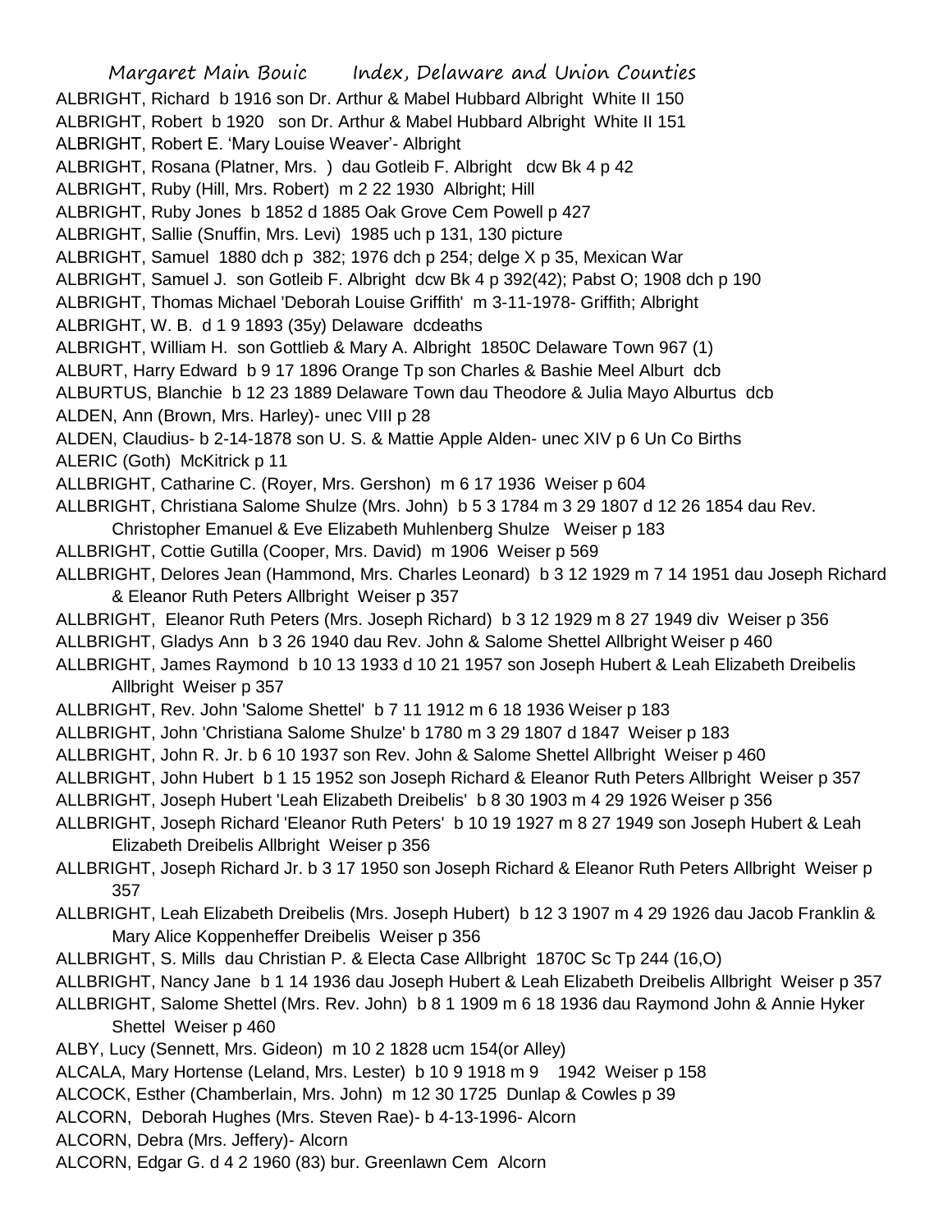ALBRIGHT, Richard b 1916 son Dr. Arthur & Mabel Hubbard Albright White II 150

ALBRIGHT, Robert b 1920 son Dr. Arthur & Mabel Hubbard Albright White II 151

ALBRIGHT, Robert E. 'Mary Louise Weaver'- Albright

ALBRIGHT, Rosana (Platner, Mrs. ) dau Gotleib F. Albright dcw Bk 4 p 42

ALBRIGHT, Ruby (Hill, Mrs. Robert) m 2 22 1930 Albright; Hill

ALBRIGHT, Ruby Jones b 1852 d 1885 Oak Grove Cem Powell p 427

ALBRIGHT, Sallie (Snuffin, Mrs. Levi) 1985 uch p 131, 130 picture

ALBRIGHT, Samuel 1880 dch p 382; 1976 dch p 254; delge X p 35, Mexican War

ALBRIGHT, Samuel J. son Gotleib F. Albright dcw Bk 4 p 392(42); Pabst O; 1908 dch p 190

ALBRIGHT, Thomas Michael 'Deborah Louise Griffith' m 3-11-1978- Griffith; Albright

ALBRIGHT, W. B. d 1 9 1893 (35y) Delaware dcdeaths

ALBRIGHT, William H. son Gottlieb & Mary A. Albright 1850C Delaware Town 967 (1)

ALBURT, Harry Edward b 9 17 1896 Orange Tp son Charles & Bashie Meel Alburt dcb

ALBURTUS, Blanchie b 12 23 1889 Delaware Town dau Theodore & Julia Mayo Alburtus dcb

ALDEN, Ann (Brown, Mrs. Harley)- unec VIII p 28

ALDEN, Claudius- b 2-14-1878 son U. S. & Mattie Apple Alden- unec XIV p 6 Un Co Births

ALERIC (Goth) McKitrick p 11

ALLBRIGHT, Catharine C. (Royer, Mrs. Gershon) m 6 17 1936 Weiser p 604

ALLBRIGHT, Christiana Salome Shulze (Mrs. John) b 5 3 1784 m 3 29 1807 d 12 26 1854 dau Rev. Christopher Emanuel & Eve Elizabeth Muhlenberg Shulze Weiser p 183

ALLBRIGHT, Cottie Gutilla (Cooper, Mrs. David) m 1906 Weiser p 569

ALLBRIGHT, Delores Jean (Hammond, Mrs. Charles Leonard) b 3 12 1929 m 7 14 1951 dau Joseph Richard & Eleanor Ruth Peters Allbright Weiser p 357

ALLBRIGHT, Eleanor Ruth Peters (Mrs. Joseph Richard) b 3 12 1929 m 8 27 1949 div Weiser p 356

ALLBRIGHT, Gladys Ann b 3 26 1940 dau Rev. John & Salome Shettel Allbright Weiser p 460

ALLBRIGHT, James Raymond b 10 13 1933 d 10 21 1957 son Joseph Hubert & Leah Elizabeth Dreibelis Allbright Weiser p 357

ALLBRIGHT, Rev. John 'Salome Shettel' b 7 11 1912 m 6 18 1936 Weiser p 183

ALLBRIGHT, John 'Christiana Salome Shulze' b 1780 m 3 29 1807 d 1847 Weiser p 183

ALLBRIGHT, John R. Jr. b 6 10 1937 son Rev. John & Salome Shettel Allbright Weiser p 460

ALLBRIGHT, John Hubert b 1 15 1952 son Joseph Richard & Eleanor Ruth Peters Allbright Weiser p 357

ALLBRIGHT, Joseph Hubert 'Leah Elizabeth Dreibelis' b 8 30 1903 m 4 29 1926 Weiser p 356

ALLBRIGHT, Joseph Richard 'Eleanor Ruth Peters' b 10 19 1927 m 8 27 1949 son Joseph Hubert & Leah Elizabeth Dreibelis Allbright Weiser p 356

ALLBRIGHT, Joseph Richard Jr. b 3 17 1950 son Joseph Richard & Eleanor Ruth Peters Allbright Weiser p 357

ALLBRIGHT, Leah Elizabeth Dreibelis (Mrs. Joseph Hubert) b 12 3 1907 m 4 29 1926 dau Jacob Franklin & Mary Alice Koppenheffer Dreibelis Weiser p 356

ALLBRIGHT, S. Mills dau Christian P. & Electa Case Allbright 1870C Sc Tp 244 (16,O)

ALLBRIGHT, Nancy Jane b 1 14 1936 dau Joseph Hubert & Leah Elizabeth Dreibelis Allbright Weiser p 357

ALLBRIGHT, Salome Shettel (Mrs. Rev. John) b 8 1 1909 m 6 18 1936 dau Raymond John & Annie Hyker Shettel Weiser p 460

ALBY, Lucy (Sennett, Mrs. Gideon) m 10 2 1828 ucm 154(or Alley)

ALCALA, Mary Hortense (Leland, Mrs. Lester) b 10 9 1918 m 9 1942 Weiser p 158

ALCOCK, Esther (Chamberlain, Mrs. John) m 12 30 1725 Dunlap & Cowles p 39

ALCORN, Deborah Hughes (Mrs. Steven Rae)- b 4-13-1996- Alcorn

ALCORN, Debra (Mrs. Jeffery)- Alcorn

ALCORN, Edgar G. d 4 2 1960 (83) bur. Greenlawn Cem Alcorn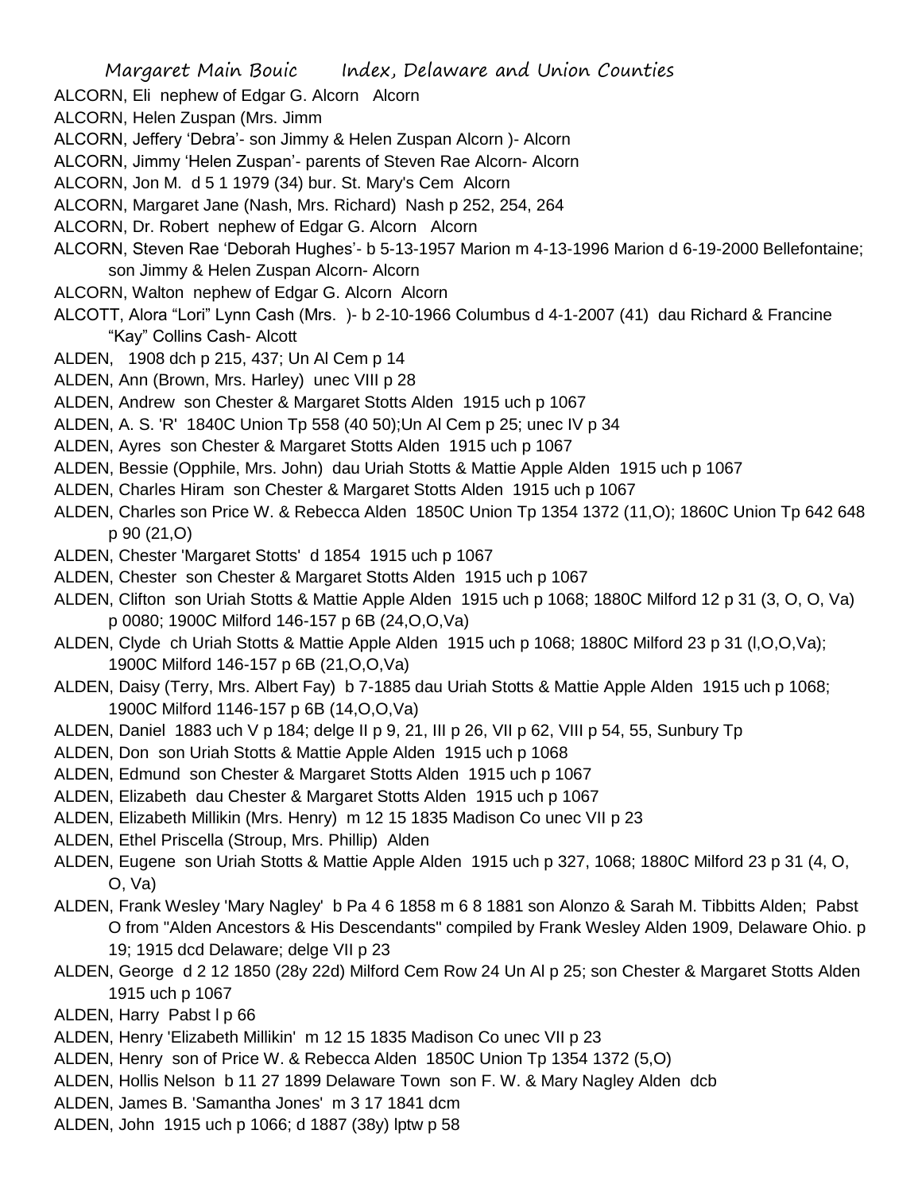ALCORN, Eli  nephew of Edgar G. Alcorn   Alcorn

ALCORN, Helen Zuspan (Mrs. Jimm

ALCORN, Jeffery 'Debra'- son Jimmy & Helen Zuspan Alcorn )- Alcorn

ALCORN, Jimmy 'Helen Zuspan'- parents of Steven Rae Alcorn- Alcorn

ALCORN, Jon M.  d 5 1 1979 (34) bur. St. Mary's Cem  Alcorn

ALCORN, Margaret Jane (Nash, Mrs. Richard)  Nash p 252, 254, 264

ALCORN, Dr. Robert  nephew of Edgar G. Alcorn   Alcorn

ALCORN, Steven Rae 'Deborah Hughes'- b 5-13-1957 Marion m 4-13-1996 Marion d 6-19-2000 Bellefontaine; son Jimmy & Helen Zuspan Alcorn- Alcorn

ALCORN, Walton  nephew of Edgar G. Alcorn  Alcorn

ALCOTT, Alora "Lori" Lynn Cash (Mrs.  )- b 2-10-1966 Columbus d 4-1-2007 (41)  dau Richard & Francine "Kay" Collins Cash- Alcott

ALDEN,   1908 dch p 215, 437; Un Al Cem p 14

ALDEN, Ann (Brown, Mrs. Harley)  unec VIII p 28

ALDEN, Andrew  son Chester & Margaret Stotts Alden  1915 uch p 1067

ALDEN, A. S. 'R'  1840C Union Tp 558 (40 50);Un Al Cem p 25; unec IV p 34

ALDEN, Ayres  son Chester & Margaret Stotts Alden  1915 uch p 1067

ALDEN, Bessie (Opphile, Mrs. John)  dau Uriah Stotts & Mattie Apple Alden  1915 uch p 1067

ALDEN, Charles Hiram  son Chester & Margaret Stotts Alden  1915 uch p 1067

ALDEN, Charles son Price W. & Rebecca Alden  1850C Union Tp 1354 1372 (11,O); 1860C Union Tp 642 648 p 90 (21,O)

ALDEN, Chester 'Margaret Stotts'  d 1854  1915 uch p 1067

ALDEN, Chester  son Chester & Margaret Stotts Alden  1915 uch p 1067

ALDEN, Clifton  son Uriah Stotts & Mattie Apple Alden  1915 uch p 1068; 1880C Milford 12 p 31 (3, O, O, Va) p 0080; 1900C Milford 146-157 p 6B (24,O,O,Va)

ALDEN, Clyde  ch Uriah Stotts & Mattie Apple Alden  1915 uch p 1068; 1880C Milford 23 p 31 (l,O,O,Va); 1900C Milford 146-157 p 6B (21,O,O,Va)

ALDEN, Daisy (Terry, Mrs. Albert Fay)  b 7-1885 dau Uriah Stotts & Mattie Apple Alden  1915 uch p 1068; 1900C Milford 1146-157 p 6B (14,O,O,Va)

ALDEN, Daniel  1883 uch V p 184; delge II p 9, 21, III p 26, VII p 62, VIII p 54, 55, Sunbury Tp

ALDEN, Don  son Uriah Stotts & Mattie Apple Alden  1915 uch p 1068

ALDEN, Edmund  son Chester & Margaret Stotts Alden  1915 uch p 1067

ALDEN, Elizabeth  dau Chester & Margaret Stotts Alden  1915 uch p 1067

ALDEN, Elizabeth Millikin (Mrs. Henry)  m 12 15 1835 Madison Co unec VII p 23

ALDEN, Ethel Priscella (Stroup, Mrs. Phillip)  Alden

ALDEN, Eugene  son Uriah Stotts & Mattie Apple Alden  1915 uch p 327, 1068; 1880C Milford 23 p 31 (4, O, O, Va)

ALDEN, Frank Wesley 'Mary Nagley'  b Pa 4 6 1858 m 6 8 1881 son Alonzo & Sarah M. Tibbitts Alden;  Pabst O from "Alden Ancestors & His Descendants" compiled by Frank Wesley Alden 1909, Delaware Ohio. p 19; 1915 dcd Delaware; delge VII p 23

ALDEN, George  d 2 12 1850 (28y 22d) Milford Cem Row 24 Un Al p 25; son Chester & Margaret Stotts Alden 1915 uch p 1067

ALDEN, Harry  Pabst l p 66

ALDEN, Henry 'Elizabeth Millikin'  m 12 15 1835 Madison Co unec VII p 23

ALDEN, Henry  son of Price W. & Rebecca Alden  1850C Union Tp 1354 1372 (5,O)

ALDEN, Hollis Nelson  b 11 27 1899 Delaware Town  son F. W. & Mary Nagley Alden  dcb

ALDEN, James B. 'Samantha Jones'  m 3 17 1841 dcm

ALDEN, John  1915 uch p 1066; d 1887 (38y) lptw p 58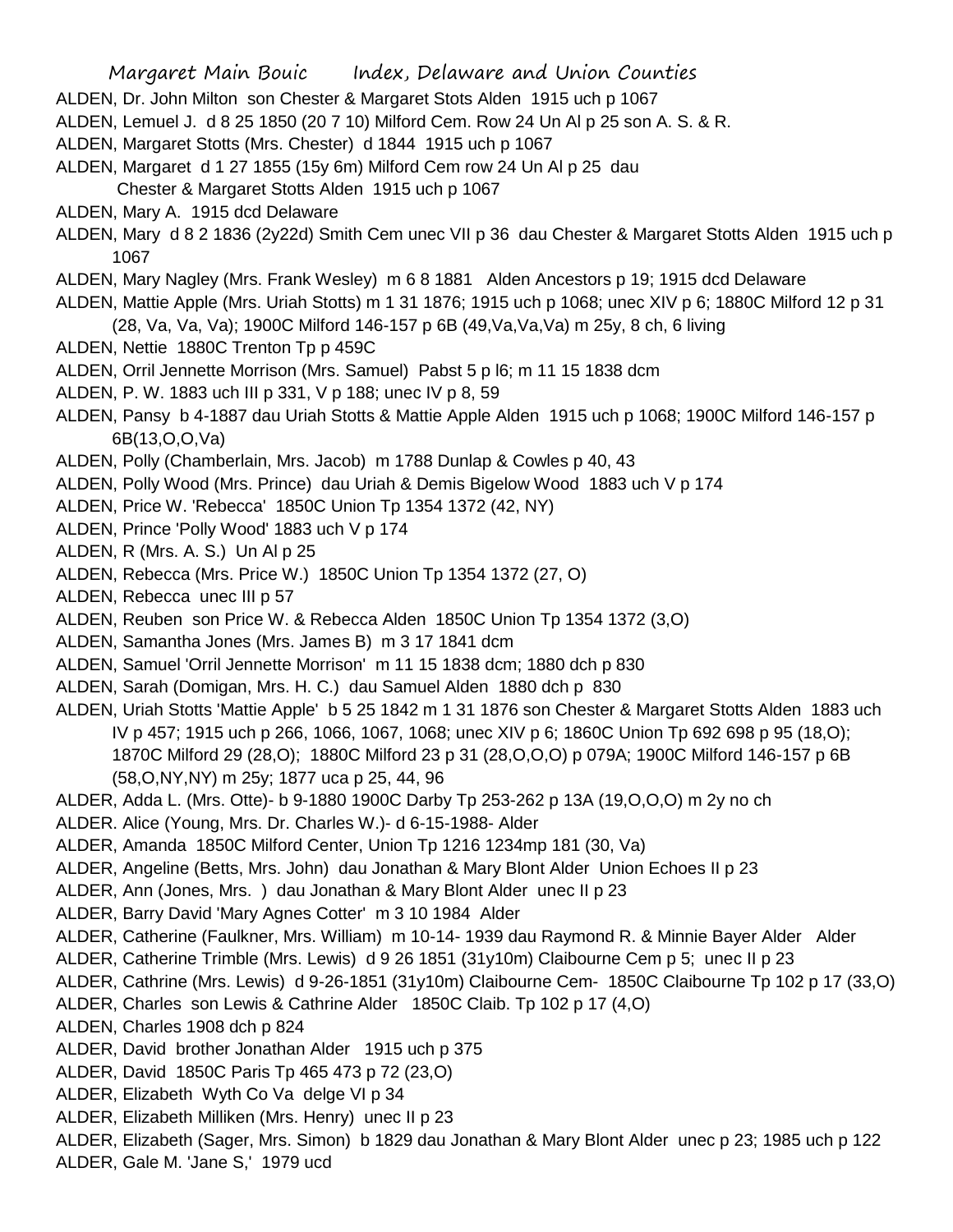ALDEN, Dr. John Milton son Chester & Margaret Stots Alden 1915 uch p 1067

ALDEN, Lemuel J. d 8 25 1850 (20 7 10) Milford Cem. Row 24 Un Al p 25 son A. S. & R.

ALDEN, Margaret Stotts (Mrs. Chester) d 1844 1915 uch p 1067

ALDEN, Margaret d 1 27 1855 (15y 6m) Milford Cem row 24 Un Al p 25 dau Chester & Margaret Stotts Alden 1915 uch p 1067

ALDEN, Mary A. 1915 dcd Delaware

ALDEN, Mary d 8 2 1836 (2y22d) Smith Cem unec VII p 36 dau Chester & Margaret Stotts Alden 1915 uch p 1067

ALDEN, Mary Nagley (Mrs. Frank Wesley) m 6 8 1881 Alden Ancestors p 19; 1915 dcd Delaware

ALDEN, Mattie Apple (Mrs. Uriah Stotts) m 1 31 1876; 1915 uch p 1068; unec XIV p 6; 1880C Milford 12 p 31 (28, Va, Va, Va); 1900C Milford 146-157 p 6B (49,Va,Va,Va) m 25y, 8 ch, 6 living

ALDEN, Nettie 1880C Trenton Tp p 459C

ALDEN, Orril Jennette Morrison (Mrs. Samuel) Pabst 5 p l6; m 11 15 1838 dcm

ALDEN, P. W. 1883 uch III p 331, V p 188; unec IV p 8, 59

ALDEN, Pansy b 4-1887 dau Uriah Stotts & Mattie Apple Alden 1915 uch p 1068; 1900C Milford 146-157 p 6B(13,O,O,Va)

ALDEN, Polly (Chamberlain, Mrs. Jacob) m 1788 Dunlap & Cowles p 40, 43

ALDEN, Polly Wood (Mrs. Prince) dau Uriah & Demis Bigelow Wood 1883 uch V p 174

ALDEN, Price W. 'Rebecca' 1850C Union Tp 1354 1372 (42, NY)

ALDEN, Prince 'Polly Wood' 1883 uch V p 174

ALDEN, R (Mrs. A. S.) Un Al p 25

ALDEN, Rebecca (Mrs. Price W.) 1850C Union Tp 1354 1372 (27, O)

ALDEN, Rebecca unec III p 57

ALDEN, Reuben son Price W. & Rebecca Alden 1850C Union Tp 1354 1372 (3,O)

ALDEN, Samantha Jones (Mrs. James B) m 3 17 1841 dcm

ALDEN, Samuel 'Orril Jennette Morrison' m 11 15 1838 dcm; 1880 dch p 830

ALDEN, Sarah (Domigan, Mrs. H. C.) dau Samuel Alden 1880 dch p 830

ALDEN, Uriah Stotts 'Mattie Apple' b 5 25 1842 m 1 31 1876 son Chester & Margaret Stotts Alden 1883 uch IV p 457; 1915 uch p 266, 1066, 1067, 1068; unec XIV p 6; 1860C Union Tp 692 698 p 95 (18,O); 1870C Milford 29 (28,O); 1880C Milford 23 p 31 (28,O,O,O) p 079A; 1900C Milford 146-157 p 6B (58,O,NY,NY) m 25y; 1877 uca p 25, 44, 96

ALDER, Adda L. (Mrs. Otte)- b 9-1880 1900C Darby Tp 253-262 p 13A (19,O,O,O) m 2y no ch

ALDER. Alice (Young, Mrs. Dr. Charles W.)- d 6-15-1988- Alder

ALDER, Amanda 1850C Milford Center, Union Tp 1216 1234mp 181 (30, Va)

ALDER, Angeline (Betts, Mrs. John) dau Jonathan & Mary Blont Alder Union Echoes II p 23

ALDER, Ann (Jones, Mrs. ) dau Jonathan & Mary Blont Alder unec II p 23

ALDER, Barry David 'Mary Agnes Cotter' m 3 10 1984 Alder

ALDER, Catherine (Faulkner, Mrs. William) m 10-14- 1939 dau Raymond R. & Minnie Bayer Alder Alder

ALDER, Catherine Trimble (Mrs. Lewis) d 9 26 1851 (31y10m) Claibourne Cem p 5; unec II p 23

ALDER, Cathrine (Mrs. Lewis) d 9-26-1851 (31y10m) Claibourne Cem- 1850C Claibourne Tp 102 p 17 (33,O)

ALDER, Charles son Lewis & Cathrine Alder 1850C Claib. Tp 102 p 17 (4,O)

ALDEN, Charles 1908 dch p 824

ALDER, David brother Jonathan Alder 1915 uch p 375

ALDER, David 1850C Paris Tp 465 473 p 72 (23,O)

ALDER, Elizabeth Wyth Co Va delge VI p 34

ALDER, Elizabeth Milliken (Mrs. Henry) unec II p 23

ALDER, Elizabeth (Sager, Mrs. Simon) b 1829 dau Jonathan & Mary Blont Alder unec p 23; 1985 uch p 122

ALDER, Gale M. 'Jane S,' 1979 ucd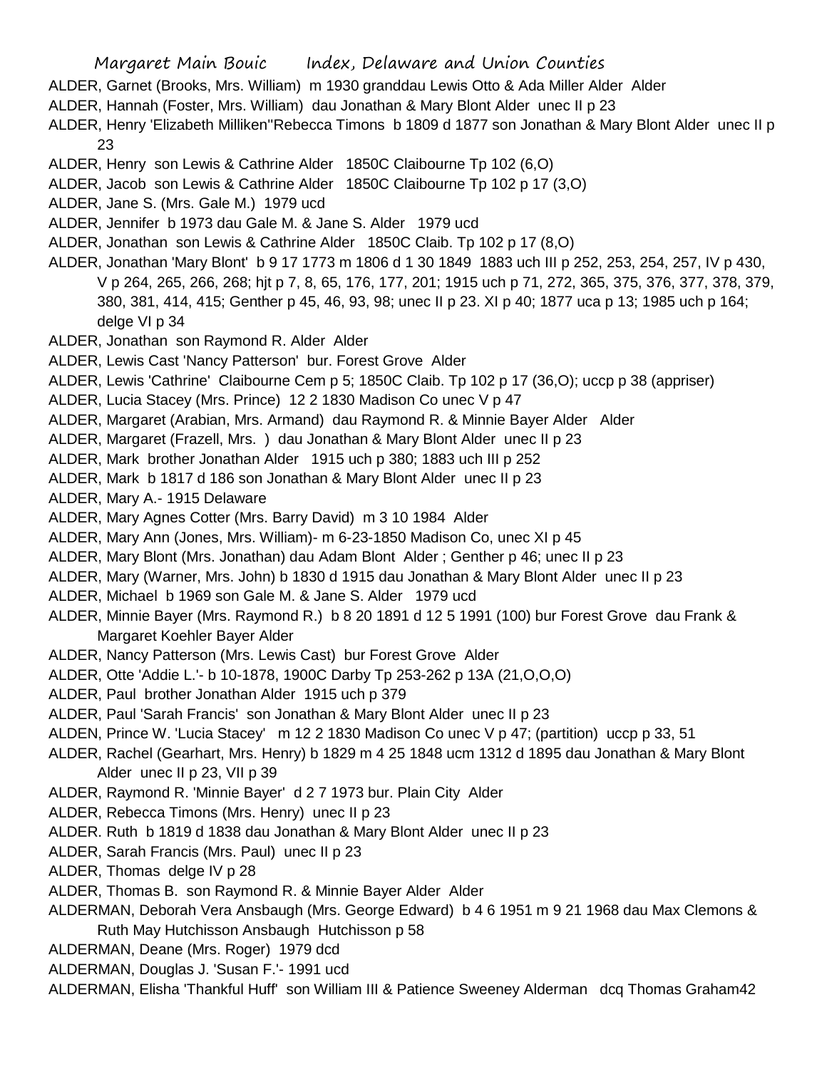ALDER, Garnet (Brooks, Mrs. William) m 1930 granddau Lewis Otto & Ada Miller Alder Alder

ALDER, Hannah (Foster, Mrs. William) dau Jonathan & Mary Blont Alder unec II p 23

ALDER, Henry 'Elizabeth Milliken''Rebecca Timons b 1809 d 1877 son Jonathan & Mary Blont Alder unec II p 23

ALDER, Henry son Lewis & Cathrine Alder 1850C Claibourne Tp 102 (6,O)

ALDER, Jacob son Lewis & Cathrine Alder 1850C Claibourne Tp 102 p 17 (3,O)

ALDER, Jane S. (Mrs. Gale M.) 1979 ucd

ALDER, Jennifer b 1973 dau Gale M. & Jane S. Alder 1979 ucd

ALDER, Jonathan son Lewis & Cathrine Alder 1850C Claib. Tp 102 p 17 (8,O)

ALDER, Jonathan 'Mary Blont' b 9 17 1773 m 1806 d 1 30 1849 1883 uch III p 252, 253, 254, 257, IV p 430, V p 264, 265, 266, 268; hjt p 7, 8, 65, 176, 177, 201; 1915 uch p 71, 272, 365, 375, 376, 377, 378, 379, 380, 381, 414, 415; Genther p 45, 46, 93, 98; unec II p 23. XI p 40; 1877 uca p 13; 1985 uch p 164; delge VI p 34

ALDER, Jonathan son Raymond R. Alder Alder

ALDER, Lewis Cast 'Nancy Patterson' bur. Forest Grove Alder

ALDER, Lewis 'Cathrine' Claibourne Cem p 5; 1850C Claib. Tp 102 p 17 (36,O); uccp p 38 (appriser)

ALDER, Lucia Stacey (Mrs. Prince) 12 2 1830 Madison Co unec V p 47

ALDER, Margaret (Arabian, Mrs. Armand) dau Raymond R. & Minnie Bayer Alder Alder

ALDER, Margaret (Frazell, Mrs. ) dau Jonathan & Mary Blont Alder unec II p 23

ALDER, Mark brother Jonathan Alder 1915 uch p 380; 1883 uch III p 252

ALDER, Mark b 1817 d 186 son Jonathan & Mary Blont Alder unec II p 23

ALDER, Mary A.- 1915 Delaware

ALDER, Mary Agnes Cotter (Mrs. Barry David) m 3 10 1984 Alder

ALDER, Mary Ann (Jones, Mrs. William)- m 6-23-1850 Madison Co, unec XI p 45

ALDER, Mary Blont (Mrs. Jonathan) dau Adam Blont Alder ; Genther p 46; unec II p 23

ALDER, Mary (Warner, Mrs. John) b 1830 d 1915 dau Jonathan & Mary Blont Alder unec II p 23

ALDER, Michael b 1969 son Gale M. & Jane S. Alder 1979 ucd

ALDER, Minnie Bayer (Mrs. Raymond R.) b 8 20 1891 d 12 5 1991 (100) bur Forest Grove dau Frank & Margaret Koehler Bayer Alder

ALDER, Nancy Patterson (Mrs. Lewis Cast) bur Forest Grove Alder

ALDER, Otte 'Addie L.'- b 10-1878, 1900C Darby Tp 253-262 p 13A (21,O,O,O)

ALDER, Paul brother Jonathan Alder 1915 uch p 379

ALDER, Paul 'Sarah Francis' son Jonathan & Mary Blont Alder unec II p 23

ALDEN, Prince W. 'Lucia Stacey' m 12 2 1830 Madison Co unec V p 47; (partition) uccp p 33, 51

ALDER, Rachel (Gearhart, Mrs. Henry) b 1829 m 4 25 1848 ucm 1312 d 1895 dau Jonathan & Mary Blont Alder unec II p 23, VII p 39

ALDER, Raymond R. 'Minnie Bayer' d 2 7 1973 bur. Plain City Alder

ALDER, Rebecca Timons (Mrs. Henry) unec II p 23

ALDER. Ruth b 1819 d 1838 dau Jonathan & Mary Blont Alder unec II p 23

ALDER, Sarah Francis (Mrs. Paul) unec II p 23

ALDER, Thomas delge IV p 28

ALDER, Thomas B. son Raymond R. & Minnie Bayer Alder Alder

ALDERMAN, Deborah Vera Ansbaugh (Mrs. George Edward) b 4 6 1951 m 9 21 1968 dau Max Clemons & Ruth May Hutchisson Ansbaugh Hutchisson p 58

ALDERMAN, Deane (Mrs. Roger) 1979 dcd

ALDERMAN, Douglas J. 'Susan F.'- 1991 ucd

ALDERMAN, Elisha 'Thankful Huff' son William III & Patience Sweeney Alderman dcq Thomas Graham42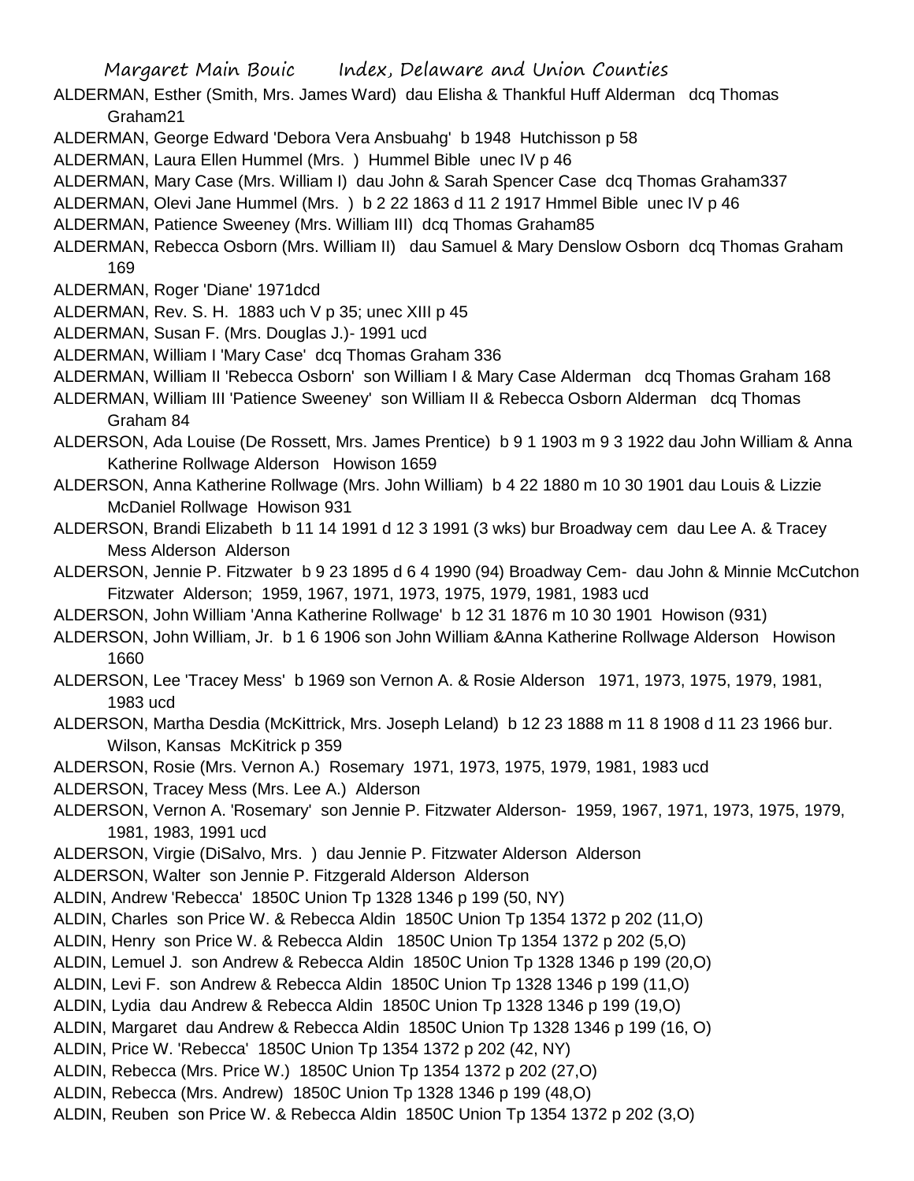ALDERMAN, Esther (Smith, Mrs. James Ward) dau Elisha & Thankful Huff Alderman dcq Thomas Graham21

ALDERMAN, George Edward 'Debora Vera Ansbuahg' b 1948 Hutchisson p 58

ALDERMAN, Laura Ellen Hummel (Mrs. ) Hummel Bible unec IV p 46

ALDERMAN, Mary Case (Mrs. William I) dau John & Sarah Spencer Case dcq Thomas Graham337

ALDERMAN, Olevi Jane Hummel (Mrs. ) b 2 22 1863 d 11 2 1917 Hmmel Bible unec IV p 46

ALDERMAN, Patience Sweeney (Mrs. William III) dcq Thomas Graham85

ALDERMAN, Rebecca Osborn (Mrs. William II) dau Samuel & Mary Denslow Osborn dcq Thomas Graham 169

ALDERMAN, Roger 'Diane' 1971dcd

ALDERMAN, Rev. S. H. 1883 uch V p 35; unec XIII p 45

ALDERMAN, Susan F. (Mrs. Douglas J.)- 1991 ucd

ALDERMAN, William I 'Mary Case' dcq Thomas Graham 336

ALDERMAN, William II 'Rebecca Osborn' son William I & Mary Case Alderman dcq Thomas Graham 168

ALDERMAN, William III 'Patience Sweeney' son William II & Rebecca Osborn Alderman dcq Thomas Graham 84

ALDERSON, Ada Louise (De Rossett, Mrs. James Prentice) b 9 1 1903 m 9 3 1922 dau John William & Anna Katherine Rollwage Alderson Howison 1659

ALDERSON, Anna Katherine Rollwage (Mrs. John William) b 4 22 1880 m 10 30 1901 dau Louis & Lizzie McDaniel Rollwage Howison 931

ALDERSON, Brandi Elizabeth b 11 14 1991 d 12 3 1991 (3 wks) bur Broadway cem dau Lee A. & Tracey Mess Alderson Alderson

ALDERSON, Jennie P. Fitzwater b 9 23 1895 d 6 4 1990 (94) Broadway Cem- dau John & Minnie McCutchon Fitzwater Alderson; 1959, 1967, 1971, 1973, 1975, 1979, 1981, 1983 ucd

ALDERSON, John William 'Anna Katherine Rollwage' b 12 31 1876 m 10 30 1901 Howison (931)

ALDERSON, John William, Jr. b 1 6 1906 son John William &Anna Katherine Rollwage Alderson Howison 1660

ALDERSON, Lee 'Tracey Mess' b 1969 son Vernon A. & Rosie Alderson 1971, 1973, 1975, 1979, 1981, 1983 ucd

ALDERSON, Martha Desdia (McKittrick, Mrs. Joseph Leland) b 12 23 1888 m 11 8 1908 d 11 23 1966 bur. Wilson, Kansas McKitrick p 359

ALDERSON, Rosie (Mrs. Vernon A.) Rosemary 1971, 1973, 1975, 1979, 1981, 1983 ucd

ALDERSON, Tracey Mess (Mrs. Lee A.) Alderson

ALDERSON, Vernon A. 'Rosemary' son Jennie P. Fitzwater Alderson- 1959, 1967, 1971, 1973, 1975, 1979, 1981, 1983, 1991 ucd

ALDERSON, Virgie (DiSalvo, Mrs. ) dau Jennie P. Fitzwater Alderson Alderson

ALDERSON, Walter son Jennie P. Fitzgerald Alderson Alderson

ALDIN, Andrew 'Rebecca' 1850C Union Tp 1328 1346 p 199 (50, NY)

ALDIN, Charles son Price W. & Rebecca Aldin 1850C Union Tp 1354 1372 p 202 (11,O)

ALDIN, Henry son Price W. & Rebecca Aldin 1850C Union Tp 1354 1372 p 202 (5,O)

ALDIN, Lemuel J. son Andrew & Rebecca Aldin 1850C Union Tp 1328 1346 p 199 (20,O)

ALDIN, Levi F. son Andrew & Rebecca Aldin 1850C Union Tp 1328 1346 p 199 (11,O)

ALDIN, Lydia dau Andrew & Rebecca Aldin 1850C Union Tp 1328 1346 p 199 (19,O)

ALDIN, Margaret dau Andrew & Rebecca Aldin 1850C Union Tp 1328 1346 p 199 (16, O)

ALDIN, Price W. 'Rebecca' 1850C Union Tp 1354 1372 p 202 (42, NY)

ALDIN, Rebecca (Mrs. Price W.) 1850C Union Tp 1354 1372 p 202 (27,O)

ALDIN, Rebecca (Mrs. Andrew) 1850C Union Tp 1328 1346 p 199 (48,O)

ALDIN, Reuben son Price W. & Rebecca Aldin 1850C Union Tp 1354 1372 p 202 (3,O)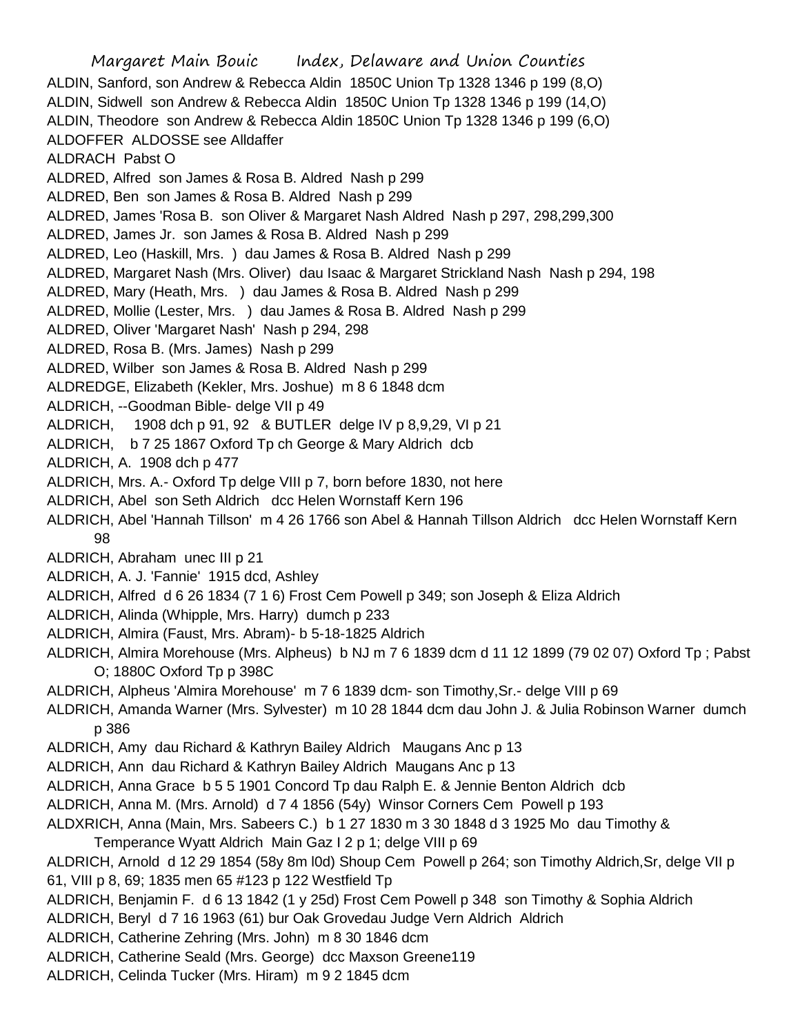ALDIN, Sanford, son Andrew & Rebecca Aldin 1850C Union Tp 1328 1346 p 199 (8,O)

ALDIN, Sidwell son Andrew & Rebecca Aldin 1850C Union Tp 1328 1346 p 199 (14,O)

ALDIN, Theodore son Andrew & Rebecca Aldin 1850C Union Tp 1328 1346 p 199 (6,O)

ALDOFFER ALDOSSE see Alldaffer

ALDRACH Pabst O

ALDRED, Alfred son James & Rosa B. Aldred Nash p 299

ALDRED, Ben son James & Rosa B. Aldred Nash p 299

ALDRED, James 'Rosa B. son Oliver & Margaret Nash Aldred Nash p 297, 298,299,300

ALDRED, James Jr. son James & Rosa B. Aldred Nash p 299

ALDRED, Leo (Haskill, Mrs. ) dau James & Rosa B. Aldred Nash p 299

ALDRED, Margaret Nash (Mrs. Oliver) dau Isaac & Margaret Strickland Nash Nash p 294, 198

ALDRED, Mary (Heath, Mrs. ) dau James & Rosa B. Aldred Nash p 299

ALDRED, Mollie (Lester, Mrs. ) dau James & Rosa B. Aldred Nash p 299

ALDRED, Oliver 'Margaret Nash' Nash p 294, 298

ALDRED, Rosa B. (Mrs. James) Nash p 299

ALDRED, Wilber son James & Rosa B. Aldred Nash p 299

ALDREDGE, Elizabeth (Kekler, Mrs. Joshue) m 8 6 1848 dcm

ALDRICH, --Goodman Bible- delge VII p 49

ALDRICH, 1908 dch p 91, 92 & BUTLER delge IV p 8,9,29, VI p 21

ALDRICH, b 7 25 1867 Oxford Tp ch George & Mary Aldrich dcb

ALDRICH, A. 1908 dch p 477

ALDRICH, Mrs. A.- Oxford Tp delge VIII p 7, born before 1830, not here

ALDRICH, Abel son Seth Aldrich dcc Helen Wornstaff Kern 196

ALDRICH, Abel 'Hannah Tillson' m 4 26 1766 son Abel & Hannah Tillson Aldrich dcc Helen Wornstaff Kern 98

ALDRICH, Abraham unec III p 21

ALDRICH, A. J. 'Fannie' 1915 dcd, Ashley

ALDRICH, Alfred d 6 26 1834 (7 1 6) Frost Cem Powell p 349; son Joseph & Eliza Aldrich

ALDRICH, Alinda (Whipple, Mrs. Harry) dumch p 233

ALDRICH, Almira (Faust, Mrs. Abram)- b 5-18-1825 Aldrich

ALDRICH, Almira Morehouse (Mrs. Alpheus) b NJ m 7 6 1839 dcm d 11 12 1899 (79 02 07) Oxford Tp ; Pabst O; 1880C Oxford Tp p 398C

ALDRICH, Alpheus 'Almira Morehouse' m 7 6 1839 dcm- son Timothy,Sr.- delge VIII p 69

ALDRICH, Amanda Warner (Mrs. Sylvester) m 10 28 1844 dcm dau John J. & Julia Robinson Warner dumch p 386

ALDRICH, Amy dau Richard & Kathryn Bailey Aldrich Maugans Anc p 13

ALDRICH, Ann dau Richard & Kathryn Bailey Aldrich Maugans Anc p 13

ALDRICH, Anna Grace b 5 5 1901 Concord Tp dau Ralph E. & Jennie Benton Aldrich dcb

ALDRICH, Anna M. (Mrs. Arnold) d 7 4 1856 (54y) Winsor Corners Cem Powell p 193

ALDXRICH, Anna (Main, Mrs. Sabeers C.) b 1 27 1830 m 3 30 1848 d 3 1925 Mo dau Timothy & Temperance Wyatt Aldrich Main Gaz I 2 p 1; delge VIII p 69

ALDRICH, Arnold d 12 29 1854 (58y 8m l0d) Shoup Cem Powell p 264; son Timothy Aldrich,Sr, delge VII p 61, VIII p 8, 69; 1835 men 65 #123 p 122 Westfield Tp

ALDRICH, Benjamin F. d 6 13 1842 (1 y 25d) Frost Cem Powell p 348 son Timothy & Sophia Aldrich

ALDRICH, Beryl d 7 16 1963 (61) bur Oak Grovedau Judge Vern Aldrich Aldrich

ALDRICH, Catherine Zehring (Mrs. John) m 8 30 1846 dcm

ALDRICH, Catherine Seald (Mrs. George) dcc Maxson Greene119

ALDRICH, Celinda Tucker (Mrs. Hiram) m 9 2 1845 dcm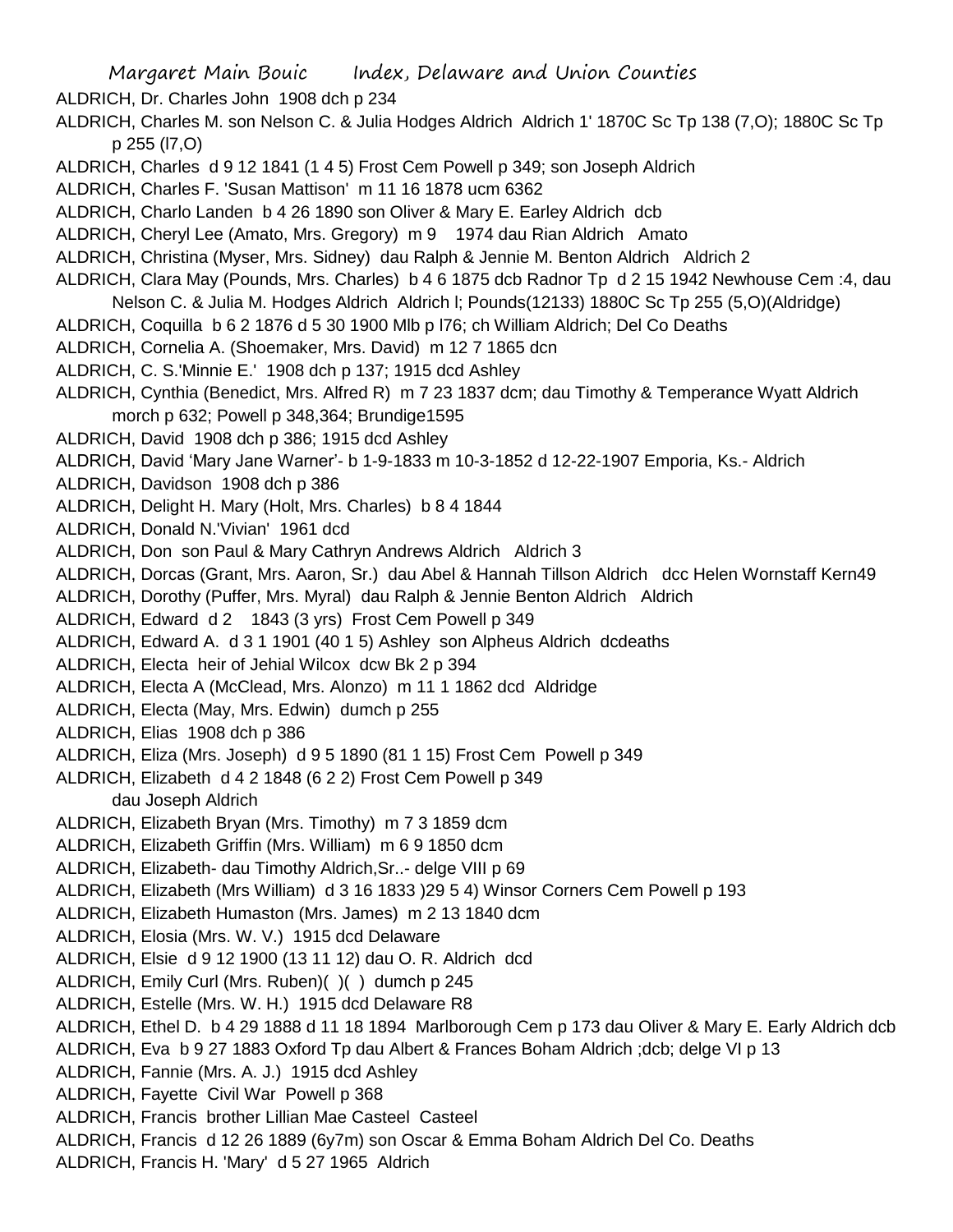ALDRICH, Dr. Charles John 1908 dch p 234

ALDRICH, Charles M. son Nelson C. & Julia Hodges Aldrich Aldrich 1' 1870C Sc Tp 138 (7,O); 1880C Sc Tp p 255 (l7,O)

ALDRICH, Charles d 9 12 1841 (1 4 5) Frost Cem Powell p 349; son Joseph Aldrich

ALDRICH, Charles F. 'Susan Mattison' m 11 16 1878 ucm 6362

ALDRICH, Charlo Landen b 4 26 1890 son Oliver & Mary E. Earley Aldrich dcb

ALDRICH, Cheryl Lee (Amato, Mrs. Gregory) m 9 1974 dau Rian Aldrich Amato

ALDRICH, Christina (Myser, Mrs. Sidney) dau Ralph & Jennie M. Benton Aldrich Aldrich 2

ALDRICH, Clara May (Pounds, Mrs. Charles) b 4 6 1875 dcb Radnor Tp d 2 15 1942 Newhouse Cem :4, dau Nelson C. & Julia M. Hodges Aldrich Aldrich l; Pounds(12133) 1880C Sc Tp 255 (5,O)(Aldridge)

ALDRICH, Coquilla b 6 2 1876 d 5 30 1900 Mlb p l76; ch William Aldrich; Del Co Deaths

ALDRICH, Cornelia A. (Shoemaker, Mrs. David) m 12 7 1865 dcn

ALDRICH, C. S.'Minnie E.' 1908 dch p 137; 1915 dcd Ashley

ALDRICH, Cynthia (Benedict, Mrs. Alfred R) m 7 23 1837 dcm; dau Timothy & Temperance Wyatt Aldrich morch p 632; Powell p 348,364; Brundige1595

ALDRICH, David 1908 dch p 386; 1915 dcd Ashley

ALDRICH, David 'Mary Jane Warner'- b 1-9-1833 m 10-3-1852 d 12-22-1907 Emporia, Ks.- Aldrich

ALDRICH, Davidson 1908 dch p 386

ALDRICH, Delight H. Mary (Holt, Mrs. Charles) b 8 4 1844

ALDRICH, Donald N.'Vivian' 1961 dcd

ALDRICH, Don son Paul & Mary Cathryn Andrews Aldrich Aldrich 3

ALDRICH, Dorcas (Grant, Mrs. Aaron, Sr.) dau Abel & Hannah Tillson Aldrich dcc Helen Wornstaff Kern49

ALDRICH, Dorothy (Puffer, Mrs. Myral) dau Ralph & Jennie Benton Aldrich Aldrich

ALDRICH, Edward d 2 1843 (3 yrs) Frost Cem Powell p 349

ALDRICH, Edward A. d 3 1 1901 (40 1 5) Ashley son Alpheus Aldrich dcdeaths

ALDRICH, Electa heir of Jehial Wilcox dcw Bk 2 p 394

ALDRICH, Electa A (McClead, Mrs. Alonzo) m 11 1 1862 dcd Aldridge

ALDRICH, Electa (May, Mrs. Edwin) dumch p 255

ALDRICH, Elias 1908 dch p 386

ALDRICH, Eliza (Mrs. Joseph) d 9 5 1890 (81 1 15) Frost Cem Powell p 349

ALDRICH, Elizabeth d 4 2 1848 (6 2 2) Frost Cem Powell p 349 dau Joseph Aldrich

ALDRICH, Elizabeth Bryan (Mrs. Timothy) m 7 3 1859 dcm

ALDRICH, Elizabeth Griffin (Mrs. William) m 6 9 1850 dcm

ALDRICH, Elizabeth- dau Timothy Aldrich,Sr..- delge VIII p 69

ALDRICH, Elizabeth (Mrs William) d 3 16 1833 )29 5 4) Winsor Corners Cem Powell p 193

ALDRICH, Elizabeth Humaston (Mrs. James) m 2 13 1840 dcm

ALDRICH, Elosia (Mrs. W. V.) 1915 dcd Delaware

ALDRICH, Elsie d 9 12 1900 (13 11 12) dau O. R. Aldrich dcd

ALDRICH, Emily Curl (Mrs. Ruben)( )( ) dumch p 245

ALDRICH, Estelle (Mrs. W. H.) 1915 dcd Delaware R8

ALDRICH, Ethel D. b 4 29 1888 d 11 18 1894 Marlborough Cem p 173 dau Oliver & Mary E. Early Aldrich dcb

ALDRICH, Eva b 9 27 1883 Oxford Tp dau Albert & Frances Boham Aldrich ;dcb; delge VI p 13

ALDRICH, Fannie (Mrs. A. J.) 1915 dcd Ashley

ALDRICH, Fayette Civil War Powell p 368

ALDRICH, Francis brother Lillian Mae Casteel Casteel

ALDRICH, Francis d 12 26 1889 (6y7m) son Oscar & Emma Boham Aldrich Del Co. Deaths

ALDRICH, Francis H. 'Mary' d 5 27 1965 Aldrich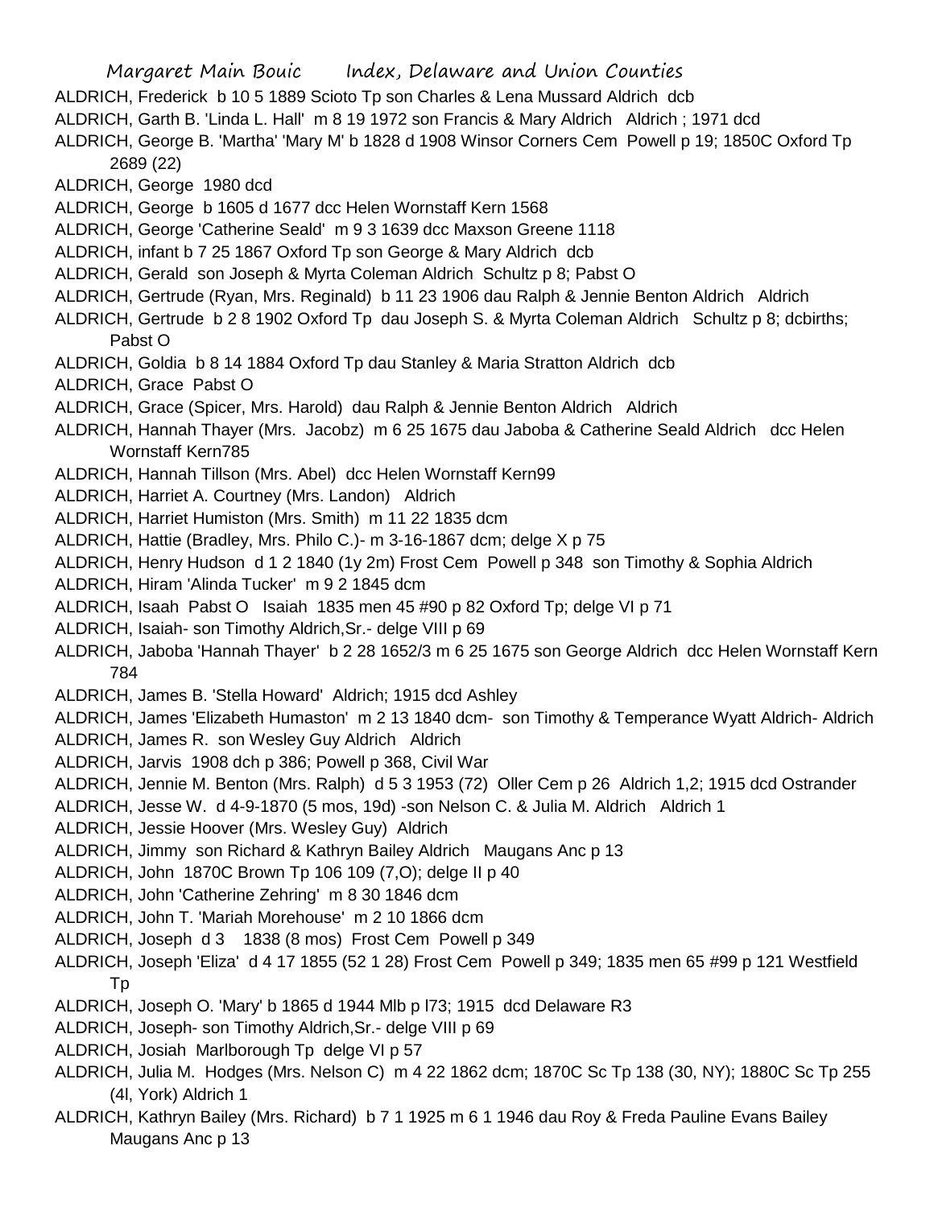ALDRICH, Frederick b 10 5 1889 Scioto Tp son Charles & Lena Mussard Aldrich dcb

ALDRICH, Garth B. 'Linda L. Hall' m 8 19 1972 son Francis & Mary Aldrich Aldrich ; 1971 dcd

ALDRICH, George B. 'Martha' 'Mary M' b 1828 d 1908 Winsor Corners Cem Powell p 19; 1850C Oxford Tp 2689 (22)

ALDRICH, George 1980 dcd

ALDRICH, George b 1605 d 1677 dcc Helen Wornstaff Kern 1568

ALDRICH, George 'Catherine Seald' m 9 3 1639 dcc Maxson Greene 1118

ALDRICH, infant b 7 25 1867 Oxford Tp son George & Mary Aldrich dcb

ALDRICH, Gerald son Joseph & Myrta Coleman Aldrich Schultz p 8; Pabst O

ALDRICH, Gertrude (Ryan, Mrs. Reginald) b 11 23 1906 dau Ralph & Jennie Benton Aldrich Aldrich

ALDRICH, Gertrude b 2 8 1902 Oxford Tp dau Joseph S. & Myrta Coleman Aldrich Schultz p 8; dcbirths; Pabst O

ALDRICH, Goldia b 8 14 1884 Oxford Tp dau Stanley & Maria Stratton Aldrich dcb

ALDRICH, Grace Pabst O

ALDRICH, Grace (Spicer, Mrs. Harold) dau Ralph & Jennie Benton Aldrich Aldrich

ALDRICH, Hannah Thayer (Mrs. Jacobz) m 6 25 1675 dau Jaboba & Catherine Seald Aldrich dcc Helen Wornstaff Kern785

ALDRICH, Hannah Tillson (Mrs. Abel) dcc Helen Wornstaff Kern99

ALDRICH, Harriet A. Courtney (Mrs. Landon) Aldrich

ALDRICH, Harriet Humiston (Mrs. Smith) m 11 22 1835 dcm

ALDRICH, Hattie (Bradley, Mrs. Philo C.)- m 3-16-1867 dcm; delge X p 75

ALDRICH, Henry Hudson d 1 2 1840 (1y 2m) Frost Cem Powell p 348 son Timothy & Sophia Aldrich

ALDRICH, Hiram 'Alinda Tucker' m 9 2 1845 dcm

ALDRICH, Isaah Pabst O Isaiah 1835 men 45 #90 p 82 Oxford Tp; delge VI p 71

ALDRICH, Isaiah- son Timothy Aldrich,Sr.- delge VIII p 69

ALDRICH, Jaboba 'Hannah Thayer' b 2 28 1652/3 m 6 25 1675 son George Aldrich dcc Helen Wornstaff Kern 784

ALDRICH, James B. 'Stella Howard' Aldrich; 1915 dcd Ashley

ALDRICH, James 'Elizabeth Humaston' m 2 13 1840 dcm- son Timothy & Temperance Wyatt Aldrich- Aldrich

ALDRICH, James R. son Wesley Guy Aldrich Aldrich

ALDRICH, Jarvis 1908 dch p 386; Powell p 368, Civil War

ALDRICH, Jennie M. Benton (Mrs. Ralph) d 5 3 1953 (72) Oller Cem p 26 Aldrich 1,2; 1915 dcd Ostrander

ALDRICH, Jesse W. d 4-9-1870 (5 mos, 19d) -son Nelson C. & Julia M. Aldrich Aldrich 1

ALDRICH, Jessie Hoover (Mrs. Wesley Guy) Aldrich

ALDRICH, Jimmy son Richard & Kathryn Bailey Aldrich Maugans Anc p 13

ALDRICH, John 1870C Brown Tp 106 109 (7,O); delge II p 40

ALDRICH, John 'Catherine Zehring' m 8 30 1846 dcm

ALDRICH, John T. 'Mariah Morehouse' m 2 10 1866 dcm

ALDRICH, Joseph d 3 1838 (8 mos) Frost Cem Powell p 349

ALDRICH, Joseph 'Eliza' d 4 17 1855 (52 1 28) Frost Cem Powell p 349; 1835 men 65 #99 p 121 Westfield Tp

ALDRICH, Joseph O. 'Mary' b 1865 d 1944 Mlb p l73; 1915 dcd Delaware R3

ALDRICH, Joseph- son Timothy Aldrich,Sr.- delge VIII p 69

ALDRICH, Josiah Marlborough Tp delge VI p 57

ALDRICH, Julia M. Hodges (Mrs. Nelson C) m 4 22 1862 dcm; 1870C Sc Tp 138 (30, NY); 1880C Sc Tp 255 (4l, York) Aldrich 1

ALDRICH, Kathryn Bailey (Mrs. Richard) b 7 1 1925 m 6 1 1946 dau Roy & Freda Pauline Evans Bailey Maugans Anc p 13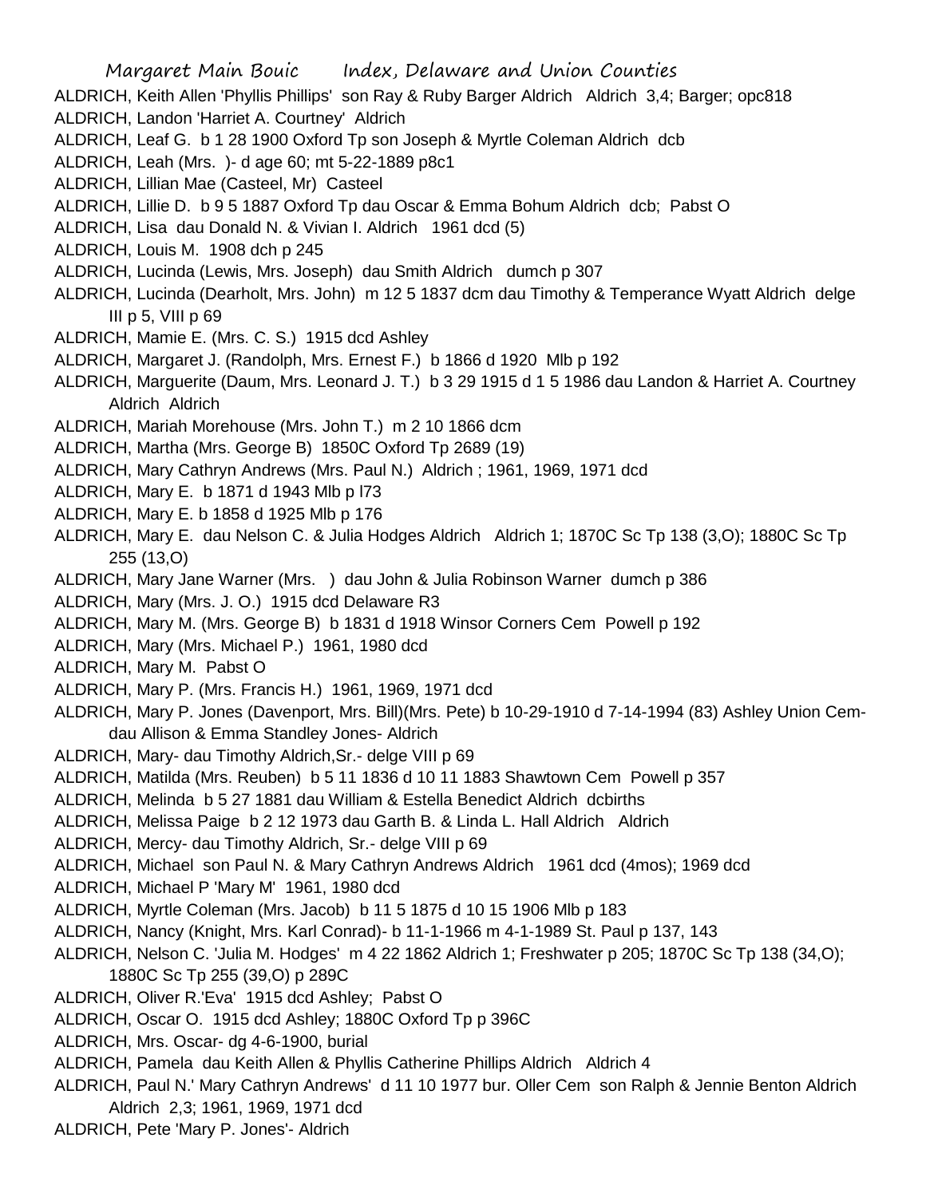ALDRICH, Keith Allen 'Phyllis Phillips' son Ray & Ruby Barger Aldrich Aldrich 3,4; Barger; opc818

ALDRICH, Landon 'Harriet A. Courtney' Aldrich

ALDRICH, Leaf G. b 1 28 1900 Oxford Tp son Joseph & Myrtle Coleman Aldrich dcb

ALDRICH, Leah (Mrs. )- d age 60; mt 5-22-1889 p8c1

ALDRICH, Lillian Mae (Casteel, Mr) Casteel

ALDRICH, Lillie D. b 9 5 1887 Oxford Tp dau Oscar & Emma Bohum Aldrich dcb; Pabst O

ALDRICH, Lisa dau Donald N. & Vivian I. Aldrich 1961 dcd (5)

ALDRICH, Louis M. 1908 dch p 245

ALDRICH, Lucinda (Lewis, Mrs. Joseph) dau Smith Aldrich dumch p 307

ALDRICH, Lucinda (Dearholt, Mrs. John) m 12 5 1837 dcm dau Timothy & Temperance Wyatt Aldrich delge III p 5, VIII p 69

ALDRICH, Mamie E. (Mrs. C. S.) 1915 dcd Ashley

ALDRICH, Margaret J. (Randolph, Mrs. Ernest F.) b 1866 d 1920 Mlb p 192

ALDRICH, Marguerite (Daum, Mrs. Leonard J. T.) b 3 29 1915 d 1 5 1986 dau Landon & Harriet A. Courtney Aldrich Aldrich

ALDRICH, Mariah Morehouse (Mrs. John T.) m 2 10 1866 dcm

ALDRICH, Martha (Mrs. George B) 1850C Oxford Tp 2689 (19)

ALDRICH, Mary Cathryn Andrews (Mrs. Paul N.) Aldrich ; 1961, 1969, 1971 dcd

ALDRICH, Mary E. b 1871 d 1943 Mlb p l73

ALDRICH, Mary E. b 1858 d 1925 Mlb p 176

ALDRICH, Mary E. dau Nelson C. & Julia Hodges Aldrich Aldrich 1; 1870C Sc Tp 138 (3,O); 1880C Sc Tp 255 (13,O)

ALDRICH, Mary Jane Warner (Mrs. ) dau John & Julia Robinson Warner dumch p 386

ALDRICH, Mary (Mrs. J. O.) 1915 dcd Delaware R3

ALDRICH, Mary M. (Mrs. George B) b 1831 d 1918 Winsor Corners Cem Powell p 192

ALDRICH, Mary (Mrs. Michael P.) 1961, 1980 dcd

ALDRICH, Mary M. Pabst O

ALDRICH, Mary P. (Mrs. Francis H.) 1961, 1969, 1971 dcd

ALDRICH, Mary P. Jones (Davenport, Mrs. Bill)(Mrs. Pete) b 10-29-1910 d 7-14-1994 (83) Ashley Union Cem- dau Allison & Emma Standley Jones- Aldrich

ALDRICH, Mary- dau Timothy Aldrich,Sr.- delge VIII p 69

ALDRICH, Matilda (Mrs. Reuben) b 5 11 1836 d 10 11 1883 Shawtown Cem Powell p 357

ALDRICH, Melinda b 5 27 1881 dau William & Estella Benedict Aldrich dcbirths

ALDRICH, Melissa Paige b 2 12 1973 dau Garth B. & Linda L. Hall Aldrich Aldrich

ALDRICH, Mercy- dau Timothy Aldrich, Sr.- delge VIII p 69

ALDRICH, Michael son Paul N. & Mary Cathryn Andrews Aldrich 1961 dcd (4mos); 1969 dcd

ALDRICH, Michael P 'Mary M' 1961, 1980 dcd

ALDRICH, Myrtle Coleman (Mrs. Jacob) b 11 5 1875 d 10 15 1906 Mlb p 183

ALDRICH, Nancy (Knight, Mrs. Karl Conrad)- b 11-1-1966 m 4-1-1989 St. Paul p 137, 143

ALDRICH, Nelson C. 'Julia M. Hodges' m 4 22 1862 Aldrich 1; Freshwater p 205; 1870C Sc Tp 138 (34,O); 1880C Sc Tp 255 (39,O) p 289C

ALDRICH, Oliver R.'Eva' 1915 dcd Ashley; Pabst O

ALDRICH, Oscar O. 1915 dcd Ashley; 1880C Oxford Tp p 396C

ALDRICH, Mrs. Oscar- dg 4-6-1900, burial

ALDRICH, Pamela dau Keith Allen & Phyllis Catherine Phillips Aldrich Aldrich 4

ALDRICH, Paul N.' Mary Cathryn Andrews' d 11 10 1977 bur. Oller Cem son Ralph & Jennie Benton Aldrich Aldrich 2,3; 1961, 1969, 1971 dcd

ALDRICH, Pete 'Mary P. Jones'- Aldrich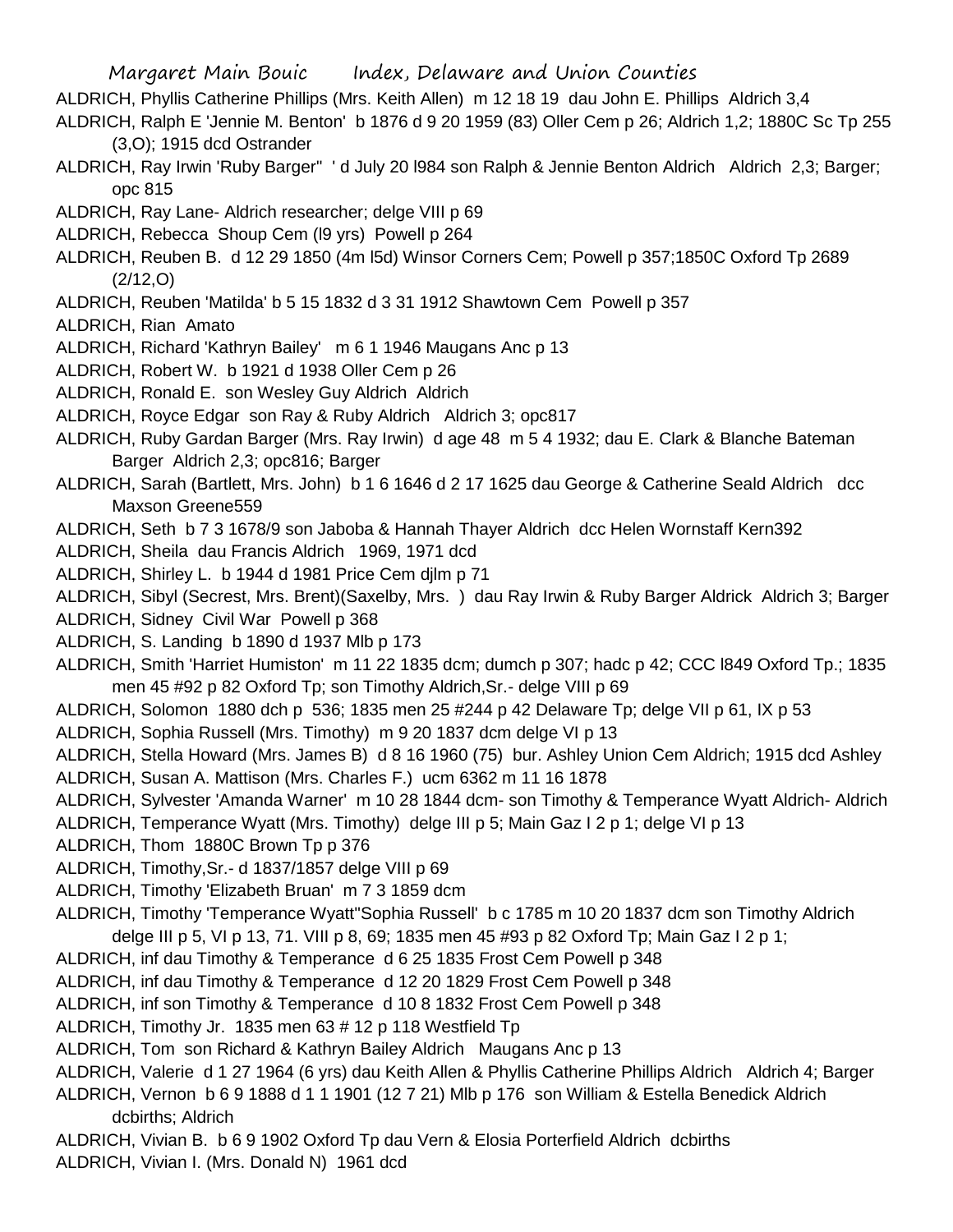ALDRICH, Phyllis Catherine Phillips (Mrs. Keith Allen) m 12 18 19 dau John E. Phillips Aldrich 3,4

ALDRICH, Ralph E 'Jennie M. Benton' b 1876 d 9 20 1959 (83) Oller Cem p 26; Aldrich 1,2; 1880C Sc Tp 255 (3,O); 1915 dcd Ostrander

ALDRICH, Ray Irwin 'Ruby Barger" ' d July 20 l984 son Ralph & Jennie Benton Aldrich Aldrich 2,3; Barger; opc 815

ALDRICH, Ray Lane- Aldrich researcher; delge VIII p 69

ALDRICH, Rebecca Shoup Cem (l9 yrs) Powell p 264

ALDRICH, Reuben B. d 12 29 1850 (4m l5d) Winsor Corners Cem; Powell p 357;1850C Oxford Tp 2689 (2/12,O)

ALDRICH, Reuben 'Matilda' b 5 15 1832 d 3 31 1912 Shawtown Cem Powell p 357

ALDRICH, Rian Amato

ALDRICH, Richard 'Kathryn Bailey' m 6 1 1946 Maugans Anc p 13

ALDRICH, Robert W. b 1921 d 1938 Oller Cem p 26

ALDRICH, Ronald E. son Wesley Guy Aldrich Aldrich

ALDRICH, Royce Edgar son Ray & Ruby Aldrich Aldrich 3; opc817

ALDRICH, Ruby Gardan Barger (Mrs. Ray Irwin) d age 48 m 5 4 1932; dau E. Clark & Blanche Bateman Barger Aldrich 2,3; opc816; Barger

ALDRICH, Sarah (Bartlett, Mrs. John) b 1 6 1646 d 2 17 1625 dau George & Catherine Seald Aldrich dcc Maxson Greene559

ALDRICH, Seth b 7 3 1678/9 son Jaboba & Hannah Thayer Aldrich dcc Helen Wornstaff Kern392

ALDRICH, Sheila dau Francis Aldrich 1969, 1971 dcd

ALDRICH, Shirley L. b 1944 d 1981 Price Cem djlm p 71

ALDRICH, Sibyl (Secrest, Mrs. Brent)(Saxelby, Mrs. ) dau Ray Irwin & Ruby Barger Aldrick Aldrich 3; Barger

ALDRICH, Sidney Civil War Powell p 368

ALDRICH, S. Landing b 1890 d 1937 Mlb p 173

ALDRICH, Smith 'Harriet Humiston' m 11 22 1835 dcm; dumch p 307; hadc p 42; CCC l849 Oxford Tp.; 1835 men 45 #92 p 82 Oxford Tp; son Timothy Aldrich,Sr.- delge VIII p 69

ALDRICH, Solomon 1880 dch p 536; 1835 men 25 #244 p 42 Delaware Tp; delge VII p 61, IX p 53

ALDRICH, Sophia Russell (Mrs. Timothy) m 9 20 1837 dcm delge VI p 13

ALDRICH, Stella Howard (Mrs. James B) d 8 16 1960 (75) bur. Ashley Union Cem Aldrich; 1915 dcd Ashley

ALDRICH, Susan A. Mattison (Mrs. Charles F.) ucm 6362 m 11 16 1878

ALDRICH, Sylvester 'Amanda Warner' m 10 28 1844 dcm- son Timothy & Temperance Wyatt Aldrich- Aldrich

ALDRICH, Temperance Wyatt (Mrs. Timothy) delge III p 5; Main Gaz I 2 p 1; delge VI p 13

ALDRICH, Thom 1880C Brown Tp p 376

ALDRICH, Timothy,Sr.- d 1837/1857 delge VIII p 69

ALDRICH, Timothy 'Elizabeth Bruan' m 7 3 1859 dcm

ALDRICH, Timothy 'Temperance Wyatt''Sophia Russell' b c 1785 m 10 20 1837 dcm son Timothy Aldrich delge III p 5, VI p 13, 71. VIII p 8, 69; 1835 men 45 #93 p 82 Oxford Tp; Main Gaz I 2 p 1;

ALDRICH, inf dau Timothy & Temperance d 6 25 1835 Frost Cem Powell p 348

ALDRICH, inf dau Timothy & Temperance d 12 20 1829 Frost Cem Powell p 348

ALDRICH, inf son Timothy & Temperance d 10 8 1832 Frost Cem Powell p 348

ALDRICH, Timothy Jr. 1835 men 63 # 12 p 118 Westfield Tp

ALDRICH, Tom son Richard & Kathryn Bailey Aldrich Maugans Anc p 13

ALDRICH, Valerie d 1 27 1964 (6 yrs) dau Keith Allen & Phyllis Catherine Phillips Aldrich Aldrich 4; Barger

ALDRICH, Vernon b 6 9 1888 d 1 1 1901 (12 7 21) Mlb p 176 son William & Estella Benedick Aldrich dcbirths; Aldrich

ALDRICH, Vivian B. b 6 9 1902 Oxford Tp dau Vern & Elosia Porterfield Aldrich dcbirths

ALDRICH, Vivian I. (Mrs. Donald N) 1961 dcd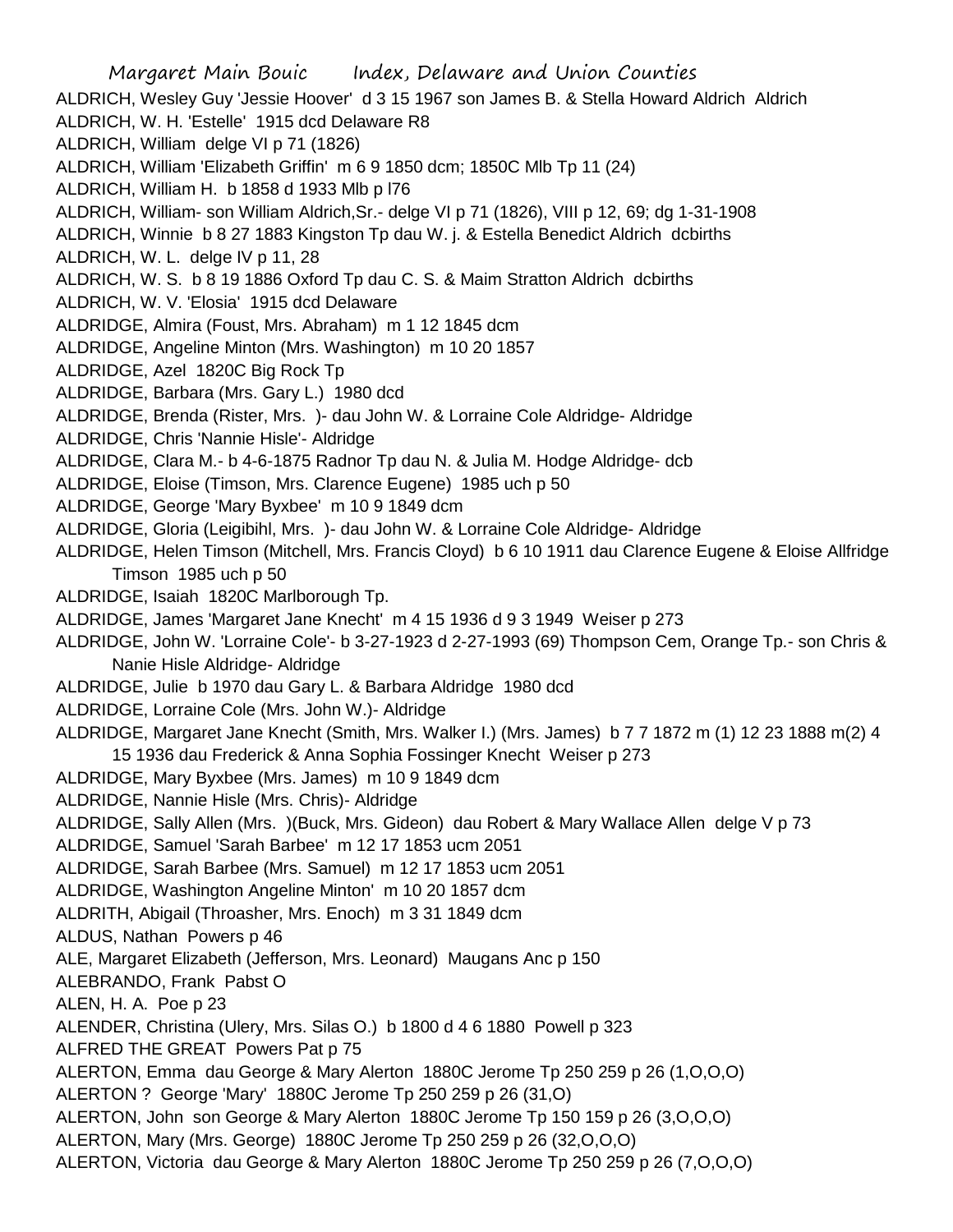ALDRICH, Wesley Guy 'Jessie Hoover' d 3 15 1967 son James B. & Stella Howard Aldrich Aldrich
ALDRICH, W. H. 'Estelle' 1915 dcd Delaware R8
ALDRICH, William delge VI p 71 (1826)
ALDRICH, William 'Elizabeth Griffin' m 6 9 1850 dcm; 1850C Mlb Tp 11 (24)
ALDRICH, William H. b 1858 d 1933 Mlb p l76
ALDRICH, William- son William Aldrich,Sr.- delge VI p 71 (1826), VIII p 12, 69; dg 1-31-1908
ALDRICH, Winnie b 8 27 1883 Kingston Tp dau W. j. & Estella Benedict Aldrich dcbirths
ALDRICH, W. L. delge IV p 11, 28
ALDRICH, W. S. b 8 19 1886 Oxford Tp dau C. S. & Maim Stratton Aldrich dcbirths
ALDRICH, W. V. 'Elosia' 1915 dcd Delaware
ALDRIDGE, Almira (Foust, Mrs. Abraham) m 1 12 1845 dcm
ALDRIDGE, Angeline Minton (Mrs. Washington) m 10 20 1857
ALDRIDGE, Azel 1820C Big Rock Tp
ALDRIDGE, Barbara (Mrs. Gary L.) 1980 dcd
ALDRIDGE, Brenda (Rister, Mrs. )- dau John W. & Lorraine Cole Aldridge- Aldridge
ALDRIDGE, Chris 'Nannie Hisle'- Aldridge
ALDRIDGE, Clara M.- b 4-6-1875 Radnor Tp dau N. & Julia M. Hodge Aldridge- dcb
ALDRIDGE, Eloise (Timson, Mrs. Clarence Eugene) 1985 uch p 50
ALDRIDGE, George 'Mary Byxbee' m 10 9 1849 dcm
ALDRIDGE, Gloria (Leigibihl, Mrs. )- dau John W. & Lorraine Cole Aldridge- Aldridge
ALDRIDGE, Helen Timson (Mitchell, Mrs. Francis Cloyd) b 6 10 1911 dau Clarence Eugene & Eloise Allfridge Timson 1985 uch p 50
ALDRIDGE, Isaiah 1820C Marlborough Tp.
ALDRIDGE, James 'Margaret Jane Knecht' m 4 15 1936 d 9 3 1949 Weiser p 273
ALDRIDGE, John W. 'Lorraine Cole'- b 3-27-1923 d 2-27-1993 (69) Thompson Cem, Orange Tp.- son Chris & Nanie Hisle Aldridge- Aldridge
ALDRIDGE, Julie b 1970 dau Gary L. & Barbara Aldridge 1980 dcd
ALDRIDGE, Lorraine Cole (Mrs. John W.)- Aldridge
ALDRIDGE, Margaret Jane Knecht (Smith, Mrs. Walker I.) (Mrs. James) b 7 7 1872 m (1) 12 23 1888 m(2) 4 15 1936 dau Frederick & Anna Sophia Fossinger Knecht Weiser p 273
ALDRIDGE, Mary Byxbee (Mrs. James) m 10 9 1849 dcm
ALDRIDGE, Nannie Hisle (Mrs. Chris)- Aldridge
ALDRIDGE, Sally Allen (Mrs. )(Buck, Mrs. Gideon) dau Robert & Mary Wallace Allen delge V p 73
ALDRIDGE, Samuel 'Sarah Barbee' m 12 17 1853 ucm 2051
ALDRIDGE, Sarah Barbee (Mrs. Samuel) m 12 17 1853 ucm 2051
ALDRIDGE, Washington Angeline Minton' m 10 20 1857 dcm
ALDRITH, Abigail (Throasher, Mrs. Enoch) m 3 31 1849 dcm
ALDUS, Nathan Powers p 46
ALE, Margaret Elizabeth (Jefferson, Mrs. Leonard) Maugans Anc p 150
ALEBRANDO, Frank Pabst O
ALEN, H. A. Poe p 23
ALENDER, Christina (Ulery, Mrs. Silas O.) b 1800 d 4 6 1880 Powell p 323
ALFRED THE GREAT Powers Pat p 75
ALERTON, Emma dau George & Mary Alerton 1880C Jerome Tp 250 259 p 26 (1,O,O,O)
ALERTON ? George 'Mary' 1880C Jerome Tp 250 259 p 26 (31,O)
ALERTON, John son George & Mary Alerton 1880C Jerome Tp 150 159 p 26 (3,O,O,O)
ALERTON, Mary (Mrs. George) 1880C Jerome Tp 250 259 p 26 (32,O,O,O)
ALERTON, Victoria dau George & Mary Alerton 1880C Jerome Tp 250 259 p 26 (7,O,O,O)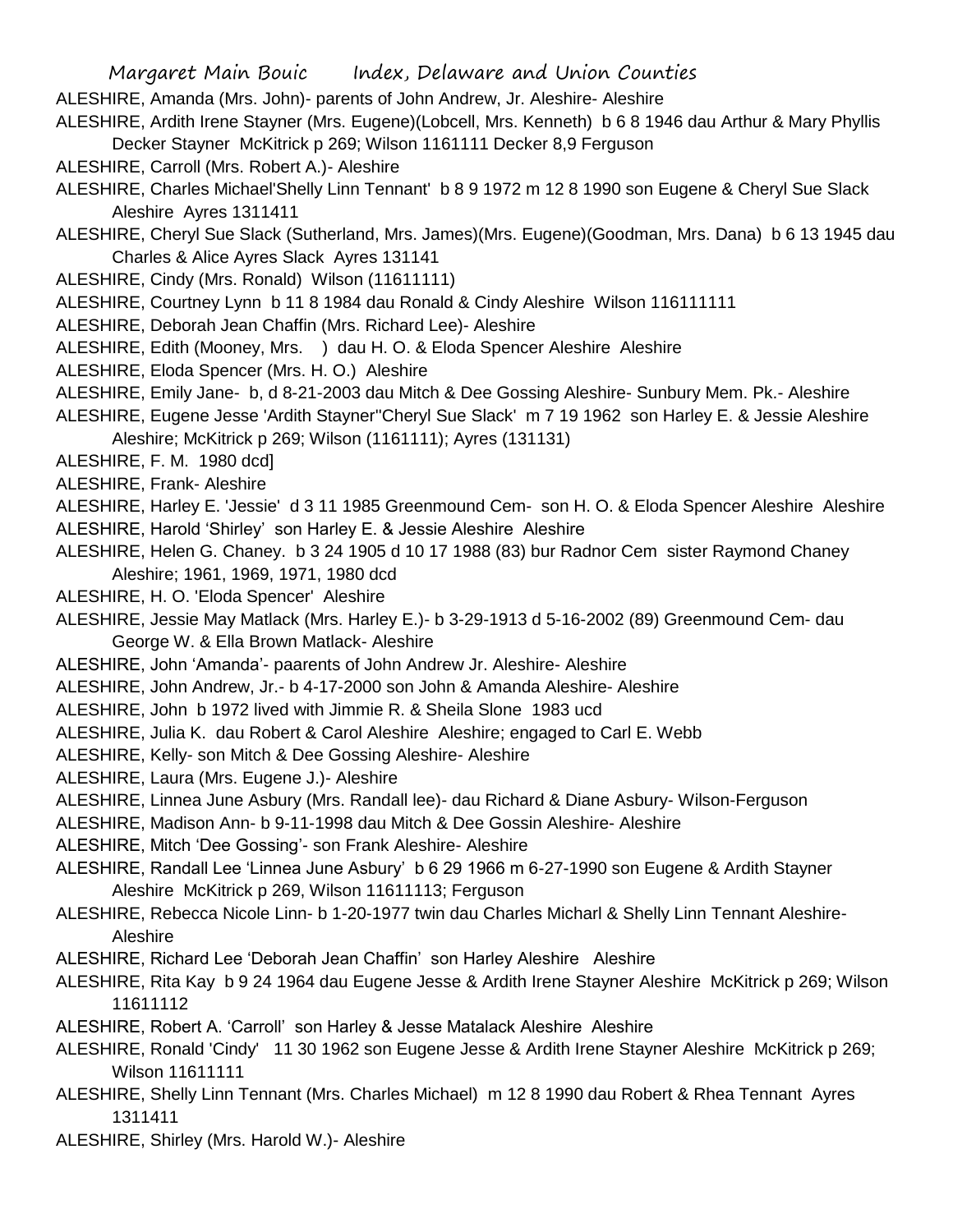ALESHIRE, Amanda (Mrs. John)- parents of John Andrew, Jr. Aleshire- Aleshire

ALESHIRE, Ardith Irene Stayner (Mrs. Eugene)(Lobcell, Mrs. Kenneth) b 6 8 1946 dau Arthur & Mary Phyllis Decker Stayner McKitrick p 269; Wilson 1161111 Decker 8,9 Ferguson

ALESHIRE, Carroll (Mrs. Robert A.)- Aleshire

ALESHIRE, Charles Michael'Shelly Linn Tennant' b 8 9 1972 m 12 8 1990 son Eugene & Cheryl Sue Slack Aleshire Ayres 1311411

ALESHIRE, Cheryl Sue Slack (Sutherland, Mrs. James)(Mrs. Eugene)(Goodman, Mrs. Dana) b 6 13 1945 dau Charles & Alice Ayres Slack Ayres 131141

ALESHIRE, Cindy (Mrs. Ronald) Wilson (11611111)

ALESHIRE, Courtney Lynn b 11 8 1984 dau Ronald & Cindy Aleshire Wilson 116111111

ALESHIRE, Deborah Jean Chaffin (Mrs. Richard Lee)- Aleshire

ALESHIRE, Edith (Mooney, Mrs. ) dau H. O. & Eloda Spencer Aleshire Aleshire

ALESHIRE, Eloda Spencer (Mrs. H. O.) Aleshire

ALESHIRE, Emily Jane- b, d 8-21-2003 dau Mitch & Dee Gossing Aleshire- Sunbury Mem. Pk.- Aleshire

ALESHIRE, Eugene Jesse 'Ardith Stayner''Cheryl Sue Slack' m 7 19 1962 son Harley E. & Jessie Aleshire Aleshire; McKitrick p 269; Wilson (1161111); Ayres (131131)

ALESHIRE, F. M. 1980 dcd]

ALESHIRE, Frank- Aleshire

ALESHIRE, Harley E. 'Jessie' d 3 11 1985 Greenmound Cem- son H. O. & Eloda Spencer Aleshire Aleshire

ALESHIRE, Harold 'Shirley' son Harley E. & Jessie Aleshire Aleshire

ALESHIRE, Helen G. Chaney. b 3 24 1905 d 10 17 1988 (83) bur Radnor Cem sister Raymond Chaney Aleshire; 1961, 1969, 1971, 1980 dcd

ALESHIRE, H. O. 'Eloda Spencer' Aleshire

ALESHIRE, Jessie May Matlack (Mrs. Harley E.)- b 3-29-1913 d 5-16-2002 (89) Greenmound Cem- dau George W. & Ella Brown Matlack- Aleshire

ALESHIRE, John 'Amanda'- paarents of John Andrew Jr. Aleshire- Aleshire

ALESHIRE, John Andrew, Jr.- b 4-17-2000 son John & Amanda Aleshire- Aleshire

ALESHIRE, John b 1972 lived with Jimmie R. & Sheila Slone 1983 ucd

ALESHIRE, Julia K. dau Robert & Carol Aleshire Aleshire; engaged to Carl E. Webb

ALESHIRE, Kelly- son Mitch & Dee Gossing Aleshire- Aleshire

ALESHIRE, Laura (Mrs. Eugene J.)- Aleshire

ALESHIRE, Linnea June Asbury (Mrs. Randall lee)- dau Richard & Diane Asbury- Wilson-Ferguson

ALESHIRE, Madison Ann- b 9-11-1998 dau Mitch & Dee Gossin Aleshire- Aleshire

ALESHIRE, Mitch 'Dee Gossing'- son Frank Aleshire- Aleshire

ALESHIRE, Randall Lee 'Linnea June Asbury' b 6 29 1966 m 6-27-1990 son Eugene & Ardith Stayner Aleshire McKitrick p 269, Wilson 11611113; Ferguson

ALESHIRE, Rebecca Nicole Linn- b 1-20-1977 twin dau Charles Micharl & Shelly Linn Tennant Aleshire- Aleshire

ALESHIRE, Richard Lee 'Deborah Jean Chaffin' son Harley Aleshire Aleshire

ALESHIRE, Rita Kay b 9 24 1964 dau Eugene Jesse & Ardith Irene Stayner Aleshire McKitrick p 269; Wilson 11611112

ALESHIRE, Robert A. 'Carroll' son Harley & Jesse Matalack Aleshire Aleshire

ALESHIRE, Ronald 'Cindy' 11 30 1962 son Eugene Jesse & Ardith Irene Stayner Aleshire McKitrick p 269; Wilson 11611111

ALESHIRE, Shelly Linn Tennant (Mrs. Charles Michael) m 12 8 1990 dau Robert & Rhea Tennant Ayres 1311411

ALESHIRE, Shirley (Mrs. Harold W.)- Aleshire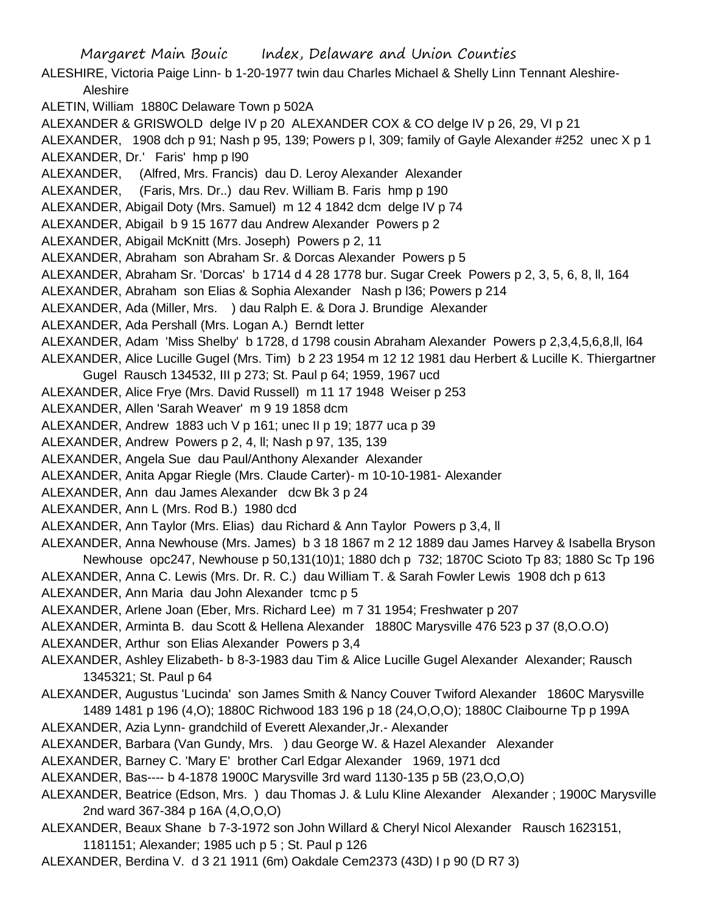ALESHIRE, Victoria Paige Linn- b 1-20-1977 twin dau Charles Michael & Shelly Linn Tennant Aleshire-Aleshire

ALETIN, William 1880C Delaware Town p 502A

ALEXANDER & GRISWOLD delge IV p 20 ALEXANDER COX & CO delge IV p 26, 29, VI p 21

ALEXANDER, 1908 dch p 91; Nash p 95, 139; Powers p l, 309; family of Gayle Alexander #252 unec X p 1

ALEXANDER, Dr.' Faris' hmp p l90

ALEXANDER, (Alfred, Mrs. Francis) dau D. Leroy Alexander Alexander

ALEXANDER, (Faris, Mrs. Dr..) dau Rev. William B. Faris hmp p 190

ALEXANDER, Abigail Doty (Mrs. Samuel) m 12 4 1842 dcm delge IV p 74

ALEXANDER, Abigail b 9 15 1677 dau Andrew Alexander Powers p 2

ALEXANDER, Abigail McKnitt (Mrs. Joseph) Powers p 2, 11

ALEXANDER, Abraham son Abraham Sr. & Dorcas Alexander Powers p 5

ALEXANDER, Abraham Sr. 'Dorcas' b 1714 d 4 28 1778 bur. Sugar Creek Powers p 2, 3, 5, 6, 8, ll, 164

ALEXANDER, Abraham son Elias & Sophia Alexander Nash p l36; Powers p 214

ALEXANDER, Ada (Miller, Mrs. ) dau Ralph E. & Dora J. Brundige Alexander

ALEXANDER, Ada Pershall (Mrs. Logan A.) Berndt letter

ALEXANDER, Adam 'Miss Shelby' b 1728, d 1798 cousin Abraham Alexander Powers p 2,3,4,5,6,8,ll, l64

ALEXANDER, Alice Lucille Gugel (Mrs. Tim) b 2 23 1954 m 12 12 1981 dau Herbert & Lucille K. Thiergartner Gugel Rausch 134532, III p 273; St. Paul p 64; 1959, 1967 ucd

ALEXANDER, Alice Frye (Mrs. David Russell) m 11 17 1948 Weiser p 253

ALEXANDER, Allen 'Sarah Weaver' m 9 19 1858 dcm

ALEXANDER, Andrew 1883 uch V p 161; unec II p 19; 1877 uca p 39

ALEXANDER, Andrew Powers p 2, 4, ll; Nash p 97, 135, 139

ALEXANDER, Angela Sue dau Paul/Anthony Alexander Alexander

ALEXANDER, Anita Apgar Riegle (Mrs. Claude Carter)- m 10-10-1981- Alexander

ALEXANDER, Ann dau James Alexander dcw Bk 3 p 24

ALEXANDER, Ann L (Mrs. Rod B.) 1980 dcd

ALEXANDER, Ann Taylor (Mrs. Elias) dau Richard & Ann Taylor Powers p 3,4, ll

ALEXANDER, Anna Newhouse (Mrs. James) b 3 18 1867 m 2 12 1889 dau James Harvey & Isabella Bryson Newhouse opc247, Newhouse p 50,131(10)1; 1880 dch p 732; 1870C Scioto Tp 83; 1880 Sc Tp 196

ALEXANDER, Anna C. Lewis (Mrs. Dr. R. C.) dau William T. & Sarah Fowler Lewis 1908 dch p 613

ALEXANDER, Ann Maria dau John Alexander tcmc p 5

ALEXANDER, Arlene Joan (Eber, Mrs. Richard Lee) m 7 31 1954; Freshwater p 207

ALEXANDER, Arminta B. dau Scott & Hellena Alexander 1880C Marysville 476 523 p 37 (8,O.O.O)

ALEXANDER, Arthur son Elias Alexander Powers p 3,4

ALEXANDER, Ashley Elizabeth- b 8-3-1983 dau Tim & Alice Lucille Gugel Alexander Alexander; Rausch 1345321; St. Paul p 64

ALEXANDER, Augustus 'Lucinda' son James Smith & Nancy Couver Twiford Alexander 1860C Marysville 1489 1481 p 196 (4,O); 1880C Richwood 183 196 p 18 (24,O,O,O); 1880C Claibourne Tp p 199A

ALEXANDER, Azia Lynn- grandchild of Everett Alexander,Jr.- Alexander

ALEXANDER, Barbara (Van Gundy, Mrs. ) dau George W. & Hazel Alexander Alexander

ALEXANDER, Barney C. 'Mary E' brother Carl Edgar Alexander 1969, 1971 dcd

ALEXANDER, Bas---- b 4-1878 1900C Marysville 3rd ward 1130-135 p 5B (23,O,O,O)

ALEXANDER, Beatrice (Edson, Mrs. ) dau Thomas J. & Lulu Kline Alexander Alexander ; 1900C Marysville 2nd ward 367-384 p 16A (4,O,O,O)

ALEXANDER, Beaux Shane b 7-3-1972 son John Willard & Cheryl Nicol Alexander Rausch 1623151, 1181151; Alexander; 1985 uch p 5 ; St. Paul p 126

ALEXANDER, Berdina V. d 3 21 1911 (6m) Oakdale Cem2373 (43D) I p 90 (D R7 3)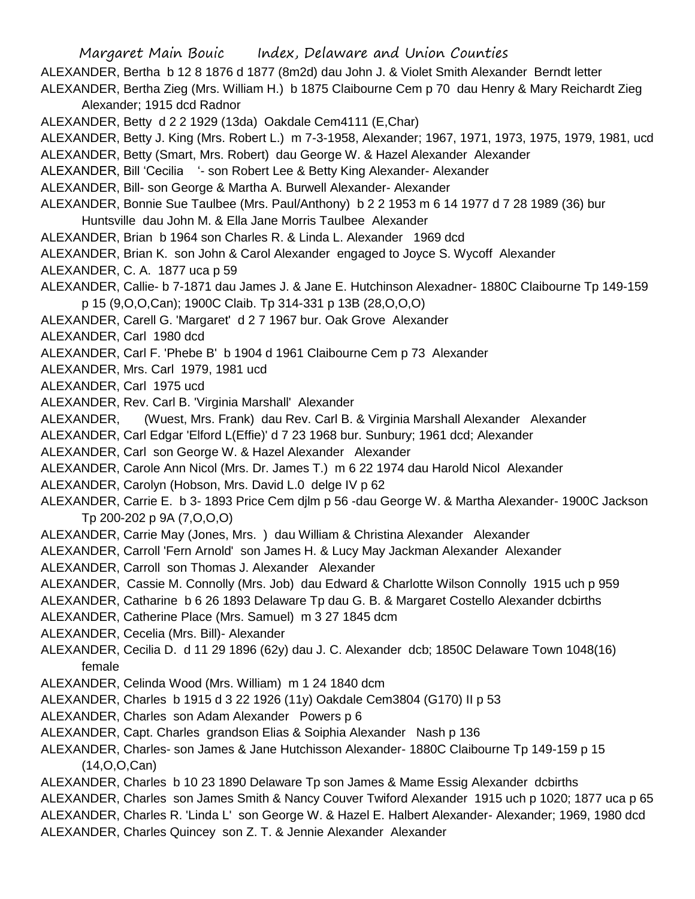ALEXANDER, Bertha b 12 8 1876 d 1877 (8m2d) dau John J. & Violet Smith Alexander Berndt letter

ALEXANDER, Bertha Zieg (Mrs. William H.) b 1875 Claibourne Cem p 70 dau Henry & Mary Reichardt Zieg Alexander; 1915 dcd Radnor

ALEXANDER, Betty d 2 2 1929 (13da) Oakdale Cem4111 (E,Char)

ALEXANDER, Betty J. King (Mrs. Robert L.) m 7-3-1958, Alexander; 1967, 1971, 1973, 1975, 1979, 1981, ucd

ALEXANDER, Betty (Smart, Mrs. Robert) dau George W. & Hazel Alexander Alexander

ALEXANDER, Bill 'Cecilia '- son Robert Lee & Betty King Alexander- Alexander

ALEXANDER, Bill- son George & Martha A. Burwell Alexander- Alexander

ALEXANDER, Bonnie Sue Taulbee (Mrs. Paul/Anthony) b 2 2 1953 m 6 14 1977 d 7 28 1989 (36) bur Huntsville dau John M. & Ella Jane Morris Taulbee Alexander

ALEXANDER, Brian b 1964 son Charles R. & Linda L. Alexander 1969 dcd

ALEXANDER, Brian K. son John & Carol Alexander engaged to Joyce S. Wycoff Alexander

ALEXANDER, C. A. 1877 uca p 59

ALEXANDER, Callie- b 7-1871 dau James J. & Jane E. Hutchinson Alexadner- 1880C Claibourne Tp 149-159 p 15 (9,O,O,Can); 1900C Claib. Tp 314-331 p 13B (28,O,O,O)

ALEXANDER, Carell G. 'Margaret' d 2 7 1967 bur. Oak Grove Alexander

ALEXANDER, Carl 1980 dcd

ALEXANDER, Carl F. 'Phebe B' b 1904 d 1961 Claibourne Cem p 73 Alexander

ALEXANDER, Mrs. Carl 1979, 1981 ucd

ALEXANDER, Carl 1975 ucd

ALEXANDER, Rev. Carl B. 'Virginia Marshall' Alexander

ALEXANDER, (Wuest, Mrs. Frank) dau Rev. Carl B. & Virginia Marshall Alexander Alexander

ALEXANDER, Carl Edgar 'Elford L(Effie)' d 7 23 1968 bur. Sunbury; 1961 dcd; Alexander

ALEXANDER, Carl son George W. & Hazel Alexander Alexander

ALEXANDER, Carole Ann Nicol (Mrs. Dr. James T.) m 6 22 1974 dau Harold Nicol Alexander

ALEXANDER, Carolyn (Hobson, Mrs. David L.0 delge IV p 62

ALEXANDER, Carrie E. b 3- 1893 Price Cem djlm p 56 -dau George W. & Martha Alexander- 1900C Jackson Tp 200-202 p 9A (7,O,O,O)

ALEXANDER, Carrie May (Jones, Mrs. ) dau William & Christina Alexander Alexander

ALEXANDER, Carroll 'Fern Arnold' son James H. & Lucy May Jackman Alexander Alexander

ALEXANDER, Carroll son Thomas J. Alexander Alexander

ALEXANDER, Cassie M. Connolly (Mrs. Job) dau Edward & Charlotte Wilson Connolly 1915 uch p 959

ALEXANDER, Catharine b 6 26 1893 Delaware Tp dau G. B. & Margaret Costello Alexander dcbirths

ALEXANDER, Catherine Place (Mrs. Samuel) m 3 27 1845 dcm

ALEXANDER, Cecelia (Mrs. Bill)- Alexander

ALEXANDER, Cecilia D. d 11 29 1896 (62y) dau J. C. Alexander dcb; 1850C Delaware Town 1048(16) female

ALEXANDER, Celinda Wood (Mrs. William) m 1 24 1840 dcm

ALEXANDER, Charles b 1915 d 3 22 1926 (11y) Oakdale Cem3804 (G170) II p 53

ALEXANDER, Charles son Adam Alexander Powers p 6

ALEXANDER, Capt. Charles grandson Elias & Soiphia Alexander Nash p 136

ALEXANDER, Charles- son James & Jane Hutchisson Alexander- 1880C Claibourne Tp 149-159 p 15 (14,O,O,Can)

ALEXANDER, Charles b 10 23 1890 Delaware Tp son James & Mame Essig Alexander dcbirths

ALEXANDER, Charles son James Smith & Nancy Couver Twiford Alexander 1915 uch p 1020; 1877 uca p 65

ALEXANDER, Charles R. 'Linda L' son George W. & Hazel E. Halbert Alexander- Alexander; 1969, 1980 dcd

ALEXANDER, Charles Quincey son Z. T. & Jennie Alexander Alexander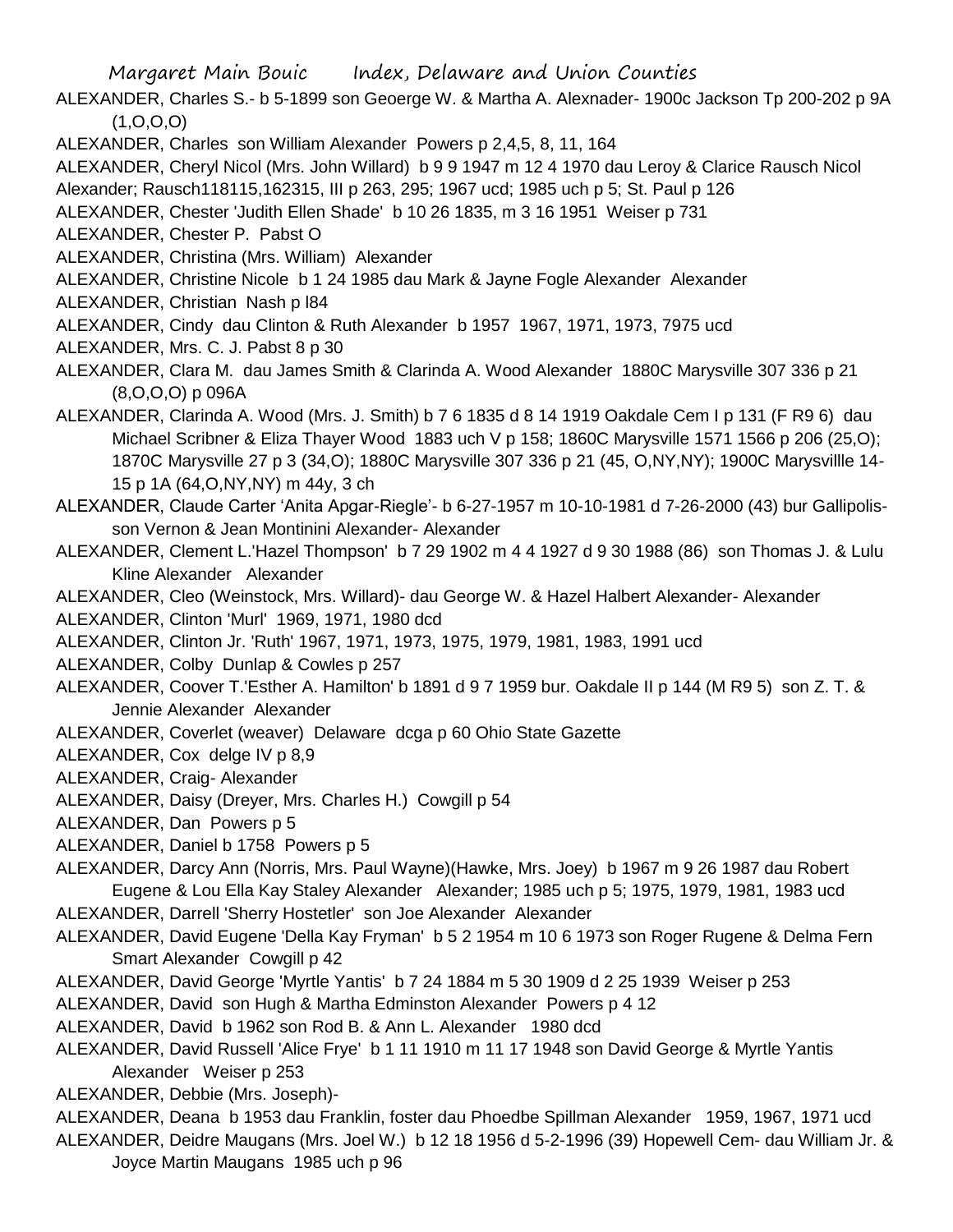ALEXANDER, Charles S.- b 5-1899 son Geoerge W. & Martha A. Alexnader- 1900c Jackson Tp 200-202 p 9A (1,O,O,O)

ALEXANDER, Charles son William Alexander Powers p 2,4,5, 8, 11, 164

ALEXANDER, Cheryl Nicol (Mrs. John Willard) b 9 9 1947 m 12 4 1970 dau Leroy & Clarice Rausch Nicol Alexander; Rausch118115,162315, III p 263, 295; 1967 ucd; 1985 uch p 5; St. Paul p 126

ALEXANDER, Chester 'Judith Ellen Shade' b 10 26 1835, m 3 16 1951 Weiser p 731

ALEXANDER, Chester P. Pabst O

ALEXANDER, Christina (Mrs. William) Alexander

ALEXANDER, Christine Nicole b 1 24 1985 dau Mark & Jayne Fogle Alexander Alexander

ALEXANDER, Christian Nash p l84

ALEXANDER, Cindy dau Clinton & Ruth Alexander b 1957 1967, 1971, 1973, 7975 ucd

ALEXANDER, Mrs. C. J. Pabst 8 p 30

ALEXANDER, Clara M. dau James Smith & Clarinda A. Wood Alexander 1880C Marysville 307 336 p 21 (8,O,O,O) p 096A

ALEXANDER, Clarinda A. Wood (Mrs. J. Smith) b 7 6 1835 d 8 14 1919 Oakdale Cem I p 131 (F R9 6) dau Michael Scribner & Eliza Thayer Wood 1883 uch V p 158; 1860C Marysville 1571 1566 p 206 (25,O); 1870C Marysville 27 p 3 (34,O); 1880C Marysville 307 336 p 21 (45, O,NY,NY); 1900C Marysvillle 14-15 p 1A (64,O,NY,NY) m 44y, 3 ch

ALEXANDER, Claude Carter 'Anita Apgar-Riegle'- b 6-27-1957 m 10-10-1981 d 7-26-2000 (43) bur Gallipolis- son Vernon & Jean Montinini Alexander- Alexander

ALEXANDER, Clement L.'Hazel Thompson' b 7 29 1902 m 4 4 1927 d 9 30 1988 (86) son Thomas J. & Lulu Kline Alexander Alexander

ALEXANDER, Cleo (Weinstock, Mrs. Willard)- dau George W. & Hazel Halbert Alexander- Alexander

ALEXANDER, Clinton 'Murl' 1969, 1971, 1980 dcd

ALEXANDER, Clinton Jr. 'Ruth' 1967, 1971, 1973, 1975, 1979, 1981, 1983, 1991 ucd

ALEXANDER, Colby Dunlap & Cowles p 257

ALEXANDER, Coover T.'Esther A. Hamilton' b 1891 d 9 7 1959 bur. Oakdale II p 144 (M R9 5) son Z. T. & Jennie Alexander Alexander

ALEXANDER, Coverlet (weaver) Delaware dcga p 60 Ohio State Gazette

ALEXANDER, Cox delge IV p 8,9

ALEXANDER, Craig- Alexander

ALEXANDER, Daisy (Dreyer, Mrs. Charles H.) Cowgill p 54

ALEXANDER, Dan Powers p 5

ALEXANDER, Daniel b 1758 Powers p 5

ALEXANDER, Darcy Ann (Norris, Mrs. Paul Wayne)(Hawke, Mrs. Joey) b 1967 m 9 26 1987 dau Robert Eugene & Lou Ella Kay Staley Alexander Alexander; 1985 uch p 5; 1975, 1979, 1981, 1983 ucd

ALEXANDER, Darrell 'Sherry Hostetler' son Joe Alexander Alexander

ALEXANDER, David Eugene 'Della Kay Fryman' b 5 2 1954 m 10 6 1973 son Roger Rugene & Delma Fern Smart Alexander Cowgill p 42

ALEXANDER, David George 'Myrtle Yantis' b 7 24 1884 m 5 30 1909 d 2 25 1939 Weiser p 253

ALEXANDER, David son Hugh & Martha Edminston Alexander Powers p 4 12

ALEXANDER, David b 1962 son Rod B. & Ann L. Alexander 1980 dcd

ALEXANDER, David Russell 'Alice Frye' b 1 11 1910 m 11 17 1948 son David George & Myrtle Yantis Alexander Weiser p 253

ALEXANDER, Debbie (Mrs. Joseph)-

ALEXANDER, Deana b 1953 dau Franklin, foster dau Phoedbe Spillman Alexander 1959, 1967, 1971 ucd

ALEXANDER, Deidre Maugans (Mrs. Joel W.) b 12 18 1956 d 5-2-1996 (39) Hopewell Cem- dau William Jr. & Joyce Martin Maugans 1985 uch p 96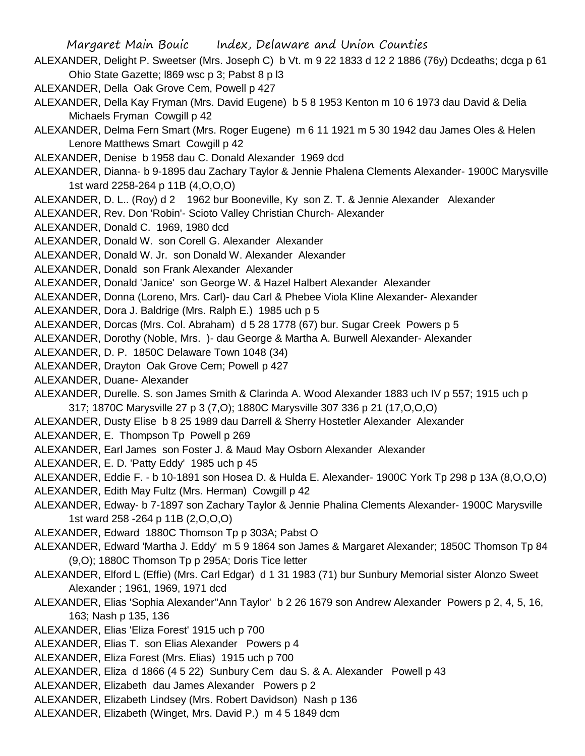ALEXANDER, Delight P. Sweetser (Mrs. Joseph C) b Vt. m 9 22 1833 d 12 2 1886 (76y) Dcdeaths; dcga p 61 Ohio State Gazette; l869 wsc p 3; Pabst 8 p l3

ALEXANDER, Della Oak Grove Cem, Powell p 427

ALEXANDER, Della Kay Fryman (Mrs. David Eugene) b 5 8 1953 Kenton m 10 6 1973 dau David & Delia Michaels Fryman Cowgill p 42

ALEXANDER, Delma Fern Smart (Mrs. Roger Eugene) m 6 11 1921 m 5 30 1942 dau James Oles & Helen Lenore Matthews Smart Cowgill p 42

ALEXANDER, Denise b 1958 dau C. Donald Alexander 1969 dcd

ALEXANDER, Dianna- b 9-1895 dau Zachary Taylor & Jennie Phalena Clements Alexander- 1900C Marysville 1st ward 2258-264 p 11B (4,O,O,O)

ALEXANDER, D. L.. (Roy) d 2 1962 bur Booneville, Ky son Z. T. & Jennie Alexander Alexander

ALEXANDER, Rev. Don 'Robin'- Scioto Valley Christian Church- Alexander

ALEXANDER, Donald C. 1969, 1980 dcd

ALEXANDER, Donald W. son Corell G. Alexander Alexander

ALEXANDER, Donald W. Jr. son Donald W. Alexander Alexander

ALEXANDER, Donald son Frank Alexander Alexander

ALEXANDER, Donald 'Janice' son George W. & Hazel Halbert Alexander Alexander

ALEXANDER, Donna (Loreno, Mrs. Carl)- dau Carl & Phebee Viola Kline Alexander- Alexander

ALEXANDER, Dora J. Baldrige (Mrs. Ralph E.) 1985 uch p 5

ALEXANDER, Dorcas (Mrs. Col. Abraham) d 5 28 1778 (67) bur. Sugar Creek Powers p 5

ALEXANDER, Dorothy (Noble, Mrs. )- dau George & Martha A. Burwell Alexander- Alexander

ALEXANDER, D. P. 1850C Delaware Town 1048 (34)

ALEXANDER, Drayton Oak Grove Cem; Powell p 427

ALEXANDER, Duane- Alexander

ALEXANDER, Durelle. S. son James Smith & Clarinda A. Wood Alexander 1883 uch IV p 557; 1915 uch p 317; 1870C Marysville 27 p 3 (7,O); 1880C Marysville 307 336 p 21 (17,O,O,O)

ALEXANDER, Dusty Elise b 8 25 1989 dau Darrell & Sherry Hostetler Alexander Alexander

ALEXANDER, E. Thompson Tp Powell p 269

ALEXANDER, Earl James son Foster J. & Maud May Osborn Alexander Alexander

ALEXANDER, E. D. 'Patty Eddy' 1985 uch p 45

ALEXANDER, Eddie F. - b 10-1891 son Hosea D. & Hulda E. Alexander- 1900C York Tp 298 p 13A (8,O,O,O)

ALEXANDER, Edith May Fultz (Mrs. Herman) Cowgill p 42

ALEXANDER, Edway- b 7-1897 son Zachary Taylor & Jennie Phalina Clements Alexander- 1900C Marysville 1st ward 258 -264 p 11B (2,O,O,O)

ALEXANDER, Edward 1880C Thomson Tp p 303A; Pabst O

ALEXANDER, Edward 'Martha J. Eddy' m 5 9 1864 son James & Margaret Alexander; 1850C Thomson Tp 84 (9,O); 1880C Thomson Tp p 295A; Doris Tice letter

ALEXANDER, Elford L (Effie) (Mrs. Carl Edgar) d 1 31 1983 (71) bur Sunbury Memorial sister Alonzo Sweet Alexander ; 1961, 1969, 1971 dcd

ALEXANDER, Elias 'Sophia Alexander''Ann Taylor' b 2 26 1679 son Andrew Alexander Powers p 2, 4, 5, 16, 163; Nash p 135, 136

ALEXANDER, Elias 'Eliza Forest' 1915 uch p 700

ALEXANDER, Elias T. son Elias Alexander Powers p 4

ALEXANDER, Eliza Forest (Mrs. Elias) 1915 uch p 700

ALEXANDER, Eliza d 1866 (4 5 22) Sunbury Cem dau S. & A. Alexander Powell p 43

ALEXANDER, Elizabeth dau James Alexander Powers p 2

ALEXANDER, Elizabeth Lindsey (Mrs. Robert Davidson) Nash p 136

ALEXANDER, Elizabeth (Winget, Mrs. David P.) m 4 5 1849 dcm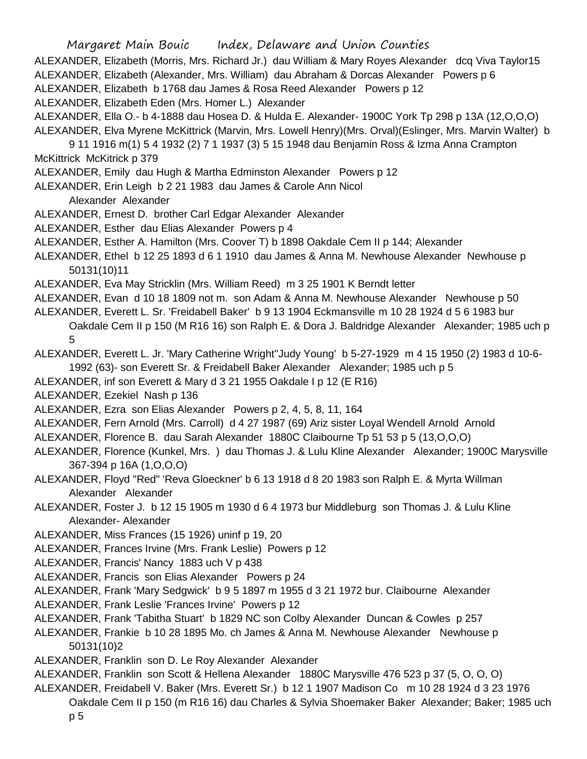ALEXANDER, Elizabeth (Morris, Mrs. Richard Jr.) dau William & Mary Royes Alexander dcq Viva Taylor15

ALEXANDER, Elizabeth (Alexander, Mrs. William) dau Abraham & Dorcas Alexander Powers p 6

ALEXANDER, Elizabeth b 1768 dau James & Rosa Reed Alexander Powers p 12

ALEXANDER, Elizabeth Eden (Mrs. Homer L.) Alexander

ALEXANDER, Ella O.- b 4-1888 dau Hosea D. & Hulda E. Alexander- 1900C York Tp 298 p 13A (12,O,O,O)

ALEXANDER, Elva Myrene McKittrick (Marvin, Mrs. Lowell Henry)(Mrs. Orval)(Eslinger, Mrs. Marvin Walter) b 9 11 1916 m(1) 5 4 1932 (2) 7 1 1937 (3) 5 15 1948 dau Benjamin Ross & Izma Anna Crampton McKittrick McKitrick p 379

ALEXANDER, Emily dau Hugh & Martha Edminston Alexander Powers p 12

ALEXANDER, Erin Leigh b 2 21 1983 dau James & Carole Ann Nicol Alexander Alexander

ALEXANDER, Ernest D. brother Carl Edgar Alexander Alexander

ALEXANDER, Esther dau Elias Alexander Powers p 4

ALEXANDER, Esther A. Hamilton (Mrs. Coover T) b 1898 Oakdale Cem II p 144; Alexander

ALEXANDER, Ethel b 12 25 1893 d 6 1 1910 dau James & Anna M. Newhouse Alexander Newhouse p 50131(10)11

ALEXANDER, Eva May Stricklin (Mrs. William Reed) m 3 25 1901 K Berndt letter

ALEXANDER, Evan d 10 18 1809 not m. son Adam & Anna M. Newhouse Alexander Newhouse p 50

ALEXANDER, Everett L. Sr. 'Freidabell Baker' b 9 13 1904 Eckmansville m 10 28 1924 d 5 6 1983 bur Oakdale Cem II p 150 (M R16 16) son Ralph E. & Dora J. Baldridge Alexander Alexander; 1985 uch p 5

ALEXANDER, Everett L. Jr. 'Mary Catherine Wright''Judy Young' b 5-27-1929 m 4 15 1950 (2) 1983 d 10-6-1992 (63)- son Everett Sr. & Freidabell Baker Alexander Alexander; 1985 uch p 5

ALEXANDER, inf son Everett & Mary d 3 21 1955 Oakdale I p 12 (E R16)

ALEXANDER, Ezekiel Nash p 136

ALEXANDER, Ezra son Elias Alexander Powers p 2, 4, 5, 8, 11, 164

ALEXANDER, Fern Arnold (Mrs. Carroll) d 4 27 1987 (69) Ariz sister Loyal Wendell Arnold Arnold

ALEXANDER, Florence B. dau Sarah Alexander 1880C Claibourne Tp 51 53 p 5 (13,O,O,O)

ALEXANDER, Florence (Kunkel, Mrs. ) dau Thomas J. & Lulu Kline Alexander Alexander; 1900C Marysville 367-394 p 16A (1,O,O,O)

ALEXANDER, Floyd "Red" 'Reva Gloeckner' b 6 13 1918 d 8 20 1983 son Ralph E. & Myrta Willman Alexander Alexander

ALEXANDER, Foster J. b 12 15 1905 m 1930 d 6 4 1973 bur Middleburg son Thomas J. & Lulu Kline Alexander- Alexander

ALEXANDER, Miss Frances (15 1926) uninf p 19, 20

ALEXANDER, Frances Irvine (Mrs. Frank Leslie) Powers p 12

ALEXANDER, Francis' Nancy 1883 uch V p 438

ALEXANDER, Francis son Elias Alexander Powers p 24

ALEXANDER, Frank 'Mary Sedgwick' b 9 5 1897 m 1955 d 3 21 1972 bur. Claibourne Alexander

ALEXANDER, Frank Leslie 'Frances Irvine' Powers p 12

ALEXANDER, Frank 'Tabitha Stuart' b 1829 NC son Colby Alexander Duncan & Cowles p 257

ALEXANDER, Frankie b 10 28 1895 Mo. ch James & Anna M. Newhouse Alexander Newhouse p 50131(10)2

ALEXANDER, Franklin son D. Le Roy Alexander Alexander

ALEXANDER, Franklin son Scott & Hellena Alexander 1880C Marysville 476 523 p 37 (5, O, O, O)

ALEXANDER, Freidabell V. Baker (Mrs. Everett Sr.) b 12 1 1907 Madison Co m 10 28 1924 d 3 23 1976 Oakdale Cem II p 150 (m R16 16) dau Charles & Sylvia Shoemaker Baker Alexander; Baker; 1985 uch p 5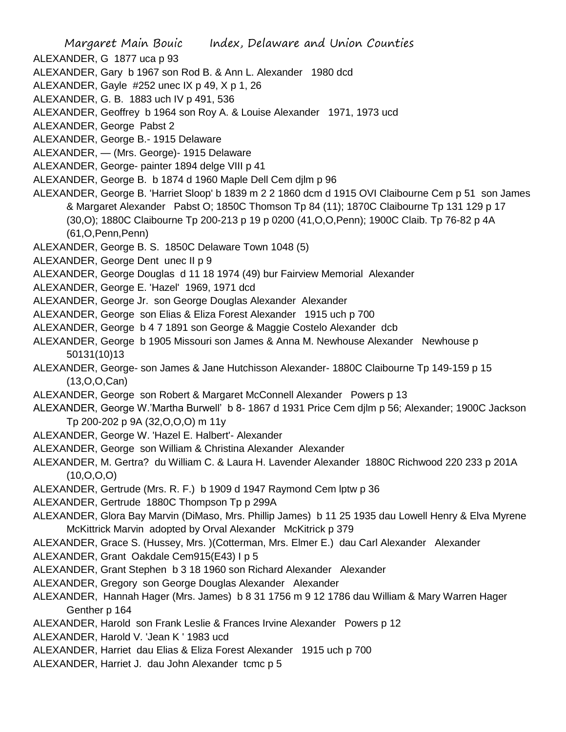ALEXANDER, G 1877 uca p 93

ALEXANDER, Gary b 1967 son Rod B. & Ann L. Alexander 1980 dcd

ALEXANDER, Gayle #252 unec IX p 49, X p 1, 26

ALEXANDER, G. B. 1883 uch IV p 491, 536

ALEXANDER, Geoffrey b 1964 son Roy A. & Louise Alexander 1971, 1973 ucd

ALEXANDER, George Pabst 2

ALEXANDER, George B.- 1915 Delaware

ALEXANDER, — (Mrs. George)- 1915 Delaware

ALEXANDER, George- painter 1894 delge VIII p 41

ALEXANDER, George B. b 1874 d 1960 Maple Dell Cem djlm p 96

ALEXANDER, George B. 'Harriet Sloop' b 1839 m 2 2 1860 dcm d 1915 OVI Claibourne Cem p 51 son James & Margaret Alexander Pabst O; 1850C Thomson Tp 84 (11); 1870C Claibourne Tp 131 129 p 17 (30,O); 1880C Claibourne Tp 200-213 p 19 p 0200 (41,O,O,Penn); 1900C Claib. Tp 76-82 p 4A (61,O,Penn,Penn)

ALEXANDER, George B. S. 1850C Delaware Town 1048 (5)

ALEXANDER, George Dent unec II p 9

ALEXANDER, George Douglas d 11 18 1974 (49) bur Fairview Memorial Alexander

ALEXANDER, George E. 'Hazel' 1969, 1971 dcd

ALEXANDER, George Jr. son George Douglas Alexander Alexander

ALEXANDER, George son Elias & Eliza Forest Alexander 1915 uch p 700

ALEXANDER, George b 4 7 1891 son George & Maggie Costelo Alexander dcb

ALEXANDER, George b 1905 Missouri son James & Anna M. Newhouse Alexander Newhouse p 50131(10)13

ALEXANDER, George- son James & Jane Hutchisson Alexander- 1880C Claibourne Tp 149-159 p 15 (13,O,O,Can)

ALEXANDER, George son Robert & Margaret McConnell Alexander Powers p 13

ALEXANDER, George W.'Martha Burwell' b 8- 1867 d 1931 Price Cem djlm p 56; Alexander; 1900C Jackson Tp 200-202 p 9A (32,O,O,O) m 11y

ALEXANDER, George W. 'Hazel E. Halbert'- Alexander

ALEXANDER, George son William & Christina Alexander Alexander

ALEXANDER, M. Gertra? du William C. & Laura H. Lavender Alexander 1880C Richwood 220 233 p 201A (10,O,O,O)

ALEXANDER, Gertrude (Mrs. R. F.) b 1909 d 1947 Raymond Cem lptw p 36

ALEXANDER, Gertrude 1880C Thompson Tp p 299A

ALEXANDER, Glora Bay Marvin (DiMaso, Mrs. Phillip James) b 11 25 1935 dau Lowell Henry & Elva Myrene McKittrick Marvin adopted by Orval Alexander McKitrick p 379

ALEXANDER, Grace S. (Hussey, Mrs. )(Cotterman, Mrs. Elmer E.) dau Carl Alexander Alexander

ALEXANDER, Grant Oakdale Cem915(E43) I p 5

ALEXANDER, Grant Stephen b 3 18 1960 son Richard Alexander Alexander

ALEXANDER, Gregory son George Douglas Alexander Alexander

ALEXANDER, Hannah Hager (Mrs. James) b 8 31 1756 m 9 12 1786 dau William & Mary Warren Hager Genther p 164

ALEXANDER, Harold son Frank Leslie & Frances Irvine Alexander Powers p 12

ALEXANDER, Harold V. 'Jean K ' 1983 ucd

ALEXANDER, Harriet dau Elias & Eliza Forest Alexander 1915 uch p 700

ALEXANDER, Harriet J. dau John Alexander tcmc p 5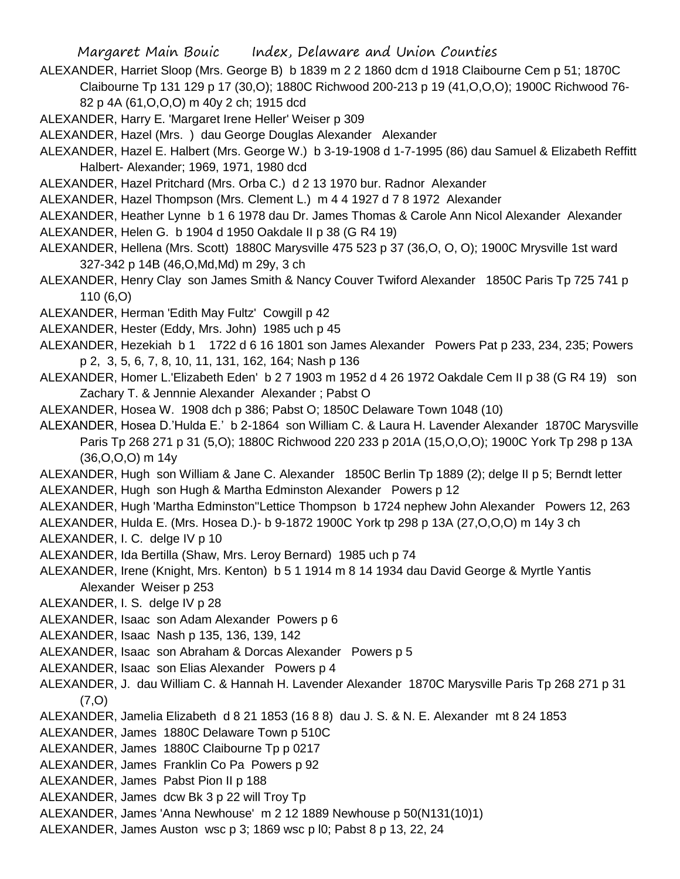ALEXANDER, Harriet Sloop (Mrs. George B) b 1839 m 2 2 1860 dcm d 1918 Claibourne Cem p 51; 1870C Claibourne Tp 131 129 p 17 (30,O); 1880C Richwood 200-213 p 19 (41,O,O,O); 1900C Richwood 76-82 p 4A (61,O,O,O) m 40y 2 ch; 1915 dcd

ALEXANDER, Harry E. 'Margaret Irene Heller' Weiser p 309

ALEXANDER, Hazel (Mrs. ) dau George Douglas Alexander Alexander

ALEXANDER, Hazel E. Halbert (Mrs. George W.) b 3-19-1908 d 1-7-1995 (86) dau Samuel & Elizabeth Reffitt Halbert- Alexander; 1969, 1971, 1980 dcd

ALEXANDER, Hazel Pritchard (Mrs. Orba C.) d 2 13 1970 bur. Radnor Alexander

ALEXANDER, Hazel Thompson (Mrs. Clement L.) m 4 4 1927 d 7 8 1972 Alexander

ALEXANDER, Heather Lynne b 1 6 1978 dau Dr. James Thomas & Carole Ann Nicol Alexander Alexander

ALEXANDER, Helen G. b 1904 d 1950 Oakdale II p 38 (G R4 19)

ALEXANDER, Hellena (Mrs. Scott) 1880C Marysville 475 523 p 37 (36,O, O, O); 1900C Mrysville 1st ward 327-342 p 14B (46,O,Md,Md) m 29y, 3 ch

ALEXANDER, Henry Clay son James Smith & Nancy Couver Twiford Alexander 1850C Paris Tp 725 741 p 110 (6,O)

ALEXANDER, Herman 'Edith May Fultz' Cowgill p 42

ALEXANDER, Hester (Eddy, Mrs. John) 1985 uch p 45

ALEXANDER, Hezekiah b 1 1722 d 6 16 1801 son James Alexander Powers Pat p 233, 234, 235; Powers p 2, 3, 5, 6, 7, 8, 10, 11, 131, 162, 164; Nash p 136

ALEXANDER, Homer L.'Elizabeth Eden' b 2 7 1903 m 1952 d 4 26 1972 Oakdale Cem II p 38 (G R4 19) son Zachary T. & Jennnie Alexander Alexander ; Pabst O

ALEXANDER, Hosea W. 1908 dch p 386; Pabst O; 1850C Delaware Town 1048 (10)

ALEXANDER, Hosea D.'Hulda E.' b 2-1864 son William C. & Laura H. Lavender Alexander 1870C Marysville Paris Tp 268 271 p 31 (5,O); 1880C Richwood 220 233 p 201A (15,O,O,O); 1900C York Tp 298 p 13A (36,O,O,O) m 14y

ALEXANDER, Hugh son William & Jane C. Alexander 1850C Berlin Tp 1889 (2); delge II p 5; Berndt letter

ALEXANDER, Hugh son Hugh & Martha Edminston Alexander Powers p 12

ALEXANDER, Hugh 'Martha Edminston''Lettice Thompson b 1724 nephew John Alexander Powers 12, 263

ALEXANDER, Hulda E. (Mrs. Hosea D.)- b 9-1872 1900C York tp 298 p 13A (27,O,O,O) m 14y 3 ch

ALEXANDER, I. C. delge IV p 10

ALEXANDER, Ida Bertilla (Shaw, Mrs. Leroy Bernard) 1985 uch p 74

ALEXANDER, Irene (Knight, Mrs. Kenton) b 5 1 1914 m 8 14 1934 dau David George & Myrtle Yantis Alexander Weiser p 253

ALEXANDER, I. S. delge IV p 28

ALEXANDER, Isaac son Adam Alexander Powers p 6

ALEXANDER, Isaac Nash p 135, 136, 139, 142

ALEXANDER, Isaac son Abraham & Dorcas Alexander Powers p 5

ALEXANDER, Isaac son Elias Alexander Powers p 4

ALEXANDER, J. dau William C. & Hannah H. Lavender Alexander 1870C Marysville Paris Tp 268 271 p 31 (7,O)

ALEXANDER, Jamelia Elizabeth d 8 21 1853 (16 8 8) dau J. S. & N. E. Alexander mt 8 24 1853

ALEXANDER, James 1880C Delaware Town p 510C

ALEXANDER, James 1880C Claibourne Tp p 0217

ALEXANDER, James Franklin Co Pa Powers p 92

ALEXANDER, James Pabst Pion II p 188

ALEXANDER, James dcw Bk 3 p 22 will Troy Tp

ALEXANDER, James 'Anna Newhouse' m 2 12 1889 Newhouse p 50(N131(10)1)

ALEXANDER, James Auston wsc p 3; 1869 wsc p l0; Pabst 8 p 13, 22, 24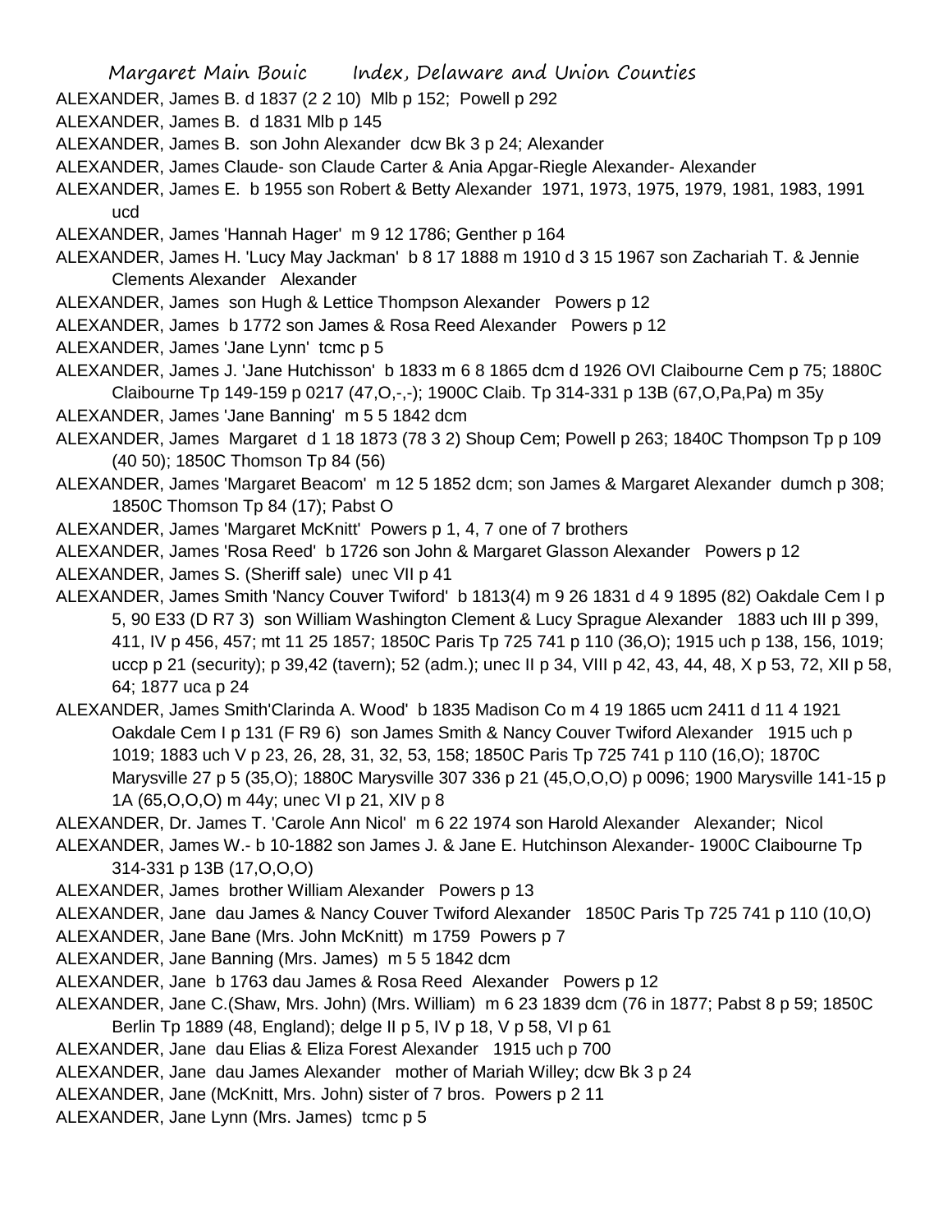ALEXANDER, James B. d 1837 (2 2 10) Mlb p 152; Powell p 292

ALEXANDER, James B. d 1831 Mlb p 145

ALEXANDER, James B. son John Alexander dcw Bk 3 p 24; Alexander

ALEXANDER, James Claude- son Claude Carter & Ania Apgar-Riegle Alexander- Alexander

ALEXANDER, James E. b 1955 son Robert & Betty Alexander 1971, 1973, 1975, 1979, 1981, 1983, 1991 ucd

ALEXANDER, James 'Hannah Hager' m 9 12 1786; Genther p 164

ALEXANDER, James H. 'Lucy May Jackman' b 8 17 1888 m 1910 d 3 15 1967 son Zachariah T. & Jennie Clements Alexander Alexander

ALEXANDER, James son Hugh & Lettice Thompson Alexander Powers p 12

ALEXANDER, James b 1772 son James & Rosa Reed Alexander Powers p 12

ALEXANDER, James 'Jane Lynn' tcmc p 5

ALEXANDER, James J. 'Jane Hutchisson' b 1833 m 6 8 1865 dcm d 1926 OVI Claibourne Cem p 75; 1880C Claibourne Tp 149-159 p 0217 (47,O,-,-); 1900C Claib. Tp 314-331 p 13B (67,O,Pa,Pa) m 35y

ALEXANDER, James 'Jane Banning' m 5 5 1842 dcm

ALEXANDER, James Margaret d 1 18 1873 (78 3 2) Shoup Cem; Powell p 263; 1840C Thompson Tp p 109 (40 50); 1850C Thomson Tp 84 (56)

ALEXANDER, James 'Margaret Beacom' m 12 5 1852 dcm; son James & Margaret Alexander dumch p 308; 1850C Thomson Tp 84 (17); Pabst O

ALEXANDER, James 'Margaret McKnitt' Powers p 1, 4, 7 one of 7 brothers

ALEXANDER, James 'Rosa Reed' b 1726 son John & Margaret Glasson Alexander Powers p 12

ALEXANDER, James S. (Sheriff sale) unec VII p 41

ALEXANDER, James Smith 'Nancy Couver Twiford' b 1813(4) m 9 26 1831 d 4 9 1895 (82) Oakdale Cem I p 5, 90 E33 (D R7 3) son William Washington Clement & Lucy Sprague Alexander 1883 uch III p 399, 411, IV p 456, 457; mt 11 25 1857; 1850C Paris Tp 725 741 p 110 (36,O); 1915 uch p 138, 156, 1019; uccp p 21 (security); p 39,42 (tavern); 52 (adm.); unec II p 34, VIII p 42, 43, 44, 48, X p 53, 72, XII p 58, 64; 1877 uca p 24

ALEXANDER, James Smith'Clarinda A. Wood' b 1835 Madison Co m 4 19 1865 ucm 2411 d 11 4 1921 Oakdale Cem I p 131 (F R9 6) son James Smith & Nancy Couver Twiford Alexander 1915 uch p 1019; 1883 uch V p 23, 26, 28, 31, 32, 53, 158; 1850C Paris Tp 725 741 p 110 (16,O); 1870C Marysville 27 p 5 (35,O); 1880C Marysville 307 336 p 21 (45,O,O,O) p 0096; 1900 Marysville 141-15 p 1A (65,O,O,O) m 44y; unec VI p 21, XIV p 8

ALEXANDER, Dr. James T. 'Carole Ann Nicol' m 6 22 1974 son Harold Alexander Alexander; Nicol

ALEXANDER, James W.- b 10-1882 son James J. & Jane E. Hutchinson Alexander- 1900C Claibourne Tp 314-331 p 13B (17,O,O,O)

ALEXANDER, James brother William Alexander Powers p 13

ALEXANDER, Jane dau James & Nancy Couver Twiford Alexander 1850C Paris Tp 725 741 p 110 (10,O)

ALEXANDER, Jane Bane (Mrs. John McKnitt) m 1759 Powers p 7

ALEXANDER, Jane Banning (Mrs. James) m 5 5 1842 dcm

ALEXANDER, Jane b 1763 dau James & Rosa Reed Alexander Powers p 12

ALEXANDER, Jane C.(Shaw, Mrs. John) (Mrs. William) m 6 23 1839 dcm (76 in 1877; Pabst 8 p 59; 1850C Berlin Tp 1889 (48, England); delge II p 5, IV p 18, V p 58, VI p 61

ALEXANDER, Jane dau Elias & Eliza Forest Alexander 1915 uch p 700

ALEXANDER, Jane dau James Alexander mother of Mariah Willey; dcw Bk 3 p 24

ALEXANDER, Jane (McKnitt, Mrs. John) sister of 7 bros. Powers p 2 11

ALEXANDER, Jane Lynn (Mrs. James) tcmc p 5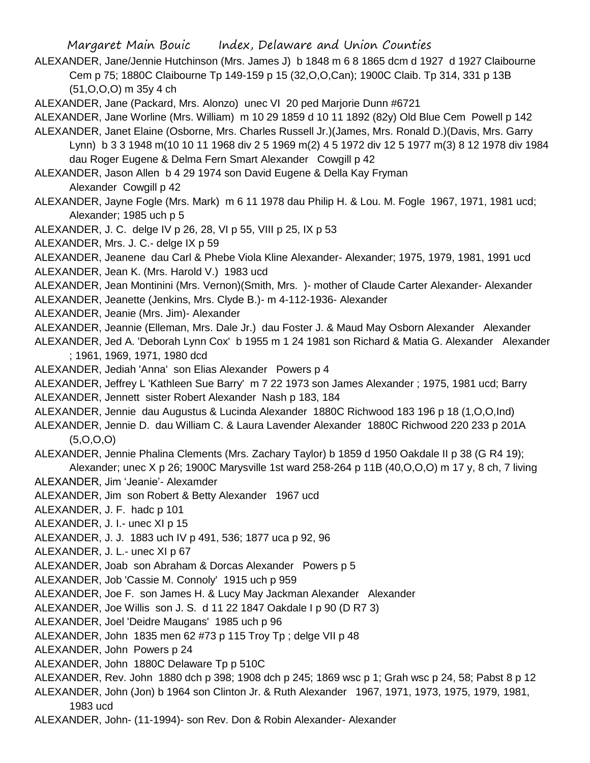ALEXANDER, Jane/Jennie Hutchinson (Mrs. James J) b 1848 m 6 8 1865 dcm d 1927 d 1927 Claibourne Cem p 75; 1880C Claibourne Tp 149-159 p 15 (32,O,O,Can); 1900C Claib. Tp 314, 331 p 13B (51,O,O,O) m 35y 4 ch

ALEXANDER, Jane (Packard, Mrs. Alonzo) unec VI 20 ped Marjorie Dunn #6721

ALEXANDER, Jane Worline (Mrs. William) m 10 29 1859 d 10 11 1892 (82y) Old Blue Cem Powell p 142

ALEXANDER, Janet Elaine (Osborne, Mrs. Charles Russell Jr.)(James, Mrs. Ronald D.)(Davis, Mrs. Garry Lynn) b 3 3 1948 m(10 10 11 1968 div 2 5 1969 m(2) 4 5 1972 div 12 5 1977 m(3) 8 12 1978 div 1984 dau Roger Eugene & Delma Fern Smart Alexander Cowgill p 42

ALEXANDER, Jason Allen b 4 29 1974 son David Eugene & Della Kay Fryman Alexander Cowgill p 42

ALEXANDER, Jayne Fogle (Mrs. Mark) m 6 11 1978 dau Philip H. & Lou. M. Fogle 1967, 1971, 1981 ucd; Alexander; 1985 uch p 5

ALEXANDER, J. C. delge IV p 26, 28, VI p 55, VIII p 25, IX p 53

ALEXANDER, Mrs. J. C.- delge IX p 59

ALEXANDER, Jeanene dau Carl & Phebe Viola Kline Alexander- Alexander; 1975, 1979, 1981, 1991 ucd

ALEXANDER, Jean K. (Mrs. Harold V.) 1983 ucd

ALEXANDER, Jean Montinini (Mrs. Vernon)(Smith, Mrs. )- mother of Claude Carter Alexander- Alexander

ALEXANDER, Jeanette (Jenkins, Mrs. Clyde B.)- m 4-112-1936- Alexander

ALEXANDER, Jeanie (Mrs. Jim)- Alexander

ALEXANDER, Jeannie (Elleman, Mrs. Dale Jr.) dau Foster J. & Maud May Osborn Alexander Alexander

ALEXANDER, Jed A. 'Deborah Lynn Cox' b 1955 m 1 24 1981 son Richard & Matia G. Alexander Alexander ; 1961, 1969, 1971, 1980 dcd

ALEXANDER, Jediah 'Anna' son Elias Alexander Powers p 4

ALEXANDER, Jeffrey L 'Kathleen Sue Barry' m 7 22 1973 son James Alexander ; 1975, 1981 ucd; Barry

ALEXANDER, Jennett sister Robert Alexander Nash p 183, 184

ALEXANDER, Jennie dau Augustus & Lucinda Alexander 1880C Richwood 183 196 p 18 (1,O,O,Ind)

ALEXANDER, Jennie D. dau William C. & Laura Lavender Alexander 1880C Richwood 220 233 p 201A (5,O,O,O)

ALEXANDER, Jennie Phalina Clements (Mrs. Zachary Taylor) b 1859 d 1950 Oakdale II p 38 (G R4 19); Alexander; unec X p 26; 1900C Marysville 1st ward 258-264 p 11B (40,O,O,O) m 17 y, 8 ch, 7 living

ALEXANDER, Jim 'Jeanie'- Alexamder

ALEXANDER, Jim son Robert & Betty Alexander 1967 ucd

ALEXANDER, J. F. hadc p 101

ALEXANDER, J. I.- unec XI p 15

ALEXANDER, J. J. 1883 uch IV p 491, 536; 1877 uca p 92, 96

ALEXANDER, J. L.- unec XI p 67

ALEXANDER, Joab son Abraham & Dorcas Alexander Powers p 5

ALEXANDER, Job 'Cassie M. Connoly' 1915 uch p 959

ALEXANDER, Joe F. son James H. & Lucy May Jackman Alexander Alexander

ALEXANDER, Joe Willis son J. S. d 11 22 1847 Oakdale I p 90 (D R7 3)

ALEXANDER, Joel 'Deidre Maugans' 1985 uch p 96

ALEXANDER, John 1835 men 62 #73 p 115 Troy Tp ; delge VII p 48

ALEXANDER, John Powers p 24

ALEXANDER, John 1880C Delaware Tp p 510C

ALEXANDER, Rev. John 1880 dch p 398; 1908 dch p 245; 1869 wsc p 1; Grah wsc p 24, 58; Pabst 8 p 12

ALEXANDER, John (Jon) b 1964 son Clinton Jr. & Ruth Alexander 1967, 1971, 1973, 1975, 1979, 1981, 1983 ucd

ALEXANDER, John- (11-1994)- son Rev. Don & Robin Alexander- Alexander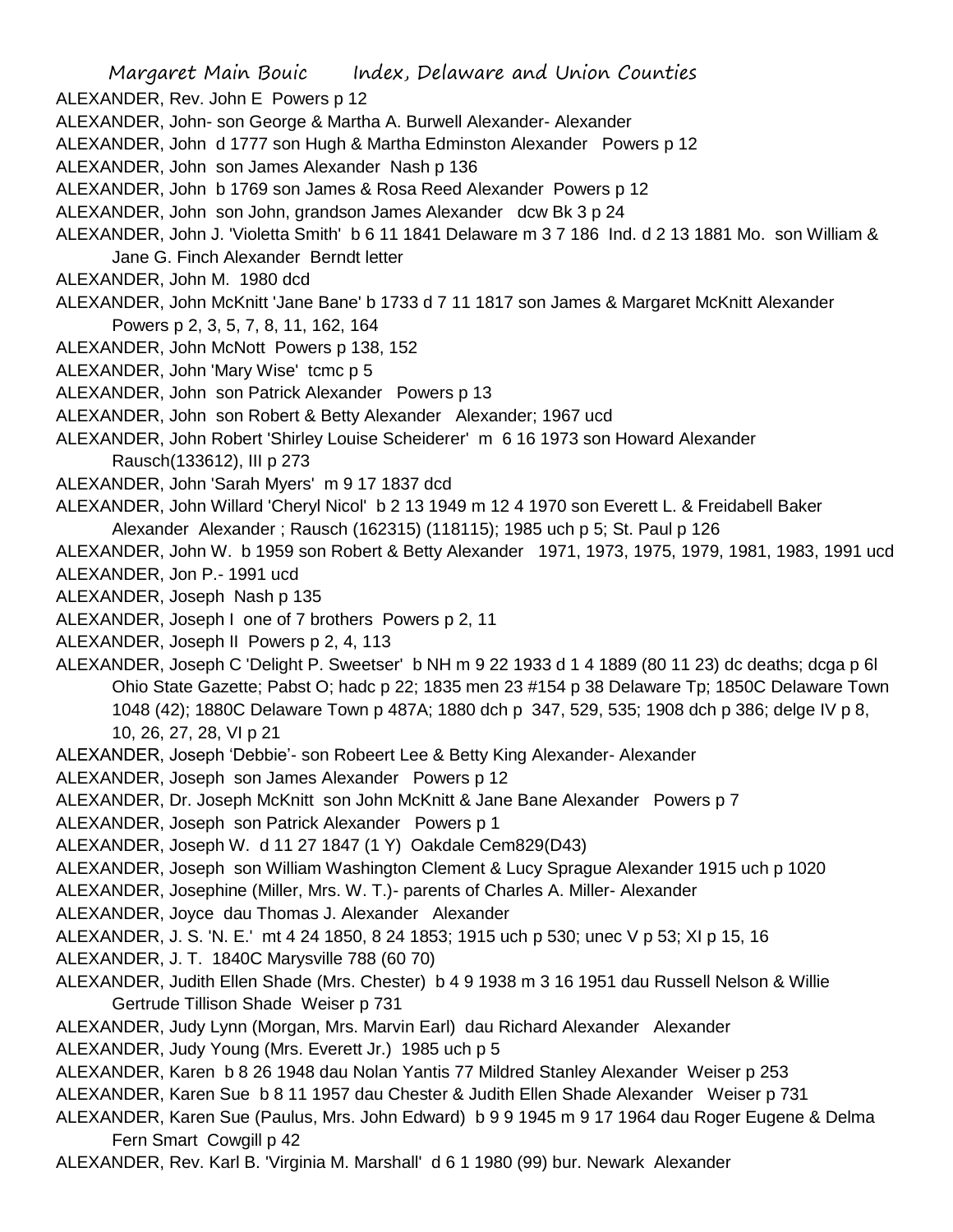ALEXANDER, Rev. John E Powers p 12
ALEXANDER, John- son George & Martha A. Burwell Alexander- Alexander
ALEXANDER, John d 1777 son Hugh & Martha Edminston Alexander Powers p 12
ALEXANDER, John son James Alexander Nash p 136
ALEXANDER, John b 1769 son James & Rosa Reed Alexander Powers p 12
ALEXANDER, John son John, grandson James Alexander dcw Bk 3 p 24
ALEXANDER, John J. 'Violetta Smith' b 6 11 1841 Delaware m 3 7 186 Ind. d 2 13 1881 Mo. son William & Jane G. Finch Alexander Berndt letter
ALEXANDER, John M. 1980 dcd
ALEXANDER, John McKnitt 'Jane Bane' b 1733 d 7 11 1817 son James & Margaret McKnitt Alexander Powers p 2, 3, 5, 7, 8, 11, 162, 164
ALEXANDER, John McNott Powers p 138, 152
ALEXANDER, John 'Mary Wise' tcmc p 5
ALEXANDER, John son Patrick Alexander Powers p 13
ALEXANDER, John son Robert & Betty Alexander Alexander; 1967 ucd
ALEXANDER, John Robert 'Shirley Louise Scheiderer' m 6 16 1973 son Howard Alexander Rausch(133612), III p 273
ALEXANDER, John 'Sarah Myers' m 9 17 1837 dcd
ALEXANDER, John Willard 'Cheryl Nicol' b 2 13 1949 m 12 4 1970 son Everett L. & Freidabell Baker Alexander Alexander ; Rausch (162315) (118115); 1985 uch p 5; St. Paul p 126
ALEXANDER, John W. b 1959 son Robert & Betty Alexander 1971, 1973, 1975, 1979, 1981, 1983, 1991 ucd
ALEXANDER, Jon P.- 1991 ucd
ALEXANDER, Joseph Nash p 135
ALEXANDER, Joseph I one of 7 brothers Powers p 2, 11
ALEXANDER, Joseph II Powers p 2, 4, 113
ALEXANDER, Joseph C 'Delight P. Sweetser' b NH m 9 22 1933 d 1 4 1889 (80 11 23) dc deaths; dcga p 6l Ohio State Gazette; Pabst O; hadc p 22; 1835 men 23 #154 p 38 Delaware Tp; 1850C Delaware Town 1048 (42); 1880C Delaware Town p 487A; 1880 dch p 347, 529, 535; 1908 dch p 386; delge IV p 8, 10, 26, 27, 28, VI p 21
ALEXANDER, Joseph 'Debbie'- son Robeert Lee & Betty King Alexander- Alexander
ALEXANDER, Joseph son James Alexander Powers p 12
ALEXANDER, Dr. Joseph McKnitt son John McKnitt & Jane Bane Alexander Powers p 7
ALEXANDER, Joseph son Patrick Alexander Powers p 1
ALEXANDER, Joseph W. d 11 27 1847 (1 Y) Oakdale Cem829(D43)
ALEXANDER, Joseph son William Washington Clement & Lucy Sprague Alexander 1915 uch p 1020
ALEXANDER, Josephine (Miller, Mrs. W. T.)- parents of Charles A. Miller- Alexander
ALEXANDER, Joyce dau Thomas J. Alexander Alexander
ALEXANDER, J. S. 'N. E.' mt 4 24 1850, 8 24 1853; 1915 uch p 530; unec V p 53; XI p 15, 16
ALEXANDER, J. T. 1840C Marysville 788 (60 70)
ALEXANDER, Judith Ellen Shade (Mrs. Chester) b 4 9 1938 m 3 16 1951 dau Russell Nelson & Willie Gertrude Tillison Shade Weiser p 731
ALEXANDER, Judy Lynn (Morgan, Mrs. Marvin Earl) dau Richard Alexander Alexander
ALEXANDER, Judy Young (Mrs. Everett Jr.) 1985 uch p 5
ALEXANDER, Karen b 8 26 1948 dau Nolan Yantis 77 Mildred Stanley Alexander Weiser p 253
ALEXANDER, Karen Sue b 8 11 1957 dau Chester & Judith Ellen Shade Alexander Weiser p 731
ALEXANDER, Karen Sue (Paulus, Mrs. John Edward) b 9 9 1945 m 9 17 1964 dau Roger Eugene & Delma Fern Smart Cowgill p 42
ALEXANDER, Rev. Karl B. 'Virginia M. Marshall' d 6 1 1980 (99) bur. Newark Alexander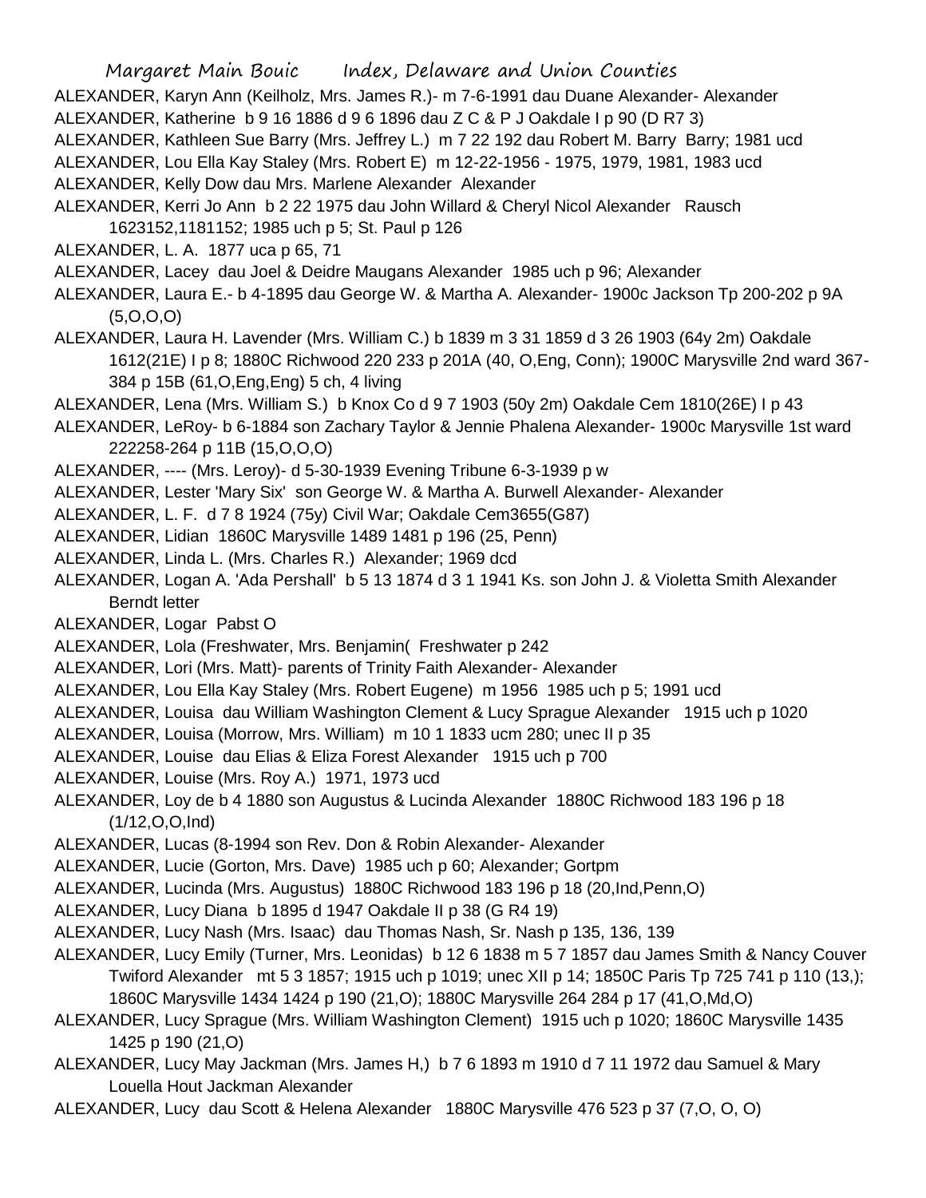ALEXANDER, Karyn Ann (Keilholz, Mrs. James R.)- m 7-6-1991 dau Duane Alexander- Alexander

ALEXANDER, Katherine b 9 16 1886 d 9 6 1896 dau Z C & P J Oakdale I p 90 (D R7 3)

ALEXANDER, Kathleen Sue Barry (Mrs. Jeffrey L.) m 7 22 192 dau Robert M. Barry Barry; 1981 ucd

ALEXANDER, Lou Ella Kay Staley (Mrs. Robert E) m 12-22-1956 - 1975, 1979, 1981, 1983 ucd

ALEXANDER, Kelly Dow dau Mrs. Marlene Alexander Alexander

ALEXANDER, Kerri Jo Ann b 2 22 1975 dau John Willard & Cheryl Nicol Alexander Rausch 1623152,1181152; 1985 uch p 5; St. Paul p 126

ALEXANDER, L. A. 1877 uca p 65, 71

ALEXANDER, Lacey dau Joel & Deidre Maugans Alexander 1985 uch p 96; Alexander

ALEXANDER, Laura E.- b 4-1895 dau George W. & Martha A. Alexander- 1900c Jackson Tp 200-202 p 9A (5,O,O,O)

ALEXANDER, Laura H. Lavender (Mrs. William C.) b 1839 m 3 31 1859 d 3 26 1903 (64y 2m) Oakdale 1612(21E) I p 8; 1880C Richwood 220 233 p 201A (40, O,Eng, Conn); 1900C Marysville 2nd ward 367-384 p 15B (61,O,Eng,Eng) 5 ch, 4 living

ALEXANDER, Lena (Mrs. William S.) b Knox Co d 9 7 1903 (50y 2m) Oakdale Cem 1810(26E) I p 43

ALEXANDER, LeRoy- b 6-1884 son Zachary Taylor & Jennie Phalena Alexander- 1900c Marysville 1st ward 222258-264 p 11B (15,O,O,O)

ALEXANDER, ---- (Mrs. Leroy)- d 5-30-1939 Evening Tribune 6-3-1939 p w

ALEXANDER, Lester 'Mary Six' son George W. & Martha A. Burwell Alexander- Alexander

ALEXANDER, L. F. d 7 8 1924 (75y) Civil War; Oakdale Cem3655(G87)

ALEXANDER, Lidian 1860C Marysville 1489 1481 p 196 (25, Penn)

ALEXANDER, Linda L. (Mrs. Charles R.) Alexander; 1969 dcd

ALEXANDER, Logan A. 'Ada Pershall' b 5 13 1874 d 3 1 1941 Ks. son John J. & Violetta Smith Alexander Berndt letter

ALEXANDER, Logar Pabst O

ALEXANDER, Lola (Freshwater, Mrs. Benjamin( Freshwater p 242

ALEXANDER, Lori (Mrs. Matt)- parents of Trinity Faith Alexander- Alexander

ALEXANDER, Lou Ella Kay Staley (Mrs. Robert Eugene) m 1956 1985 uch p 5; 1991 ucd

ALEXANDER, Louisa dau William Washington Clement & Lucy Sprague Alexander 1915 uch p 1020

ALEXANDER, Louisa (Morrow, Mrs. William) m 10 1 1833 ucm 280; unec II p 35

ALEXANDER, Louise dau Elias & Eliza Forest Alexander 1915 uch p 700

ALEXANDER, Louise (Mrs. Roy A.) 1971, 1973 ucd

ALEXANDER, Loy de b 4 1880 son Augustus & Lucinda Alexander 1880C Richwood 183 196 p 18 (1/12,O,O,Ind)

ALEXANDER, Lucas (8-1994 son Rev. Don & Robin Alexander- Alexander

ALEXANDER, Lucie (Gorton, Mrs. Dave) 1985 uch p 60; Alexander; Gortpm

ALEXANDER, Lucinda (Mrs. Augustus) 1880C Richwood 183 196 p 18 (20,Ind,Penn,O)

ALEXANDER, Lucy Diana b 1895 d 1947 Oakdale II p 38 (G R4 19)

ALEXANDER, Lucy Nash (Mrs. Isaac) dau Thomas Nash, Sr. Nash p 135, 136, 139

ALEXANDER, Lucy Emily (Turner, Mrs. Leonidas) b 12 6 1838 m 5 7 1857 dau James Smith & Nancy Couver Twiford Alexander mt 5 3 1857; 1915 uch p 1019; unec XII p 14; 1850C Paris Tp 725 741 p 110 (13,); 1860C Marysville 1434 1424 p 190 (21,O); 1880C Marysville 264 284 p 17 (41,O,Md,O)

ALEXANDER, Lucy Sprague (Mrs. William Washington Clement) 1915 uch p 1020; 1860C Marysville 1435 1425 p 190 (21,O)

ALEXANDER, Lucy May Jackman (Mrs. James H,) b 7 6 1893 m 1910 d 7 11 1972 dau Samuel & Mary Louella Hout Jackman Alexander

ALEXANDER, Lucy dau Scott & Helena Alexander 1880C Marysville 476 523 p 37 (7,O, O, O)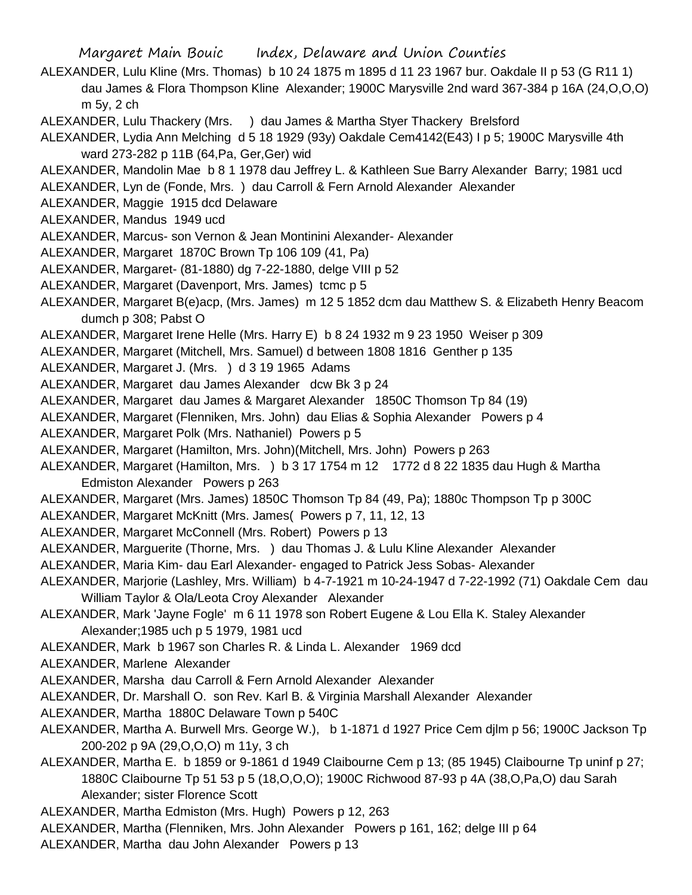ALEXANDER, Lulu Kline (Mrs. Thomas) b 10 24 1875 m 1895 d 11 23 1967 bur. Oakdale II p 53 (G R11 1) dau James & Flora Thompson Kline Alexander; 1900C Marysville 2nd ward 367-384 p 16A (24,O,O,O) m 5y, 2 ch

ALEXANDER, Lulu Thackery (Mrs. ) dau James & Martha Styer Thackery Brelsford

ALEXANDER, Lydia Ann Melching d 5 18 1929 (93y) Oakdale Cem4142(E43) I p 5; 1900C Marysville 4th ward 273-282 p 11B (64,Pa, Ger,Ger) wid

ALEXANDER, Mandolin Mae b 8 1 1978 dau Jeffrey L. & Kathleen Sue Barry Alexander Barry; 1981 ucd

ALEXANDER, Lyn de (Fonde, Mrs. ) dau Carroll & Fern Arnold Alexander Alexander

ALEXANDER, Maggie 1915 dcd Delaware

ALEXANDER, Mandus 1949 ucd

ALEXANDER, Marcus- son Vernon & Jean Montinini Alexander- Alexander

ALEXANDER, Margaret 1870C Brown Tp 106 109 (41, Pa)

ALEXANDER, Margaret- (81-1880) dg 7-22-1880, delge VIII p 52

ALEXANDER, Margaret (Davenport, Mrs. James) tcmc p 5

ALEXANDER, Margaret B(e)acp, (Mrs. James) m 12 5 1852 dcm dau Matthew S. & Elizabeth Henry Beacom dumch p 308; Pabst O

ALEXANDER, Margaret Irene Helle (Mrs. Harry E) b 8 24 1932 m 9 23 1950 Weiser p 309

ALEXANDER, Margaret (Mitchell, Mrs. Samuel) d between 1808 1816 Genther p 135

ALEXANDER, Margaret J. (Mrs. ) d 3 19 1965 Adams

ALEXANDER, Margaret dau James Alexander dcw Bk 3 p 24

ALEXANDER, Margaret dau James & Margaret Alexander 1850C Thomson Tp 84 (19)

ALEXANDER, Margaret (Flenniken, Mrs. John) dau Elias & Sophia Alexander Powers p 4

ALEXANDER, Margaret Polk (Mrs. Nathaniel) Powers p 5

ALEXANDER, Margaret (Hamilton, Mrs. John)(Mitchell, Mrs. John) Powers p 263

ALEXANDER, Margaret (Hamilton, Mrs. ) b 3 17 1754 m 12 1772 d 8 22 1835 dau Hugh & Martha Edmiston Alexander Powers p 263

ALEXANDER, Margaret (Mrs. James) 1850C Thomson Tp 84 (49, Pa); 1880c Thompson Tp p 300C

ALEXANDER, Margaret McKnitt (Mrs. James( Powers p 7, 11, 12, 13

ALEXANDER, Margaret McConnell (Mrs. Robert) Powers p 13

ALEXANDER, Marguerite (Thorne, Mrs. ) dau Thomas J. & Lulu Kline Alexander Alexander

ALEXANDER, Maria Kim- dau Earl Alexander- engaged to Patrick Jess Sobas- Alexander

ALEXANDER, Marjorie (Lashley, Mrs. William) b 4-7-1921 m 10-24-1947 d 7-22-1992 (71) Oakdale Cem dau William Taylor & Ola/Leota Croy Alexander Alexander

ALEXANDER, Mark 'Jayne Fogle' m 6 11 1978 son Robert Eugene & Lou Ella K. Staley Alexander Alexander;1985 uch p 5 1979, 1981 ucd

ALEXANDER, Mark b 1967 son Charles R. & Linda L. Alexander 1969 dcd

ALEXANDER, Marlene Alexander

ALEXANDER, Marsha dau Carroll & Fern Arnold Alexander Alexander

ALEXANDER, Dr. Marshall O. son Rev. Karl B. & Virginia Marshall Alexander Alexander

ALEXANDER, Martha 1880C Delaware Town p 540C

ALEXANDER, Martha A. Burwell Mrs. George W.), b 1-1871 d 1927 Price Cem djlm p 56; 1900C Jackson Tp 200-202 p 9A (29,O,O,O) m 11y, 3 ch

ALEXANDER, Martha E. b 1859 or 9-1861 d 1949 Claibourne Cem p 13; (85 1945) Claibourne Tp uninf p 27; 1880C Claibourne Tp 51 53 p 5 (18,O,O,O); 1900C Richwood 87-93 p 4A (38,O,Pa,O) dau Sarah Alexander; sister Florence Scott

ALEXANDER, Martha Edmiston (Mrs. Hugh) Powers p 12, 263

ALEXANDER, Martha (Flenniken, Mrs. John Alexander Powers p 161, 162; delge III p 64

ALEXANDER, Martha dau John Alexander Powers p 13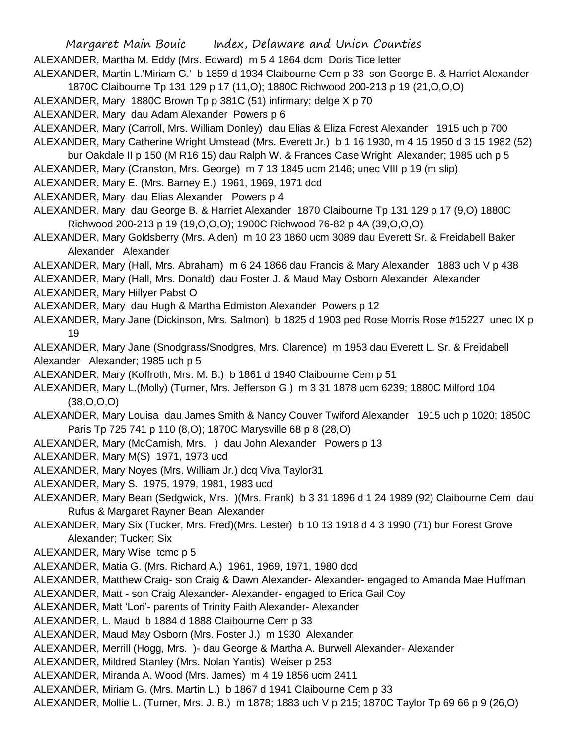ALEXANDER, Martha M. Eddy (Mrs. Edward) m 5 4 1864 dcm Doris Tice letter

ALEXANDER, Martin L.'Miriam G.' b 1859 d 1934 Claibourne Cem p 33 son George B. & Harriet Alexander 1870C Claibourne Tp 131 129 p 17 (11,O); 1880C Richwood 200-213 p 19 (21,O,O,O)

ALEXANDER, Mary 1880C Brown Tp p 381C (51) infirmary; delge X p 70

ALEXANDER, Mary dau Adam Alexander Powers p 6

ALEXANDER, Mary (Carroll, Mrs. William Donley) dau Elias & Eliza Forest Alexander 1915 uch p 700

ALEXANDER, Mary Catherine Wright Umstead (Mrs. Everett Jr.) b 1 16 1930, m 4 15 1950 d 3 15 1982 (52) bur Oakdale II p 150 (M R16 15) dau Ralph W. & Frances Case Wright Alexander; 1985 uch p 5

ALEXANDER, Mary (Cranston, Mrs. George) m 7 13 1845 ucm 2146; unec VIII p 19 (m slip)

ALEXANDER, Mary E. (Mrs. Barney E.) 1961, 1969, 1971 dcd

ALEXANDER, Mary dau Elias Alexander Powers p 4

ALEXANDER, Mary dau George B. & Harriet Alexander 1870 Claibourne Tp 131 129 p 17 (9,O) 1880C Richwood 200-213 p 19 (19,O,O,O); 1900C Richwood 76-82 p 4A (39,O,O,O)

ALEXANDER, Mary Goldsberry (Mrs. Alden) m 10 23 1860 ucm 3089 dau Everett Sr. & Freidabell Baker Alexander Alexander

ALEXANDER, Mary (Hall, Mrs. Abraham) m 6 24 1866 dau Francis & Mary Alexander 1883 uch V p 438

ALEXANDER, Mary (Hall, Mrs. Donald) dau Foster J. & Maud May Osborn Alexander Alexander

ALEXANDER, Mary Hillyer Pabst O

ALEXANDER, Mary dau Hugh & Martha Edmiston Alexander Powers p 12

ALEXANDER, Mary Jane (Dickinson, Mrs. Salmon) b 1825 d 1903 ped Rose Morris Rose #15227 unec IX p 19

ALEXANDER, Mary Jane (Snodgrass/Snodgres, Mrs. Clarence) m 1953 dau Everett L. Sr. & Freidabell Alexander Alexander; 1985 uch p 5

ALEXANDER, Mary (Koffroth, Mrs. M. B.) b 1861 d 1940 Claibourne Cem p 51

ALEXANDER, Mary L.(Molly) (Turner, Mrs. Jefferson G.) m 3 31 1878 ucm 6239; 1880C Milford 104 (38,O,O,O)

ALEXANDER, Mary Louisa dau James Smith & Nancy Couver Twiford Alexander 1915 uch p 1020; 1850C Paris Tp 725 741 p 110 (8,O); 1870C Marysville 68 p 8 (28,O)

ALEXANDER, Mary (McCamish, Mrs. ) dau John Alexander Powers p 13

ALEXANDER, Mary M(S) 1971, 1973 ucd

ALEXANDER, Mary Noyes (Mrs. William Jr.) dcq Viva Taylor31

ALEXANDER, Mary S. 1975, 1979, 1981, 1983 ucd

ALEXANDER, Mary Bean (Sedgwick, Mrs. )(Mrs. Frank) b 3 31 1896 d 1 24 1989 (92) Claibourne Cem dau Rufus & Margaret Rayner Bean Alexander

ALEXANDER, Mary Six (Tucker, Mrs. Fred)(Mrs. Lester) b 10 13 1918 d 4 3 1990 (71) bur Forest Grove Alexander; Tucker; Six

ALEXANDER, Mary Wise tcmc p 5

ALEXANDER, Matia G. (Mrs. Richard A.) 1961, 1969, 1971, 1980 dcd

ALEXANDER, Matthew Craig- son Craig & Dawn Alexander- Alexander- engaged to Amanda Mae Huffman

ALEXANDER, Matt - son Craig Alexander- Alexander- engaged to Erica Gail Coy

ALEXANDER, Matt 'Lori'- parents of Trinity Faith Alexander- Alexander

ALEXANDER, L. Maud b 1884 d 1888 Claibourne Cem p 33

ALEXANDER, Maud May Osborn (Mrs. Foster J.) m 1930 Alexander

ALEXANDER, Merrill (Hogg, Mrs. )- dau George & Martha A. Burwell Alexander- Alexander

ALEXANDER, Mildred Stanley (Mrs. Nolan Yantis) Weiser p 253

ALEXANDER, Miranda A. Wood (Mrs. James) m 4 19 1856 ucm 2411

ALEXANDER, Miriam G. (Mrs. Martin L.) b 1867 d 1941 Claibourne Cem p 33

ALEXANDER, Mollie L. (Turner, Mrs. J. B.) m 1878; 1883 uch V p 215; 1870C Taylor Tp 69 66 p 9 (26,O)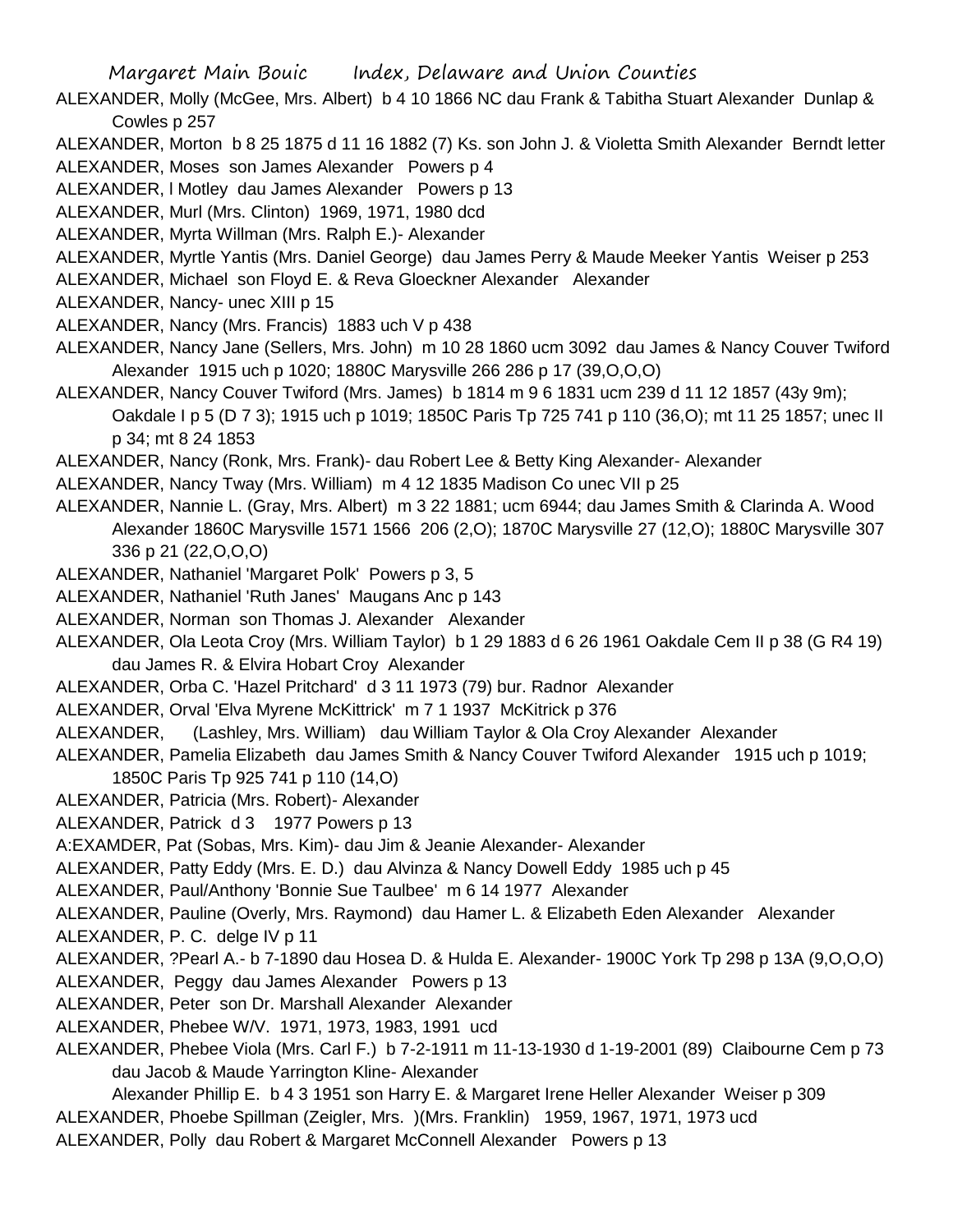ALEXANDER, Molly (McGee, Mrs. Albert) b 4 10 1866 NC dau Frank & Tabitha Stuart Alexander Dunlap & Cowles p 257

ALEXANDER, Morton b 8 25 1875 d 11 16 1882 (7) Ks. son John J. & Violetta Smith Alexander Berndt letter

ALEXANDER, Moses son James Alexander Powers p 4

ALEXANDER, l Motley dau James Alexander Powers p 13

ALEXANDER, Murl (Mrs. Clinton) 1969, 1971, 1980 dcd

ALEXANDER, Myrta Willman (Mrs. Ralph E.)- Alexander

ALEXANDER, Myrtle Yantis (Mrs. Daniel George) dau James Perry & Maude Meeker Yantis Weiser p 253

ALEXANDER, Michael son Floyd E. & Reva Gloeckner Alexander Alexander

ALEXANDER, Nancy- unec XIII p 15

ALEXANDER, Nancy (Mrs. Francis) 1883 uch V p 438

ALEXANDER, Nancy Jane (Sellers, Mrs. John) m 10 28 1860 ucm 3092 dau James & Nancy Couver Twiford Alexander 1915 uch p 1020; 1880C Marysville 266 286 p 17 (39,O,O,O)

ALEXANDER, Nancy Couver Twiford (Mrs. James) b 1814 m 9 6 1831 ucm 239 d 11 12 1857 (43y 9m); Oakdale I p 5 (D 7 3); 1915 uch p 1019; 1850C Paris Tp 725 741 p 110 (36,O); mt 11 25 1857; unec II p 34; mt 8 24 1853

ALEXANDER, Nancy (Ronk, Mrs. Frank)- dau Robert Lee & Betty King Alexander- Alexander

ALEXANDER, Nancy Tway (Mrs. William) m 4 12 1835 Madison Co unec VII p 25

ALEXANDER, Nannie L. (Gray, Mrs. Albert) m 3 22 1881; ucm 6944; dau James Smith & Clarinda A. Wood Alexander 1860C Marysville 1571 1566 206 (2,O); 1870C Marysville 27 (12,O); 1880C Marysville 307 336 p 21 (22,O,O,O)

ALEXANDER, Nathaniel 'Margaret Polk' Powers p 3, 5

ALEXANDER, Nathaniel 'Ruth Janes' Maugans Anc p 143

ALEXANDER, Norman son Thomas J. Alexander Alexander

ALEXANDER, Ola Leota Croy (Mrs. William Taylor) b 1 29 1883 d 6 26 1961 Oakdale Cem II p 38 (G R4 19) dau James R. & Elvira Hobart Croy Alexander

ALEXANDER, Orba C. 'Hazel Pritchard' d 3 11 1973 (79) bur. Radnor Alexander

ALEXANDER, Orval 'Elva Myrene McKittrick' m 7 1 1937 McKitrick p 376

ALEXANDER, (Lashley, Mrs. William) dau William Taylor & Ola Croy Alexander Alexander

ALEXANDER, Pamelia Elizabeth dau James Smith & Nancy Couver Twiford Alexander 1915 uch p 1019; 1850C Paris Tp 925 741 p 110 (14,O)

ALEXANDER, Patricia (Mrs. Robert)- Alexander

ALEXANDER, Patrick d 3 1977 Powers p 13

A:EXAMDER, Pat (Sobas, Mrs. Kim)- dau Jim & Jeanie Alexander- Alexander

ALEXANDER, Patty Eddy (Mrs. E. D.) dau Alvinza & Nancy Dowell Eddy 1985 uch p 45

ALEXANDER, Paul/Anthony 'Bonnie Sue Taulbee' m 6 14 1977 Alexander

ALEXANDER, Pauline (Overly, Mrs. Raymond) dau Hamer L. & Elizabeth Eden Alexander Alexander

ALEXANDER, P. C. delge IV p 11

ALEXANDER, ?Pearl A.- b 7-1890 dau Hosea D. & Hulda E. Alexander- 1900C York Tp 298 p 13A (9,O,O,O)

ALEXANDER, Peggy dau James Alexander Powers p 13

ALEXANDER, Peter son Dr. Marshall Alexander Alexander

ALEXANDER, Phebee W/V. 1971, 1973, 1983, 1991 ucd

ALEXANDER, Phebee Viola (Mrs. Carl F.) b 7-2-1911 m 11-13-1930 d 1-19-2001 (89) Claibourne Cem p 73 dau Jacob & Maude Yarrington Kline- Alexander

Alexander Phillip E. b 4 3 1951 son Harry E. & Margaret Irene Heller Alexander Weiser p 309

ALEXANDER, Phoebe Spillman (Zeigler, Mrs. )(Mrs. Franklin) 1959, 1967, 1971, 1973 ucd

ALEXANDER, Polly dau Robert & Margaret McConnell Alexander Powers p 13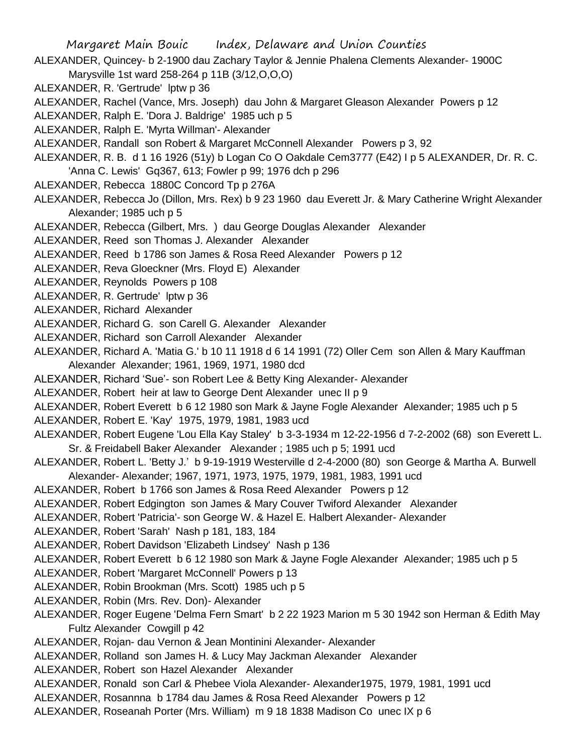ALEXANDER, Quincey- b 2-1900 dau Zachary Taylor & Jennie Phalena Clements Alexander- 1900C Marysville 1st ward 258-264 p 11B (3/12,O,O,O)

ALEXANDER, R. 'Gertrude' lptw p 36

ALEXANDER, Rachel (Vance, Mrs. Joseph) dau John & Margaret Gleason Alexander Powers p 12

ALEXANDER, Ralph E. 'Dora J. Baldrige' 1985 uch p 5

ALEXANDER, Ralph E. 'Myrta Willman'- Alexander

ALEXANDER, Randall son Robert & Margaret McConnell Alexander Powers p 3, 92

ALEXANDER, R. B. d 1 16 1926 (51y) b Logan Co O Oakdale Cem3777 (E42) I p 5 ALEXANDER, Dr. R. C. 'Anna C. Lewis' Gq367, 613; Fowler p 99; 1976 dch p 296

ALEXANDER, Rebecca 1880C Concord Tp p 276A

ALEXANDER, Rebecca Jo (Dillon, Mrs. Rex) b 9 23 1960 dau Everett Jr. & Mary Catherine Wright Alexander Alexander; 1985 uch p 5

ALEXANDER, Rebecca (Gilbert, Mrs. ) dau George Douglas Alexander Alexander

ALEXANDER, Reed son Thomas J. Alexander Alexander

ALEXANDER, Reed b 1786 son James & Rosa Reed Alexander Powers p 12

ALEXANDER, Reva Gloeckner (Mrs. Floyd E) Alexander

ALEXANDER, Reynolds Powers p 108

ALEXANDER, R. Gertrude' lptw p 36

ALEXANDER, Richard Alexander

ALEXANDER, Richard G. son Carell G. Alexander Alexander

ALEXANDER, Richard son Carroll Alexander Alexander

ALEXANDER, Richard A. 'Matia G.' b 10 11 1918 d 6 14 1991 (72) Oller Cem son Allen & Mary Kauffman Alexander Alexander; 1961, 1969, 1971, 1980 dcd

ALEXANDER, Richard 'Sue'- son Robert Lee & Betty King Alexander- Alexander

ALEXANDER, Robert heir at law to George Dent Alexander unec II p 9

ALEXANDER, Robert Everett b 6 12 1980 son Mark & Jayne Fogle Alexander Alexander; 1985 uch p 5

ALEXANDER, Robert E. 'Kay' 1975, 1979, 1981, 1983 ucd

ALEXANDER, Robert Eugene 'Lou Ella Kay Staley' b 3-3-1934 m 12-22-1956 d 7-2-2002 (68) son Everett L. Sr. & Freidabell Baker Alexander Alexander ; 1985 uch p 5; 1991 ucd

ALEXANDER, Robert L. 'Betty J.' b 9-19-1919 Westerville d 2-4-2000 (80) son George & Martha A. Burwell Alexander- Alexander; 1967, 1971, 1973, 1975, 1979, 1981, 1983, 1991 ucd

ALEXANDER, Robert b 1766 son James & Rosa Reed Alexander Powers p 12

ALEXANDER, Robert Edgington son James & Mary Couver Twiford Alexander Alexander

ALEXANDER, Robert 'Patricia'- son George W. & Hazel E. Halbert Alexander- Alexander

ALEXANDER, Robert 'Sarah' Nash p 181, 183, 184

ALEXANDER, Robert Davidson 'Elizabeth Lindsey' Nash p 136

ALEXANDER, Robert Everett b 6 12 1980 son Mark & Jayne Fogle Alexander Alexander; 1985 uch p 5

ALEXANDER, Robert 'Margaret McConnell' Powers p 13

ALEXANDER, Robin Brookman (Mrs. Scott) 1985 uch p 5

ALEXANDER, Robin (Mrs. Rev. Don)- Alexander

ALEXANDER, Roger Eugene 'Delma Fern Smart' b 2 22 1923 Marion m 5 30 1942 son Herman & Edith May Fultz Alexander Cowgill p 42

ALEXANDER, Rojan- dau Vernon & Jean Montinini Alexander- Alexander

ALEXANDER, Rolland son James H. & Lucy May Jackman Alexander Alexander

ALEXANDER, Robert son Hazel Alexander Alexander

ALEXANDER, Ronald son Carl & Phebee Viola Alexander- Alexander1975, 1979, 1981, 1991 ucd

ALEXANDER, Rosannna b 1784 dau James & Rosa Reed Alexander Powers p 12

ALEXANDER, Roseanah Porter (Mrs. William) m 9 18 1838 Madison Co unec IX p 6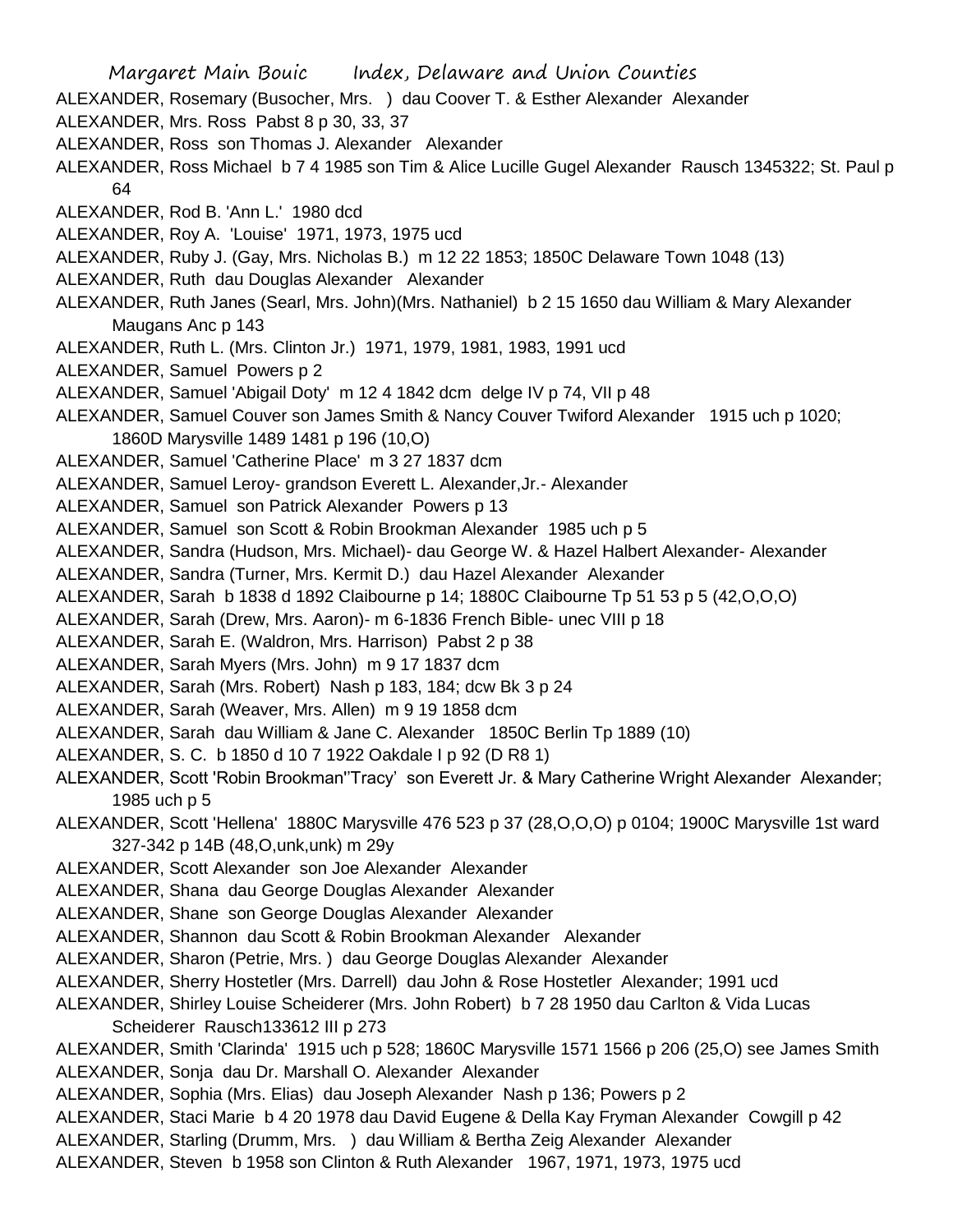ALEXANDER, Rosemary (Busocher, Mrs. ) dau Coover T. & Esther Alexander Alexander

ALEXANDER, Mrs. Ross Pabst 8 p 30, 33, 37

ALEXANDER, Ross son Thomas J. Alexander Alexander

ALEXANDER, Ross Michael b 7 4 1985 son Tim & Alice Lucille Gugel Alexander Rausch 1345322; St. Paul p 64

ALEXANDER, Rod B. 'Ann L.' 1980 dcd

ALEXANDER, Roy A. 'Louise' 1971, 1973, 1975 ucd

ALEXANDER, Ruby J. (Gay, Mrs. Nicholas B.) m 12 22 1853; 1850C Delaware Town 1048 (13)

ALEXANDER, Ruth dau Douglas Alexander Alexander

ALEXANDER, Ruth Janes (Searl, Mrs. John)(Mrs. Nathaniel) b 2 15 1650 dau William & Mary Alexander Maugans Anc p 143

ALEXANDER, Ruth L. (Mrs. Clinton Jr.) 1971, 1979, 1981, 1983, 1991 ucd

ALEXANDER, Samuel Powers p 2

ALEXANDER, Samuel 'Abigail Doty' m 12 4 1842 dcm delge IV p 74, VII p 48

ALEXANDER, Samuel Couver son James Smith & Nancy Couver Twiford Alexander 1915 uch p 1020; 1860D Marysville 1489 1481 p 196 (10,O)

ALEXANDER, Samuel 'Catherine Place' m 3 27 1837 dcm

ALEXANDER, Samuel Leroy- grandson Everett L. Alexander,Jr.- Alexander

ALEXANDER, Samuel son Patrick Alexander Powers p 13

ALEXANDER, Samuel son Scott & Robin Brookman Alexander 1985 uch p 5

ALEXANDER, Sandra (Hudson, Mrs. Michael)- dau George W. & Hazel Halbert Alexander- Alexander

ALEXANDER, Sandra (Turner, Mrs. Kermit D.) dau Hazel Alexander Alexander

ALEXANDER, Sarah b 1838 d 1892 Claibourne p 14; 1880C Claibourne Tp 51 53 p 5 (42,O,O,O)

ALEXANDER, Sarah (Drew, Mrs. Aaron)- m 6-1836 French Bible- unec VIII p 18

ALEXANDER, Sarah E. (Waldron, Mrs. Harrison) Pabst 2 p 38

ALEXANDER, Sarah Myers (Mrs. John) m 9 17 1837 dcm

ALEXANDER, Sarah (Mrs. Robert) Nash p 183, 184; dcw Bk 3 p 24

ALEXANDER, Sarah (Weaver, Mrs. Allen) m 9 19 1858 dcm

ALEXANDER, Sarah dau William & Jane C. Alexander 1850C Berlin Tp 1889 (10)

ALEXANDER, S. C. b 1850 d 10 7 1922 Oakdale I p 92 (D R8 1)

ALEXANDER, Scott 'Robin Brookman''Tracy' son Everett Jr. & Mary Catherine Wright Alexander Alexander; 1985 uch p 5

ALEXANDER, Scott 'Hellena' 1880C Marysville 476 523 p 37 (28,O,O,O) p 0104; 1900C Marysville 1st ward 327-342 p 14B (48,O,unk,unk) m 29y

ALEXANDER, Scott Alexander son Joe Alexander Alexander

ALEXANDER, Shana dau George Douglas Alexander Alexander

ALEXANDER, Shane son George Douglas Alexander Alexander

ALEXANDER, Shannon dau Scott & Robin Brookman Alexander Alexander

ALEXANDER, Sharon (Petrie, Mrs. ) dau George Douglas Alexander Alexander

ALEXANDER, Sherry Hostetler (Mrs. Darrell) dau John & Rose Hostetler Alexander; 1991 ucd

ALEXANDER, Shirley Louise Scheiderer (Mrs. John Robert) b 7 28 1950 dau Carlton & Vida Lucas Scheiderer Rausch133612 III p 273

ALEXANDER, Smith 'Clarinda' 1915 uch p 528; 1860C Marysville 1571 1566 p 206 (25,O) see James Smith

ALEXANDER, Sonja dau Dr. Marshall O. Alexander Alexander

ALEXANDER, Sophia (Mrs. Elias) dau Joseph Alexander Nash p 136; Powers p 2

ALEXANDER, Staci Marie b 4 20 1978 dau David Eugene & Della Kay Fryman Alexander Cowgill p 42

ALEXANDER, Starling (Drumm, Mrs. ) dau William & Bertha Zeig Alexander Alexander

ALEXANDER, Steven b 1958 son Clinton & Ruth Alexander 1967, 1971, 1973, 1975 ucd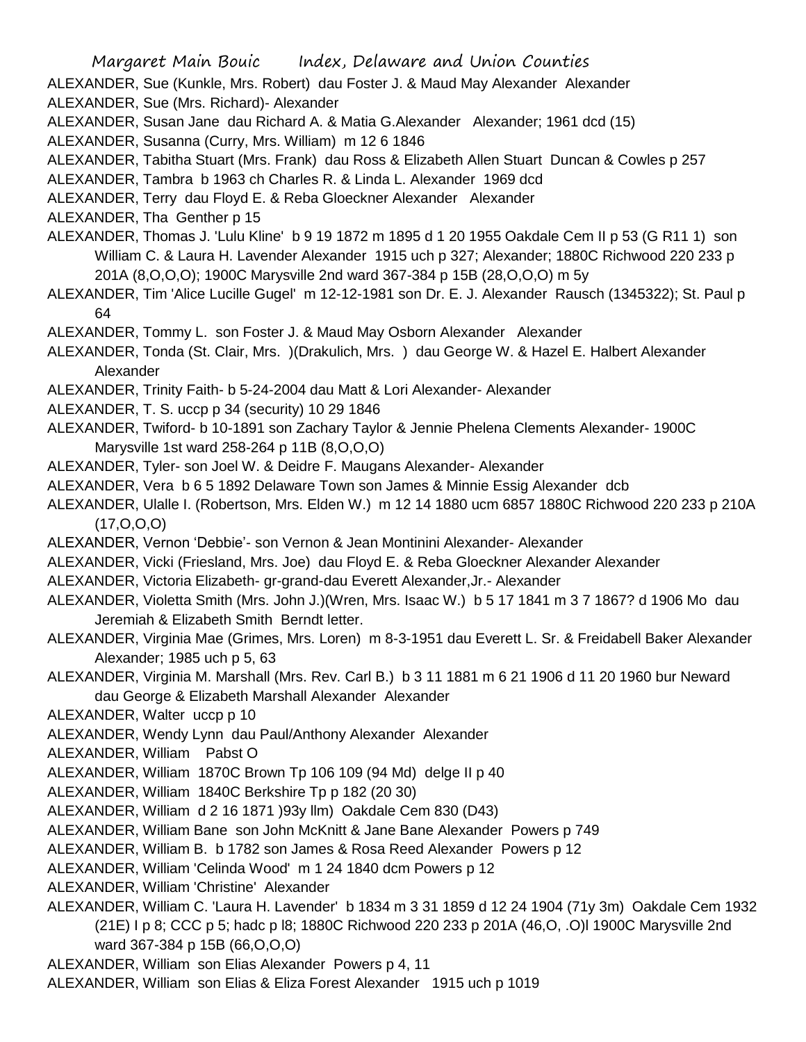ALEXANDER, Sue (Kunkle, Mrs. Robert) dau Foster J. & Maud May Alexander Alexander

ALEXANDER, Sue (Mrs. Richard)- Alexander

ALEXANDER, Susan Jane dau Richard A. & Matia G.Alexander Alexander; 1961 dcd (15)

ALEXANDER, Susanna (Curry, Mrs. William) m 12 6 1846

ALEXANDER, Tabitha Stuart (Mrs. Frank) dau Ross & Elizabeth Allen Stuart Duncan & Cowles p 257

ALEXANDER, Tambra b 1963 ch Charles R. & Linda L. Alexander 1969 dcd

ALEXANDER, Terry dau Floyd E. & Reba Gloeckner Alexander Alexander

ALEXANDER, Tha Genther p 15

ALEXANDER, Thomas J. 'Lulu Kline' b 9 19 1872 m 1895 d 1 20 1955 Oakdale Cem II p 53 (G R11 1) son William C. & Laura H. Lavender Alexander 1915 uch p 327; Alexander; 1880C Richwood 220 233 p 201A (8,O,O,O); 1900C Marysville 2nd ward 367-384 p 15B (28,O,O,O) m 5y

ALEXANDER, Tim 'Alice Lucille Gugel' m 12-12-1981 son Dr. E. J. Alexander Rausch (1345322); St. Paul p 64

ALEXANDER, Tommy L. son Foster J. & Maud May Osborn Alexander Alexander

ALEXANDER, Tonda (St. Clair, Mrs. )(Drakulich, Mrs. ) dau George W. & Hazel E. Halbert Alexander Alexander

ALEXANDER, Trinity Faith- b 5-24-2004 dau Matt & Lori Alexander- Alexander

ALEXANDER, T. S. uccp p 34 (security) 10 29 1846

ALEXANDER, Twiford- b 10-1891 son Zachary Taylor & Jennie Phelena Clements Alexander- 1900C Marysville 1st ward 258-264 p 11B (8,O,O,O)

ALEXANDER, Tyler- son Joel W. & Deidre F. Maugans Alexander- Alexander

ALEXANDER, Vera b 6 5 1892 Delaware Town son James & Minnie Essig Alexander dcb

ALEXANDER, Ulalle I. (Robertson, Mrs. Elden W.) m 12 14 1880 ucm 6857 1880C Richwood 220 233 p 210A (17,O,O,O)

ALEXANDER, Vernon 'Debbie'- son Vernon & Jean Montinini Alexander- Alexander

ALEXANDER, Vicki (Friesland, Mrs. Joe) dau Floyd E. & Reba Gloeckner Alexander Alexander

ALEXANDER, Victoria Elizabeth- gr-grand-dau Everett Alexander,Jr.- Alexander

ALEXANDER, Violetta Smith (Mrs. John J.)(Wren, Mrs. Isaac W.) b 5 17 1841 m 3 7 1867? d 1906 Mo dau Jeremiah & Elizabeth Smith Berndt letter.

ALEXANDER, Virginia Mae (Grimes, Mrs. Loren) m 8-3-1951 dau Everett L. Sr. & Freidabell Baker Alexander Alexander; 1985 uch p 5, 63

ALEXANDER, Virginia M. Marshall (Mrs. Rev. Carl B.) b 3 11 1881 m 6 21 1906 d 11 20 1960 bur Neward dau George & Elizabeth Marshall Alexander Alexander

ALEXANDER, Walter uccp p 10

ALEXANDER, Wendy Lynn dau Paul/Anthony Alexander Alexander

ALEXANDER, William Pabst O

ALEXANDER, William 1870C Brown Tp 106 109 (94 Md) delge II p 40

ALEXANDER, William 1840C Berkshire Tp p 182 (20 30)

ALEXANDER, William d 2 16 1871 )93y llm) Oakdale Cem 830 (D43)

ALEXANDER, William Bane son John McKnitt & Jane Bane Alexander Powers p 749

ALEXANDER, William B. b 1782 son James & Rosa Reed Alexander Powers p 12

ALEXANDER, William 'Celinda Wood' m 1 24 1840 dcm Powers p 12

ALEXANDER, William 'Christine' Alexander

ALEXANDER, William C. 'Laura H. Lavender' b 1834 m 3 31 1859 d 12 24 1904 (71y 3m) Oakdale Cem 1932 (21E) I p 8; CCC p 5; hadc p l8; 1880C Richwood 220 233 p 201A (46,O, .O)l 1900C Marysville 2nd ward 367-384 p 15B (66,O,O,O)

ALEXANDER, William son Elias Alexander Powers p 4, 11

ALEXANDER, William son Elias & Eliza Forest Alexander 1915 uch p 1019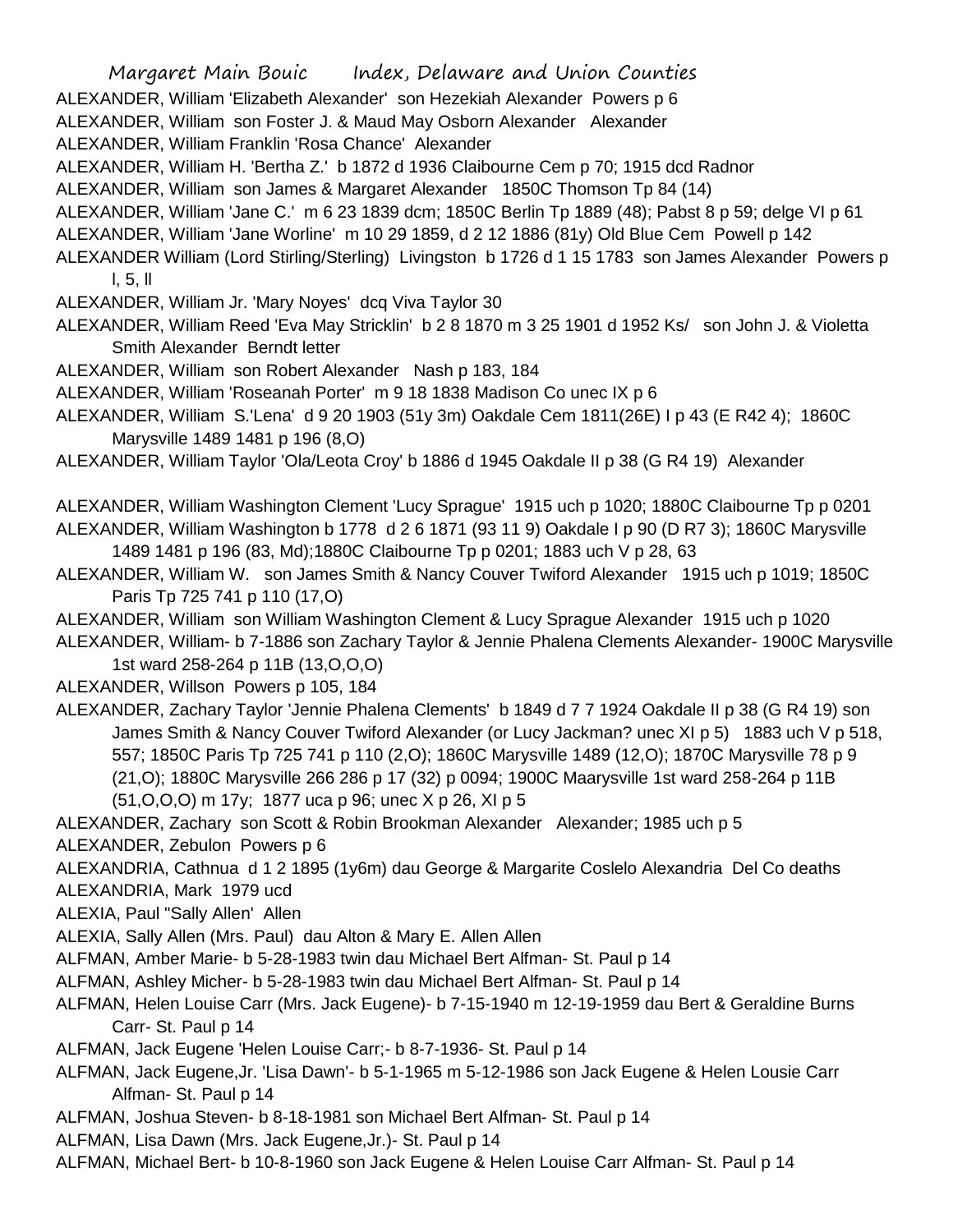ALEXANDER, William 'Elizabeth Alexander' son Hezekiah Alexander Powers p 6

ALEXANDER, William son Foster J. & Maud May Osborn Alexander Alexander

ALEXANDER, William Franklin 'Rosa Chance' Alexander

ALEXANDER, William H. 'Bertha Z.' b 1872 d 1936 Claibourne Cem p 70; 1915 dcd Radnor

ALEXANDER, William son James & Margaret Alexander 1850C Thomson Tp 84 (14)

ALEXANDER, William 'Jane C.' m 6 23 1839 dcm; 1850C Berlin Tp 1889 (48); Pabst 8 p 59; delge VI p 61

ALEXANDER, William 'Jane Worline' m 10 29 1859, d 2 12 1886 (81y) Old Blue Cem Powell p 142

ALEXANDER William (Lord Stirling/Sterling) Livingston b 1726 d 1 15 1783 son James Alexander Powers p l, 5, ll

ALEXANDER, William Jr. 'Mary Noyes' dcq Viva Taylor 30

ALEXANDER, William Reed 'Eva May Stricklin' b 2 8 1870 m 3 25 1901 d 1952 Ks/ son John J. & Violetta Smith Alexander Berndt letter

ALEXANDER, William son Robert Alexander Nash p 183, 184

ALEXANDER, William 'Roseanah Porter' m 9 18 1838 Madison Co unec IX p 6

ALEXANDER, William S.'Lena' d 9 20 1903 (51y 3m) Oakdale Cem 1811(26E) I p 43 (E R42 4); 1860C Marysville 1489 1481 p 196 (8,O)

ALEXANDER, William Taylor 'Ola/Leota Croy' b 1886 d 1945 Oakdale II p 38 (G R4 19) Alexander

ALEXANDER, William Washington Clement 'Lucy Sprague' 1915 uch p 1020; 1880C Claibourne Tp p 0201

ALEXANDER, William Washington b 1778 d 2 6 1871 (93 11 9) Oakdale I p 90 (D R7 3); 1860C Marysville 1489 1481 p 196 (83, Md);1880C Claibourne Tp p 0201; 1883 uch V p 28, 63

ALEXANDER, William W. son James Smith & Nancy Couver Twiford Alexander 1915 uch p 1019; 1850C Paris Tp 725 741 p 110 (17,O)

ALEXANDER, William son William Washington Clement & Lucy Sprague Alexander 1915 uch p 1020

ALEXANDER, William- b 7-1886 son Zachary Taylor & Jennie Phalena Clements Alexander- 1900C Marysville 1st ward 258-264 p 11B (13,O,O,O)

ALEXANDER, Willson Powers p 105, 184

ALEXANDER, Zachary Taylor 'Jennie Phalena Clements' b 1849 d 7 7 1924 Oakdale II p 38 (G R4 19) son James Smith & Nancy Couver Twiford Alexander (or Lucy Jackman? unec XI p 5) 1883 uch V p 518, 557; 1850C Paris Tp 725 741 p 110 (2,O); 1860C Marysville 1489 (12,O); 1870C Marysville 78 p 9 (21,O); 1880C Marysville 266 286 p 17 (32) p 0094; 1900C Maarysville 1st ward 258-264 p 11B (51,O,O,O) m 17y; 1877 uca p 96; unec X p 26, XI p 5

ALEXANDER, Zachary son Scott & Robin Brookman Alexander Alexander; 1985 uch p 5

ALEXANDER, Zebulon Powers p 6

ALEXANDRIA, Cathnua d 1 2 1895 (1y6m) dau George & Margarite Coslelo Alexandria Del Co deaths

ALEXANDRIA, Mark 1979 ucd

ALEXIA, Paul ''Sally Allen' Allen

ALEXIA, Sally Allen (Mrs. Paul) dau Alton & Mary E. Allen Allen

ALFMAN, Amber Marie- b 5-28-1983 twin dau Michael Bert Alfman- St. Paul p 14

ALFMAN, Ashley Micher- b 5-28-1983 twin dau Michael Bert Alfman- St. Paul p 14

ALFMAN, Helen Louise Carr (Mrs. Jack Eugene)- b 7-15-1940 m 12-19-1959 dau Bert & Geraldine Burns Carr- St. Paul p 14

ALFMAN, Jack Eugene 'Helen Louise Carr;- b 8-7-1936- St. Paul p 14

ALFMAN, Jack Eugene,Jr. 'Lisa Dawn'- b 5-1-1965 m 5-12-1986 son Jack Eugene & Helen Lousie Carr Alfman- St. Paul p 14

ALFMAN, Joshua Steven- b 8-18-1981 son Michael Bert Alfman- St. Paul p 14

ALFMAN, Lisa Dawn (Mrs. Jack Eugene,Jr.)- St. Paul p 14

ALFMAN, Michael Bert- b 10-8-1960 son Jack Eugene & Helen Louise Carr Alfman- St. Paul p 14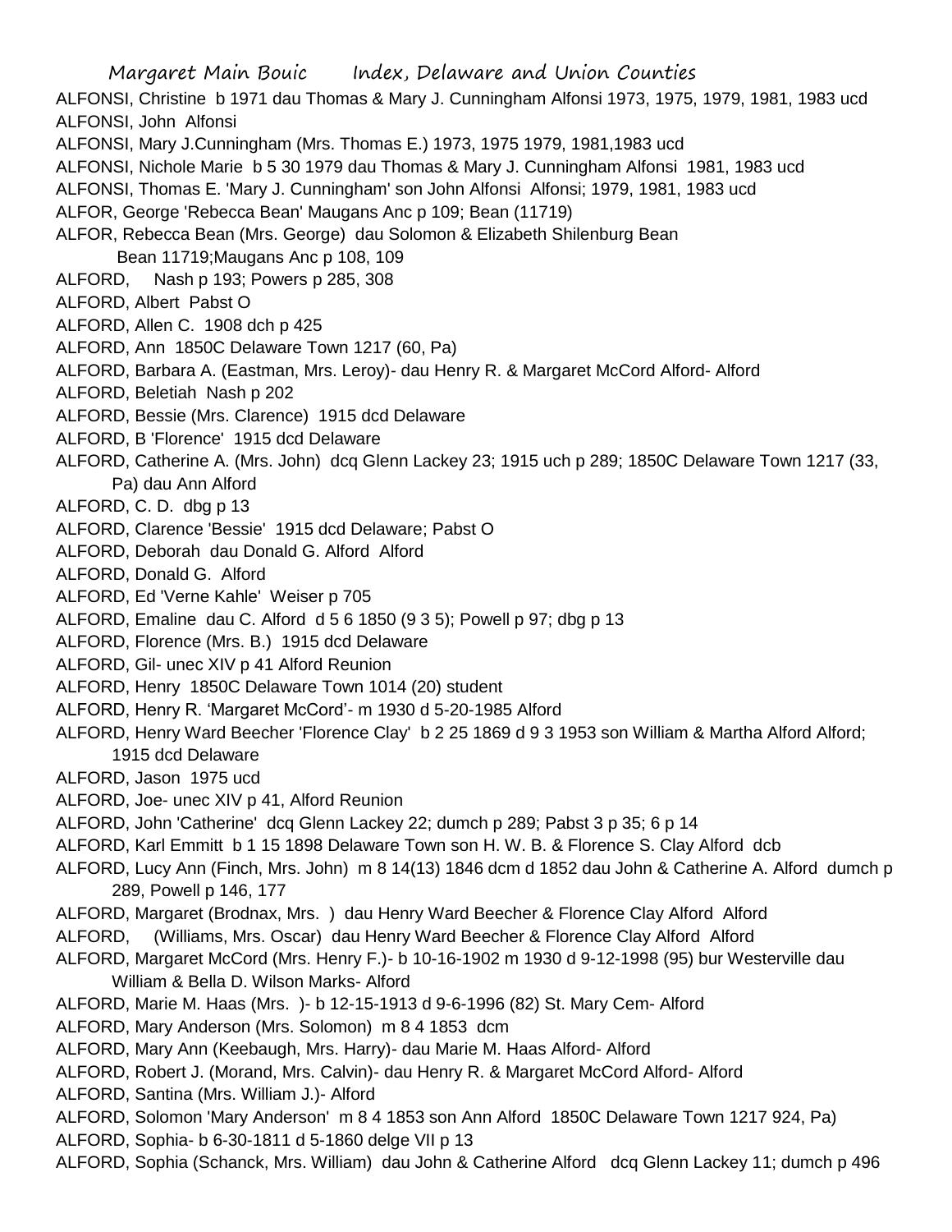ALFONSI, Christine b 1971 dau Thomas & Mary J. Cunningham Alfonsi 1973, 1975, 1979, 1981, 1983 ucd
ALFONSI, John Alfonsi
ALFONSI, Mary J.Cunningham (Mrs. Thomas E.) 1973, 1975 1979, 1981,1983 ucd
ALFONSI, Nichole Marie b 5 30 1979 dau Thomas & Mary J. Cunningham Alfonsi 1981, 1983 ucd
ALFONSI, Thomas E. 'Mary J. Cunningham' son John Alfonsi Alfonsi; 1979, 1981, 1983 ucd
ALFOR, George 'Rebecca Bean' Maugans Anc p 109; Bean (11719)
ALFOR, Rebecca Bean (Mrs. George) dau Solomon & Elizabeth Shilenburg Bean
Bean 11719;Maugans Anc p 108, 109
ALFORD, Nash p 193; Powers p 285, 308
ALFORD, Albert Pabst O
ALFORD, Allen C. 1908 dch p 425
ALFORD, Ann 1850C Delaware Town 1217 (60, Pa)
ALFORD, Barbara A. (Eastman, Mrs. Leroy)- dau Henry R. & Margaret McCord Alford- Alford
ALFORD, Beletiah Nash p 202
ALFORD, Bessie (Mrs. Clarence) 1915 dcd Delaware
ALFORD, B 'Florence' 1915 dcd Delaware
ALFORD, Catherine A. (Mrs. John) dcq Glenn Lackey 23; 1915 uch p 289; 1850C Delaware Town 1217 (33, Pa) dau Ann Alford
ALFORD, C. D. dbg p 13
ALFORD, Clarence 'Bessie' 1915 dcd Delaware; Pabst O
ALFORD, Deborah dau Donald G. Alford Alford
ALFORD, Donald G. Alford
ALFORD, Ed 'Verne Kahle' Weiser p 705
ALFORD, Emaline dau C. Alford d 5 6 1850 (9 3 5); Powell p 97; dbg p 13
ALFORD, Florence (Mrs. B.) 1915 dcd Delaware
ALFORD, Gil- unec XIV p 41 Alford Reunion
ALFORD, Henry 1850C Delaware Town 1014 (20) student
ALFORD, Henry R. 'Margaret McCord'- m 1930 d 5-20-1985 Alford
ALFORD, Henry Ward Beecher 'Florence Clay' b 2 25 1869 d 9 3 1953 son William & Martha Alford Alford; 1915 dcd Delaware
ALFORD, Jason 1975 ucd
ALFORD, Joe- unec XIV p 41, Alford Reunion
ALFORD, John 'Catherine' dcq Glenn Lackey 22; dumch p 289; Pabst 3 p 35; 6 p 14
ALFORD, Karl Emmitt b 1 15 1898 Delaware Town son H. W. B. & Florence S. Clay Alford dcb
ALFORD, Lucy Ann (Finch, Mrs. John) m 8 14(13) 1846 dcm d 1852 dau John & Catherine A. Alford dumch p 289, Powell p 146, 177
ALFORD, Margaret (Brodnax, Mrs. ) dau Henry Ward Beecher & Florence Clay Alford Alford
ALFORD, (Williams, Mrs. Oscar) dau Henry Ward Beecher & Florence Clay Alford Alford
ALFORD, Margaret McCord (Mrs. Henry F.)- b 10-16-1902 m 1930 d 9-12-1998 (95) bur Westerville dau William & Bella D. Wilson Marks- Alford
ALFORD, Marie M. Haas (Mrs. )- b 12-15-1913 d 9-6-1996 (82) St. Mary Cem- Alford
ALFORD, Mary Anderson (Mrs. Solomon) m 8 4 1853 dcm
ALFORD, Mary Ann (Keebaugh, Mrs. Harry)- dau Marie M. Haas Alford- Alford
ALFORD, Robert J. (Morand, Mrs. Calvin)- dau Henry R. & Margaret McCord Alford- Alford
ALFORD, Santina (Mrs. William J.)- Alford
ALFORD, Solomon 'Mary Anderson' m 8 4 1853 son Ann Alford 1850C Delaware Town 1217 924, Pa)
ALFORD, Sophia- b 6-30-1811 d 5-1860 delge VII p 13
ALFORD, Sophia (Schanck, Mrs. William) dau John & Catherine Alford dcq Glenn Lackey 11; dumch p 496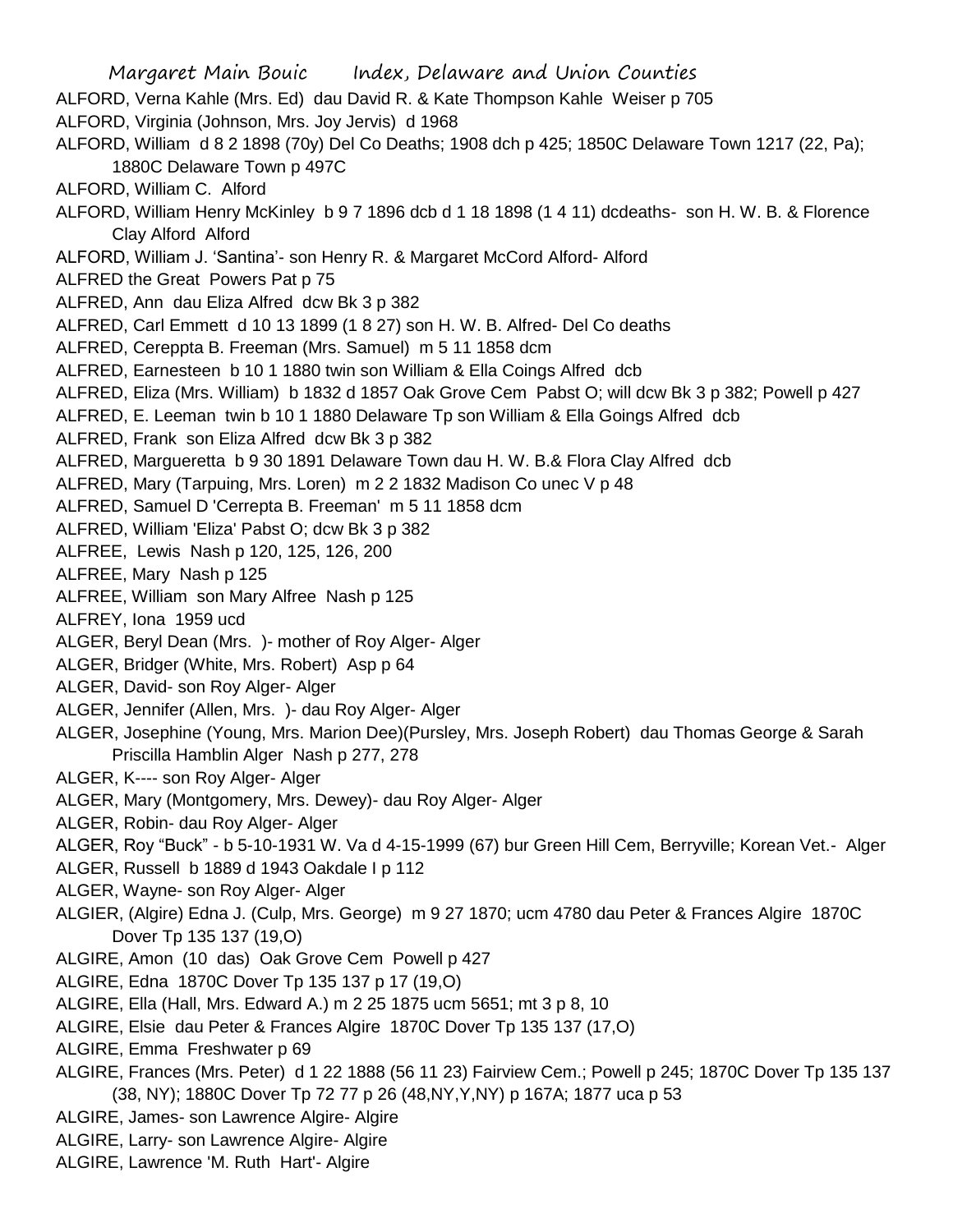ALFORD, Verna Kahle (Mrs. Ed) dau David R. & Kate Thompson Kahle Weiser p 705

ALFORD, Virginia (Johnson, Mrs. Joy Jervis) d 1968

ALFORD, William d 8 2 1898 (70y) Del Co Deaths; 1908 dch p 425; 1850C Delaware Town 1217 (22, Pa); 1880C Delaware Town p 497C

ALFORD, William C. Alford

ALFORD, William Henry McKinley b 9 7 1896 dcb d 1 18 1898 (1 4 11) dcdeaths- son H. W. B. & Florence Clay Alford Alford

ALFORD, William J. 'Santina'- son Henry R. & Margaret McCord Alford- Alford

ALFRED the Great Powers Pat p 75

ALFRED, Ann dau Eliza Alfred dcw Bk 3 p 382

ALFRED, Carl Emmett d 10 13 1899 (1 8 27) son H. W. B. Alfred- Del Co deaths

ALFRED, Cereppta B. Freeman (Mrs. Samuel) m 5 11 1858 dcm

ALFRED, Earnesteen b 10 1 1880 twin son William & Ella Coings Alfred dcb

ALFRED, Eliza (Mrs. William) b 1832 d 1857 Oak Grove Cem Pabst O; will dcw Bk 3 p 382; Powell p 427

ALFRED, E. Leeman twin b 10 1 1880 Delaware Tp son William & Ella Goings Alfred dcb

ALFRED, Frank son Eliza Alfred dcw Bk 3 p 382

ALFRED, Margueretta b 9 30 1891 Delaware Town dau H. W. B.& Flora Clay Alfred dcb

ALFRED, Mary (Tarpuing, Mrs. Loren) m 2 2 1832 Madison Co unec V p 48

ALFRED, Samuel D 'Cerrepta B. Freeman' m 5 11 1858 dcm

ALFRED, William 'Eliza' Pabst O; dcw Bk 3 p 382

ALFREE, Lewis Nash p 120, 125, 126, 200

ALFREE, Mary Nash p 125

ALFREE, William son Mary Alfree Nash p 125

ALFREY, Iona 1959 ucd

ALGER, Beryl Dean (Mrs. )- mother of Roy Alger- Alger

ALGER, Bridger (White, Mrs. Robert) Asp p 64

ALGER, David- son Roy Alger- Alger

ALGER, Jennifer (Allen, Mrs. )- dau Roy Alger- Alger

ALGER, Josephine (Young, Mrs. Marion Dee)(Pursley, Mrs. Joseph Robert) dau Thomas George & Sarah Priscilla Hamblin Alger Nash p 277, 278

ALGER, K---- son Roy Alger- Alger

ALGER, Mary (Montgomery, Mrs. Dewey)- dau Roy Alger- Alger

ALGER, Robin- dau Roy Alger- Alger

ALGER, Roy "Buck" - b 5-10-1931 W. Va d 4-15-1999 (67) bur Green Hill Cem, Berryville; Korean Vet.- Alger

ALGER, Russell b 1889 d 1943 Oakdale I p 112

ALGER, Wayne- son Roy Alger- Alger

ALGIER, (Algire) Edna J. (Culp, Mrs. George) m 9 27 1870; ucm 4780 dau Peter & Frances Algire 1870C Dover Tp 135 137 (19,O)

ALGIRE, Amon (10 das) Oak Grove Cem Powell p 427

ALGIRE, Edna 1870C Dover Tp 135 137 p 17 (19,O)

ALGIRE, Ella (Hall, Mrs. Edward A.) m 2 25 1875 ucm 5651; mt 3 p 8, 10

ALGIRE, Elsie dau Peter & Frances Algire 1870C Dover Tp 135 137 (17,O)

ALGIRE, Emma Freshwater p 69

ALGIRE, Frances (Mrs. Peter) d 1 22 1888 (56 11 23) Fairview Cem.; Powell p 245; 1870C Dover Tp 135 137 (38, NY); 1880C Dover Tp 72 77 p 26 (48,NY,Y,NY) p 167A; 1877 uca p 53

ALGIRE, James- son Lawrence Algire- Algire

ALGIRE, Larry- son Lawrence Algire- Algire

ALGIRE, Lawrence 'M. Ruth Hart'- Algire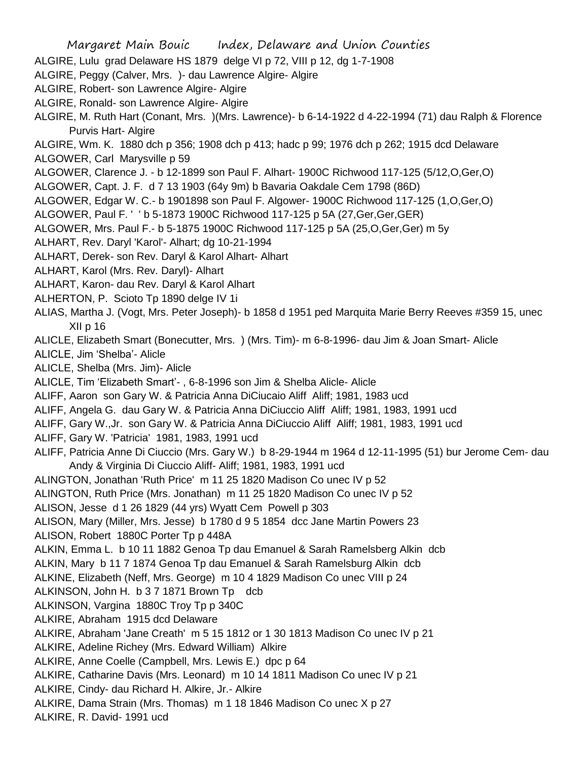ALGIRE, Lulu grad Delaware HS 1879 delge VI p 72, VIII p 12, dg 1-7-1908

ALGIRE, Peggy (Calver, Mrs. )- dau Lawrence Algire- Algire

ALGIRE, Robert- son Lawrence Algire- Algire

ALGIRE, Ronald- son Lawrence Algire- Algire

ALGIRE, M. Ruth Hart (Conant, Mrs. )(Mrs. Lawrence)- b 6-14-1922 d 4-22-1994 (71) dau Ralph & Florence Purvis Hart- Algire

ALGIRE, Wm. K. 1880 dch p 356; 1908 dch p 413; hadc p 99; 1976 dch p 262; 1915 dcd Delaware

ALGOWER, Carl Marysville p 59

ALGOWER, Clarence J. - b 12-1899 son Paul F. Alhart- 1900C Richwood 117-125 (5/12,O,Ger,O)

ALGOWER, Capt. J. F. d 7 13 1903 (64y 9m) b Bavaria Oakdale Cem 1798 (86D)

ALGOWER, Edgar W. C.- b 1901898 son Paul F. Algower- 1900C Richwood 117-125 (1,O,Ger,O)

ALGOWER, Paul F. ' ' b 5-1873 1900C Richwood 117-125 p 5A (27,Ger,Ger,GER)

ALGOWER, Mrs. Paul F.- b 5-1875 1900C Richwood 117-125 p 5A (25,O,Ger,Ger) m 5y

ALHART, Rev. Daryl 'Karol'- Alhart; dg 10-21-1994

ALHART, Derek- son Rev. Daryl & Karol Alhart- Alhart

ALHART, Karol (Mrs. Rev. Daryl)- Alhart

ALHART, Karon- dau Rev. Daryl & Karol Alhart

ALHERTON, P. Scioto Tp 1890 delge IV 1i

ALIAS, Martha J. (Vogt, Mrs. Peter Joseph)- b 1858 d 1951 ped Marquita Marie Berry Reeves #359 15, unec XII p 16

ALICLE, Elizabeth Smart (Bonecutter, Mrs. ) (Mrs. Tim)- m 6-8-1996- dau Jim & Joan Smart- Alicle

ALICLE, Jim 'Shelba'- Alicle

ALICLE, Shelba (Mrs. Jim)- Alicle

ALICLE, Tim 'Elizabeth Smart'- , 6-8-1996 son Jim & Shelba Alicle- Alicle

ALIFF, Aaron son Gary W. & Patricia Anna DiCiucaio Aliff Aliff; 1981, 1983 ucd

ALIFF, Angela G. dau Gary W. & Patricia Anna DiCiuccio Aliff Aliff; 1981, 1983, 1991 ucd

ALIFF, Gary W.,Jr. son Gary W. & Patricia Anna DiCiuccio Aliff Aliff; 1981, 1983, 1991 ucd

ALIFF, Gary W. 'Patricia' 1981, 1983, 1991 ucd

ALIFF, Patricia Anne Di Ciuccio (Mrs. Gary W.) b 8-29-1944 m 1964 d 12-11-1995 (51) bur Jerome Cem- dau Andy & Virginia Di Ciuccio Aliff- Aliff; 1981, 1983, 1991 ucd

ALINGTON, Jonathan 'Ruth Price' m 11 25 1820 Madison Co unec IV p 52

ALINGTON, Ruth Price (Mrs. Jonathan) m 11 25 1820 Madison Co unec IV p 52

ALISON, Jesse d 1 26 1829 (44 yrs) Wyatt Cem Powell p 303

ALISON, Mary (Miller, Mrs. Jesse) b 1780 d 9 5 1854 dcc Jane Martin Powers 23

ALISON, Robert 1880C Porter Tp p 448A

ALKIN, Emma L. b 10 11 1882 Genoa Tp dau Emanuel & Sarah Ramelsberg Alkin dcb

ALKIN, Mary b 11 7 1874 Genoa Tp dau Emanuel & Sarah Ramelsburg Alkin dcb

ALKINE, Elizabeth (Neff, Mrs. George) m 10 4 1829 Madison Co unec VIII p 24

ALKINSON, John H. b 3 7 1871 Brown Tp dcb

ALKINSON, Vargina 1880C Troy Tp p 340C

ALKIRE, Abraham 1915 dcd Delaware

ALKIRE, Abraham 'Jane Creath' m 5 15 1812 or 1 30 1813 Madison Co unec IV p 21

ALKIRE, Adeline Richey (Mrs. Edward William) Alkire

ALKIRE, Anne Coelle (Campbell, Mrs. Lewis E.) dpc p 64

ALKIRE, Catharine Davis (Mrs. Leonard) m 10 14 1811 Madison Co unec IV p 21

ALKIRE, Cindy- dau Richard H. Alkire, Jr.- Alkire

ALKIRE, Dama Strain (Mrs. Thomas) m 1 18 1846 Madison Co unec X p 27

ALKIRE, R. David- 1991 ucd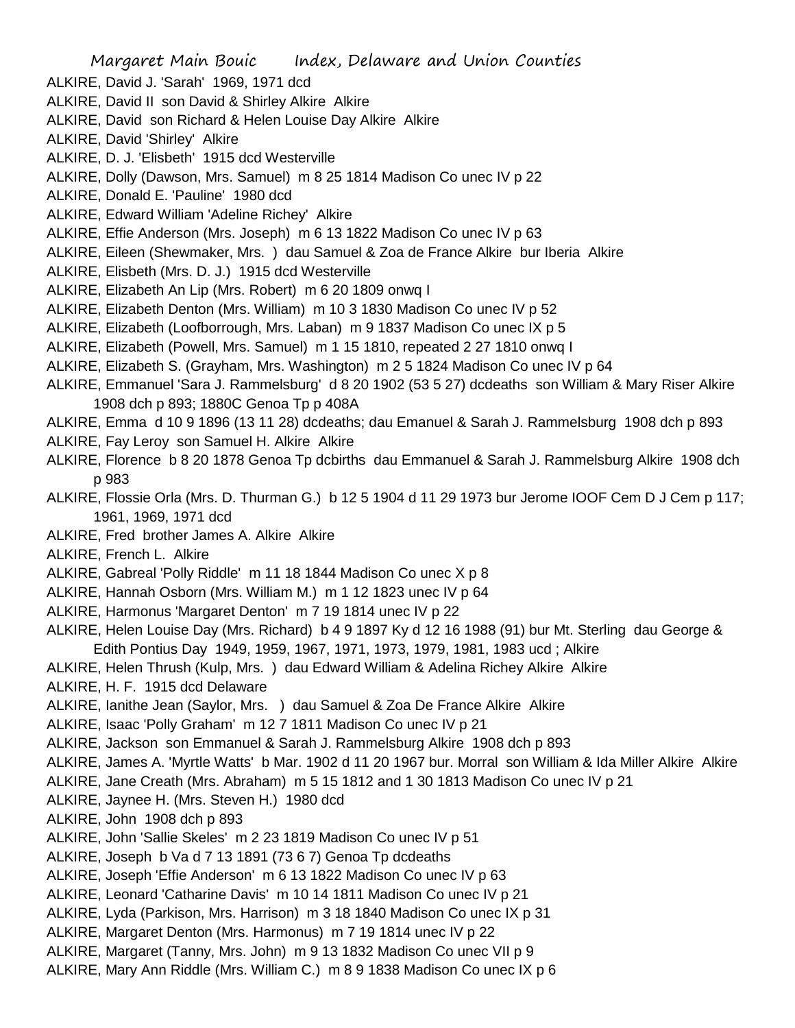ALKIRE, David J. 'Sarah' 1969, 1971 dcd
ALKIRE, David II son David & Shirley Alkire Alkire
ALKIRE, David son Richard & Helen Louise Day Alkire Alkire
ALKIRE, David 'Shirley' Alkire
ALKIRE, D. J. 'Elisbeth' 1915 dcd Westerville
ALKIRE, Dolly (Dawson, Mrs. Samuel) m 8 25 1814 Madison Co unec IV p 22
ALKIRE, Donald E. 'Pauline' 1980 dcd
ALKIRE, Edward William 'Adeline Richey' Alkire
ALKIRE, Effie Anderson (Mrs. Joseph) m 6 13 1822 Madison Co unec IV p 63
ALKIRE, Eileen (Shewmaker, Mrs. ) dau Samuel & Zoa de France Alkire bur Iberia Alkire
ALKIRE, Elisbeth (Mrs. D. J.) 1915 dcd Westerville
ALKIRE, Elizabeth An Lip (Mrs. Robert) m 6 20 1809 onwq I
ALKIRE, Elizabeth Denton (Mrs. William) m 10 3 1830 Madison Co unec IV p 52
ALKIRE, Elizabeth (Loofborrough, Mrs. Laban) m 9 1837 Madison Co unec IX p 5
ALKIRE, Elizabeth (Powell, Mrs. Samuel) m 1 15 1810, repeated 2 27 1810 onwq I
ALKIRE, Elizabeth S. (Grayham, Mrs. Washington) m 2 5 1824 Madison Co unec IV p 64
ALKIRE, Emmanuel 'Sara J. Rammelsburg' d 8 20 1902 (53 5 27) dcdeaths son William & Mary Riser Alkire 1908 dch p 893; 1880C Genoa Tp p 408A
ALKIRE, Emma d 10 9 1896 (13 11 28) dcdeaths; dau Emanuel & Sarah J. Rammelsburg 1908 dch p 893
ALKIRE, Fay Leroy son Samuel H. Alkire Alkire
ALKIRE, Florence b 8 20 1878 Genoa Tp dcbirths dau Emmanuel & Sarah J. Rammelsburg Alkire 1908 dch p 983
ALKIRE, Flossie Orla (Mrs. D. Thurman G.) b 12 5 1904 d 11 29 1973 bur Jerome IOOF Cem D J Cem p 117; 1961, 1969, 1971 dcd
ALKIRE, Fred brother James A. Alkire Alkire
ALKIRE, French L. Alkire
ALKIRE, Gabreal 'Polly Riddle' m 11 18 1844 Madison Co unec X p 8
ALKIRE, Hannah Osborn (Mrs. William M.) m 1 12 1823 unec IV p 64
ALKIRE, Harmonus 'Margaret Denton' m 7 19 1814 unec IV p 22
ALKIRE, Helen Louise Day (Mrs. Richard) b 4 9 1897 Ky d 12 16 1988 (91) bur Mt. Sterling dau George & Edith Pontius Day 1949, 1959, 1967, 1971, 1973, 1979, 1981, 1983 ucd ; Alkire
ALKIRE, Helen Thrush (Kulp, Mrs. ) dau Edward William & Adelina Richey Alkire Alkire
ALKIRE, H. F. 1915 dcd Delaware
ALKIRE, Ianithe Jean (Saylor, Mrs. ) dau Samuel & Zoa De France Alkire Alkire
ALKIRE, Isaac 'Polly Graham' m 12 7 1811 Madison Co unec IV p 21
ALKIRE, Jackson son Emmanuel & Sarah J. Rammelsburg Alkire 1908 dch p 893
ALKIRE, James A. 'Myrtle Watts' b Mar. 1902 d 11 20 1967 bur. Morral son William & Ida Miller Alkire Alkire
ALKIRE, Jane Creath (Mrs. Abraham) m 5 15 1812 and 1 30 1813 Madison Co unec IV p 21
ALKIRE, Jaynee H. (Mrs. Steven H.) 1980 dcd
ALKIRE, John 1908 dch p 893
ALKIRE, John 'Sallie Skeles' m 2 23 1819 Madison Co unec IV p 51
ALKIRE, Joseph b Va d 7 13 1891 (73 6 7) Genoa Tp dcdeaths
ALKIRE, Joseph 'Effie Anderson' m 6 13 1822 Madison Co unec IV p 63
ALKIRE, Leonard 'Catharine Davis' m 10 14 1811 Madison Co unec IV p 21
ALKIRE, Lyda (Parkison, Mrs. Harrison) m 3 18 1840 Madison Co unec IX p 31
ALKIRE, Margaret Denton (Mrs. Harmonus) m 7 19 1814 unec IV p 22
ALKIRE, Margaret (Tanny, Mrs. John) m 9 13 1832 Madison Co unec VII p 9
ALKIRE, Mary Ann Riddle (Mrs. William C.) m 8 9 1838 Madison Co unec IX p 6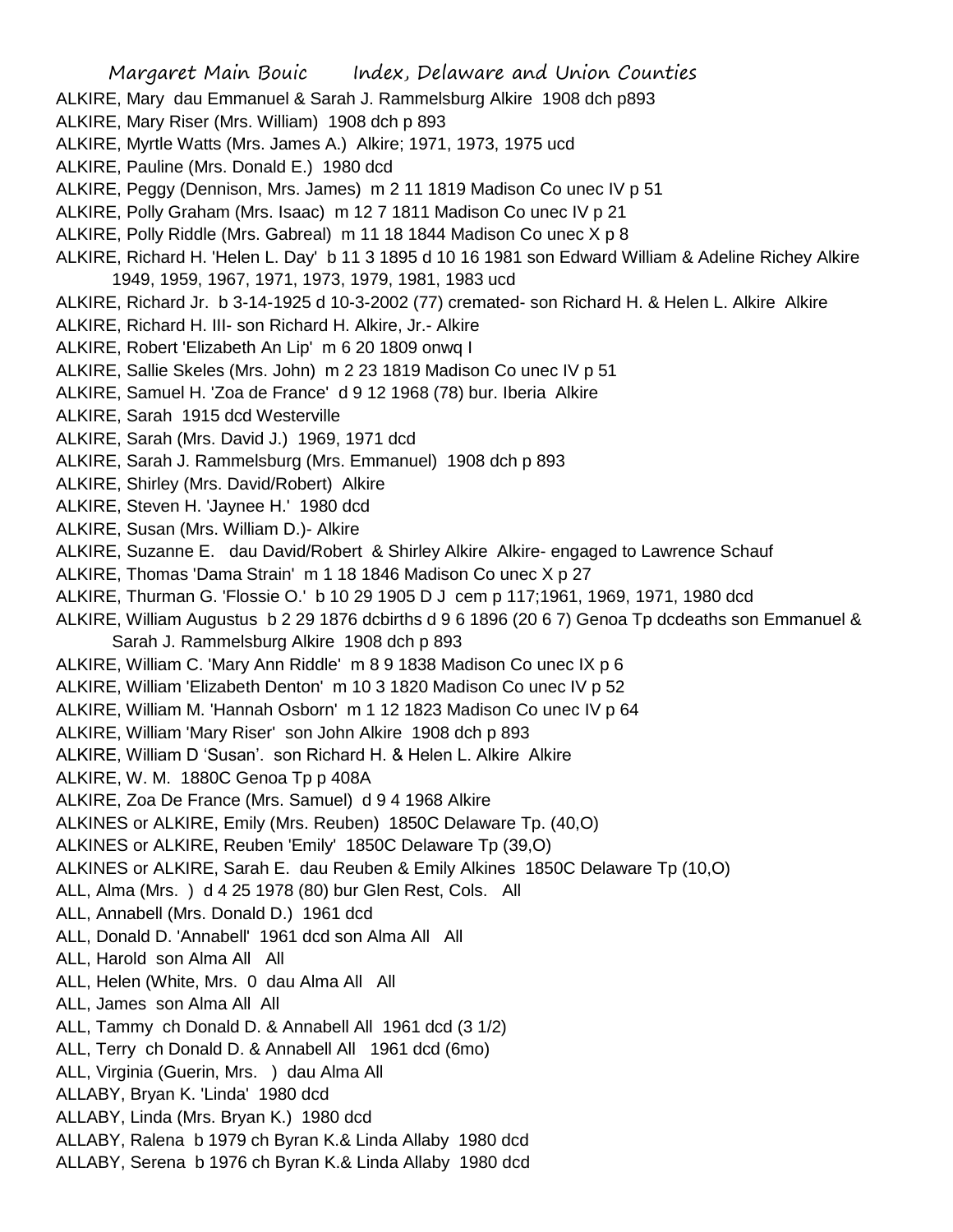ALKIRE, Mary dau Emmanuel & Sarah J. Rammelsburg Alkire 1908 dch p893
ALKIRE, Mary Riser (Mrs. William) 1908 dch p 893
ALKIRE, Myrtle Watts (Mrs. James A.) Alkire; 1971, 1973, 1975 ucd
ALKIRE, Pauline (Mrs. Donald E.) 1980 dcd
ALKIRE, Peggy (Dennison, Mrs. James) m 2 11 1819 Madison Co unec IV p 51
ALKIRE, Polly Graham (Mrs. Isaac) m 12 7 1811 Madison Co unec IV p 21
ALKIRE, Polly Riddle (Mrs. Gabreal) m 11 18 1844 Madison Co unec X p 8
ALKIRE, Richard H. 'Helen L. Day' b 11 3 1895 d 10 16 1981 son Edward William & Adeline Richey Alkire 1949, 1959, 1967, 1971, 1973, 1979, 1981, 1983 ucd
ALKIRE, Richard Jr. b 3-14-1925 d 10-3-2002 (77) cremated- son Richard H. & Helen L. Alkire Alkire
ALKIRE, Richard H. III- son Richard H. Alkire, Jr.- Alkire
ALKIRE, Robert 'Elizabeth An Lip' m 6 20 1809 onwq I
ALKIRE, Sallie Skeles (Mrs. John) m 2 23 1819 Madison Co unec IV p 51
ALKIRE, Samuel H. 'Zoa de France' d 9 12 1968 (78) bur. Iberia Alkire
ALKIRE, Sarah 1915 dcd Westerville
ALKIRE, Sarah (Mrs. David J.) 1969, 1971 dcd
ALKIRE, Sarah J. Rammelsburg (Mrs. Emmanuel) 1908 dch p 893
ALKIRE, Shirley (Mrs. David/Robert) Alkire
ALKIRE, Steven H. 'Jaynee H.' 1980 dcd
ALKIRE, Susan (Mrs. William D.)- Alkire
ALKIRE, Suzanne E. dau David/Robert & Shirley Alkire Alkire- engaged to Lawrence Schauf
ALKIRE, Thomas 'Dama Strain' m 1 18 1846 Madison Co unec X p 27
ALKIRE, Thurman G. 'Flossie O.' b 10 29 1905 D J cem p 117;1961, 1969, 1971, 1980 dcd
ALKIRE, William Augustus b 2 29 1876 dcbirths d 9 6 1896 (20 6 7) Genoa Tp dcdeaths son Emmanuel & Sarah J. Rammelsburg Alkire 1908 dch p 893
ALKIRE, William C. 'Mary Ann Riddle' m 8 9 1838 Madison Co unec IX p 6
ALKIRE, William 'Elizabeth Denton' m 10 3 1820 Madison Co unec IV p 52
ALKIRE, William M. 'Hannah Osborn' m 1 12 1823 Madison Co unec IV p 64
ALKIRE, William 'Mary Riser' son John Alkire 1908 dch p 893
ALKIRE, William D 'Susan'. son Richard H. & Helen L. Alkire Alkire
ALKIRE, W. M. 1880C Genoa Tp p 408A
ALKIRE, Zoa De France (Mrs. Samuel) d 9 4 1968 Alkire
ALKINES or ALKIRE, Emily (Mrs. Reuben) 1850C Delaware Tp. (40,O)
ALKINES or ALKIRE, Reuben 'Emily' 1850C Delaware Tp (39,O)
ALKINES or ALKIRE, Sarah E. dau Reuben & Emily Alkines 1850C Delaware Tp (10,O)
ALL, Alma (Mrs. ) d 4 25 1978 (80) bur Glen Rest, Cols. All
ALL, Annabell (Mrs. Donald D.) 1961 dcd
ALL, Donald D. 'Annabell' 1961 dcd son Alma All All
ALL, Harold son Alma All All
ALL, Helen (White, Mrs. 0 dau Alma All All
ALL, James son Alma All All
ALL, Tammy ch Donald D. & Annabell All 1961 dcd (3 1/2)
ALL, Terry ch Donald D. & Annabell All 1961 dcd (6mo)
ALL, Virginia (Guerin, Mrs. ) dau Alma All
ALLABY, Bryan K. 'Linda' 1980 dcd
ALLABY, Linda (Mrs. Bryan K.) 1980 dcd
ALLABY, Ralena b 1979 ch Byran K.& Linda Allaby 1980 dcd
ALLABY, Serena b 1976 ch Byran K.& Linda Allaby 1980 dcd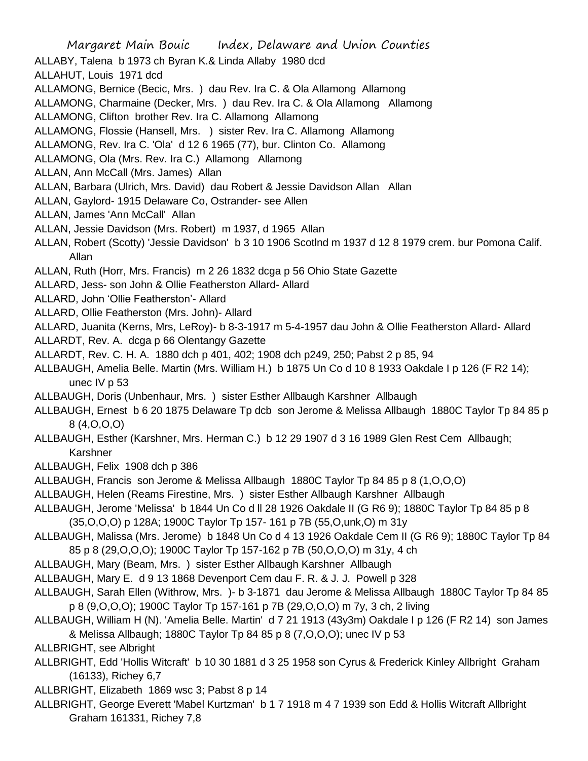ALLABY, Talena b 1973 ch Byran K.& Linda Allaby 1980 dcd

ALLAHUT, Louis 1971 dcd

ALLAMONG, Bernice (Becic, Mrs. ) dau Rev. Ira C. & Ola Allamong Allamong

ALLAMONG, Charmaine (Decker, Mrs. ) dau Rev. Ira C. & Ola Allamong Allamong

ALLAMONG, Clifton brother Rev. Ira C. Allamong Allamong

ALLAMONG, Flossie (Hansell, Mrs. ) sister Rev. Ira C. Allamong Allamong

ALLAMONG, Rev. Ira C. 'Ola' d 12 6 1965 (77), bur. Clinton Co. Allamong

ALLAMONG, Ola (Mrs. Rev. Ira C.) Allamong Allamong

ALLAN, Ann McCall (Mrs. James) Allan

ALLAN, Barbara (Ulrich, Mrs. David) dau Robert & Jessie Davidson Allan Allan

ALLAN, Gaylord- 1915 Delaware Co, Ostrander- see Allen

ALLAN, James 'Ann McCall' Allan

ALLAN, Jessie Davidson (Mrs. Robert) m 1937, d 1965 Allan

ALLAN, Robert (Scotty) 'Jessie Davidson' b 3 10 1906 Scotlnd m 1937 d 12 8 1979 crem. bur Pomona Calif. Allan

ALLAN, Ruth (Horr, Mrs. Francis) m 2 26 1832 dcga p 56 Ohio State Gazette

ALLARD, Jess- son John & Ollie Featherston Allard- Allard

ALLARD, John 'Ollie Featherston'- Allard

ALLARD, Ollie Featherston (Mrs. John)- Allard

ALLARD, Juanita (Kerns, Mrs, LeRoy)- b 8-3-1917 m 5-4-1957 dau John & Ollie Featherston Allard- Allard

ALLARDT, Rev. A. dcga p 66 Olentangy Gazette

ALLARDT, Rev. C. H. A. 1880 dch p 401, 402; 1908 dch p249, 250; Pabst 2 p 85, 94

ALLBAUGH, Amelia Belle. Martin (Mrs. William H.) b 1875 Un Co d 10 8 1933 Oakdale I p 126 (F R2 14); unec IV p 53

ALLBAUGH, Doris (Unbenhaur, Mrs. ) sister Esther Allbaugh Karshner Allbaugh

ALLBAUGH, Ernest b 6 20 1875 Delaware Tp dcb son Jerome & Melissa Allbaugh 1880C Taylor Tp 84 85 p 8 (4,O,O,O)

ALLBAUGH, Esther (Karshner, Mrs. Herman C.) b 12 29 1907 d 3 16 1989 Glen Rest Cem Allbaugh; Karshner

ALLBAUGH, Felix 1908 dch p 386

ALLBAUGH, Francis son Jerome & Melissa Allbaugh 1880C Taylor Tp 84 85 p 8 (1,O,O,O)

ALLBAUGH, Helen (Reams Firestine, Mrs. ) sister Esther Allbaugh Karshner Allbaugh

ALLBAUGH, Jerome 'Melissa' b 1844 Un Co d ll 28 1926 Oakdale II (G R6 9); 1880C Taylor Tp 84 85 p 8 (35,O,O,O) p 128A; 1900C Taylor Tp 157- 161 p 7B (55,O,unk,O) m 31y

ALLBAUGH, Malissa (Mrs. Jerome) b 1848 Un Co d 4 13 1926 Oakdale Cem II (G R6 9); 1880C Taylor Tp 84 85 p 8 (29,O,O,O); 1900C Taylor Tp 157-162 p 7B (50,O,O,O) m 31y, 4 ch

ALLBAUGH, Mary (Beam, Mrs. ) sister Esther Allbaugh Karshner Allbaugh

ALLBAUGH, Mary E. d 9 13 1868 Devenport Cem dau F. R. & J. J. Powell p 328

ALLBAUGH, Sarah Ellen (Withrow, Mrs. )- b 3-1871 dau Jerome & Melissa Allbaugh 1880C Taylor Tp 84 85 p 8 (9,O,O,O); 1900C Taylor Tp 157-161 p 7B (29,O,O,O) m 7y, 3 ch, 2 living

ALLBAUGH, William H (N). 'Amelia Belle. Martin' d 7 21 1913 (43y3m) Oakdale I p 126 (F R2 14) son James & Melissa Allbaugh; 1880C Taylor Tp 84 85 p 8 (7,O,O,O); unec IV p 53

ALLBRIGHT, see Albright

ALLBRIGHT, Edd 'Hollis Witcraft' b 10 30 1881 d 3 25 1958 son Cyrus & Frederick Kinley Allbright Graham (16133), Richey 6,7

ALLBRIGHT, Elizabeth 1869 wsc 3; Pabst 8 p 14

ALLBRIGHT, George Everett 'Mabel Kurtzman' b 1 7 1918 m 4 7 1939 son Edd & Hollis Witcraft Allbright Graham 161331, Richey 7,8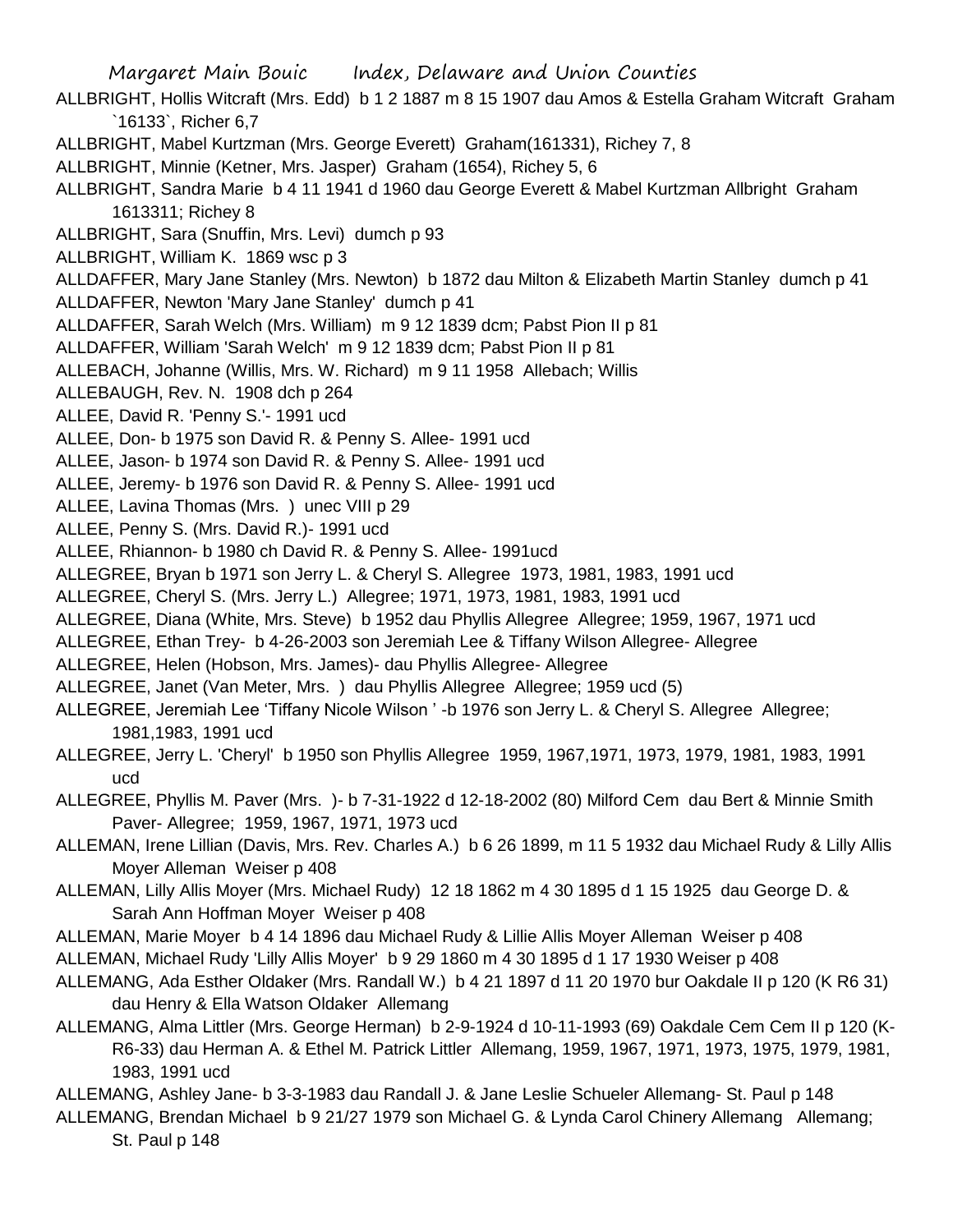ALLBRIGHT, Hollis Witcraft (Mrs. Edd) b 1 2 1887 m 8 15 1907 dau Amos & Estella Graham Witcraft Graham `16133`, Richer 6,7

ALLBRIGHT, Mabel Kurtzman (Mrs. George Everett) Graham(161331), Richey 7, 8

ALLBRIGHT, Minnie (Ketner, Mrs. Jasper) Graham (1654), Richey 5, 6

ALLBRIGHT, Sandra Marie b 4 11 1941 d 1960 dau George Everett & Mabel Kurtzman Allbright Graham 1613311; Richey 8

ALLBRIGHT, Sara (Snuffin, Mrs. Levi) dumch p 93

ALLBRIGHT, William K. 1869 wsc p 3

ALLDAFFER, Mary Jane Stanley (Mrs. Newton) b 1872 dau Milton & Elizabeth Martin Stanley dumch p 41

ALLDAFFER, Newton 'Mary Jane Stanley' dumch p 41

ALLDAFFER, Sarah Welch (Mrs. William) m 9 12 1839 dcm; Pabst Pion II p 81

ALLDAFFER, William 'Sarah Welch' m 9 12 1839 dcm; Pabst Pion II p 81

ALLEBACH, Johanne (Willis, Mrs. W. Richard) m 9 11 1958 Allebach; Willis

ALLEBAUGH, Rev. N. 1908 dch p 264

ALLEE, David R. 'Penny S.'- 1991 ucd

ALLEE, Don- b 1975 son David R. & Penny S. Allee- 1991 ucd

ALLEE, Jason- b 1974 son David R. & Penny S. Allee- 1991 ucd

ALLEE, Jeremy- b 1976 son David R. & Penny S. Allee- 1991 ucd

ALLEE, Lavina Thomas (Mrs. ) unec VIII p 29

ALLEE, Penny S. (Mrs. David R.)- 1991 ucd

ALLEE, Rhiannon- b 1980 ch David R. & Penny S. Allee- 1991ucd

ALLEGREE, Bryan b 1971 son Jerry L. & Cheryl S. Allegree 1973, 1981, 1983, 1991 ucd

ALLEGREE, Cheryl S. (Mrs. Jerry L.) Allegree; 1971, 1973, 1981, 1983, 1991 ucd

ALLEGREE, Diana (White, Mrs. Steve) b 1952 dau Phyllis Allegree Allegree; 1959, 1967, 1971 ucd

ALLEGREE, Ethan Trey- b 4-26-2003 son Jeremiah Lee & Tiffany Wilson Allegree- Allegree

ALLEGREE, Helen (Hobson, Mrs. James)- dau Phyllis Allegree- Allegree

ALLEGREE, Janet (Van Meter, Mrs. ) dau Phyllis Allegree Allegree; 1959 ucd (5)

ALLEGREE, Jeremiah Lee 'Tiffany Nicole Wilson ' -b 1976 son Jerry L. & Cheryl S. Allegree Allegree; 1981,1983, 1991 ucd

ALLEGREE, Jerry L. 'Cheryl' b 1950 son Phyllis Allegree 1959, 1967,1971, 1973, 1979, 1981, 1983, 1991 ucd

ALLEGREE, Phyllis M. Paver (Mrs. )- b 7-31-1922 d 12-18-2002 (80) Milford Cem dau Bert & Minnie Smith Paver- Allegree; 1959, 1967, 1971, 1973 ucd

ALLEMAN, Irene Lillian (Davis, Mrs. Rev. Charles A.) b 6 26 1899, m 11 5 1932 dau Michael Rudy & Lilly Allis Moyer Alleman Weiser p 408

ALLEMAN, Lilly Allis Moyer (Mrs. Michael Rudy) 12 18 1862 m 4 30 1895 d 1 15 1925 dau George D. & Sarah Ann Hoffman Moyer Weiser p 408

ALLEMAN, Marie Moyer b 4 14 1896 dau Michael Rudy & Lillie Allis Moyer Alleman Weiser p 408

ALLEMAN, Michael Rudy 'Lilly Allis Moyer' b 9 29 1860 m 4 30 1895 d 1 17 1930 Weiser p 408

ALLEMANG, Ada Esther Oldaker (Mrs. Randall W.) b 4 21 1897 d 11 20 1970 bur Oakdale II p 120 (K R6 31) dau Henry & Ella Watson Oldaker Allemang

ALLEMANG, Alma Littler (Mrs. George Herman) b 2-9-1924 d 10-11-1993 (69) Oakdale Cem Cem II p 120 (K-R6-33) dau Herman A. & Ethel M. Patrick Littler Allemang, 1959, 1967, 1971, 1973, 1975, 1979, 1981, 1983, 1991 ucd

ALLEMANG, Ashley Jane- b 3-3-1983 dau Randall J. & Jane Leslie Schueler Allemang- St. Paul p 148

ALLEMANG, Brendan Michael b 9 21/27 1979 son Michael G. & Lynda Carol Chinery Allemang Allemang; St. Paul p 148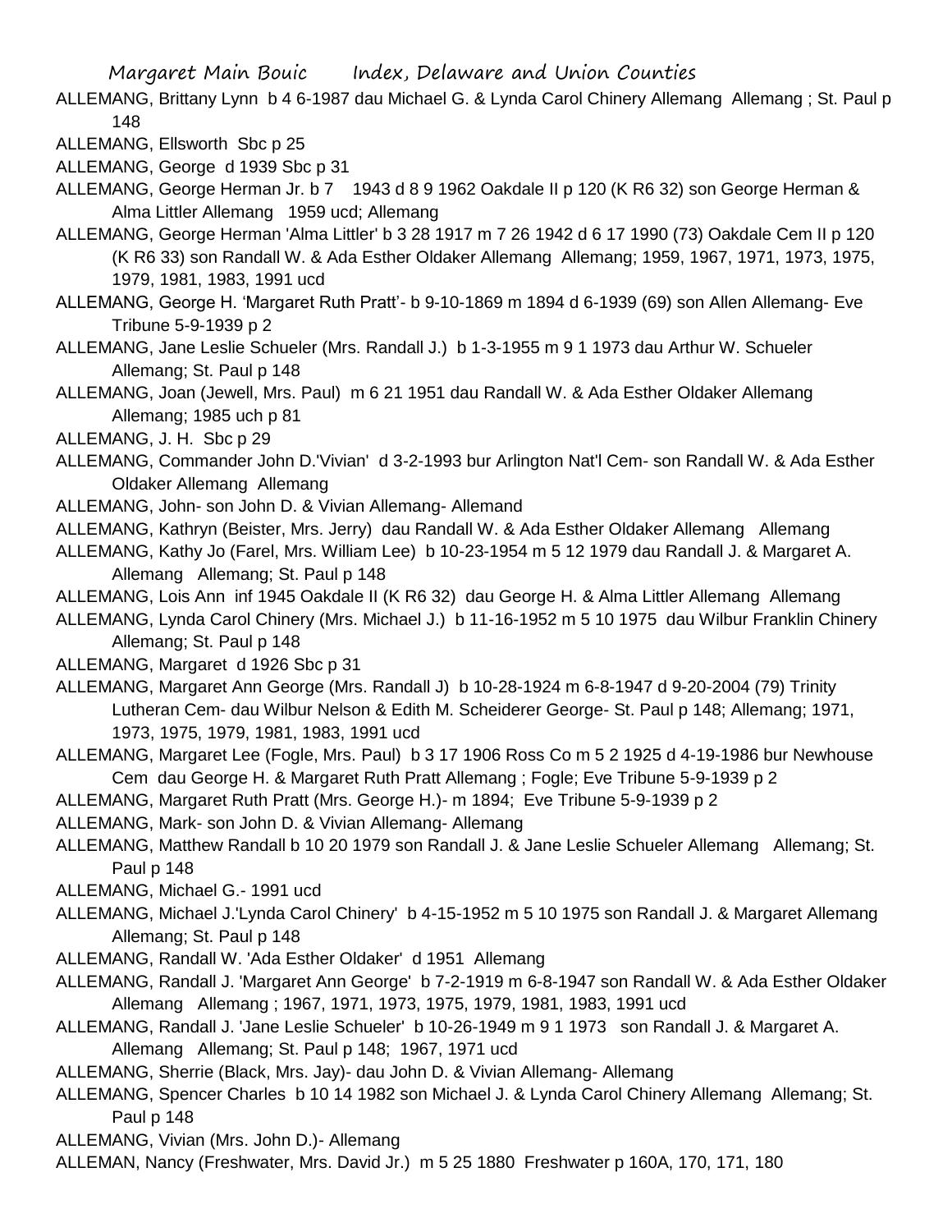ALLEMANG, Brittany Lynn b 4 6-1987 dau Michael G. & Lynda Carol Chinery Allemang Allemang ; St. Paul p 148

ALLEMANG, Ellsworth Sbc p 25

ALLEMANG, George d 1939 Sbc p 31

ALLEMANG, George Herman Jr. b 7 1943 d 8 9 1962 Oakdale II p 120 (K R6 32) son George Herman & Alma Littler Allemang 1959 ucd; Allemang

ALLEMANG, George Herman 'Alma Littler' b 3 28 1917 m 7 26 1942 d 6 17 1990 (73) Oakdale Cem II p 120 (K R6 33) son Randall W. & Ada Esther Oldaker Allemang Allemang; 1959, 1967, 1971, 1973, 1975, 1979, 1981, 1983, 1991 ucd

ALLEMANG, George H. 'Margaret Ruth Pratt'- b 9-10-1869 m 1894 d 6-1939 (69) son Allen Allemang- Eve Tribune 5-9-1939 p 2

ALLEMANG, Jane Leslie Schueler (Mrs. Randall J.) b 1-3-1955 m 9 1 1973 dau Arthur W. Schueler Allemang; St. Paul p 148

ALLEMANG, Joan (Jewell, Mrs. Paul) m 6 21 1951 dau Randall W. & Ada Esther Oldaker Allemang Allemang; 1985 uch p 81

ALLEMANG, J. H. Sbc p 29

ALLEMANG, Commander John D.'Vivian' d 3-2-1993 bur Arlington Nat'l Cem- son Randall W. & Ada Esther Oldaker Allemang Allemang

ALLEMANG, John- son John D. & Vivian Allemang- Allemand

ALLEMANG, Kathryn (Beister, Mrs. Jerry) dau Randall W. & Ada Esther Oldaker Allemang Allemang

ALLEMANG, Kathy Jo (Farel, Mrs. William Lee) b 10-23-1954 m 5 12 1979 dau Randall J. & Margaret A. Allemang Allemang; St. Paul p 148

ALLEMANG, Lois Ann inf 1945 Oakdale II (K R6 32) dau George H. & Alma Littler Allemang Allemang

ALLEMANG, Lynda Carol Chinery (Mrs. Michael J.) b 11-16-1952 m 5 10 1975 dau Wilbur Franklin Chinery Allemang; St. Paul p 148

ALLEMANG, Margaret d 1926 Sbc p 31

ALLEMANG, Margaret Ann George (Mrs. Randall J) b 10-28-1924 m 6-8-1947 d 9-20-2004 (79) Trinity Lutheran Cem- dau Wilbur Nelson & Edith M. Scheiderer George- St. Paul p 148; Allemang; 1971, 1973, 1975, 1979, 1981, 1983, 1991 ucd

ALLEMANG, Margaret Lee (Fogle, Mrs. Paul) b 3 17 1906 Ross Co m 5 2 1925 d 4-19-1986 bur Newhouse Cem dau George H. & Margaret Ruth Pratt Allemang ; Fogle; Eve Tribune 5-9-1939 p 2

ALLEMANG, Margaret Ruth Pratt (Mrs. George H.)- m 1894; Eve Tribune 5-9-1939 p 2

ALLEMANG, Mark- son John D. & Vivian Allemang- Allemang

ALLEMANG, Matthew Randall b 10 20 1979 son Randall J. & Jane Leslie Schueler Allemang Allemang; St. Paul p 148

ALLEMANG, Michael G.- 1991 ucd

ALLEMANG, Michael J.'Lynda Carol Chinery' b 4-15-1952 m 5 10 1975 son Randall J. & Margaret Allemang Allemang; St. Paul p 148

ALLEMANG, Randall W. 'Ada Esther Oldaker' d 1951 Allemang

ALLEMANG, Randall J. 'Margaret Ann George' b 7-2-1919 m 6-8-1947 son Randall W. & Ada Esther Oldaker Allemang Allemang ; 1967, 1971, 1973, 1975, 1979, 1981, 1983, 1991 ucd

ALLEMANG, Randall J. 'Jane Leslie Schueler' b 10-26-1949 m 9 1 1973 son Randall J. & Margaret A. Allemang Allemang; St. Paul p 148; 1967, 1971 ucd

ALLEMANG, Sherrie (Black, Mrs. Jay)- dau John D. & Vivian Allemang- Allemang

ALLEMANG, Spencer Charles b 10 14 1982 son Michael J. & Lynda Carol Chinery Allemang Allemang; St. Paul p 148

ALLEMANG, Vivian (Mrs. John D.)- Allemang

ALLEMAN, Nancy (Freshwater, Mrs. David Jr.) m 5 25 1880 Freshwater p 160A, 170, 171, 180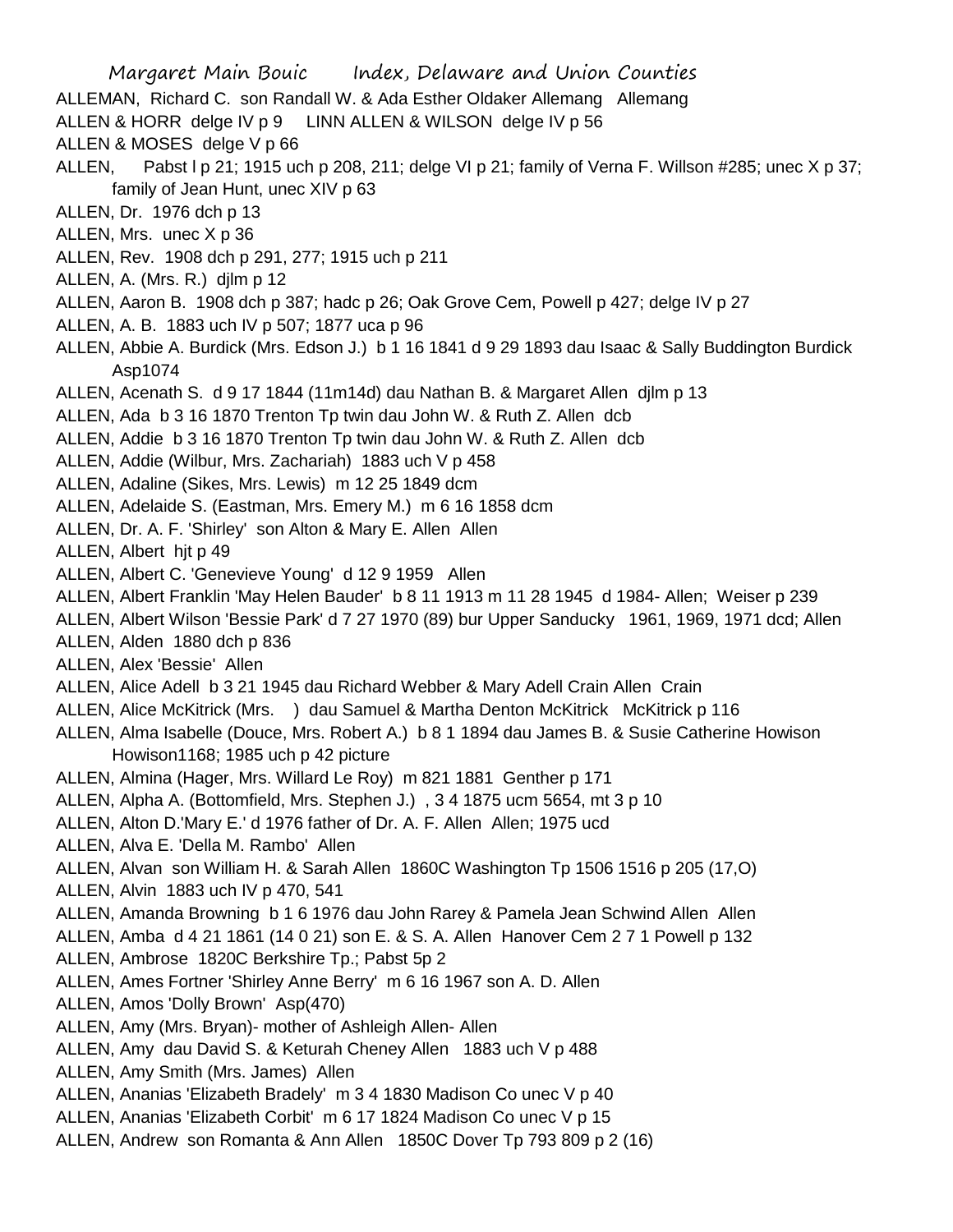ALLEMAN, Richard C. son Randall W. & Ada Esther Oldaker Allemang Allemang

ALLEN & HORR delge IV p 9 LINN ALLEN & WILSON delge IV p 56

ALLEN & MOSES delge V p 66

ALLEN, Pabst l p 21; 1915 uch p 208, 211; delge VI p 21; family of Verna F. Willson #285; unec X p 37; family of Jean Hunt, unec XIV p 63

ALLEN, Dr. 1976 dch p 13

ALLEN, Mrs. unec X p 36

ALLEN, Rev. 1908 dch p 291, 277; 1915 uch p 211

ALLEN, A. (Mrs. R.) djlm p 12

ALLEN, Aaron B. 1908 dch p 387; hadc p 26; Oak Grove Cem, Powell p 427; delge IV p 27

ALLEN, A. B. 1883 uch IV p 507; 1877 uca p 96

ALLEN, Abbie A. Burdick (Mrs. Edson J.) b 1 16 1841 d 9 29 1893 dau Isaac & Sally Buddington Burdick Asp1074

ALLEN, Acenath S. d 9 17 1844 (11m14d) dau Nathan B. & Margaret Allen djlm p 13

ALLEN, Ada b 3 16 1870 Trenton Tp twin dau John W. & Ruth Z. Allen dcb

ALLEN, Addie b 3 16 1870 Trenton Tp twin dau John W. & Ruth Z. Allen dcb

ALLEN, Addie (Wilbur, Mrs. Zachariah) 1883 uch V p 458

ALLEN, Adaline (Sikes, Mrs. Lewis) m 12 25 1849 dcm

ALLEN, Adelaide S. (Eastman, Mrs. Emery M.) m 6 16 1858 dcm

ALLEN, Dr. A. F. 'Shirley' son Alton & Mary E. Allen Allen

ALLEN, Albert hjt p 49

ALLEN, Albert C. 'Genevieve Young' d 12 9 1959 Allen

ALLEN, Albert Franklin 'May Helen Bauder' b 8 11 1913 m 11 28 1945 d 1984- Allen; Weiser p 239

ALLEN, Albert Wilson 'Bessie Park' d 7 27 1970 (89) bur Upper Sanducky 1961, 1969, 1971 dcd; Allen

ALLEN, Alden 1880 dch p 836

ALLEN, Alex 'Bessie' Allen

ALLEN, Alice Adell b 3 21 1945 dau Richard Webber & Mary Adell Crain Allen Crain

ALLEN, Alice McKitrick (Mrs. ) dau Samuel & Martha Denton McKitrick McKitrick p 116

ALLEN, Alma Isabelle (Douce, Mrs. Robert A.) b 8 1 1894 dau James B. & Susie Catherine Howison Howison1168; 1985 uch p 42 picture

ALLEN, Almina (Hager, Mrs. Willard Le Roy) m 821 1881 Genther p 171

ALLEN, Alpha A. (Bottomfield, Mrs. Stephen J.) , 3 4 1875 ucm 5654, mt 3 p 10

ALLEN, Alton D.'Mary E.' d 1976 father of Dr. A. F. Allen Allen; 1975 ucd

ALLEN, Alva E. 'Della M. Rambo' Allen

ALLEN, Alvan son William H. & Sarah Allen 1860C Washington Tp 1506 1516 p 205 (17,O)

ALLEN, Alvin 1883 uch IV p 470, 541

ALLEN, Amanda Browning b 1 6 1976 dau John Rarey & Pamela Jean Schwind Allen Allen

ALLEN, Amba d 4 21 1861 (14 0 21) son E. & S. A. Allen Hanover Cem 2 7 1 Powell p 132

ALLEN, Ambrose 1820C Berkshire Tp.; Pabst 5p 2

ALLEN, Ames Fortner 'Shirley Anne Berry' m 6 16 1967 son A. D. Allen

ALLEN, Amos 'Dolly Brown' Asp(470)

ALLEN, Amy (Mrs. Bryan)- mother of Ashleigh Allen- Allen

ALLEN, Amy dau David S. & Keturah Cheney Allen 1883 uch V p 488

ALLEN, Amy Smith (Mrs. James) Allen

ALLEN, Ananias 'Elizabeth Bradely' m 3 4 1830 Madison Co unec V p 40

ALLEN, Ananias 'Elizabeth Corbit' m 6 17 1824 Madison Co unec V p 15

ALLEN, Andrew son Romanta & Ann Allen 1850C Dover Tp 793 809 p 2 (16)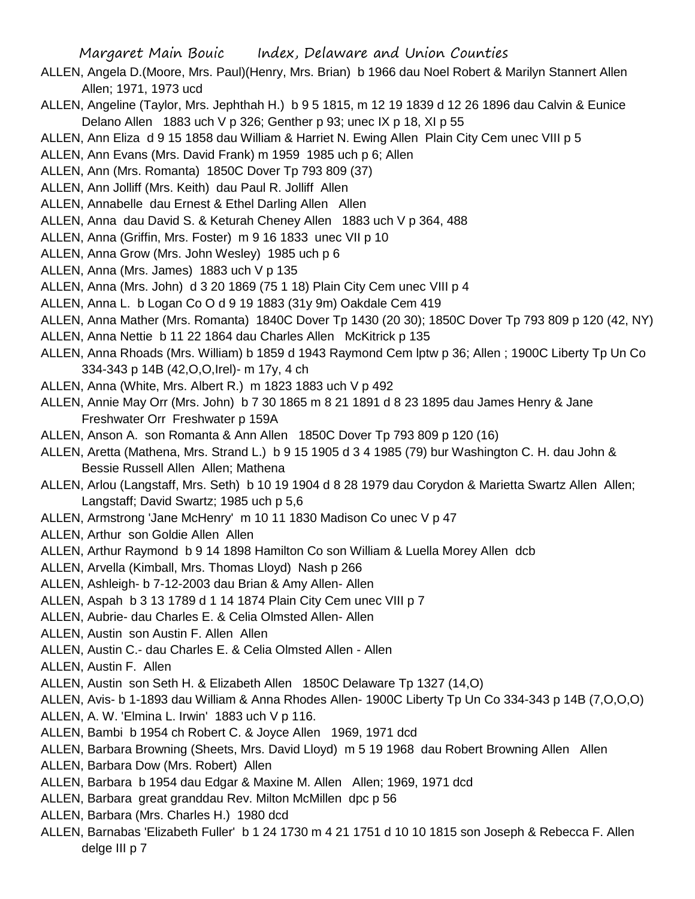ALLEN, Angela D.(Moore, Mrs. Paul)(Henry, Mrs. Brian) b 1966 dau Noel Robert & Marilyn Stannert Allen Allen; 1971, 1973 ucd

ALLEN, Angeline (Taylor, Mrs. Jephthah H.) b 9 5 1815, m 12 19 1839 d 12 26 1896 dau Calvin & Eunice Delano Allen 1883 uch V p 326; Genther p 93; unec IX p 18, XI p 55

ALLEN, Ann Eliza d 9 15 1858 dau William & Harriet N. Ewing Allen Plain City Cem unec VIII p 5

ALLEN, Ann Evans (Mrs. David Frank) m 1959 1985 uch p 6; Allen

ALLEN, Ann (Mrs. Romanta) 1850C Dover Tp 793 809 (37)

ALLEN, Ann Jolliff (Mrs. Keith) dau Paul R. Jolliff Allen

ALLEN, Annabelle dau Ernest & Ethel Darling Allen Allen

ALLEN, Anna dau David S. & Keturah Cheney Allen 1883 uch V p 364, 488

ALLEN, Anna (Griffin, Mrs. Foster) m 9 16 1833 unec VII p 10

ALLEN, Anna Grow (Mrs. John Wesley) 1985 uch p 6

ALLEN, Anna (Mrs. James) 1883 uch V p 135

ALLEN, Anna (Mrs. John) d 3 20 1869 (75 1 18) Plain City Cem unec VIII p 4

ALLEN, Anna L. b Logan Co O d 9 19 1883 (31y 9m) Oakdale Cem 419

ALLEN, Anna Mather (Mrs. Romanta) 1840C Dover Tp 1430 (20 30); 1850C Dover Tp 793 809 p 120 (42, NY)

ALLEN, Anna Nettie b 11 22 1864 dau Charles Allen McKitrick p 135

ALLEN, Anna Rhoads (Mrs. William) b 1859 d 1943 Raymond Cem lptw p 36; Allen ; 1900C Liberty Tp Un Co 334-343 p 14B (42,O,O,Irel)- m 17y, 4 ch

ALLEN, Anna (White, Mrs. Albert R.) m 1823 1883 uch V p 492

ALLEN, Annie May Orr (Mrs. John) b 7 30 1865 m 8 21 1891 d 8 23 1895 dau James Henry & Jane Freshwater Orr Freshwater p 159A

ALLEN, Anson A. son Romanta & Ann Allen 1850C Dover Tp 793 809 p 120 (16)

ALLEN, Aretta (Mathena, Mrs. Strand L.) b 9 15 1905 d 3 4 1985 (79) bur Washington C. H. dau John & Bessie Russell Allen Allen; Mathena

ALLEN, Arlou (Langstaff, Mrs. Seth) b 10 19 1904 d 8 28 1979 dau Corydon & Marietta Swartz Allen Allen; Langstaff; David Swartz; 1985 uch p 5,6

ALLEN, Armstrong 'Jane McHenry' m 10 11 1830 Madison Co unec V p 47

ALLEN, Arthur son Goldie Allen Allen

ALLEN, Arthur Raymond b 9 14 1898 Hamilton Co son William & Luella Morey Allen dcb

ALLEN, Arvella (Kimball, Mrs. Thomas Lloyd) Nash p 266

ALLEN, Ashleigh- b 7-12-2003 dau Brian & Amy Allen- Allen

ALLEN, Aspah b 3 13 1789 d 1 14 1874 Plain City Cem unec VIII p 7

ALLEN, Aubrie- dau Charles E. & Celia Olmsted Allen- Allen

ALLEN, Austin son Austin F. Allen Allen

ALLEN, Austin C.- dau Charles E. & Celia Olmsted Allen - Allen

ALLEN, Austin F. Allen

ALLEN, Austin son Seth H. & Elizabeth Allen 1850C Delaware Tp 1327 (14,O)

ALLEN, Avis- b 1-1893 dau William & Anna Rhodes Allen- 1900C Liberty Tp Un Co 334-343 p 14B (7,O,O,O)

ALLEN, A. W. 'Elmina L. Irwin' 1883 uch V p 116.

ALLEN, Bambi b 1954 ch Robert C. & Joyce Allen 1969, 1971 dcd

ALLEN, Barbara Browning (Sheets, Mrs. David Lloyd) m 5 19 1968 dau Robert Browning Allen Allen

ALLEN, Barbara Dow (Mrs. Robert) Allen

ALLEN, Barbara b 1954 dau Edgar & Maxine M. Allen Allen; 1969, 1971 dcd

ALLEN, Barbara great granddau Rev. Milton McMillen dpc p 56

ALLEN, Barbara (Mrs. Charles H.) 1980 dcd

ALLEN, Barnabas 'Elizabeth Fuller' b 1 24 1730 m 4 21 1751 d 10 10 1815 son Joseph & Rebecca F. Allen delge III p 7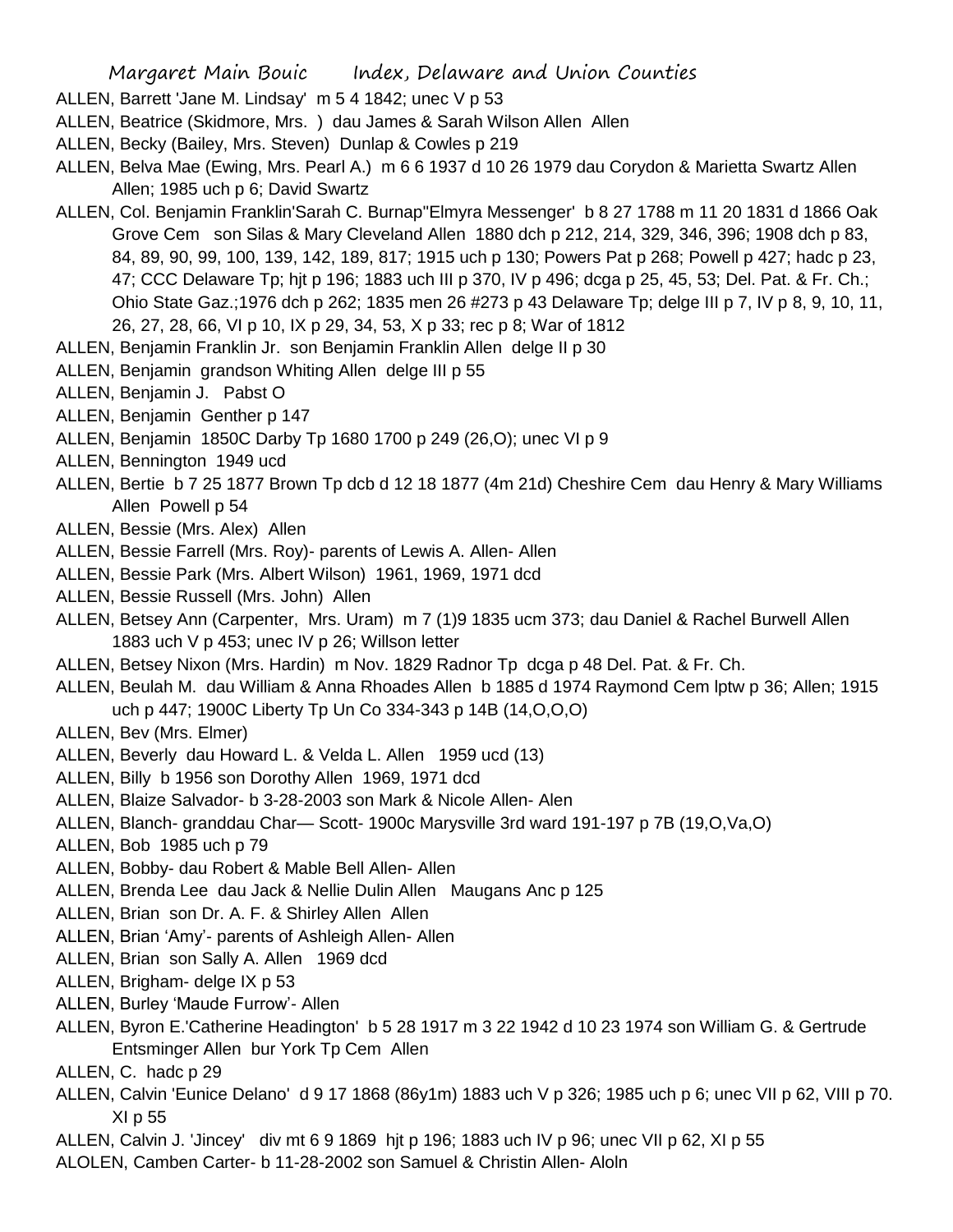ALLEN, Barrett 'Jane M. Lindsay' m 5 4 1842; unec V p 53

ALLEN, Beatrice (Skidmore, Mrs. ) dau James & Sarah Wilson Allen Allen

ALLEN, Becky (Bailey, Mrs. Steven) Dunlap & Cowles p 219

ALLEN, Belva Mae (Ewing, Mrs. Pearl A.) m 6 6 1937 d 10 26 1979 dau Corydon & Marietta Swartz Allen Allen; 1985 uch p 6; David Swartz

ALLEN, Col. Benjamin Franklin'Sarah C. Burnap''Elmyra Messenger' b 8 27 1788 m 11 20 1831 d 1866 Oak Grove Cem son Silas & Mary Cleveland Allen 1880 dch p 212, 214, 329, 346, 396; 1908 dch p 83, 84, 89, 90, 99, 100, 139, 142, 189, 817; 1915 uch p 130; Powers Pat p 268; Powell p 427; hadc p 23, 47; CCC Delaware Tp; hjt p 196; 1883 uch III p 370, IV p 496; dcga p 25, 45, 53; Del. Pat. & Fr. Ch.; Ohio State Gaz.;1976 dch p 262; 1835 men 26 #273 p 43 Delaware Tp; delge III p 7, IV p 8, 9, 10, 11, 26, 27, 28, 66, VI p 10, IX p 29, 34, 53, X p 33; rec p 8; War of 1812

ALLEN, Benjamin Franklin Jr. son Benjamin Franklin Allen delge II p 30

ALLEN, Benjamin grandson Whiting Allen delge III p 55

ALLEN, Benjamin J. Pabst O

ALLEN, Benjamin Genther p 147

ALLEN, Benjamin 1850C Darby Tp 1680 1700 p 249 (26,O); unec VI p 9

ALLEN, Bennington 1949 ucd

ALLEN, Bertie b 7 25 1877 Brown Tp dcb d 12 18 1877 (4m 21d) Cheshire Cem dau Henry & Mary Williams Allen Powell p 54

ALLEN, Bessie (Mrs. Alex) Allen

ALLEN, Bessie Farrell (Mrs. Roy)- parents of Lewis A. Allen- Allen

ALLEN, Bessie Park (Mrs. Albert Wilson) 1961, 1969, 1971 dcd

ALLEN, Bessie Russell (Mrs. John) Allen

ALLEN, Betsey Ann (Carpenter, Mrs. Uram) m 7 (1)9 1835 ucm 373; dau Daniel & Rachel Burwell Allen 1883 uch V p 453; unec IV p 26; Willson letter

ALLEN, Betsey Nixon (Mrs. Hardin) m Nov. 1829 Radnor Tp dcga p 48 Del. Pat. & Fr. Ch.

ALLEN, Beulah M. dau William & Anna Rhoades Allen b 1885 d 1974 Raymond Cem lptw p 36; Allen; 1915 uch p 447; 1900C Liberty Tp Un Co 334-343 p 14B (14,O,O,O)

ALLEN, Bev (Mrs. Elmer)

ALLEN, Beverly dau Howard L. & Velda L. Allen 1959 ucd (13)

ALLEN, Billy b 1956 son Dorothy Allen 1969, 1971 dcd

ALLEN, Blaize Salvador- b 3-28-2003 son Mark & Nicole Allen- Alen

ALLEN, Blanch- granddau Char— Scott- 1900c Marysville 3rd ward 191-197 p 7B (19,O,Va,O)

ALLEN, Bob 1985 uch p 79

ALLEN, Bobby- dau Robert & Mable Bell Allen- Allen

ALLEN, Brenda Lee dau Jack & Nellie Dulin Allen Maugans Anc p 125

ALLEN, Brian son Dr. A. F. & Shirley Allen Allen

ALLEN, Brian 'Amy'- parents of Ashleigh Allen- Allen

ALLEN, Brian son Sally A. Allen 1969 dcd

ALLEN, Brigham- delge IX p 53

ALLEN, Burley 'Maude Furrow'- Allen

ALLEN, Byron E.'Catherine Headington' b 5 28 1917 m 3 22 1942 d 10 23 1974 son William G. & Gertrude Entsminger Allen bur York Tp Cem Allen

ALLEN, C. hadc p 29

ALLEN, Calvin 'Eunice Delano' d 9 17 1868 (86y1m) 1883 uch V p 326; 1985 uch p 6; unec VII p 62, VIII p 70. XI p 55

ALLEN, Calvin J. 'Jincey' div mt 6 9 1869 hjt p 196; 1883 uch IV p 96; unec VII p 62, XI p 55

ALOLEN, Camben Carter- b 11-28-2002 son Samuel & Christin Allen- Aloln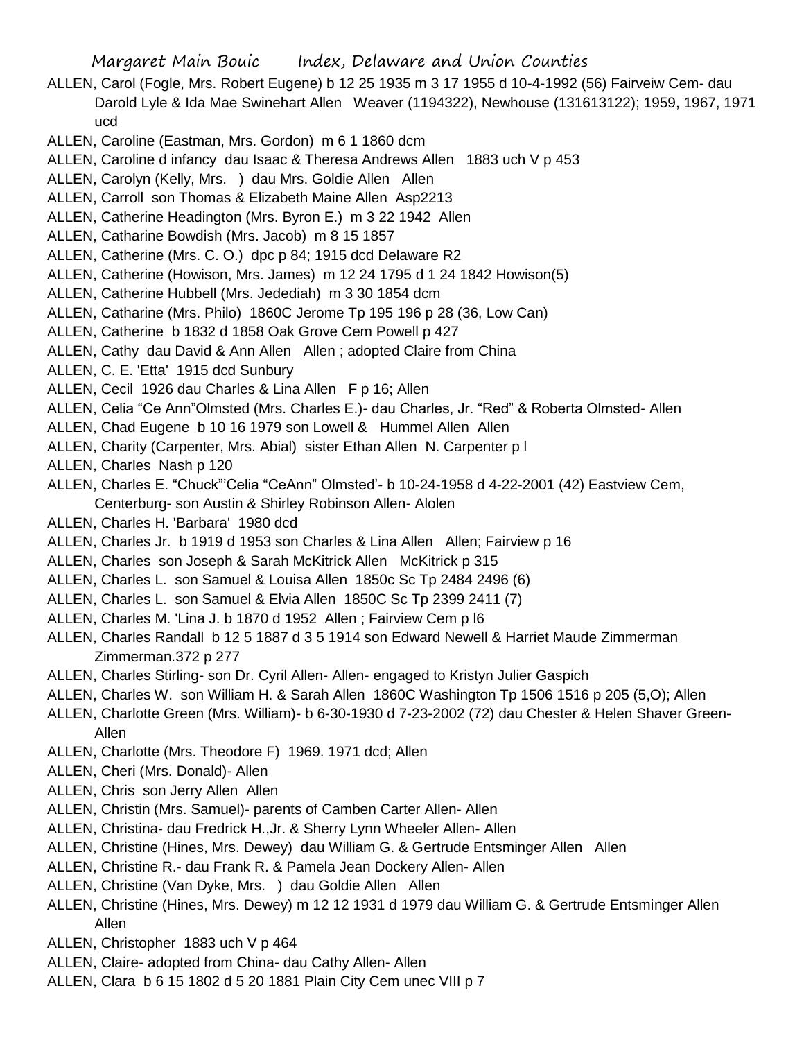ALLEN, Carol (Fogle, Mrs. Robert Eugene) b 12 25 1935 m 3 17 1955 d 10-4-1992 (56) Fairveiw Cem- dau Darold Lyle & Ida Mae Swinehart Allen Weaver (1194322), Newhouse (131613122); 1959, 1967, 1971 ucd

ALLEN, Caroline (Eastman, Mrs. Gordon) m 6 1 1860 dcm

ALLEN, Caroline d infancy dau Isaac & Theresa Andrews Allen 1883 uch V p 453

ALLEN, Carolyn (Kelly, Mrs. ) dau Mrs. Goldie Allen Allen

ALLEN, Carroll son Thomas & Elizabeth Maine Allen Asp2213

ALLEN, Catherine Headington (Mrs. Byron E.) m 3 22 1942 Allen

ALLEN, Catharine Bowdish (Mrs. Jacob) m 8 15 1857

ALLEN, Catherine (Mrs. C. O.) dpc p 84; 1915 dcd Delaware R2

ALLEN, Catherine (Howison, Mrs. James) m 12 24 1795 d 1 24 1842 Howison(5)

ALLEN, Catherine Hubbell (Mrs. Jedediah) m 3 30 1854 dcm

ALLEN, Catharine (Mrs. Philo) 1860C Jerome Tp 195 196 p 28 (36, Low Can)

ALLEN, Catherine b 1832 d 1858 Oak Grove Cem Powell p 427

ALLEN, Cathy dau David & Ann Allen Allen ; adopted Claire from China

ALLEN, C. E. 'Etta' 1915 dcd Sunbury

ALLEN, Cecil 1926 dau Charles & Lina Allen F p 16; Allen

ALLEN, Celia "Ce Ann"Olmsted (Mrs. Charles E.)- dau Charles, Jr. "Red" & Roberta Olmsted- Allen

ALLEN, Chad Eugene b 10 16 1979 son Lowell & Hummel Allen Allen

ALLEN, Charity (Carpenter, Mrs. Abial) sister Ethan Allen N. Carpenter p l

ALLEN, Charles Nash p 120

ALLEN, Charles E. "Chuck"'Celia "CeAnn" Olmsted'- b 10-24-1958 d 4-22-2001 (42) Eastview Cem, Centerburg- son Austin & Shirley Robinson Allen- Alolen

ALLEN, Charles H. 'Barbara' 1980 dcd

ALLEN, Charles Jr. b 1919 d 1953 son Charles & Lina Allen Allen; Fairview p 16

ALLEN, Charles son Joseph & Sarah McKitrick Allen McKitrick p 315

ALLEN, Charles L. son Samuel & Louisa Allen 1850c Sc Tp 2484 2496 (6)

ALLEN, Charles L. son Samuel & Elvia Allen 1850C Sc Tp 2399 2411 (7)

ALLEN, Charles M. 'Lina J. b 1870 d 1952 Allen ; Fairview Cem p l6

ALLEN, Charles Randall b 12 5 1887 d 3 5 1914 son Edward Newell & Harriet Maude Zimmerman Zimmerman.372 p 277

ALLEN, Charles Stirling- son Dr. Cyril Allen- Allen- engaged to Kristyn Julier Gaspich

ALLEN, Charles W. son William H. & Sarah Allen 1860C Washington Tp 1506 1516 p 205 (5,O); Allen

ALLEN, Charlotte Green (Mrs. William)- b 6-30-1930 d 7-23-2002 (72) dau Chester & Helen Shaver Green- Allen

ALLEN, Charlotte (Mrs. Theodore F) 1969. 1971 dcd; Allen

ALLEN, Cheri (Mrs. Donald)- Allen

ALLEN, Chris son Jerry Allen Allen

ALLEN, Christin (Mrs. Samuel)- parents of Camben Carter Allen- Allen

ALLEN, Christina- dau Fredrick H.,Jr. & Sherry Lynn Wheeler Allen- Allen

ALLEN, Christine (Hines, Mrs. Dewey) dau William G. & Gertrude Entsminger Allen Allen

ALLEN, Christine R.- dau Frank R. & Pamela Jean Dockery Allen- Allen

ALLEN, Christine (Van Dyke, Mrs. ) dau Goldie Allen Allen

ALLEN, Christine (Hines, Mrs. Dewey) m 12 12 1931 d 1979 dau William G. & Gertrude Entsminger Allen Allen

ALLEN, Christopher 1883 uch V p 464

ALLEN, Claire- adopted from China- dau Cathy Allen- Allen

ALLEN, Clara b 6 15 1802 d 5 20 1881 Plain City Cem unec VIII p 7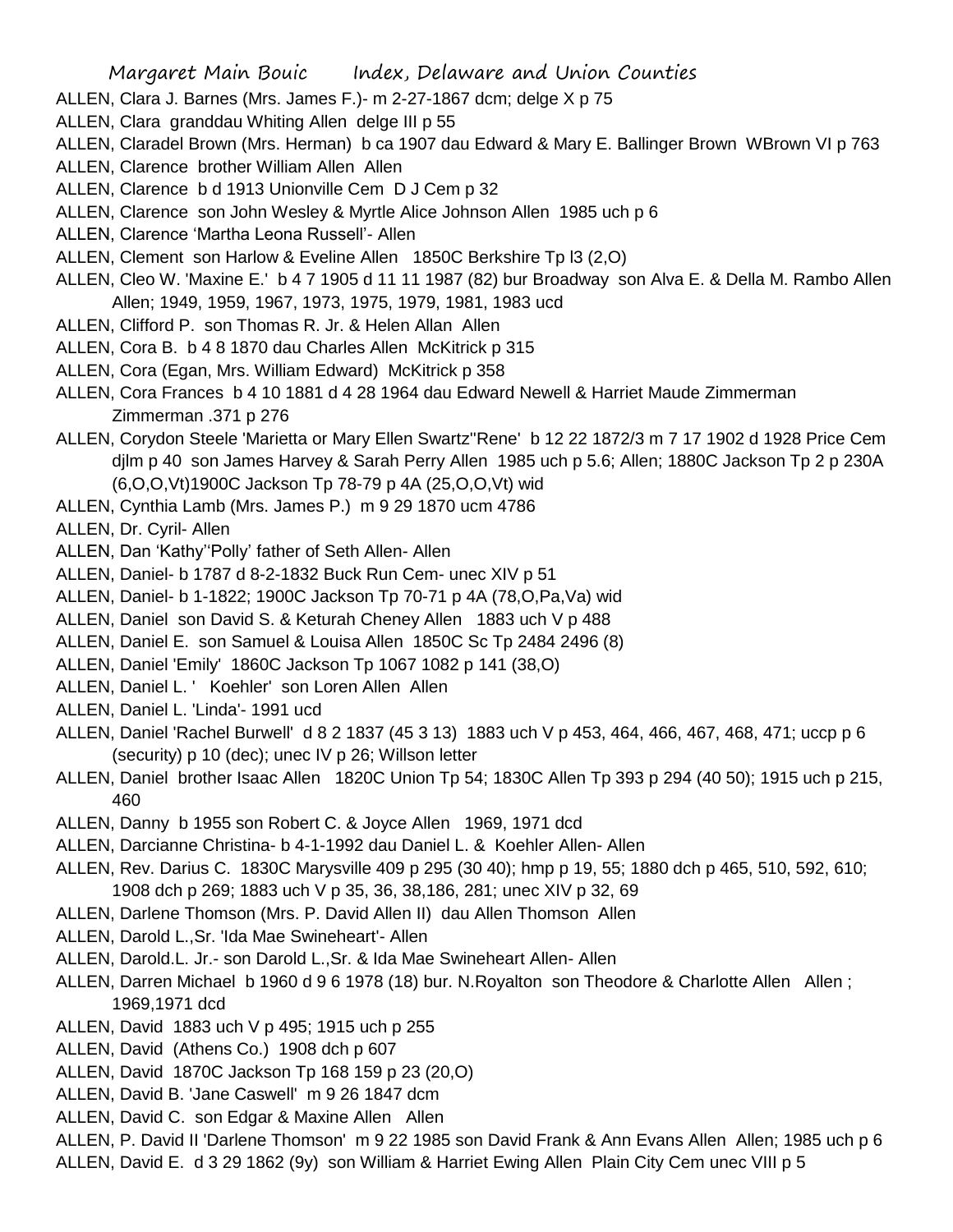ALLEN, Clara J. Barnes (Mrs. James F.)- m 2-27-1867 dcm; delge X p 75

ALLEN, Clara granddau Whiting Allen delge III p 55

ALLEN, Claradel Brown (Mrs. Herman) b ca 1907 dau Edward & Mary E. Ballinger Brown WBrown VI p 763

ALLEN, Clarence brother William Allen Allen

ALLEN, Clarence b d 1913 Unionville Cem D J Cem p 32

ALLEN, Clarence son John Wesley & Myrtle Alice Johnson Allen 1985 uch p 6

ALLEN, Clarence 'Martha Leona Russell'- Allen

ALLEN, Clement son Harlow & Eveline Allen 1850C Berkshire Tp l3 (2,O)

ALLEN, Cleo W. 'Maxine E.' b 4 7 1905 d 11 11 1987 (82) bur Broadway son Alva E. & Della M. Rambo Allen Allen; 1949, 1959, 1967, 1973, 1975, 1979, 1981, 1983 ucd

ALLEN, Clifford P. son Thomas R. Jr. & Helen Allan Allen

ALLEN, Cora B. b 4 8 1870 dau Charles Allen McKitrick p 315

ALLEN, Cora (Egan, Mrs. William Edward) McKitrick p 358

ALLEN, Cora Frances b 4 10 1881 d 4 28 1964 dau Edward Newell & Harriet Maude Zimmerman Zimmerman .371 p 276

ALLEN, Corydon Steele 'Marietta or Mary Ellen Swartz''Rene' b 12 22 1872/3 m 7 17 1902 d 1928 Price Cem djlm p 40 son James Harvey & Sarah Perry Allen 1985 uch p 5.6; Allen; 1880C Jackson Tp 2 p 230A (6,O,O,Vt)1900C Jackson Tp 78-79 p 4A (25,O,O,Vt) wid

ALLEN, Cynthia Lamb (Mrs. James P.) m 9 29 1870 ucm 4786

ALLEN, Dr. Cyril- Allen

ALLEN, Dan 'Kathy''Polly' father of Seth Allen- Allen

ALLEN, Daniel- b 1787 d 8-2-1832 Buck Run Cem- unec XIV p 51

ALLEN, Daniel- b 1-1822; 1900C Jackson Tp 70-71 p 4A (78,O,Pa,Va) wid

ALLEN, Daniel son David S. & Keturah Cheney Allen 1883 uch V p 488

ALLEN, Daniel E. son Samuel & Louisa Allen 1850C Sc Tp 2484 2496 (8)

ALLEN, Daniel 'Emily' 1860C Jackson Tp 1067 1082 p 141 (38,O)

ALLEN, Daniel L. ' Koehler' son Loren Allen Allen

ALLEN, Daniel L. 'Linda'- 1991 ucd

ALLEN, Daniel 'Rachel Burwell' d 8 2 1837 (45 3 13) 1883 uch V p 453, 464, 466, 467, 468, 471; uccp p 6 (security) p 10 (dec); unec IV p 26; Willson letter

ALLEN, Daniel brother Isaac Allen 1820C Union Tp 54; 1830C Allen Tp 393 p 294 (40 50); 1915 uch p 215, 460

ALLEN, Danny b 1955 son Robert C. & Joyce Allen 1969, 1971 dcd

ALLEN, Darcianne Christina- b 4-1-1992 dau Daniel L. & Koehler Allen- Allen

ALLEN, Rev. Darius C. 1830C Marysville 409 p 295 (30 40); hmp p 19, 55; 1880 dch p 465, 510, 592, 610; 1908 dch p 269; 1883 uch V p 35, 36, 38,186, 281; unec XIV p 32, 69

ALLEN, Darlene Thomson (Mrs. P. David Allen II) dau Allen Thomson Allen

ALLEN, Darold L.,Sr. 'Ida Mae Swineheart'- Allen

ALLEN, Darold.L. Jr.- son Darold L.,Sr. & Ida Mae Swineheart Allen- Allen

ALLEN, Darren Michael b 1960 d 9 6 1978 (18) bur. N.Royalton son Theodore & Charlotte Allen Allen ; 1969,1971 dcd

ALLEN, David 1883 uch V p 495; 1915 uch p 255

ALLEN, David (Athens Co.) 1908 dch p 607

ALLEN, David 1870C Jackson Tp 168 159 p 23 (20,O)

ALLEN, David B. 'Jane Caswell' m 9 26 1847 dcm

ALLEN, David C. son Edgar & Maxine Allen Allen

ALLEN, P. David II 'Darlene Thomson' m 9 22 1985 son David Frank & Ann Evans Allen Allen; 1985 uch p 6

ALLEN, David E. d 3 29 1862 (9y) son William & Harriet Ewing Allen Plain City Cem unec VIII p 5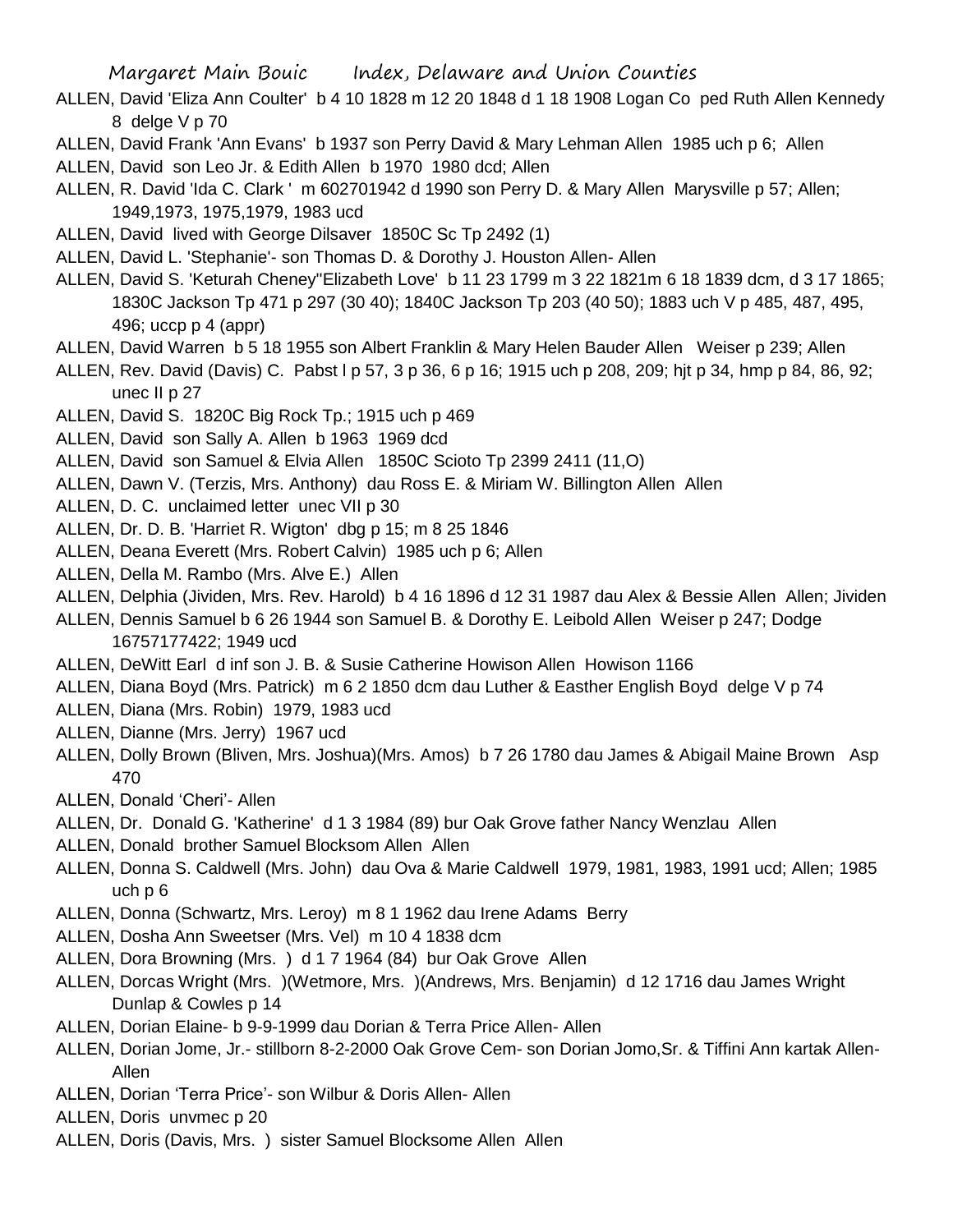ALLEN, David 'Eliza Ann Coulter' b 4 10 1828 m 12 20 1848 d 1 18 1908 Logan Co ped Ruth Allen Kennedy 8 delge V p 70

ALLEN, David Frank 'Ann Evans' b 1937 son Perry David & Mary Lehman Allen 1985 uch p 6; Allen

ALLEN, David son Leo Jr. & Edith Allen b 1970 1980 dcd; Allen

ALLEN, R. David 'Ida C. Clark ' m 602701942 d 1990 son Perry D. & Mary Allen Marysville p 57; Allen; 1949,1973, 1975,1979, 1983 ucd

ALLEN, David lived with George Dilsaver 1850C Sc Tp 2492 (1)

ALLEN, David L. 'Stephanie'- son Thomas D. & Dorothy J. Houston Allen- Allen

ALLEN, David S. 'Keturah Cheney''Elizabeth Love' b 11 23 1799 m 3 22 1821m 6 18 1839 dcm, d 3 17 1865; 1830C Jackson Tp 471 p 297 (30 40); 1840C Jackson Tp 203 (40 50); 1883 uch V p 485, 487, 495, 496; uccp p 4 (appr)

ALLEN, David Warren b 5 18 1955 son Albert Franklin & Mary Helen Bauder Allen Weiser p 239; Allen

ALLEN, Rev. David (Davis) C. Pabst l p 57, 3 p 36, 6 p 16; 1915 uch p 208, 209; hjt p 34, hmp p 84, 86, 92; unec II p 27

ALLEN, David S. 1820C Big Rock Tp.; 1915 uch p 469

ALLEN, David son Sally A. Allen b 1963 1969 dcd

ALLEN, David son Samuel & Elvia Allen 1850C Scioto Tp 2399 2411 (11,O)

ALLEN, Dawn V. (Terzis, Mrs. Anthony) dau Ross E. & Miriam W. Billington Allen Allen

ALLEN, D. C. unclaimed letter unec VII p 30

ALLEN, Dr. D. B. 'Harriet R. Wigton' dbg p 15; m 8 25 1846

ALLEN, Deana Everett (Mrs. Robert Calvin) 1985 uch p 6; Allen

ALLEN, Della M. Rambo (Mrs. Alve E.) Allen

ALLEN, Delphia (Jividen, Mrs. Rev. Harold) b 4 16 1896 d 12 31 1987 dau Alex & Bessie Allen Allen; Jividen

ALLEN, Dennis Samuel b 6 26 1944 son Samuel B. & Dorothy E. Leibold Allen Weiser p 247; Dodge 16757177422; 1949 ucd

ALLEN, DeWitt Earl d inf son J. B. & Susie Catherine Howison Allen Howison 1166

ALLEN, Diana Boyd (Mrs. Patrick) m 6 2 1850 dcm dau Luther & Easther English Boyd delge V p 74

ALLEN, Diana (Mrs. Robin) 1979, 1983 ucd

ALLEN, Dianne (Mrs. Jerry) 1967 ucd

ALLEN, Dolly Brown (Bliven, Mrs. Joshua)(Mrs. Amos) b 7 26 1780 dau James & Abigail Maine Brown Asp 470

ALLEN, Donald 'Cheri'- Allen

ALLEN, Dr. Donald G. 'Katherine' d 1 3 1984 (89) bur Oak Grove father Nancy Wenzlau Allen

ALLEN, Donald brother Samuel Blocksom Allen Allen

ALLEN, Donna S. Caldwell (Mrs. John) dau Ova & Marie Caldwell 1979, 1981, 1983, 1991 ucd; Allen; 1985 uch p 6

ALLEN, Donna (Schwartz, Mrs. Leroy) m 8 1 1962 dau Irene Adams Berry

ALLEN, Dosha Ann Sweetser (Mrs. Vel) m 10 4 1838 dcm

ALLEN, Dora Browning (Mrs. ) d 1 7 1964 (84) bur Oak Grove Allen

ALLEN, Dorcas Wright (Mrs. )(Wetmore, Mrs. )(Andrews, Mrs. Benjamin) d 12 1716 dau James Wright Dunlap & Cowles p 14

ALLEN, Dorian Elaine- b 9-9-1999 dau Dorian & Terra Price Allen- Allen

ALLEN, Dorian Jome, Jr.- stillborn 8-2-2000 Oak Grove Cem- son Dorian Jomo,Sr. & Tiffini Ann kartak Allen- Allen

ALLEN, Dorian 'Terra Price'- son Wilbur & Doris Allen- Allen

ALLEN, Doris unvmec p 20

ALLEN, Doris (Davis, Mrs. ) sister Samuel Blocksome Allen Allen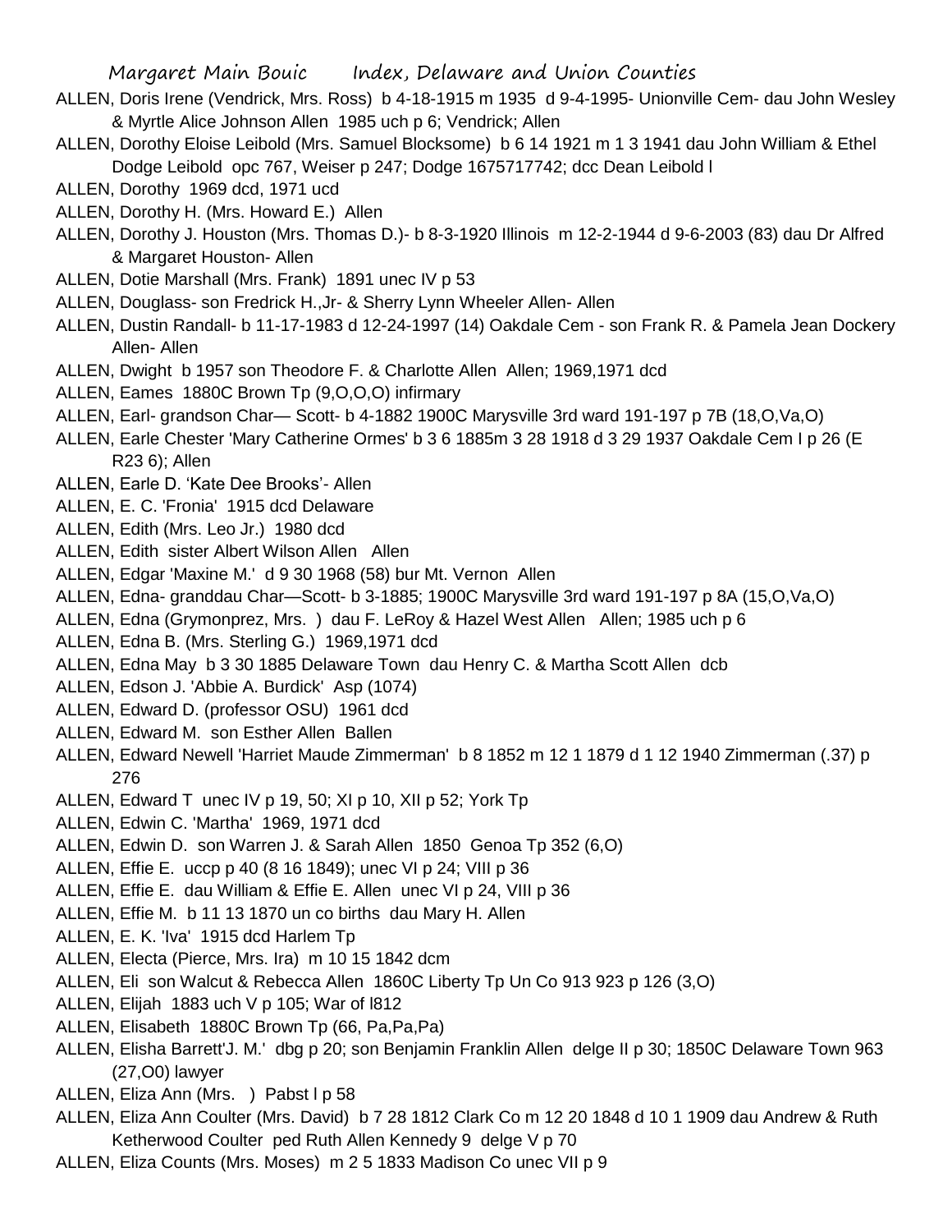ALLEN, Doris Irene (Vendrick, Mrs. Ross) b 4-18-1915 m 1935 d 9-4-1995- Unionville Cem- dau John Wesley & Myrtle Alice Johnson Allen 1985 uch p 6; Vendrick; Allen

ALLEN, Dorothy Eloise Leibold (Mrs. Samuel Blocksome) b 6 14 1921 m 1 3 1941 dau John William & Ethel Dodge Leibold opc 767, Weiser p 247; Dodge 1675717742; dcc Dean Leibold l

ALLEN, Dorothy 1969 dcd, 1971 ucd

ALLEN, Dorothy H. (Mrs. Howard E.) Allen

ALLEN, Dorothy J. Houston (Mrs. Thomas D.)- b 8-3-1920 Illinois m 12-2-1944 d 9-6-2003 (83) dau Dr Alfred & Margaret Houston- Allen

ALLEN, Dotie Marshall (Mrs. Frank) 1891 unec IV p 53

ALLEN, Douglass- son Fredrick H.,Jr- & Sherry Lynn Wheeler Allen- Allen

ALLEN, Dustin Randall- b 11-17-1983 d 12-24-1997 (14) Oakdale Cem - son Frank R. & Pamela Jean Dockery Allen- Allen

ALLEN, Dwight b 1957 son Theodore F. & Charlotte Allen Allen; 1969,1971 dcd

ALLEN, Eames 1880C Brown Tp (9,O,O,O) infirmary

ALLEN, Earl- grandson Char— Scott- b 4-1882 1900C Marysville 3rd ward 191-197 p 7B (18,O,Va,O)

ALLEN, Earle Chester 'Mary Catherine Ormes' b 3 6 1885m 3 28 1918 d 3 29 1937 Oakdale Cem I p 26 (E R23 6); Allen

ALLEN, Earle D. 'Kate Dee Brooks'- Allen

ALLEN, E. C. 'Fronia' 1915 dcd Delaware

ALLEN, Edith (Mrs. Leo Jr.) 1980 dcd

ALLEN, Edith sister Albert Wilson Allen Allen

ALLEN, Edgar 'Maxine M.' d 9 30 1968 (58) bur Mt. Vernon Allen

ALLEN, Edna- granddau Char—Scott- b 3-1885; 1900C Marysville 3rd ward 191-197 p 8A (15,O,Va,O)

ALLEN, Edna (Grymonprez, Mrs. ) dau F. LeRoy & Hazel West Allen Allen; 1985 uch p 6

ALLEN, Edna B. (Mrs. Sterling G.) 1969,1971 dcd

ALLEN, Edna May b 3 30 1885 Delaware Town dau Henry C. & Martha Scott Allen dcb

ALLEN, Edson J. 'Abbie A. Burdick' Asp (1074)

ALLEN, Edward D. (professor OSU) 1961 dcd

ALLEN, Edward M. son Esther Allen Ballen

ALLEN, Edward Newell 'Harriet Maude Zimmerman' b 8 1852 m 12 1 1879 d 1 12 1940 Zimmerman (.37) p 276

ALLEN, Edward T unec IV p 19, 50; XI p 10, XII p 52; York Tp

ALLEN, Edwin C. 'Martha' 1969, 1971 dcd

ALLEN, Edwin D. son Warren J. & Sarah Allen 1850 Genoa Tp 352 (6,O)

ALLEN, Effie E. uccp p 40 (8 16 1849); unec VI p 24; VIII p 36

ALLEN, Effie E. dau William & Effie E. Allen unec VI p 24, VIII p 36

ALLEN, Effie M. b 11 13 1870 un co births dau Mary H. Allen

ALLEN, E. K. 'Iva' 1915 dcd Harlem Tp

ALLEN, Electa (Pierce, Mrs. Ira) m 10 15 1842 dcm

ALLEN, Eli son Walcut & Rebecca Allen 1860C Liberty Tp Un Co 913 923 p 126 (3,O)

ALLEN, Elijah 1883 uch V p 105; War of l812

ALLEN, Elisabeth 1880C Brown Tp (66, Pa,Pa,Pa)

ALLEN, Elisha Barrett'J. M.' dbg p 20; son Benjamin Franklin Allen delge II p 30; 1850C Delaware Town 963 (27,O0) lawyer

ALLEN, Eliza Ann (Mrs. ) Pabst l p 58

ALLEN, Eliza Ann Coulter (Mrs. David) b 7 28 1812 Clark Co m 12 20 1848 d 10 1 1909 dau Andrew & Ruth Ketherwood Coulter ped Ruth Allen Kennedy 9 delge V p 70

ALLEN, Eliza Counts (Mrs. Moses) m 2 5 1833 Madison Co unec VII p 9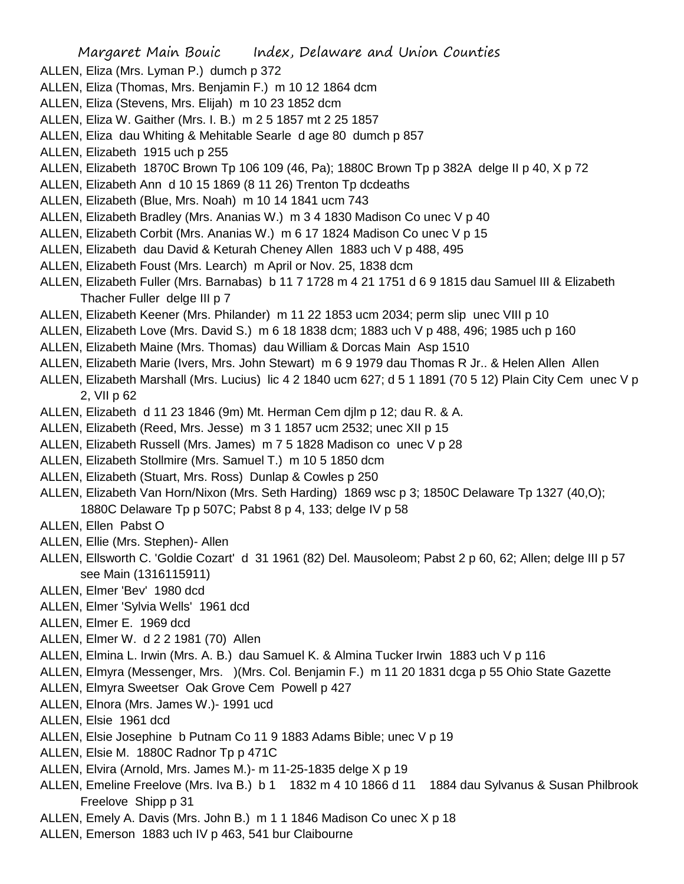ALLEN, Eliza (Mrs. Lyman P.) dumch p 372
ALLEN, Eliza (Thomas, Mrs. Benjamin F.) m 10 12 1864 dcm
ALLEN, Eliza (Stevens, Mrs. Elijah) m 10 23 1852 dcm
ALLEN, Eliza W. Gaither (Mrs. I. B.) m 2 5 1857 mt 2 25 1857
ALLEN, Eliza dau Whiting & Mehitable Searle d age 80 dumch p 857
ALLEN, Elizabeth 1915 uch p 255
ALLEN, Elizabeth 1870C Brown Tp 106 109 (46, Pa); 1880C Brown Tp p 382A delge II p 40, X p 72
ALLEN, Elizabeth Ann d 10 15 1869 (8 11 26) Trenton Tp dcdeaths
ALLEN, Elizabeth (Blue, Mrs. Noah) m 10 14 1841 ucm 743
ALLEN, Elizabeth Bradley (Mrs. Ananias W.) m 3 4 1830 Madison Co unec V p 40
ALLEN, Elizabeth Corbit (Mrs. Ananias W.) m 6 17 1824 Madison Co unec V p 15
ALLEN, Elizabeth dau David & Keturah Cheney Allen 1883 uch V p 488, 495
ALLEN, Elizabeth Foust (Mrs. Learch) m April or Nov. 25, 1838 dcm
ALLEN, Elizabeth Fuller (Mrs. Barnabas) b 11 7 1728 m 4 21 1751 d 6 9 1815 dau Samuel III & Elizabeth Thacher Fuller delge III p 7
ALLEN, Elizabeth Keener (Mrs. Philander) m 11 22 1853 ucm 2034; perm slip unec VIII p 10
ALLEN, Elizabeth Love (Mrs. David S.) m 6 18 1838 dcm; 1883 uch V p 488, 496; 1985 uch p 160
ALLEN, Elizabeth Maine (Mrs. Thomas) dau William & Dorcas Main Asp 1510
ALLEN, Elizabeth Marie (Ivers, Mrs. John Stewart) m 6 9 1979 dau Thomas R Jr.. & Helen Allen Allen
ALLEN, Elizabeth Marshall (Mrs. Lucius) lic 4 2 1840 ucm 627; d 5 1 1891 (70 5 12) Plain City Cem unec V p 2, VII p 62
ALLEN, Elizabeth d 11 23 1846 (9m) Mt. Herman Cem djlm p 12; dau R. & A.
ALLEN, Elizabeth (Reed, Mrs. Jesse) m 3 1 1857 ucm 2532; unec XII p 15
ALLEN, Elizabeth Russell (Mrs. James) m 7 5 1828 Madison co unec V p 28
ALLEN, Elizabeth Stollmire (Mrs. Samuel T.) m 10 5 1850 dcm
ALLEN, Elizabeth (Stuart, Mrs. Ross) Dunlap & Cowles p 250
ALLEN, Elizabeth Van Horn/Nixon (Mrs. Seth Harding) 1869 wsc p 3; 1850C Delaware Tp 1327 (40,O); 1880C Delaware Tp p 507C; Pabst 8 p 4, 133; delge IV p 58
ALLEN, Ellen Pabst O
ALLEN, Ellie (Mrs. Stephen)- Allen
ALLEN, Ellsworth C. 'Goldie Cozart' d 31 1961 (82) Del. Mausoleom; Pabst 2 p 60, 62; Allen; delge III p 57 see Main (1316115911)
ALLEN, Elmer 'Bev' 1980 dcd
ALLEN, Elmer 'Sylvia Wells' 1961 dcd
ALLEN, Elmer E. 1969 dcd
ALLEN, Elmer W. d 2 2 1981 (70) Allen
ALLEN, Elmina L. Irwin (Mrs. A. B.) dau Samuel K. & Almina Tucker Irwin 1883 uch V p 116
ALLEN, Elmyra (Messenger, Mrs. )(Mrs. Col. Benjamin F.) m 11 20 1831 dcga p 55 Ohio State Gazette
ALLEN, Elmyra Sweetser Oak Grove Cem Powell p 427
ALLEN, Elnora (Mrs. James W.)- 1991 ucd
ALLEN, Elsie 1961 dcd
ALLEN, Elsie Josephine b Putnam Co 11 9 1883 Adams Bible; unec V p 19
ALLEN, Elsie M. 1880C Radnor Tp p 471C
ALLEN, Elvira (Arnold, Mrs. James M.)- m 11-25-1835 delge X p 19
ALLEN, Emeline Freelove (Mrs. Iva B.) b 1 1832 m 4 10 1866 d 11 1884 dau Sylvanus & Susan Philbrook Freelove Shipp p 31
ALLEN, Emely A. Davis (Mrs. John B.) m 1 1 1846 Madison Co unec X p 18
ALLEN, Emerson 1883 uch IV p 463, 541 bur Claibourne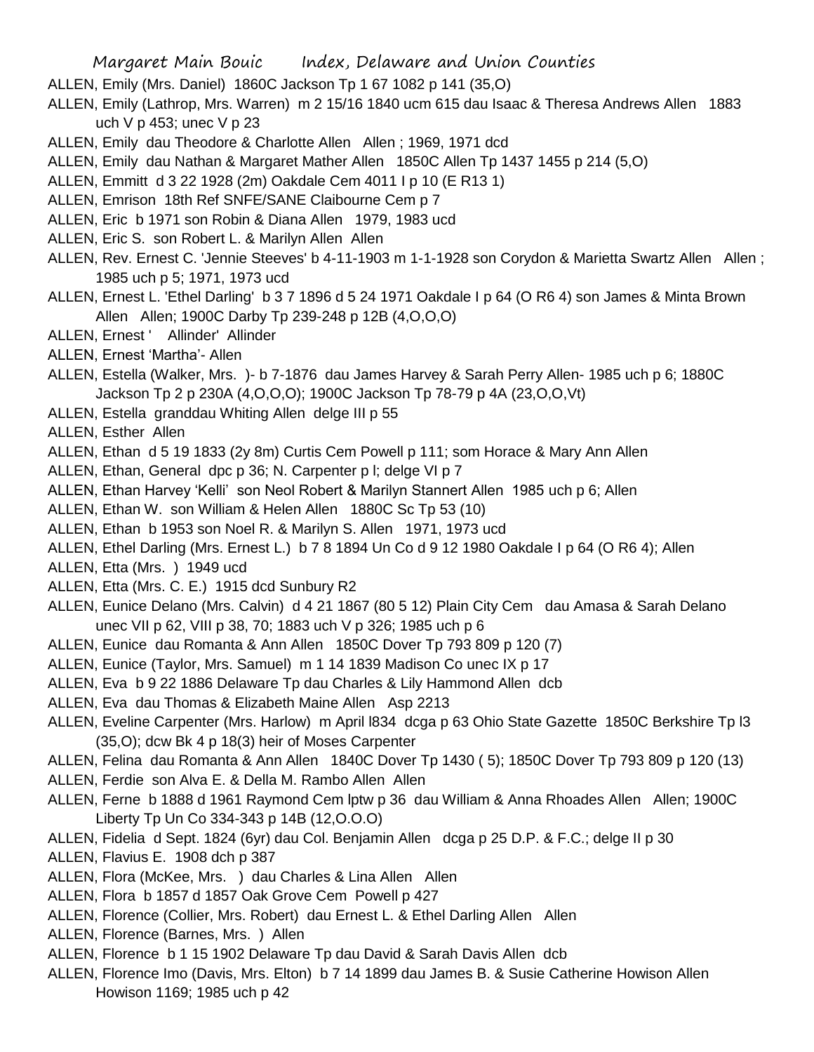ALLEN, Emily (Mrs. Daniel) 1860C Jackson Tp 1 67 1082 p 141 (35,O)

ALLEN, Emily (Lathrop, Mrs. Warren) m 2 15/16 1840 ucm 615 dau Isaac & Theresa Andrews Allen 1883 uch V p 453; unec V p 23

ALLEN, Emily dau Theodore & Charlotte Allen Allen ; 1969, 1971 dcd

ALLEN, Emily dau Nathan & Margaret Mather Allen 1850C Allen Tp 1437 1455 p 214 (5,O)

ALLEN, Emmitt d 3 22 1928 (2m) Oakdale Cem 4011 I p 10 (E R13 1)

ALLEN, Emrison 18th Ref SNFE/SANE Claibourne Cem p 7

ALLEN, Eric b 1971 son Robin & Diana Allen 1979, 1983 ucd

ALLEN, Eric S. son Robert L. & Marilyn Allen Allen

ALLEN, Rev. Ernest C. 'Jennie Steeves' b 4-11-1903 m 1-1-1928 son Corydon & Marietta Swartz Allen Allen ; 1985 uch p 5; 1971, 1973 ucd

ALLEN, Ernest L. 'Ethel Darling' b 3 7 1896 d 5 24 1971 Oakdale I p 64 (O R6 4) son James & Minta Brown Allen Allen; 1900C Darby Tp 239-248 p 12B (4,O,O,O)

ALLEN, Ernest ' Allinder' Allinder

ALLEN, Ernest 'Martha'- Allen

ALLEN, Estella (Walker, Mrs. )- b 7-1876 dau James Harvey & Sarah Perry Allen- 1985 uch p 6; 1880C Jackson Tp 2 p 230A (4,O,O,O); 1900C Jackson Tp 78-79 p 4A (23,O,O,Vt)

ALLEN, Estella granddau Whiting Allen delge III p 55

ALLEN, Esther Allen

ALLEN, Ethan d 5 19 1833 (2y 8m) Curtis Cem Powell p 111; som Horace & Mary Ann Allen

ALLEN, Ethan, General dpc p 36; N. Carpenter p l; delge VI p 7

ALLEN, Ethan Harvey 'Kelli' son Neol Robert & Marilyn Stannert Allen 1985 uch p 6; Allen

ALLEN, Ethan W. son William & Helen Allen 1880C Sc Tp 53 (10)

ALLEN, Ethan b 1953 son Noel R. & Marilyn S. Allen 1971, 1973 ucd

ALLEN, Ethel Darling (Mrs. Ernest L.) b 7 8 1894 Un Co d 9 12 1980 Oakdale I p 64 (O R6 4); Allen

ALLEN, Etta (Mrs. ) 1949 ucd

ALLEN, Etta (Mrs. C. E.) 1915 dcd Sunbury R2

ALLEN, Eunice Delano (Mrs. Calvin) d 4 21 1867 (80 5 12) Plain City Cem dau Amasa & Sarah Delano unec VII p 62, VIII p 38, 70; 1883 uch V p 326; 1985 uch p 6

ALLEN, Eunice dau Romanta & Ann Allen 1850C Dover Tp 793 809 p 120 (7)

ALLEN, Eunice (Taylor, Mrs. Samuel) m 1 14 1839 Madison Co unec IX p 17

ALLEN, Eva b 9 22 1886 Delaware Tp dau Charles & Lily Hammond Allen dcb

ALLEN, Eva dau Thomas & Elizabeth Maine Allen Asp 2213

ALLEN, Eveline Carpenter (Mrs. Harlow) m April l834 dcga p 63 Ohio State Gazette 1850C Berkshire Tp l3 (35,O); dcw Bk 4 p 18(3) heir of Moses Carpenter

ALLEN, Felina dau Romanta & Ann Allen 1840C Dover Tp 1430 ( 5); 1850C Dover Tp 793 809 p 120 (13)

ALLEN, Ferdie son Alva E. & Della M. Rambo Allen Allen

ALLEN, Ferne b 1888 d 1961 Raymond Cem lptw p 36 dau William & Anna Rhoades Allen Allen; 1900C Liberty Tp Un Co 334-343 p 14B (12,O.O.O)

ALLEN, Fidelia d Sept. 1824 (6yr) dau Col. Benjamin Allen dcga p 25 D.P. & F.C.; delge II p 30

ALLEN, Flavius E. 1908 dch p 387

ALLEN, Flora (McKee, Mrs. ) dau Charles & Lina Allen Allen

ALLEN, Flora b 1857 d 1857 Oak Grove Cem Powell p 427

ALLEN, Florence (Collier, Mrs. Robert) dau Ernest L. & Ethel Darling Allen Allen

ALLEN, Florence (Barnes, Mrs. ) Allen

ALLEN, Florence b 1 15 1902 Delaware Tp dau David & Sarah Davis Allen dcb

ALLEN, Florence Imo (Davis, Mrs. Elton) b 7 14 1899 dau James B. & Susie Catherine Howison Allen Howison 1169; 1985 uch p 42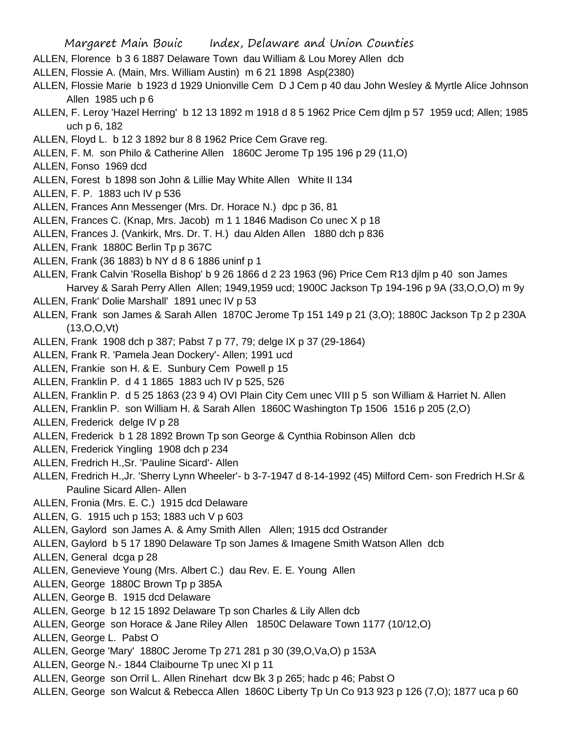ALLEN, Florence b 3 6 1887 Delaware Town dau William & Lou Morey Allen dcb

ALLEN, Flossie A. (Main, Mrs. William Austin) m 6 21 1898 Asp(2380)

ALLEN, Flossie Marie b 1923 d 1929 Unionville Cem D J Cem p 40 dau John Wesley & Myrtle Alice Johnson Allen 1985 uch p 6

ALLEN, F. Leroy 'Hazel Herring' b 12 13 1892 m 1918 d 8 5 1962 Price Cem djlm p 57 1959 ucd; Allen; 1985 uch p 6, 182

ALLEN, Floyd L. b 12 3 1892 bur 8 8 1962 Price Cem Grave reg.

ALLEN, F. M. son Philo & Catherine Allen 1860C Jerome Tp 195 196 p 29 (11,O)

ALLEN, Fonso 1969 dcd

ALLEN, Forest b 1898 son John & Lillie May White Allen White II 134

ALLEN, F. P. 1883 uch IV p 536

ALLEN, Frances Ann Messenger (Mrs. Dr. Horace N.) dpc p 36, 81

ALLEN, Frances C. (Knap, Mrs. Jacob) m 1 1 1846 Madison Co unec X p 18

ALLEN, Frances J. (Vankirk, Mrs. Dr. T. H.) dau Alden Allen 1880 dch p 836

ALLEN, Frank 1880C Berlin Tp p 367C

ALLEN, Frank (36 1883) b NY d 8 6 1886 uninf p 1

ALLEN, Frank Calvin 'Rosella Bishop' b 9 26 1866 d 2 23 1963 (96) Price Cem R13 djlm p 40 son James Harvey & Sarah Perry Allen Allen; 1949,1959 ucd; 1900C Jackson Tp 194-196 p 9A (33,O,O,O) m 9y

ALLEN, Frank' Dolie Marshall' 1891 unec IV p 53

ALLEN, Frank son James & Sarah Allen 1870C Jerome Tp 151 149 p 21 (3,O); 1880C Jackson Tp 2 p 230A (13,O,O,Vt)

ALLEN, Frank 1908 dch p 387; Pabst 7 p 77, 79; delge IX p 37 (29-1864)

ALLEN, Frank R. 'Pamela Jean Dockery'- Allen; 1991 ucd

ALLEN, Frankie son H. & E. Sunbury Cem Powell p 15

ALLEN, Franklin P. d 4 1 1865 1883 uch IV p 525, 526

ALLEN, Franklin P. d 5 25 1863 (23 9 4) OVI Plain City Cem unec VIII p 5 son William & Harriet N. Allen

ALLEN, Franklin P. son William H. & Sarah Allen 1860C Washington Tp 1506 1516 p 205 (2,O)

ALLEN, Frederick delge IV p 28

ALLEN, Frederick b 1 28 1892 Brown Tp son George & Cynthia Robinson Allen dcb

ALLEN, Frederick Yingling 1908 dch p 234

ALLEN, Fredrich H.,Sr. 'Pauline Sicard'- Allen

ALLEN, Fredrich H.,Jr. 'Sherry Lynn Wheeler'- b 3-7-1947 d 8-14-1992 (45) Milford Cem- son Fredrich H.Sr & Pauline Sicard Allen- Allen

ALLEN, Fronia (Mrs. E. C.) 1915 dcd Delaware

ALLEN, G. 1915 uch p 153; 1883 uch V p 603

ALLEN, Gaylord son James A. & Amy Smith Allen Allen; 1915 dcd Ostrander

ALLEN, Gaylord b 5 17 1890 Delaware Tp son James & Imagene Smith Watson Allen dcb

ALLEN, General dcga p 28

ALLEN, Genevieve Young (Mrs. Albert C.) dau Rev. E. E. Young Allen

ALLEN, George 1880C Brown Tp p 385A

ALLEN, George B. 1915 dcd Delaware

ALLEN, George b 12 15 1892 Delaware Tp son Charles & Lily Allen dcb

ALLEN, George son Horace & Jane Riley Allen 1850C Delaware Town 1177 (10/12,O)

ALLEN, George L. Pabst O

ALLEN, George 'Mary' 1880C Jerome Tp 271 281 p 30 (39,O,Va,O) p 153A

ALLEN, George N.- 1844 Claibourne Tp unec XI p 11

ALLEN, George son Orril L. Allen Rinehart dcw Bk 3 p 265; hadc p 46; Pabst O

ALLEN, George son Walcut & Rebecca Allen 1860C Liberty Tp Un Co 913 923 p 126 (7,O); 1877 uca p 60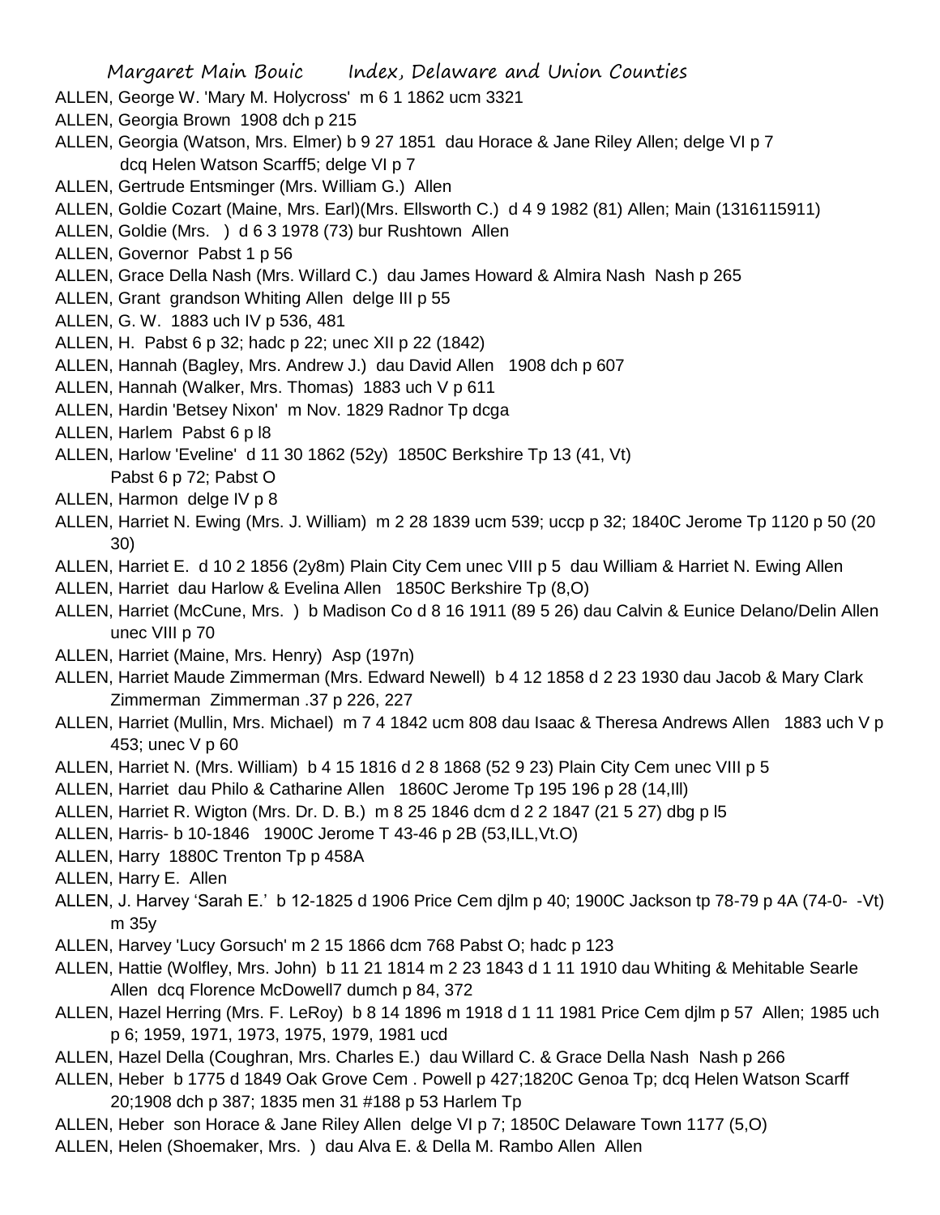ALLEN, George W. 'Mary M. Holycross' m 6 1 1862 ucm 3321

ALLEN, Georgia Brown 1908 dch p 215

ALLEN, Georgia (Watson, Mrs. Elmer) b 9 27 1851 dau Horace & Jane Riley Allen; delge VI p 7 dcq Helen Watson Scarff5; delge VI p 7

ALLEN, Gertrude Entsminger (Mrs. William G.) Allen

ALLEN, Goldie Cozart (Maine, Mrs. Earl)(Mrs. Ellsworth C.) d 4 9 1982 (81) Allen; Main (1316115911)

ALLEN, Goldie (Mrs. ) d 6 3 1978 (73) bur Rushtown Allen

ALLEN, Governor Pabst 1 p 56

ALLEN, Grace Della Nash (Mrs. Willard C.) dau James Howard & Almira Nash Nash p 265

ALLEN, Grant grandson Whiting Allen delge III p 55

ALLEN, G. W. 1883 uch IV p 536, 481

ALLEN, H. Pabst 6 p 32; hadc p 22; unec XII p 22 (1842)

ALLEN, Hannah (Bagley, Mrs. Andrew J.) dau David Allen 1908 dch p 607

ALLEN, Hannah (Walker, Mrs. Thomas) 1883 uch V p 611

ALLEN, Hardin 'Betsey Nixon' m Nov. 1829 Radnor Tp dcga

ALLEN, Harlem Pabst 6 p l8

ALLEN, Harlow 'Eveline' d 11 30 1862 (52y) 1850C Berkshire Tp 13 (41, Vt) Pabst 6 p 72; Pabst O

ALLEN, Harmon delge IV p 8

ALLEN, Harriet N. Ewing (Mrs. J. William) m 2 28 1839 ucm 539; uccp p 32; 1840C Jerome Tp 1120 p 50 (20 30)

ALLEN, Harriet E. d 10 2 1856 (2y8m) Plain City Cem unec VIII p 5 dau William & Harriet N. Ewing Allen

ALLEN, Harriet dau Harlow & Evelina Allen 1850C Berkshire Tp (8,O)

ALLEN, Harriet (McCune, Mrs. ) b Madison Co d 8 16 1911 (89 5 26) dau Calvin & Eunice Delano/Delin Allen unec VIII p 70

ALLEN, Harriet (Maine, Mrs. Henry) Asp (197n)

ALLEN, Harriet Maude Zimmerman (Mrs. Edward Newell) b 4 12 1858 d 2 23 1930 dau Jacob & Mary Clark Zimmerman Zimmerman .37 p 226, 227

ALLEN, Harriet (Mullin, Mrs. Michael) m 7 4 1842 ucm 808 dau Isaac & Theresa Andrews Allen 1883 uch V p 453; unec V p 60

ALLEN, Harriet N. (Mrs. William) b 4 15 1816 d 2 8 1868 (52 9 23) Plain City Cem unec VIII p 5

ALLEN, Harriet dau Philo & Catharine Allen 1860C Jerome Tp 195 196 p 28 (14,Ill)

ALLEN, Harriet R. Wigton (Mrs. Dr. D. B.) m 8 25 1846 dcm d 2 2 1847 (21 5 27) dbg p l5

ALLEN, Harris- b 10-1846 1900C Jerome T 43-46 p 2B (53,ILL,Vt.O)

ALLEN, Harry 1880C Trenton Tp p 458A

ALLEN, Harry E. Allen

ALLEN, J. Harvey 'Sarah E.' b 12-1825 d 1906 Price Cem djlm p 40; 1900C Jackson tp 78-79 p 4A (74-0- -Vt) m 35y

ALLEN, Harvey 'Lucy Gorsuch' m 2 15 1866 dcm 768 Pabst O; hadc p 123

ALLEN, Hattie (Wolfley, Mrs. John) b 11 21 1814 m 2 23 1843 d 1 11 1910 dau Whiting & Mehitable Searle Allen dcq Florence McDowell7 dumch p 84, 372

ALLEN, Hazel Herring (Mrs. F. LeRoy) b 8 14 1896 m 1918 d 1 11 1981 Price Cem djlm p 57 Allen; 1985 uch p 6; 1959, 1971, 1973, 1975, 1979, 1981 ucd

ALLEN, Hazel Della (Coughran, Mrs. Charles E.) dau Willard C. & Grace Della Nash Nash p 266

ALLEN, Heber b 1775 d 1849 Oak Grove Cem . Powell p 427;1820C Genoa Tp; dcq Helen Watson Scarff 20;1908 dch p 387; 1835 men 31 #188 p 53 Harlem Tp

ALLEN, Heber son Horace & Jane Riley Allen delge VI p 7; 1850C Delaware Town 1177 (5,O)

ALLEN, Helen (Shoemaker, Mrs. ) dau Alva E. & Della M. Rambo Allen Allen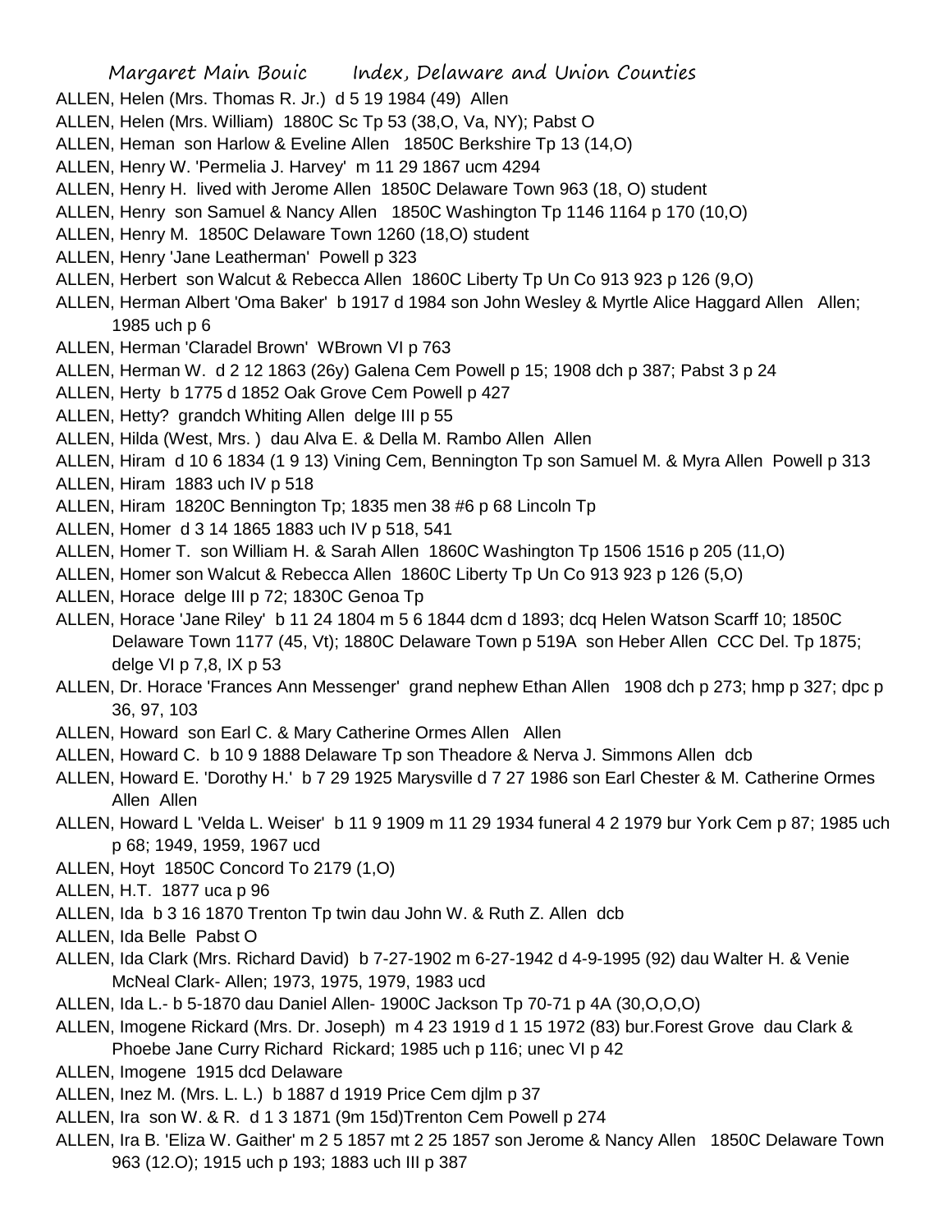ALLEN, Helen (Mrs. Thomas R. Jr.) d 5 19 1984 (49) Allen

ALLEN, Helen (Mrs. William) 1880C Sc Tp 53 (38,O, Va, NY); Pabst O

ALLEN, Heman son Harlow & Eveline Allen 1850C Berkshire Tp 13 (14,O)

ALLEN, Henry W. 'Permelia J. Harvey' m 11 29 1867 ucm 4294

ALLEN, Henry H. lived with Jerome Allen 1850C Delaware Town 963 (18, O) student

ALLEN, Henry son Samuel & Nancy Allen 1850C Washington Tp 1146 1164 p 170 (10,O)

ALLEN, Henry M. 1850C Delaware Town 1260 (18,O) student

ALLEN, Henry 'Jane Leatherman' Powell p 323

ALLEN, Herbert son Walcut & Rebecca Allen 1860C Liberty Tp Un Co 913 923 p 126 (9,O)

ALLEN, Herman Albert 'Oma Baker' b 1917 d 1984 son John Wesley & Myrtle Alice Haggard Allen Allen; 1985 uch p 6

ALLEN, Herman 'Claradel Brown' WBrown VI p 763

ALLEN, Herman W. d 2 12 1863 (26y) Galena Cem Powell p 15; 1908 dch p 387; Pabst 3 p 24

ALLEN, Herty b 1775 d 1852 Oak Grove Cem Powell p 427

ALLEN, Hetty? grandch Whiting Allen delge III p 55

ALLEN, Hilda (West, Mrs. ) dau Alva E. & Della M. Rambo Allen Allen

ALLEN, Hiram d 10 6 1834 (1 9 13) Vining Cem, Bennington Tp son Samuel M. & Myra Allen Powell p 313

ALLEN, Hiram 1883 uch IV p 518

ALLEN, Hiram 1820C Bennington Tp; 1835 men 38 #6 p 68 Lincoln Tp

ALLEN, Homer d 3 14 1865 1883 uch IV p 518, 541

ALLEN, Homer T. son William H. & Sarah Allen 1860C Washington Tp 1506 1516 p 205 (11,O)

ALLEN, Homer son Walcut & Rebecca Allen 1860C Liberty Tp Un Co 913 923 p 126 (5,O)

ALLEN, Horace delge III p 72; 1830C Genoa Tp

ALLEN, Horace 'Jane Riley' b 11 24 1804 m 5 6 1844 dcm d 1893; dcq Helen Watson Scarff 10; 1850C Delaware Town 1177 (45, Vt); 1880C Delaware Town p 519A son Heber Allen CCC Del. Tp 1875; delge VI p 7,8, IX p 53

ALLEN, Dr. Horace 'Frances Ann Messenger' grand nephew Ethan Allen 1908 dch p 273; hmp p 327; dpc p 36, 97, 103

ALLEN, Howard son Earl C. & Mary Catherine Ormes Allen Allen

ALLEN, Howard C. b 10 9 1888 Delaware Tp son Theadore & Nerva J. Simmons Allen dcb

ALLEN, Howard E. 'Dorothy H.' b 7 29 1925 Marysville d 7 27 1986 son Earl Chester & M. Catherine Ormes Allen Allen

ALLEN, Howard L 'Velda L. Weiser' b 11 9 1909 m 11 29 1934 funeral 4 2 1979 bur York Cem p 87; 1985 uch p 68; 1949, 1959, 1967 ucd

ALLEN, Hoyt 1850C Concord To 2179 (1,O)

ALLEN, H.T. 1877 uca p 96

ALLEN, Ida b 3 16 1870 Trenton Tp twin dau John W. & Ruth Z. Allen dcb

ALLEN, Ida Belle Pabst O

ALLEN, Ida Clark (Mrs. Richard David) b 7-27-1902 m 6-27-1942 d 4-9-1995 (92) dau Walter H. & Venie McNeal Clark- Allen; 1973, 1975, 1979, 1983 ucd

ALLEN, Ida L.- b 5-1870 dau Daniel Allen- 1900C Jackson Tp 70-71 p 4A (30,O,O,O)

ALLEN, Imogene Rickard (Mrs. Dr. Joseph) m 4 23 1919 d 1 15 1972 (83) bur.Forest Grove dau Clark & Phoebe Jane Curry Richard Rickard; 1985 uch p 116; unec VI p 42

ALLEN, Imogene 1915 dcd Delaware

ALLEN, Inez M. (Mrs. L. L.) b 1887 d 1919 Price Cem djlm p 37

ALLEN, Ira son W. & R. d 1 3 1871 (9m 15d)Trenton Cem Powell p 274

ALLEN, Ira B. 'Eliza W. Gaither' m 2 5 1857 mt 2 25 1857 son Jerome & Nancy Allen 1850C Delaware Town 963 (12.O); 1915 uch p 193; 1883 uch III p 387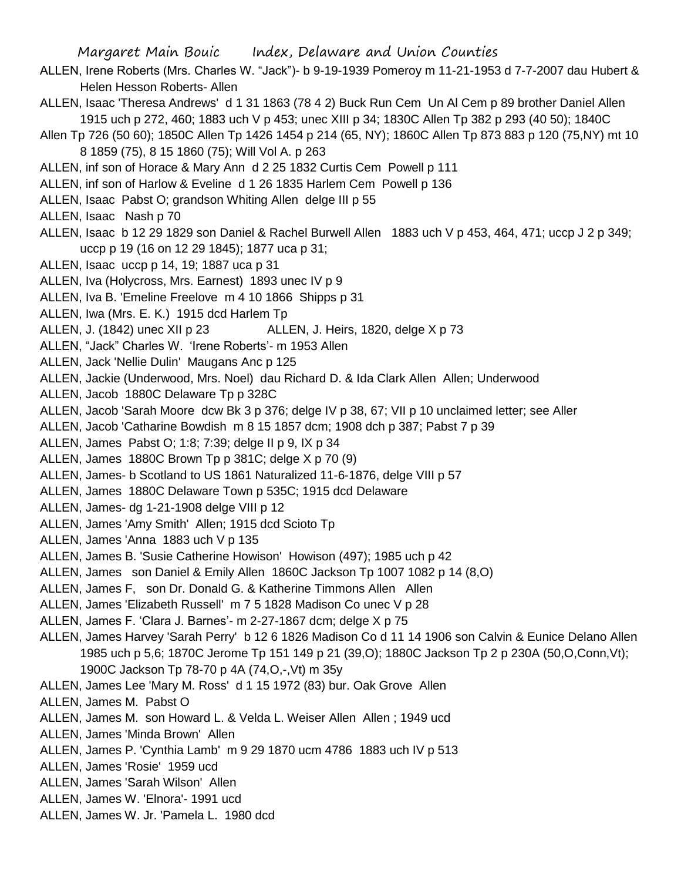ALLEN, Irene Roberts (Mrs. Charles W. "Jack")- b 9-19-1939 Pomeroy m 11-21-1953 d 7-7-2007 dau Hubert & Helen Hesson Roberts- Allen

ALLEN, Isaac 'Theresa Andrews' d 1 31 1863 (78 4 2) Buck Run Cem Un Al Cem p 89 brother Daniel Allen 1915 uch p 272, 460; 1883 uch V p 453; unec XIII p 34; 1830C Allen Tp 382 p 293 (40 50); 1840C Allen Tp 726 (50 60); 1850C Allen Tp 1426 1454 p 214 (65, NY); 1860C Allen Tp 873 883 p 120 (75,NY) mt 10 8 1859 (75), 8 15 1860 (75); Will Vol A. p 263

ALLEN, inf son of Horace & Mary Ann d 2 25 1832 Curtis Cem Powell p 111

ALLEN, inf son of Harlow & Eveline d 1 26 1835 Harlem Cem Powell p 136

ALLEN, Isaac Pabst O; grandson Whiting Allen delge III p 55

ALLEN, Isaac Nash p 70

ALLEN, Isaac b 12 29 1829 son Daniel & Rachel Burwell Allen 1883 uch V p 453, 464, 471; uccp J 2 p 349; uccp p 19 (16 on 12 29 1845); 1877 uca p 31;

ALLEN, Isaac uccp p 14, 19; 1887 uca p 31

ALLEN, Iva (Holycross, Mrs. Earnest) 1893 unec IV p 9

ALLEN, Iva B. 'Emeline Freelove m 4 10 1866 Shipps p 31

ALLEN, Iwa (Mrs. E. K.) 1915 dcd Harlem Tp

ALLEN, J. (1842) unec XII p 23

ALLEN, J. Heirs, 1820, delge X p 73

ALLEN, "Jack" Charles W. 'Irene Roberts'- m 1953 Allen

ALLEN, Jack 'Nellie Dulin' Maugans Anc p 125

ALLEN, Jackie (Underwood, Mrs. Noel) dau Richard D. & Ida Clark Allen Allen; Underwood

ALLEN, Jacob 1880C Delaware Tp p 328C

ALLEN, Jacob 'Sarah Moore dcw Bk 3 p 376; delge IV p 38, 67; VII p 10 unclaimed letter; see Aller

ALLEN, Jacob 'Catharine Bowdish m 8 15 1857 dcm; 1908 dch p 387; Pabst 7 p 39

ALLEN, James Pabst O; 1:8; 7:39; delge II p 9, IX p 34

ALLEN, James 1880C Brown Tp p 381C; delge X p 70 (9)

ALLEN, James- b Scotland to US 1861 Naturalized 11-6-1876, delge VIII p 57

ALLEN, James 1880C Delaware Town p 535C; 1915 dcd Delaware

ALLEN, James- dg 1-21-1908 delge VIII p 12

ALLEN, James 'Amy Smith' Allen; 1915 dcd Scioto Tp

ALLEN, James 'Anna 1883 uch V p 135

ALLEN, James B. 'Susie Catherine Howison' Howison (497); 1985 uch p 42

ALLEN, James son Daniel & Emily Allen 1860C Jackson Tp 1007 1082 p 14 (8,O)

ALLEN, James F, son Dr. Donald G. & Katherine Timmons Allen Allen

ALLEN, James 'Elizabeth Russell' m 7 5 1828 Madison Co unec V p 28

ALLEN, James F. 'Clara J. Barnes'- m 2-27-1867 dcm; delge X p 75

ALLEN, James Harvey 'Sarah Perry' b 12 6 1826 Madison Co d 11 14 1906 son Calvin & Eunice Delano Allen 1985 uch p 5,6; 1870C Jerome Tp 151 149 p 21 (39,O); 1880C Jackson Tp 2 p 230A (50,O,Conn,Vt); 1900C Jackson Tp 78-70 p 4A (74,O,-,Vt) m 35y

ALLEN, James Lee 'Mary M. Ross' d 1 15 1972 (83) bur. Oak Grove Allen

ALLEN, James M. Pabst O

ALLEN, James M. son Howard L. & Velda L. Weiser Allen Allen ; 1949 ucd

ALLEN, James 'Minda Brown' Allen

ALLEN, James P. 'Cynthia Lamb' m 9 29 1870 ucm 4786 1883 uch IV p 513

ALLEN, James 'Rosie' 1959 ucd

ALLEN, James 'Sarah Wilson' Allen

ALLEN, James W. 'Elnora'- 1991 ucd

ALLEN, James W. Jr. 'Pamela L. 1980 dcd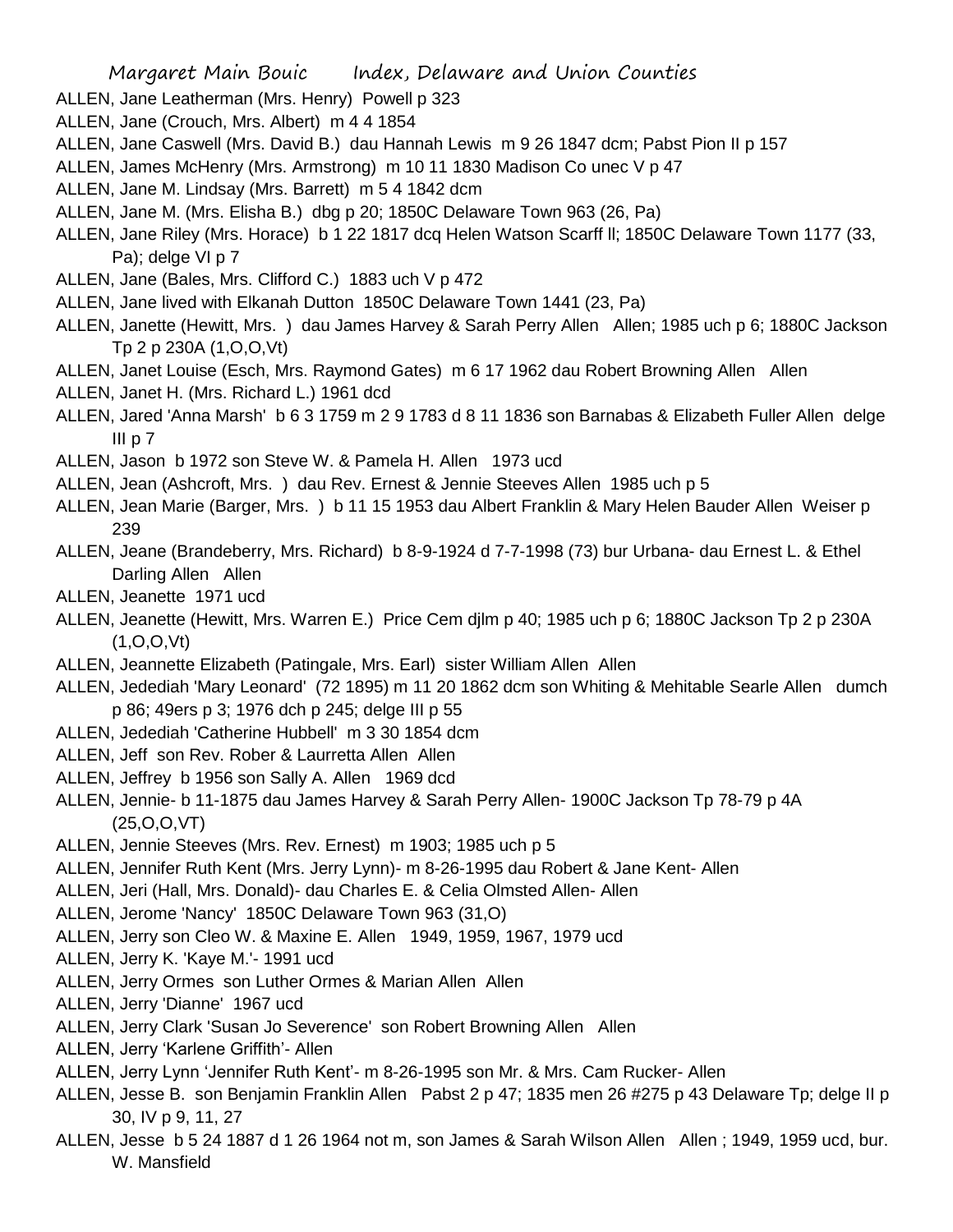ALLEN, Jane Leatherman (Mrs. Henry) Powell p 323

ALLEN, Jane (Crouch, Mrs. Albert) m 4 4 1854

ALLEN, Jane Caswell (Mrs. David B.) dau Hannah Lewis m 9 26 1847 dcm; Pabst Pion II p 157

ALLEN, James McHenry (Mrs. Armstrong) m 10 11 1830 Madison Co unec V p 47

ALLEN, Jane M. Lindsay (Mrs. Barrett) m 5 4 1842 dcm

ALLEN, Jane M. (Mrs. Elisha B.) dbg p 20; 1850C Delaware Town 963 (26, Pa)

ALLEN, Jane Riley (Mrs. Horace) b 1 22 1817 dcq Helen Watson Scarff ll; 1850C Delaware Town 1177 (33, Pa); delge VI p 7

ALLEN, Jane (Bales, Mrs. Clifford C.) 1883 uch V p 472

ALLEN, Jane lived with Elkanah Dutton 1850C Delaware Town 1441 (23, Pa)

ALLEN, Janette (Hewitt, Mrs. ) dau James Harvey & Sarah Perry Allen Allen; 1985 uch p 6; 1880C Jackson Tp 2 p 230A (1,O,O,Vt)

ALLEN, Janet Louise (Esch, Mrs. Raymond Gates) m 6 17 1962 dau Robert Browning Allen Allen

ALLEN, Janet H. (Mrs. Richard L.) 1961 dcd

ALLEN, Jared 'Anna Marsh' b 6 3 1759 m 2 9 1783 d 8 11 1836 son Barnabas & Elizabeth Fuller Allen delge III p 7

ALLEN, Jason b 1972 son Steve W. & Pamela H. Allen 1973 ucd

ALLEN, Jean (Ashcroft, Mrs. ) dau Rev. Ernest & Jennie Steeves Allen 1985 uch p 5

ALLEN, Jean Marie (Barger, Mrs. ) b 11 15 1953 dau Albert Franklin & Mary Helen Bauder Allen Weiser p 239

ALLEN, Jeane (Brandeberry, Mrs. Richard) b 8-9-1924 d 7-7-1998 (73) bur Urbana- dau Ernest L. & Ethel Darling Allen Allen

ALLEN, Jeanette 1971 ucd

ALLEN, Jeanette (Hewitt, Mrs. Warren E.) Price Cem djlm p 40; 1985 uch p 6; 1880C Jackson Tp 2 p 230A (1,O,O,Vt)

ALLEN, Jeannette Elizabeth (Patingale, Mrs. Earl) sister William Allen Allen

ALLEN, Jedediah 'Mary Leonard' (72 1895) m 11 20 1862 dcm son Whiting & Mehitable Searle Allen dumch p 86; 49ers p 3; 1976 dch p 245; delge III p 55

ALLEN, Jedediah 'Catherine Hubbell' m 3 30 1854 dcm

ALLEN, Jeff son Rev. Rober & Laurretta Allen Allen

ALLEN, Jeffrey b 1956 son Sally A. Allen 1969 dcd

ALLEN, Jennie- b 11-1875 dau James Harvey & Sarah Perry Allen- 1900C Jackson Tp 78-79 p 4A (25,O,O,VT)

ALLEN, Jennie Steeves (Mrs. Rev. Ernest) m 1903; 1985 uch p 5

ALLEN, Jennifer Ruth Kent (Mrs. Jerry Lynn)- m 8-26-1995 dau Robert & Jane Kent- Allen

ALLEN, Jeri (Hall, Mrs. Donald)- dau Charles E. & Celia Olmsted Allen- Allen

ALLEN, Jerome 'Nancy' 1850C Delaware Town 963 (31,O)

ALLEN, Jerry son Cleo W. & Maxine E. Allen 1949, 1959, 1967, 1979 ucd

ALLEN, Jerry K. 'Kaye M.'- 1991 ucd

ALLEN, Jerry Ormes son Luther Ormes & Marian Allen Allen

ALLEN, Jerry 'Dianne' 1967 ucd

ALLEN, Jerry Clark 'Susan Jo Severence' son Robert Browning Allen Allen

ALLEN, Jerry 'Karlene Griffith'- Allen

ALLEN, Jerry Lynn 'Jennifer Ruth Kent'- m 8-26-1995 son Mr. & Mrs. Cam Rucker- Allen

ALLEN, Jesse B. son Benjamin Franklin Allen Pabst 2 p 47; 1835 men 26 #275 p 43 Delaware Tp; delge II p 30, IV p 9, 11, 27

ALLEN, Jesse b 5 24 1887 d 1 26 1964 not m, son James & Sarah Wilson Allen Allen ; 1949, 1959 ucd, bur. W. Mansfield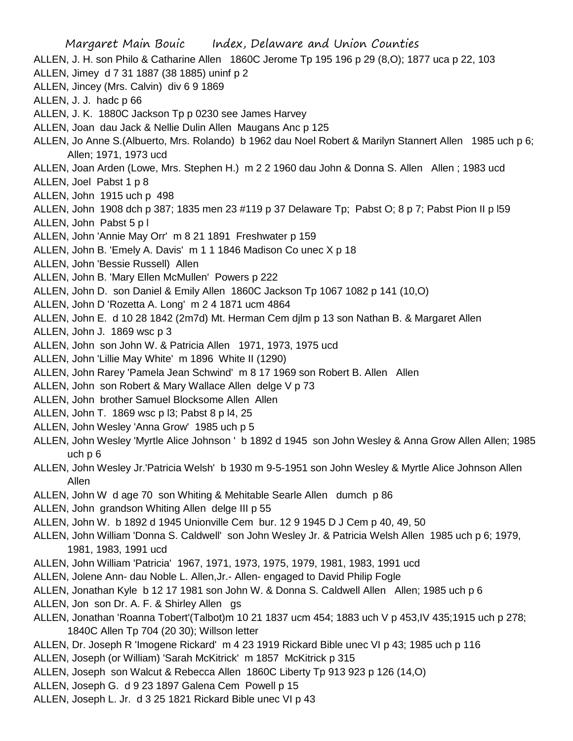ALLEN, J. H. son Philo & Catharine Allen 1860C Jerome Tp 195 196 p 29 (8,O); 1877 uca p 22, 103

ALLEN, Jimey d 7 31 1887 (38 1885) uninf p 2

ALLEN, Jincey (Mrs. Calvin) div 6 9 1869

ALLEN, J. J. hadc p 66

ALLEN, J. K. 1880C Jackson Tp p 0230 see James Harvey

ALLEN, Joan dau Jack & Nellie Dulin Allen Maugans Anc p 125

ALLEN, Jo Anne S.(Albuerto, Mrs. Rolando) b 1962 dau Noel Robert & Marilyn Stannert Allen 1985 uch p 6; Allen; 1971, 1973 ucd

ALLEN, Joan Arden (Lowe, Mrs. Stephen H.) m 2 2 1960 dau John & Donna S. Allen Allen ; 1983 ucd

ALLEN, Joel Pabst 1 p 8

ALLEN, John 1915 uch p 498

ALLEN, John 1908 dch p 387; 1835 men 23 #119 p 37 Delaware Tp; Pabst O; 8 p 7; Pabst Pion II p l59

ALLEN, John Pabst 5 p l

ALLEN, John 'Annie May Orr' m 8 21 1891 Freshwater p 159

ALLEN, John B. 'Emely A. Davis' m 1 1 1846 Madison Co unec X p 18

ALLEN, John 'Bessie Russell) Allen

ALLEN, John B. 'Mary Ellen McMullen' Powers p 222

ALLEN, John D. son Daniel & Emily Allen 1860C Jackson Tp 1067 1082 p 141 (10,O)

ALLEN, John D 'Rozetta A. Long' m 2 4 1871 ucm 4864

ALLEN, John E. d 10 28 1842 (2m7d) Mt. Herman Cem djlm p 13 son Nathan B. & Margaret Allen

ALLEN, John J. 1869 wsc p 3

ALLEN, John son John W. & Patricia Allen 1971, 1973, 1975 ucd

ALLEN, John 'Lillie May White' m 1896 White II (1290)

ALLEN, John Rarey 'Pamela Jean Schwind' m 8 17 1969 son Robert B. Allen Allen

ALLEN, John son Robert & Mary Wallace Allen delge V p 73

ALLEN, John brother Samuel Blocksome Allen Allen

ALLEN, John T. 1869 wsc p l3; Pabst 8 p l4, 25

ALLEN, John Wesley 'Anna Grow' 1985 uch p 5

ALLEN, John Wesley 'Myrtle Alice Johnson ' b 1892 d 1945 son John Wesley & Anna Grow Allen Allen; 1985 uch p 6

ALLEN, John Wesley Jr.'Patricia Welsh' b 1930 m 9-5-1951 son John Wesley & Myrtle Alice Johnson Allen Allen

ALLEN, John W d age 70 son Whiting & Mehitable Searle Allen dumch p 86

ALLEN, John grandson Whiting Allen delge III p 55

ALLEN, John W. b 1892 d 1945 Unionville Cem bur. 12 9 1945 D J Cem p 40, 49, 50

ALLEN, John William 'Donna S. Caldwell' son John Wesley Jr. & Patricia Welsh Allen 1985 uch p 6; 1979, 1981, 1983, 1991 ucd

ALLEN, John William 'Patricia' 1967, 1971, 1973, 1975, 1979, 1981, 1983, 1991 ucd

ALLEN, Jolene Ann- dau Noble L. Allen,Jr.- Allen- engaged to David Philip Fogle

ALLEN, Jonathan Kyle b 12 17 1981 son John W. & Donna S. Caldwell Allen Allen; 1985 uch p 6

ALLEN, Jon son Dr. A. F. & Shirley Allen gs

ALLEN, Jonathan 'Roanna Tobert'(Talbot)m 10 21 1837 ucm 454; 1883 uch V p 453,IV 435;1915 uch p 278; 1840C Allen Tp 704 (20 30); Willson letter

ALLEN, Dr. Joseph R 'Imogene Rickard' m 4 23 1919 Rickard Bible unec VI p 43; 1985 uch p 116

ALLEN, Joseph (or William) 'Sarah McKitrick' m 1857 McKitrick p 315

ALLEN, Joseph son Walcut & Rebecca Allen 1860C Liberty Tp 913 923 p 126 (14,O)

ALLEN, Joseph G. d 9 23 1897 Galena Cem Powell p 15

ALLEN, Joseph L. Jr. d 3 25 1821 Rickard Bible unec VI p 43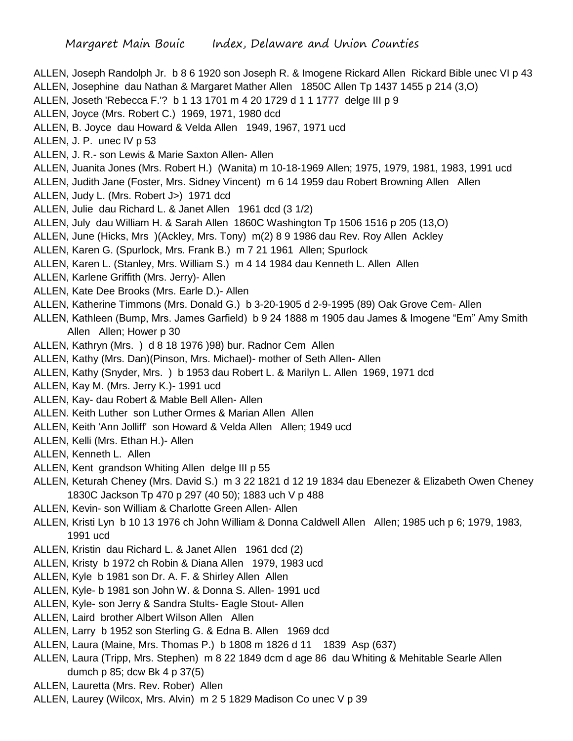ALLEN, Joseph Randolph Jr. b 8 6 1920 son Joseph R. & Imogene Rickard Allen Rickard Bible unec VI p 43

ALLEN, Josephine dau Nathan & Margaret Mather Allen 1850C Allen Tp 1437 1455 p 214 (3,O)

ALLEN, Joseth 'Rebecca F.'? b 1 13 1701 m 4 20 1729 d 1 1 1777 delge III p 9

ALLEN, Joyce (Mrs. Robert C.) 1969, 1971, 1980 dcd

ALLEN, B. Joyce dau Howard & Velda Allen 1949, 1967, 1971 ucd

ALLEN, J. P. unec IV p 53

ALLEN, J. R.- son Lewis & Marie Saxton Allen- Allen

ALLEN, Juanita Jones (Mrs. Robert H.) (Wanita) m 10-18-1969 Allen; 1975, 1979, 1981, 1983, 1991 ucd

ALLEN, Judith Jane (Foster, Mrs. Sidney Vincent) m 6 14 1959 dau Robert Browning Allen Allen

ALLEN, Judy L. (Mrs. Robert J>) 1971 dcd

ALLEN, Julie dau Richard L. & Janet Allen 1961 dcd (3 1/2)

ALLEN, July dau William H. & Sarah Allen 1860C Washington Tp 1506 1516 p 205 (13,O)

ALLEN, June (Hicks, Mrs )(Ackley, Mrs. Tony) m(2) 8 9 1986 dau Rev. Roy Allen Ackley

ALLEN, Karen G. (Spurlock, Mrs. Frank B.) m 7 21 1961 Allen; Spurlock

ALLEN, Karen L. (Stanley, Mrs. William S.) m 4 14 1984 dau Kenneth L. Allen Allen

ALLEN, Karlene Griffith (Mrs. Jerry)- Allen

ALLEN, Kate Dee Brooks (Mrs. Earle D.)- Allen

ALLEN, Katherine Timmons (Mrs. Donald G.) b 3-20-1905 d 2-9-1995 (89) Oak Grove Cem- Allen

ALLEN, Kathleen (Bump, Mrs. James Garfield) b 9 24 1888 m 1905 dau James & Imogene "Em" Amy Smith Allen Allen; Hower p 30

ALLEN, Kathryn (Mrs. ) d 8 18 1976 )98) bur. Radnor Cem Allen

ALLEN, Kathy (Mrs. Dan)(Pinson, Mrs. Michael)- mother of Seth Allen- Allen

ALLEN, Kathy (Snyder, Mrs. ) b 1953 dau Robert L. & Marilyn L. Allen 1969, 1971 dcd

ALLEN, Kay M. (Mrs. Jerry K.)- 1991 ucd

ALLEN, Kay- dau Robert & Mable Bell Allen- Allen

ALLEN. Keith Luther son Luther Ormes & Marian Allen Allen

ALLEN, Keith 'Ann Jolliff' son Howard & Velda Allen Allen; 1949 ucd

ALLEN, Kelli (Mrs. Ethan H.)- Allen

ALLEN, Kenneth L. Allen

ALLEN, Kent grandson Whiting Allen delge III p 55

ALLEN, Keturah Cheney (Mrs. David S.) m 3 22 1821 d 12 19 1834 dau Ebenezer & Elizabeth Owen Cheney 1830C Jackson Tp 470 p 297 (40 50); 1883 uch V p 488

ALLEN, Kevin- son William & Charlotte Green Allen- Allen

ALLEN, Kristi Lyn b 10 13 1976 ch John William & Donna Caldwell Allen Allen; 1985 uch p 6; 1979, 1983, 1991 ucd

ALLEN, Kristin dau Richard L. & Janet Allen 1961 dcd (2)

ALLEN, Kristy b 1972 ch Robin & Diana Allen 1979, 1983 ucd

ALLEN, Kyle b 1981 son Dr. A. F. & Shirley Allen Allen

ALLEN, Kyle- b 1981 son John W. & Donna S. Allen- 1991 ucd

ALLEN, Kyle- son Jerry & Sandra Stults- Eagle Stout- Allen

ALLEN, Laird brother Albert Wilson Allen Allen

ALLEN, Larry b 1952 son Sterling G. & Edna B. Allen 1969 dcd

ALLEN, Laura (Maine, Mrs. Thomas P.) b 1808 m 1826 d 11 1839 Asp (637)

ALLEN, Laura (Tripp, Mrs. Stephen) m 8 22 1849 dcm d age 86 dau Whiting & Mehitable Searle Allen dumch p 85; dcw Bk 4 p 37(5)

ALLEN, Lauretta (Mrs. Rev. Rober) Allen

ALLEN, Laurey (Wilcox, Mrs. Alvin) m 2 5 1829 Madison Co unec V p 39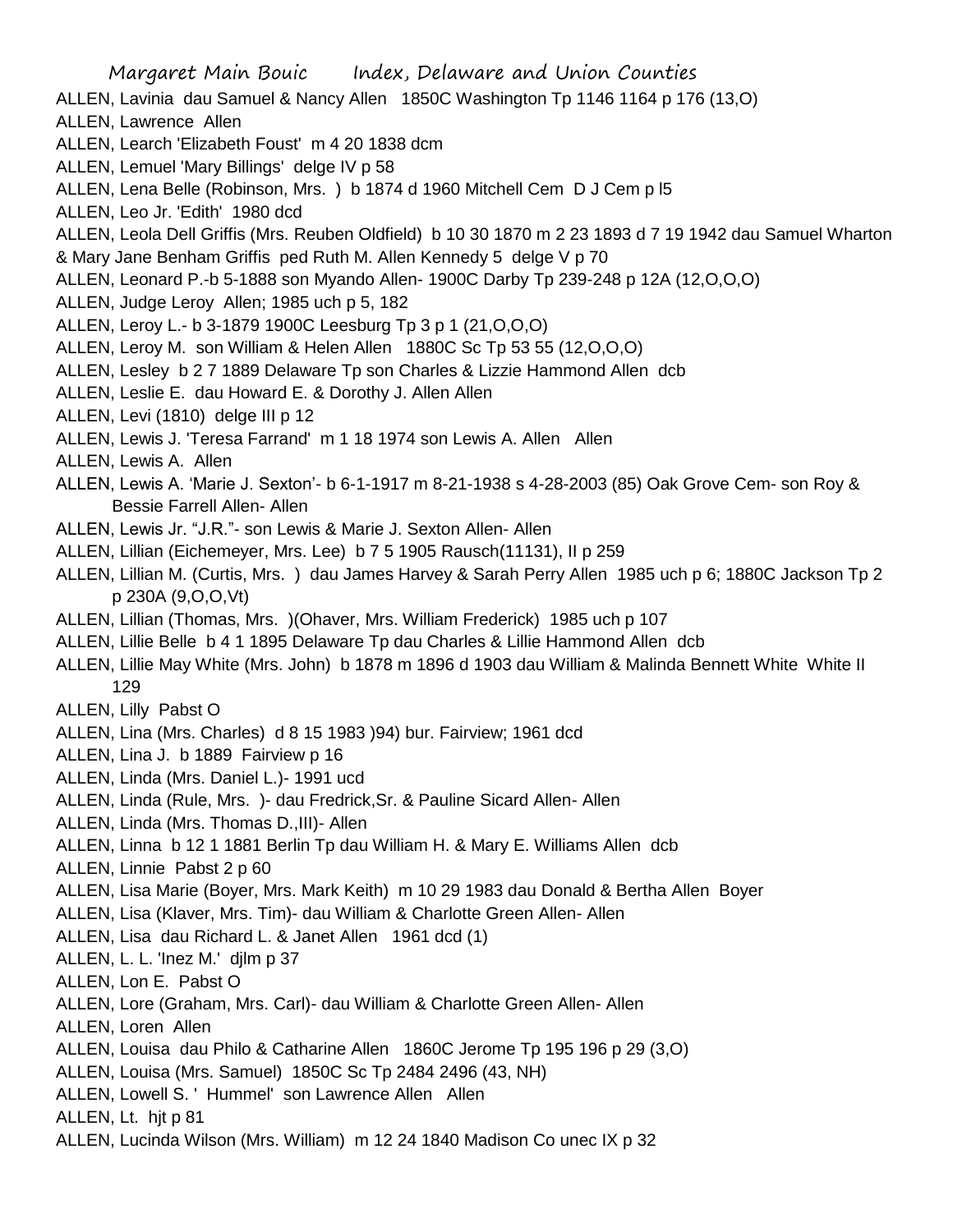ALLEN, Lavinia dau Samuel & Nancy Allen 1850C Washington Tp 1146 1164 p 176 (13,O)

ALLEN, Lawrence Allen

ALLEN, Learch 'Elizabeth Foust' m 4 20 1838 dcm

ALLEN, Lemuel 'Mary Billings' delge IV p 58

ALLEN, Lena Belle (Robinson, Mrs. ) b 1874 d 1960 Mitchell Cem D J Cem p l5

ALLEN, Leo Jr. 'Edith' 1980 dcd

ALLEN, Leola Dell Griffis (Mrs. Reuben Oldfield) b 10 30 1870 m 2 23 1893 d 7 19 1942 dau Samuel Wharton & Mary Jane Benham Griffis ped Ruth M. Allen Kennedy 5 delge V p 70

ALLEN, Leonard P.-b 5-1888 son Myando Allen- 1900C Darby Tp 239-248 p 12A (12,O,O,O)

ALLEN, Judge Leroy Allen; 1985 uch p 5, 182

ALLEN, Leroy L.- b 3-1879 1900C Leesburg Tp 3 p 1 (21,O,O,O)

ALLEN, Leroy M. son William & Helen Allen 1880C Sc Tp 53 55 (12,O,O,O)

ALLEN, Lesley b 2 7 1889 Delaware Tp son Charles & Lizzie Hammond Allen dcb

ALLEN, Leslie E. dau Howard E. & Dorothy J. Allen Allen

ALLEN, Levi (1810) delge III p 12

ALLEN, Lewis J. 'Teresa Farrand' m 1 18 1974 son Lewis A. Allen Allen

ALLEN, Lewis A. Allen

ALLEN, Lewis A. 'Marie J. Sexton'- b 6-1-1917 m 8-21-1938 s 4-28-2003 (85) Oak Grove Cem- son Roy & Bessie Farrell Allen- Allen

ALLEN, Lewis Jr. "J.R."- son Lewis & Marie J. Sexton Allen- Allen

ALLEN, Lillian (Eichemeyer, Mrs. Lee) b 7 5 1905 Rausch(11131), II p 259

ALLEN, Lillian M. (Curtis, Mrs. ) dau James Harvey & Sarah Perry Allen 1985 uch p 6; 1880C Jackson Tp 2 p 230A (9,O,O,Vt)

ALLEN, Lillian (Thomas, Mrs. )(Ohaver, Mrs. William Frederick) 1985 uch p 107

ALLEN, Lillie Belle b 4 1 1895 Delaware Tp dau Charles & Lillie Hammond Allen dcb

ALLEN, Lillie May White (Mrs. John) b 1878 m 1896 d 1903 dau William & Malinda Bennett White White II 129

ALLEN, Lilly Pabst O

ALLEN, Lina (Mrs. Charles) d 8 15 1983 )94) bur. Fairview; 1961 dcd

ALLEN, Lina J. b 1889 Fairview p 16

ALLEN, Linda (Mrs. Daniel L.)- 1991 ucd

ALLEN, Linda (Rule, Mrs. )- dau Fredrick,Sr. & Pauline Sicard Allen- Allen

ALLEN, Linda (Mrs. Thomas D.,III)- Allen

ALLEN, Linna b 12 1 1881 Berlin Tp dau William H. & Mary E. Williams Allen dcb

ALLEN, Linnie Pabst 2 p 60

ALLEN, Lisa Marie (Boyer, Mrs. Mark Keith) m 10 29 1983 dau Donald & Bertha Allen Boyer

ALLEN, Lisa (Klaver, Mrs. Tim)- dau William & Charlotte Green Allen- Allen

ALLEN, Lisa dau Richard L. & Janet Allen 1961 dcd (1)

ALLEN, L. L. 'Inez M.' djlm p 37

ALLEN, Lon E. Pabst O

ALLEN, Lore (Graham, Mrs. Carl)- dau William & Charlotte Green Allen- Allen

ALLEN, Loren Allen

ALLEN, Louisa dau Philo & Catharine Allen 1860C Jerome Tp 195 196 p 29 (3,O)

ALLEN, Louisa (Mrs. Samuel) 1850C Sc Tp 2484 2496 (43, NH)

ALLEN, Lowell S. ' Hummel' son Lawrence Allen Allen

ALLEN, Lt. hjt p 81

ALLEN, Lucinda Wilson (Mrs. William) m 12 24 1840 Madison Co unec IX p 32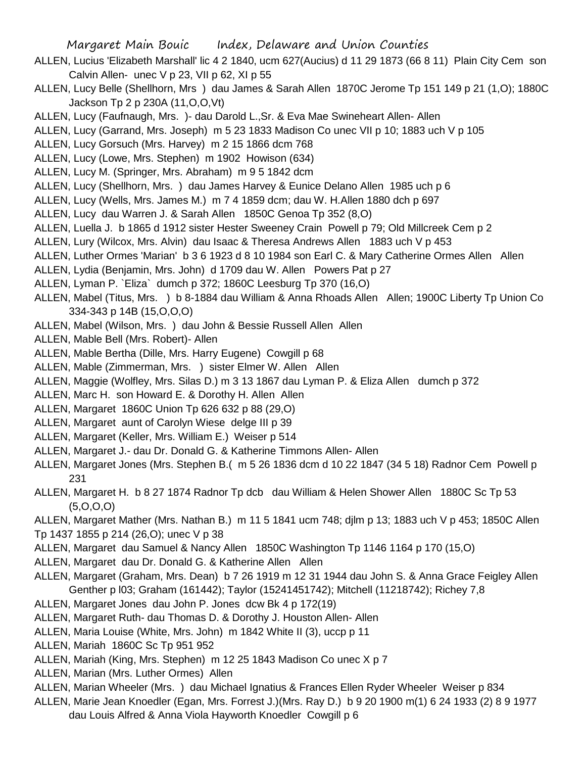ALLEN, Lucius 'Elizabeth Marshall' lic 4 2 1840, ucm 627(Aucius) d 11 29 1873 (66 8 11) Plain City Cem son Calvin Allen- unec V p 23, VII p 62, XI p 55

ALLEN, Lucy Belle (Shellhorn, Mrs ) dau James & Sarah Allen 1870C Jerome Tp 151 149 p 21 (1,O); 1880C Jackson Tp 2 p 230A (11,O,O,Vt)

ALLEN, Lucy (Faufnaugh, Mrs. )- dau Darold L.,Sr. & Eva Mae Swineheart Allen- Allen

ALLEN, Lucy (Garrand, Mrs. Joseph) m 5 23 1833 Madison Co unec VII p 10; 1883 uch V p 105

ALLEN, Lucy Gorsuch (Mrs. Harvey) m 2 15 1866 dcm 768

ALLEN, Lucy (Lowe, Mrs. Stephen) m 1902 Howison (634)

ALLEN, Lucy M. (Springer, Mrs. Abraham) m 9 5 1842 dcm

ALLEN, Lucy (Shellhorn, Mrs. ) dau James Harvey & Eunice Delano Allen 1985 uch p 6

ALLEN, Lucy (Wells, Mrs. James M.) m 7 4 1859 dcm; dau W. H.Allen 1880 dch p 697

ALLEN, Lucy dau Warren J. & Sarah Allen 1850C Genoa Tp 352 (8,O)

ALLEN, Luella J. b 1865 d 1912 sister Hester Sweeney Crain Powell p 79; Old Millcreek Cem p 2

ALLEN, Lury (Wilcox, Mrs. Alvin) dau Isaac & Theresa Andrews Allen 1883 uch V p 453

ALLEN, Luther Ormes 'Marian' b 3 6 1923 d 8 10 1984 son Earl C. & Mary Catherine Ormes Allen Allen

ALLEN, Lydia (Benjamin, Mrs. John) d 1709 dau W. Allen Powers Pat p 27

ALLEN, Lyman P. `Eliza` dumch p 372; 1860C Leesburg Tp 370 (16,O)

ALLEN, Mabel (Titus, Mrs. ) b 8-1884 dau William & Anna Rhoads Allen Allen; 1900C Liberty Tp Union Co 334-343 p 14B (15,O,O,O)

ALLEN, Mabel (Wilson, Mrs. ) dau John & Bessie Russell Allen Allen

ALLEN, Mable Bell (Mrs. Robert)- Allen

ALLEN, Mable Bertha (Dille, Mrs. Harry Eugene) Cowgill p 68

ALLEN, Mable (Zimmerman, Mrs. ) sister Elmer W. Allen Allen

ALLEN, Maggie (Wolfley, Mrs. Silas D.) m 3 13 1867 dau Lyman P. & Eliza Allen dumch p 372

ALLEN, Marc H. son Howard E. & Dorothy H. Allen Allen

ALLEN, Margaret 1860C Union Tp 626 632 p 88 (29,O)

ALLEN, Margaret aunt of Carolyn Wiese delge III p 39

ALLEN, Margaret (Keller, Mrs. William E.) Weiser p 514

ALLEN, Margaret J.- dau Dr. Donald G. & Katherine Timmons Allen- Allen

ALLEN, Margaret Jones (Mrs. Stephen B.( m 5 26 1836 dcm d 10 22 1847 (34 5 18) Radnor Cem Powell p 231

ALLEN, Margaret H. b 8 27 1874 Radnor Tp dcb dau William & Helen Shower Allen 1880C Sc Tp 53 (5,O,O,O)

ALLEN, Margaret Mather (Mrs. Nathan B.) m 11 5 1841 ucm 748; djlm p 13; 1883 uch V p 453; 1850C Allen Tp 1437 1855 p 214 (26,O); unec V p 38

ALLEN, Margaret dau Samuel & Nancy Allen 1850C Washington Tp 1146 1164 p 170 (15,O)

ALLEN, Margaret dau Dr. Donald G. & Katherine Allen Allen

ALLEN, Margaret (Graham, Mrs. Dean) b 7 26 1919 m 12 31 1944 dau John S. & Anna Grace Feigley Allen Genther p l03; Graham (161442); Taylor (15241451742); Mitchell (11218742); Richey 7,8

ALLEN, Margaret Jones dau John P. Jones dcw Bk 4 p 172(19)

ALLEN, Margaret Ruth- dau Thomas D. & Dorothy J. Houston Allen- Allen

ALLEN, Maria Louise (White, Mrs. John) m 1842 White II (3), uccp p 11

ALLEN, Mariah 1860C Sc Tp 951 952

ALLEN, Mariah (King, Mrs. Stephen) m 12 25 1843 Madison Co unec X p 7

ALLEN, Marian (Mrs. Luther Ormes) Allen

ALLEN, Marian Wheeler (Mrs. ) dau Michael Ignatius & Frances Ellen Ryder Wheeler Weiser p 834

ALLEN, Marie Jean Knoedler (Egan, Mrs. Forrest J.)(Mrs. Ray D.) b 9 20 1900 m(1) 6 24 1933 (2) 8 9 1977 dau Louis Alfred & Anna Viola Hayworth Knoedler Cowgill p 6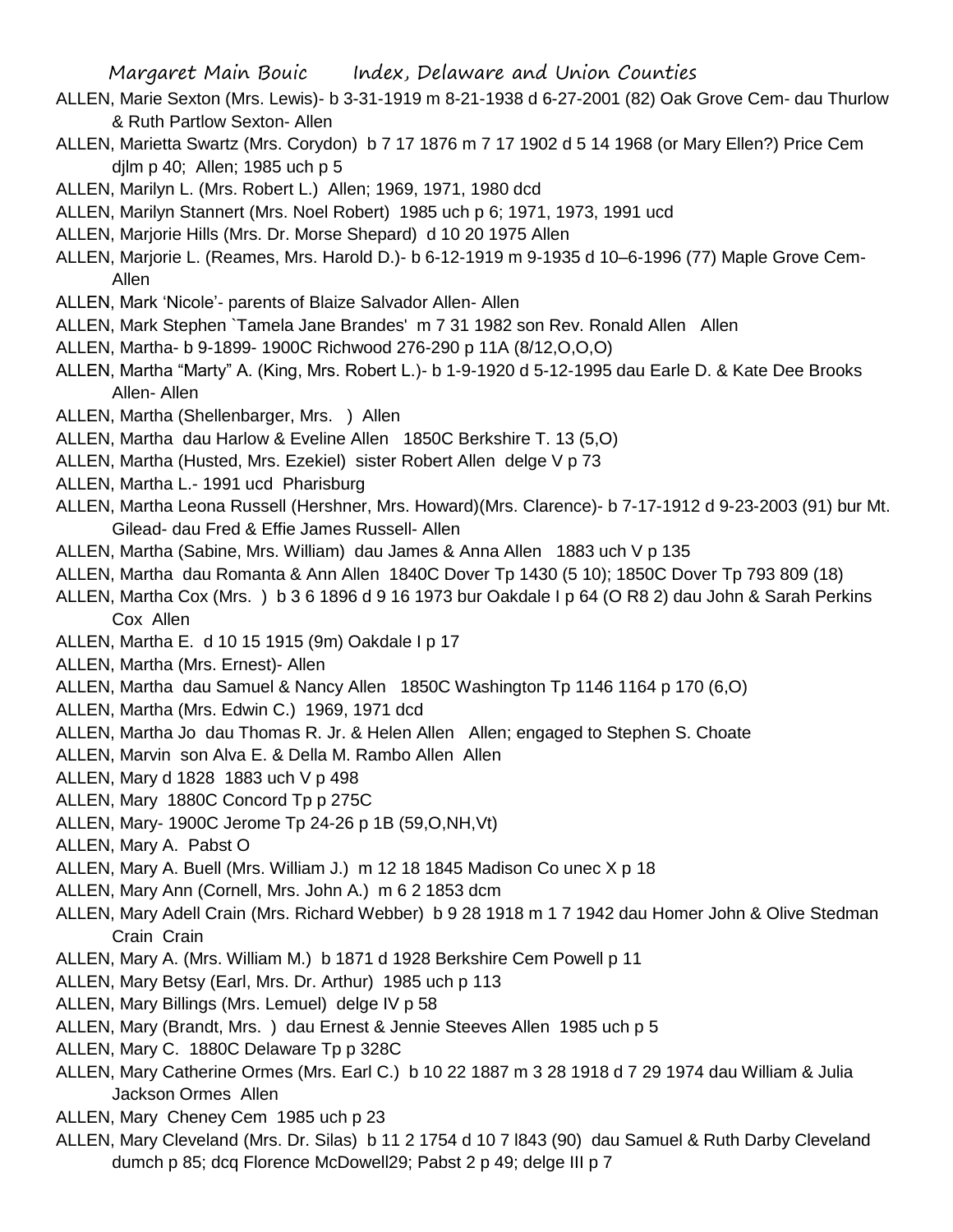ALLEN, Marie Sexton (Mrs. Lewis)- b 3-31-1919 m 8-21-1938 d 6-27-2001 (82) Oak Grove Cem- dau Thurlow & Ruth Partlow Sexton- Allen

ALLEN, Marietta Swartz (Mrs. Corydon) b 7 17 1876 m 7 17 1902 d 5 14 1968 (or Mary Ellen?) Price Cem djlm p 40; Allen; 1985 uch p 5

ALLEN, Marilyn L. (Mrs. Robert L.) Allen; 1969, 1971, 1980 dcd

ALLEN, Marilyn Stannert (Mrs. Noel Robert) 1985 uch p 6; 1971, 1973, 1991 ucd

ALLEN, Marjorie Hills (Mrs. Dr. Morse Shepard) d 10 20 1975 Allen

ALLEN, Marjorie L. (Reames, Mrs. Harold D.)- b 6-12-1919 m 9-1935 d 10–6-1996 (77) Maple Grove Cem- Allen

ALLEN, Mark 'Nicole'- parents of Blaize Salvador Allen- Allen

ALLEN, Mark Stephen `Tamela Jane Brandes' m 7 31 1982 son Rev. Ronald Allen Allen

ALLEN, Martha- b 9-1899- 1900C Richwood 276-290 p 11A (8/12,O,O,O)

ALLEN, Martha "Marty" A. (King, Mrs. Robert L.)- b 1-9-1920 d 5-12-1995 dau Earle D. & Kate Dee Brooks Allen- Allen

ALLEN, Martha (Shellenbarger, Mrs. ) Allen

ALLEN, Martha dau Harlow & Eveline Allen 1850C Berkshire T. 13 (5,O)

ALLEN, Martha (Husted, Mrs. Ezekiel) sister Robert Allen delge V p 73

ALLEN, Martha L.- 1991 ucd Pharisburg

ALLEN, Martha Leona Russell (Hershner, Mrs. Howard)(Mrs. Clarence)- b 7-17-1912 d 9-23-2003 (91) bur Mt. Gilead- dau Fred & Effie James Russell- Allen

ALLEN, Martha (Sabine, Mrs. William) dau James & Anna Allen 1883 uch V p 135

ALLEN, Martha dau Romanta & Ann Allen 1840C Dover Tp 1430 (5 10); 1850C Dover Tp 793 809 (18)

ALLEN, Martha Cox (Mrs. ) b 3 6 1896 d 9 16 1973 bur Oakdale I p 64 (O R8 2) dau John & Sarah Perkins Cox Allen

ALLEN, Martha E. d 10 15 1915 (9m) Oakdale I p 17

ALLEN, Martha (Mrs. Ernest)- Allen

ALLEN, Martha dau Samuel & Nancy Allen 1850C Washington Tp 1146 1164 p 170 (6,O)

ALLEN, Martha (Mrs. Edwin C.) 1969, 1971 dcd

ALLEN, Martha Jo dau Thomas R. Jr. & Helen Allen Allen; engaged to Stephen S. Choate

ALLEN, Marvin son Alva E. & Della M. Rambo Allen Allen

ALLEN, Mary d 1828 1883 uch V p 498

ALLEN, Mary 1880C Concord Tp p 275C

ALLEN, Mary- 1900C Jerome Tp 24-26 p 1B (59,O,NH,Vt)

ALLEN, Mary A. Pabst O

ALLEN, Mary A. Buell (Mrs. William J.) m 12 18 1845 Madison Co unec X p 18

ALLEN, Mary Ann (Cornell, Mrs. John A.) m 6 2 1853 dcm

ALLEN, Mary Adell Crain (Mrs. Richard Webber) b 9 28 1918 m 1 7 1942 dau Homer John & Olive Stedman Crain Crain

ALLEN, Mary A. (Mrs. William M.) b 1871 d 1928 Berkshire Cem Powell p 11

ALLEN, Mary Betsy (Earl, Mrs. Dr. Arthur) 1985 uch p 113

ALLEN, Mary Billings (Mrs. Lemuel) delge IV p 58

ALLEN, Mary (Brandt, Mrs. ) dau Ernest & Jennie Steeves Allen 1985 uch p 5

ALLEN, Mary C. 1880C Delaware Tp p 328C

ALLEN, Mary Catherine Ormes (Mrs. Earl C.) b 10 22 1887 m 3 28 1918 d 7 29 1974 dau William & Julia Jackson Ormes Allen

ALLEN, Mary Cheney Cem 1985 uch p 23

ALLEN, Mary Cleveland (Mrs. Dr. Silas) b 11 2 1754 d 10 7 l843 (90) dau Samuel & Ruth Darby Cleveland dumch p 85; dcq Florence McDowell29; Pabst 2 p 49; delge III p 7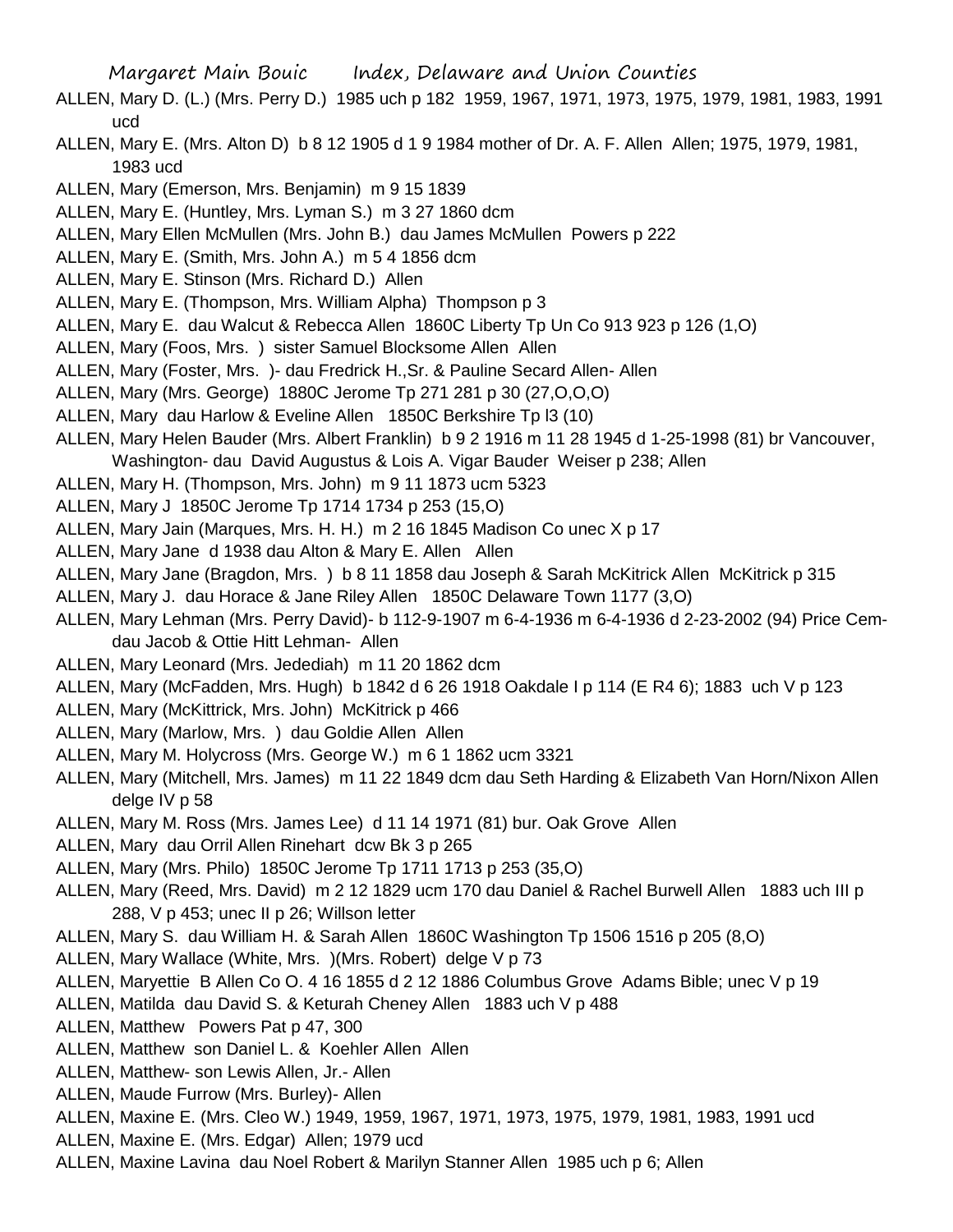ALLEN, Mary D. (L.) (Mrs. Perry D.) 1985 uch p 182 1959, 1967, 1971, 1973, 1975, 1979, 1981, 1983, 1991 ucd

ALLEN, Mary E. (Mrs. Alton D) b 8 12 1905 d 1 9 1984 mother of Dr. A. F. Allen Allen; 1975, 1979, 1981, 1983 ucd

ALLEN, Mary (Emerson, Mrs. Benjamin) m 9 15 1839

ALLEN, Mary E. (Huntley, Mrs. Lyman S.) m 3 27 1860 dcm

ALLEN, Mary Ellen McMullen (Mrs. John B.) dau James McMullen Powers p 222

ALLEN, Mary E. (Smith, Mrs. John A.) m 5 4 1856 dcm

ALLEN, Mary E. Stinson (Mrs. Richard D.) Allen

ALLEN, Mary E. (Thompson, Mrs. William Alpha) Thompson p 3

ALLEN, Mary E. dau Walcut & Rebecca Allen 1860C Liberty Tp Un Co 913 923 p 126 (1,O)

ALLEN, Mary (Foos, Mrs. ) sister Samuel Blocksome Allen Allen

ALLEN, Mary (Foster, Mrs. )- dau Fredrick H.,Sr. & Pauline Secard Allen- Allen

ALLEN, Mary (Mrs. George) 1880C Jerome Tp 271 281 p 30 (27,O,O,O)

ALLEN, Mary dau Harlow & Eveline Allen 1850C Berkshire Tp l3 (10)

ALLEN, Mary Helen Bauder (Mrs. Albert Franklin) b 9 2 1916 m 11 28 1945 d 1-25-1998 (81) br Vancouver, Washington- dau David Augustus & Lois A. Vigar Bauder Weiser p 238; Allen

ALLEN, Mary H. (Thompson, Mrs. John) m 9 11 1873 ucm 5323

ALLEN, Mary J 1850C Jerome Tp 1714 1734 p 253 (15,O)

ALLEN, Mary Jain (Marques, Mrs. H. H.) m 2 16 1845 Madison Co unec X p 17

ALLEN, Mary Jane d 1938 dau Alton & Mary E. Allen Allen

ALLEN, Mary Jane (Bragdon, Mrs. ) b 8 11 1858 dau Joseph & Sarah McKitrick Allen McKitrick p 315

ALLEN, Mary J. dau Horace & Jane Riley Allen 1850C Delaware Town 1177 (3,O)

ALLEN, Mary Lehman (Mrs. Perry David)- b 112-9-1907 m 6-4-1936 m 6-4-1936 d 2-23-2002 (94) Price Cem- dau Jacob & Ottie Hitt Lehman- Allen

ALLEN, Mary Leonard (Mrs. Jedediah) m 11 20 1862 dcm

ALLEN, Mary (McFadden, Mrs. Hugh) b 1842 d 6 26 1918 Oakdale I p 114 (E R4 6); 1883 uch V p 123

ALLEN, Mary (McKittrick, Mrs. John) McKitrick p 466

ALLEN, Mary (Marlow, Mrs. ) dau Goldie Allen Allen

ALLEN, Mary M. Holycross (Mrs. George W.) m 6 1 1862 ucm 3321

ALLEN, Mary (Mitchell, Mrs. James) m 11 22 1849 dcm dau Seth Harding & Elizabeth Van Horn/Nixon Allen delge IV p 58

ALLEN, Mary M. Ross (Mrs. James Lee) d 11 14 1971 (81) bur. Oak Grove Allen

ALLEN, Mary dau Orril Allen Rinehart dcw Bk 3 p 265

ALLEN, Mary (Mrs. Philo) 1850C Jerome Tp 1711 1713 p 253 (35,O)

ALLEN, Mary (Reed, Mrs. David) m 2 12 1829 ucm 170 dau Daniel & Rachel Burwell Allen 1883 uch III p 288, V p 453; unec II p 26; Willson letter

ALLEN, Mary S. dau William H. & Sarah Allen 1860C Washington Tp 1506 1516 p 205 (8,O)

ALLEN, Mary Wallace (White, Mrs. )(Mrs. Robert) delge V p 73

ALLEN, Maryettie B Allen Co O. 4 16 1855 d 2 12 1886 Columbus Grove Adams Bible; unec V p 19

ALLEN, Matilda dau David S. & Keturah Cheney Allen 1883 uch V p 488

ALLEN, Matthew Powers Pat p 47, 300

ALLEN, Matthew son Daniel L. & Koehler Allen Allen

ALLEN, Matthew- son Lewis Allen, Jr.- Allen

ALLEN, Maude Furrow (Mrs. Burley)- Allen

ALLEN, Maxine E. (Mrs. Cleo W.) 1949, 1959, 1967, 1971, 1973, 1975, 1979, 1981, 1983, 1991 ucd

ALLEN, Maxine E. (Mrs. Edgar) Allen; 1979 ucd

ALLEN, Maxine Lavina dau Noel Robert & Marilyn Stanner Allen 1985 uch p 6; Allen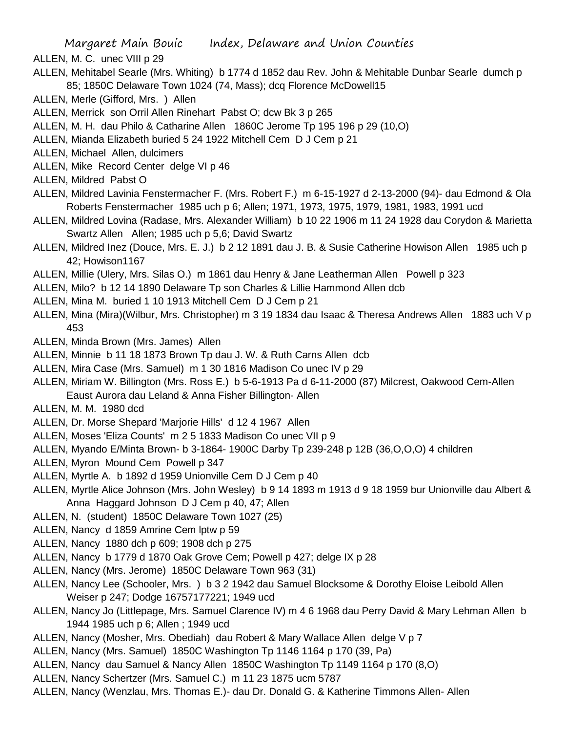ALLEN, M. C. unec VIII p 29

ALLEN, Mehitabel Searle (Mrs. Whiting) b 1774 d 1852 dau Rev. John & Mehitable Dunbar Searle dumch p 85; 1850C Delaware Town 1024 (74, Mass); dcq Florence McDowell15

ALLEN, Merle (Gifford, Mrs. ) Allen

ALLEN, Merrick son Orril Allen Rinehart Pabst O; dcw Bk 3 p 265

ALLEN, M. H. dau Philo & Catharine Allen 1860C Jerome Tp 195 196 p 29 (10,O)

ALLEN, Mianda Elizabeth buried 5 24 1922 Mitchell Cem D J Cem p 21

ALLEN, Michael Allen, dulcimers

ALLEN, Mike Record Center delge VI p 46

ALLEN, Mildred Pabst O

ALLEN, Mildred Lavinia Fenstermacher F. (Mrs. Robert F.) m 6-15-1927 d 2-13-2000 (94)- dau Edmond & Ola Roberts Fenstermacher 1985 uch p 6; Allen; 1971, 1973, 1975, 1979, 1981, 1983, 1991 ucd

ALLEN, Mildred Lovina (Radase, Mrs. Alexander William) b 10 22 1906 m 11 24 1928 dau Corydon & Marietta Swartz Allen Allen; 1985 uch p 5,6; David Swartz

ALLEN, Mildred Inez (Douce, Mrs. E. J.) b 2 12 1891 dau J. B. & Susie Catherine Howison Allen 1985 uch p 42; Howison1167

ALLEN, Millie (Ulery, Mrs. Silas O.) m 1861 dau Henry & Jane Leatherman Allen Powell p 323

ALLEN, Milo? b 12 14 1890 Delaware Tp son Charles & Lillie Hammond Allen dcb

ALLEN, Mina M. buried 1 10 1913 Mitchell Cem D J Cem p 21

ALLEN, Mina (Mira)(Wilbur, Mrs. Christopher) m 3 19 1834 dau Isaac & Theresa Andrews Allen 1883 uch V p 453

ALLEN, Minda Brown (Mrs. James) Allen

ALLEN, Minnie b 11 18 1873 Brown Tp dau J. W. & Ruth Carns Allen dcb

ALLEN, Mira Case (Mrs. Samuel) m 1 30 1816 Madison Co unec IV p 29

ALLEN, Miriam W. Billington (Mrs. Ross E.) b 5-6-1913 Pa d 6-11-2000 (87) Milcrest, Oakwood Cem-Allen Eaust Aurora dau Leland & Anna Fisher Billington- Allen

ALLEN, M. M. 1980 dcd

ALLEN, Dr. Morse Shepard 'Marjorie Hills' d 12 4 1967 Allen

ALLEN, Moses 'Eliza Counts' m 2 5 1833 Madison Co unec VII p 9

ALLEN, Myando E/Minta Brown- b 3-1864- 1900C Darby Tp 239-248 p 12B (36,O,O,O) 4 children

ALLEN, Myron Mound Cem Powell p 347

ALLEN, Myrtle A. b 1892 d 1959 Unionville Cem D J Cem p 40

ALLEN, Myrtle Alice Johnson (Mrs. John Wesley) b 9 14 1893 m 1913 d 9 18 1959 bur Unionville dau Albert & Anna Haggard Johnson D J Cem p 40, 47; Allen

ALLEN, N. (student) 1850C Delaware Town 1027 (25)

ALLEN, Nancy d 1859 Amrine Cem lptw p 59

ALLEN, Nancy 1880 dch p 609; 1908 dch p 275

ALLEN, Nancy b 1779 d 1870 Oak Grove Cem; Powell p 427; delge IX p 28

ALLEN, Nancy (Mrs. Jerome) 1850C Delaware Town 963 (31)

ALLEN, Nancy Lee (Schooler, Mrs. ) b 3 2 1942 dau Samuel Blocksome & Dorothy Eloise Leibold Allen Weiser p 247; Dodge 16757177221; 1949 ucd

ALLEN, Nancy Jo (Littlepage, Mrs. Samuel Clarence IV) m 4 6 1968 dau Perry David & Mary Lehman Allen b 1944 1985 uch p 6; Allen ; 1949 ucd

ALLEN, Nancy (Mosher, Mrs. Obediah) dau Robert & Mary Wallace Allen delge V p 7

ALLEN, Nancy (Mrs. Samuel) 1850C Washington Tp 1146 1164 p 170 (39, Pa)

ALLEN, Nancy dau Samuel & Nancy Allen 1850C Washington Tp 1149 1164 p 170 (8,O)

ALLEN, Nancy Schertzer (Mrs. Samuel C.) m 11 23 1875 ucm 5787

ALLEN, Nancy (Wenzlau, Mrs. Thomas E.)- dau Dr. Donald G. & Katherine Timmons Allen- Allen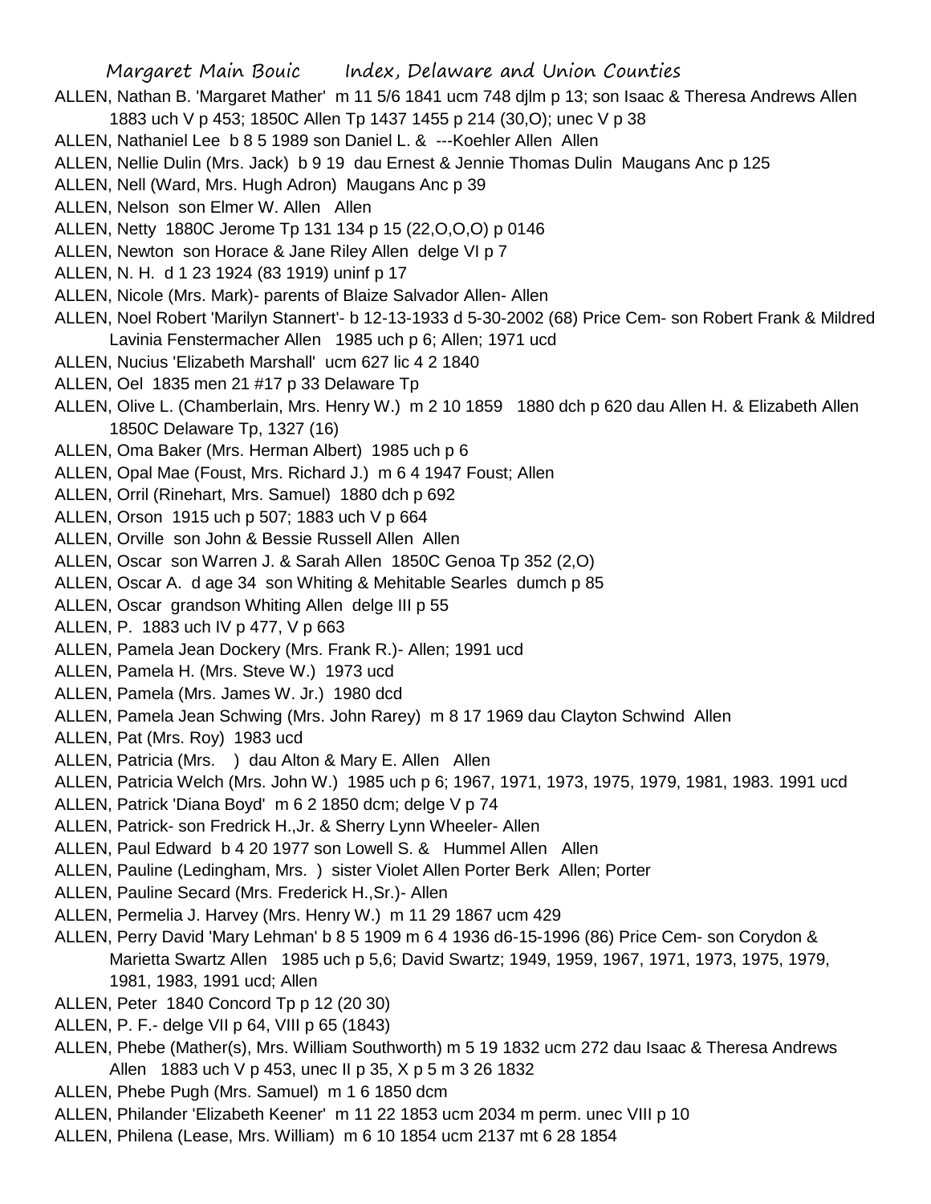ALLEN, Nathan B. 'Margaret Mather' m 11 5/6 1841 ucm 748 djlm p 13; son Isaac & Theresa Andrews Allen 1883 uch V p 453; 1850C Allen Tp 1437 1455 p 214 (30,O); unec V p 38

ALLEN, Nathaniel Lee b 8 5 1989 son Daniel L. & ---Koehler Allen Allen

ALLEN, Nellie Dulin (Mrs. Jack) b 9 19 dau Ernest & Jennie Thomas Dulin Maugans Anc p 125

ALLEN, Nell (Ward, Mrs. Hugh Adron) Maugans Anc p 39

ALLEN, Nelson son Elmer W. Allen Allen

ALLEN, Netty 1880C Jerome Tp 131 134 p 15 (22,O,O,O) p 0146

ALLEN, Newton son Horace & Jane Riley Allen delge VI p 7

ALLEN, N. H. d 1 23 1924 (83 1919) uninf p 17

ALLEN, Nicole (Mrs. Mark)- parents of Blaize Salvador Allen- Allen

ALLEN, Noel Robert 'Marilyn Stannert'- b 12-13-1933 d 5-30-2002 (68) Price Cem- son Robert Frank & Mildred Lavinia Fenstermacher Allen 1985 uch p 6; Allen; 1971 ucd

ALLEN, Nucius 'Elizabeth Marshall' ucm 627 lic 4 2 1840

ALLEN, Oel 1835 men 21 #17 p 33 Delaware Tp

ALLEN, Olive L. (Chamberlain, Mrs. Henry W.) m 2 10 1859 1880 dch p 620 dau Allen H. & Elizabeth Allen 1850C Delaware Tp, 1327 (16)

ALLEN, Oma Baker (Mrs. Herman Albert) 1985 uch p 6

ALLEN, Opal Mae (Foust, Mrs. Richard J.) m 6 4 1947 Foust; Allen

ALLEN, Orril (Rinehart, Mrs. Samuel) 1880 dch p 692

ALLEN, Orson 1915 uch p 507; 1883 uch V p 664

ALLEN, Orville son John & Bessie Russell Allen Allen

ALLEN, Oscar son Warren J. & Sarah Allen 1850C Genoa Tp 352 (2,O)

ALLEN, Oscar A. d age 34 son Whiting & Mehitable Searles dumch p 85

ALLEN, Oscar grandson Whiting Allen delge III p 55

ALLEN, P. 1883 uch IV p 477, V p 663

ALLEN, Pamela Jean Dockery (Mrs. Frank R.)- Allen; 1991 ucd

ALLEN, Pamela H. (Mrs. Steve W.) 1973 ucd

ALLEN, Pamela (Mrs. James W. Jr.) 1980 dcd

ALLEN, Pamela Jean Schwing (Mrs. John Rarey) m 8 17 1969 dau Clayton Schwind Allen

ALLEN, Pat (Mrs. Roy) 1983 ucd

ALLEN, Patricia (Mrs. ) dau Alton & Mary E. Allen Allen

ALLEN, Patricia Welch (Mrs. John W.) 1985 uch p 6; 1967, 1971, 1973, 1975, 1979, 1981, 1983. 1991 ucd

ALLEN, Patrick 'Diana Boyd' m 6 2 1850 dcm; delge V p 74

ALLEN, Patrick- son Fredrick H.,Jr. & Sherry Lynn Wheeler- Allen

ALLEN, Paul Edward b 4 20 1977 son Lowell S. & Hummel Allen Allen

ALLEN, Pauline (Ledingham, Mrs. ) sister Violet Allen Porter Berk Allen; Porter

ALLEN, Pauline Secard (Mrs. Frederick H.,Sr.)- Allen

ALLEN, Permelia J. Harvey (Mrs. Henry W.) m 11 29 1867 ucm 429

ALLEN, Perry David 'Mary Lehman' b 8 5 1909 m 6 4 1936 d6-15-1996 (86) Price Cem- son Corydon & Marietta Swartz Allen 1985 uch p 5,6; David Swartz; 1949, 1959, 1967, 1971, 1973, 1975, 1979, 1981, 1983, 1991 ucd; Allen

ALLEN, Peter 1840 Concord Tp p 12 (20 30)

ALLEN, P. F.- delge VII p 64, VIII p 65 (1843)

ALLEN, Phebe (Mather(s), Mrs. William Southworth) m 5 19 1832 ucm 272 dau Isaac & Theresa Andrews Allen 1883 uch V p 453, unec II p 35, X p 5 m 3 26 1832

ALLEN, Phebe Pugh (Mrs. Samuel) m 1 6 1850 dcm

ALLEN, Philander 'Elizabeth Keener' m 11 22 1853 ucm 2034 m perm. unec VIII p 10

ALLEN, Philena (Lease, Mrs. William) m 6 10 1854 ucm 2137 mt 6 28 1854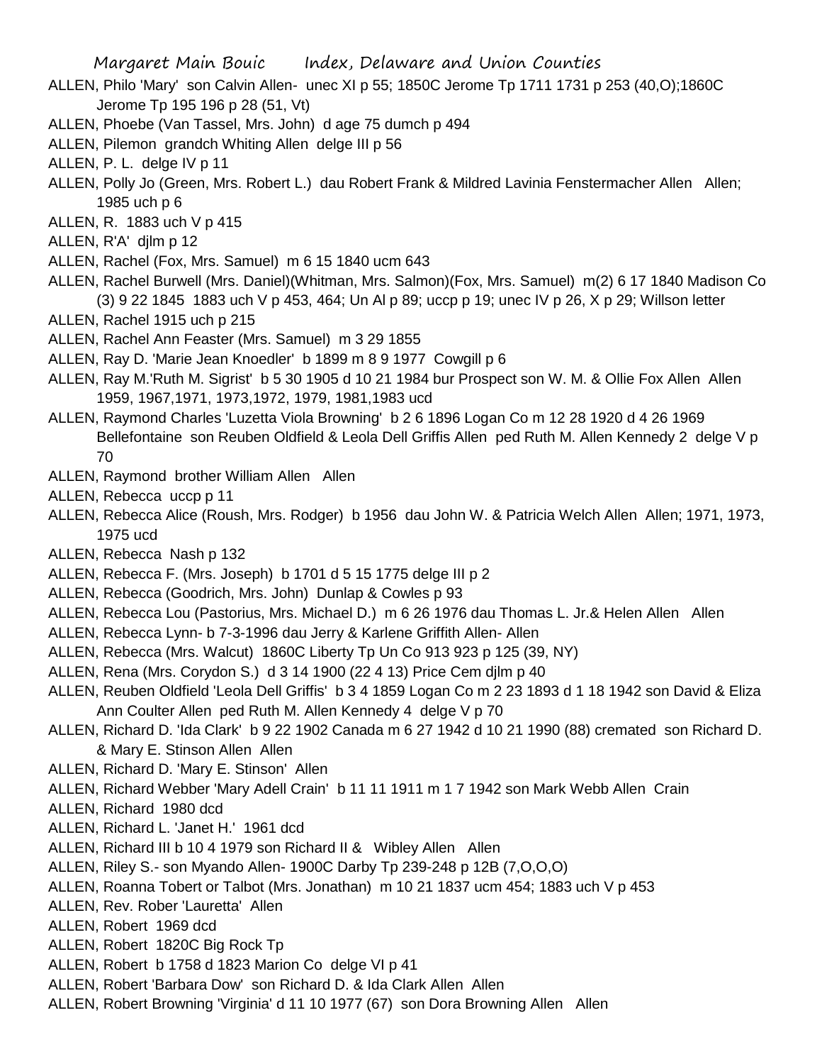ALLEN, Philo 'Mary' son Calvin Allen- unec XI p 55; 1850C Jerome Tp 1711 1731 p 253 (40,O);1860C Jerome Tp 195 196 p 28 (51, Vt)

ALLEN, Phoebe (Van Tassel, Mrs. John) d age 75 dumch p 494

ALLEN, Pilemon grandch Whiting Allen delge III p 56

ALLEN, P. L. delge IV p 11

ALLEN, Polly Jo (Green, Mrs. Robert L.) dau Robert Frank & Mildred Lavinia Fenstermacher Allen Allen; 1985 uch p 6

ALLEN, R. 1883 uch V p 415

ALLEN, R'A' djlm p 12

ALLEN, Rachel (Fox, Mrs. Samuel) m 6 15 1840 ucm 643

ALLEN, Rachel Burwell (Mrs. Daniel)(Whitman, Mrs. Salmon)(Fox, Mrs. Samuel) m(2) 6 17 1840 Madison Co (3) 9 22 1845 1883 uch V p 453, 464; Un Al p 89; uccp p 19; unec IV p 26, X p 29; Willson letter

ALLEN, Rachel 1915 uch p 215

ALLEN, Rachel Ann Feaster (Mrs. Samuel) m 3 29 1855

ALLEN, Ray D. 'Marie Jean Knoedler' b 1899 m 8 9 1977 Cowgill p 6

ALLEN, Ray M.'Ruth M. Sigrist' b 5 30 1905 d 10 21 1984 bur Prospect son W. M. & Ollie Fox Allen Allen 1959, 1967,1971, 1973,1972, 1979, 1981,1983 ucd

ALLEN, Raymond Charles 'Luzetta Viola Browning' b 2 6 1896 Logan Co m 12 28 1920 d 4 26 1969 Bellefontaine son Reuben Oldfield & Leola Dell Griffis Allen ped Ruth M. Allen Kennedy 2 delge V p 70

ALLEN, Raymond brother William Allen Allen

ALLEN, Rebecca uccp p 11

ALLEN, Rebecca Alice (Roush, Mrs. Rodger) b 1956 dau John W. & Patricia Welch Allen Allen; 1971, 1973, 1975 ucd

ALLEN, Rebecca Nash p 132

ALLEN, Rebecca F. (Mrs. Joseph) b 1701 d 5 15 1775 delge III p 2

ALLEN, Rebecca (Goodrich, Mrs. John) Dunlap & Cowles p 93

ALLEN, Rebecca Lou (Pastorius, Mrs. Michael D.) m 6 26 1976 dau Thomas L. Jr.& Helen Allen Allen

ALLEN, Rebecca Lynn- b 7-3-1996 dau Jerry & Karlene Griffith Allen- Allen

ALLEN, Rebecca (Mrs. Walcut) 1860C Liberty Tp Un Co 913 923 p 125 (39, NY)

ALLEN, Rena (Mrs. Corydon S.) d 3 14 1900 (22 4 13) Price Cem djlm p 40

ALLEN, Reuben Oldfield 'Leola Dell Griffis' b 3 4 1859 Logan Co m 2 23 1893 d 1 18 1942 son David & Eliza Ann Coulter Allen ped Ruth M. Allen Kennedy 4 delge V p 70

ALLEN, Richard D. 'Ida Clark' b 9 22 1902 Canada m 6 27 1942 d 10 21 1990 (88) cremated son Richard D. & Mary E. Stinson Allen Allen

ALLEN, Richard D. 'Mary E. Stinson' Allen

ALLEN, Richard Webber 'Mary Adell Crain' b 11 11 1911 m 1 7 1942 son Mark Webb Allen Crain

ALLEN, Richard 1980 dcd

ALLEN, Richard L. 'Janet H.' 1961 dcd

ALLEN, Richard III b 10 4 1979 son Richard II & Wibley Allen Allen

ALLEN, Riley S.- son Myando Allen- 1900C Darby Tp 239-248 p 12B (7,O,O,O)

ALLEN, Roanna Tobert or Talbot (Mrs. Jonathan) m 10 21 1837 ucm 454; 1883 uch V p 453

ALLEN, Rev. Rober 'Lauretta' Allen

ALLEN, Robert 1969 dcd

ALLEN, Robert 1820C Big Rock Tp

ALLEN, Robert b 1758 d 1823 Marion Co delge VI p 41

ALLEN, Robert 'Barbara Dow' son Richard D. & Ida Clark Allen Allen

ALLEN, Robert Browning 'Virginia' d 11 10 1977 (67) son Dora Browning Allen Allen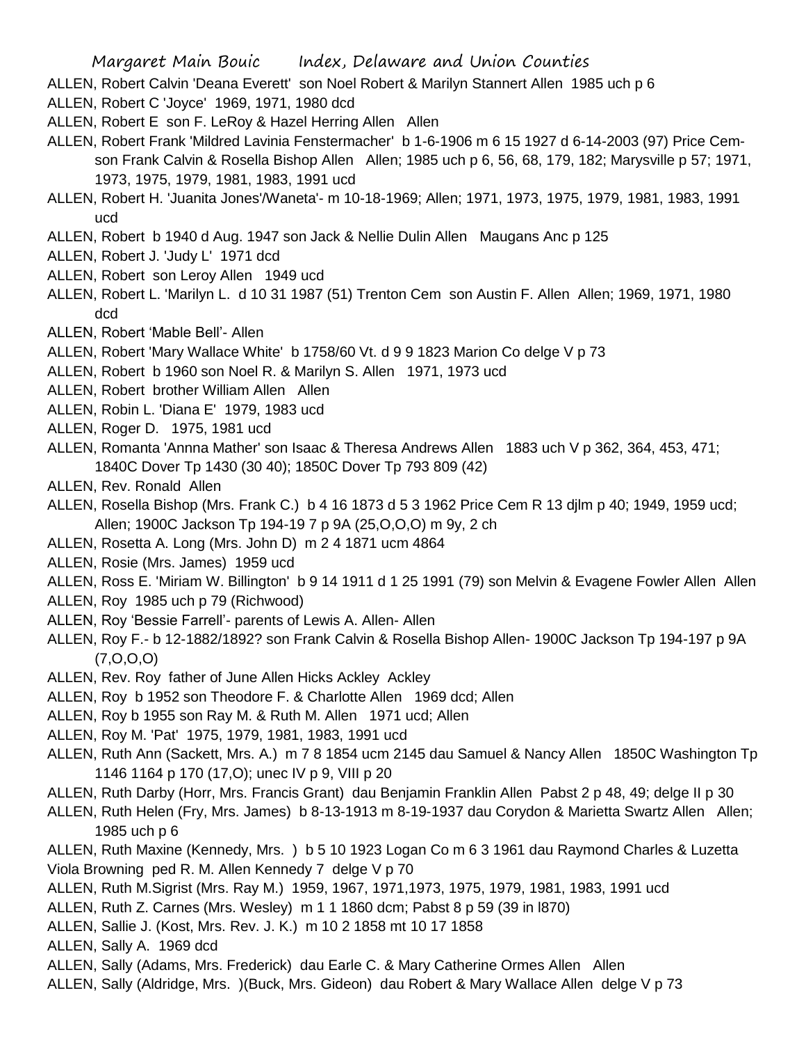ALLEN, Robert Calvin 'Deana Everett' son Noel Robert & Marilyn Stannert Allen 1985 uch p 6

ALLEN, Robert C 'Joyce' 1969, 1971, 1980 dcd

ALLEN, Robert E son F. LeRoy & Hazel Herring Allen Allen

ALLEN, Robert Frank 'Mildred Lavinia Fenstermacher' b 1-6-1906 m 6 15 1927 d 6-14-2003 (97) Price Cem- son Frank Calvin & Rosella Bishop Allen Allen; 1985 uch p 6, 56, 68, 179, 182; Marysville p 57; 1971, 1973, 1975, 1979, 1981, 1983, 1991 ucd

ALLEN, Robert H. 'Juanita Jones'/Waneta'- m 10-18-1969; Allen; 1971, 1973, 1975, 1979, 1981, 1983, 1991 ucd

ALLEN, Robert b 1940 d Aug. 1947 son Jack & Nellie Dulin Allen Maugans Anc p 125

ALLEN, Robert J. 'Judy L' 1971 dcd

ALLEN, Robert son Leroy Allen 1949 ucd

ALLEN, Robert L. 'Marilyn L. d 10 31 1987 (51) Trenton Cem son Austin F. Allen Allen; 1969, 1971, 1980 dcd

ALLEN, Robert 'Mable Bell'- Allen

ALLEN, Robert 'Mary Wallace White' b 1758/60 Vt. d 9 9 1823 Marion Co delge V p 73

ALLEN, Robert b 1960 son Noel R. & Marilyn S. Allen 1971, 1973 ucd

ALLEN, Robert brother William Allen Allen

ALLEN, Robin L. 'Diana E' 1979, 1983 ucd

ALLEN, Roger D. 1975, 1981 ucd

ALLEN, Romanta 'Annna Mather' son Isaac & Theresa Andrews Allen 1883 uch V p 362, 364, 453, 471; 1840C Dover Tp 1430 (30 40); 1850C Dover Tp 793 809 (42)

ALLEN, Rev. Ronald Allen

ALLEN, Rosella Bishop (Mrs. Frank C.) b 4 16 1873 d 5 3 1962 Price Cem R 13 djlm p 40; 1949, 1959 ucd; Allen; 1900C Jackson Tp 194-19 7 p 9A (25,O,O,O) m 9y, 2 ch

ALLEN, Rosetta A. Long (Mrs. John D) m 2 4 1871 ucm 4864

ALLEN, Rosie (Mrs. James) 1959 ucd

ALLEN, Ross E. 'Miriam W. Billington' b 9 14 1911 d 1 25 1991 (79) son Melvin & Evagene Fowler Allen Allen

ALLEN, Roy 1985 uch p 79 (Richwood)

ALLEN, Roy 'Bessie Farrell'- parents of Lewis A. Allen- Allen

ALLEN, Roy F.- b 12-1882/1892? son Frank Calvin & Rosella Bishop Allen- 1900C Jackson Tp 194-197 p 9A (7,O,O,O)

ALLEN, Rev. Roy father of June Allen Hicks Ackley Ackley

ALLEN, Roy b 1952 son Theodore F. & Charlotte Allen 1969 dcd; Allen

ALLEN, Roy b 1955 son Ray M. & Ruth M. Allen 1971 ucd; Allen

ALLEN, Roy M. 'Pat' 1975, 1979, 1981, 1983, 1991 ucd

ALLEN, Ruth Ann (Sackett, Mrs. A.) m 7 8 1854 ucm 2145 dau Samuel & Nancy Allen 1850C Washington Tp 1146 1164 p 170 (17,O); unec IV p 9, VIII p 20

ALLEN, Ruth Darby (Horr, Mrs. Francis Grant) dau Benjamin Franklin Allen Pabst 2 p 48, 49; delge II p 30

ALLEN, Ruth Helen (Fry, Mrs. James) b 8-13-1913 m 8-19-1937 dau Corydon & Marietta Swartz Allen Allen; 1985 uch p 6

ALLEN, Ruth Maxine (Kennedy, Mrs. ) b 5 10 1923 Logan Co m 6 3 1961 dau Raymond Charles & Luzetta Viola Browning ped R. M. Allen Kennedy 7 delge V p 70

ALLEN, Ruth M.Sigrist (Mrs. Ray M.) 1959, 1967, 1971,1973, 1975, 1979, 1981, 1983, 1991 ucd

ALLEN, Ruth Z. Carnes (Mrs. Wesley) m 1 1 1860 dcm; Pabst 8 p 59 (39 in l870)

ALLEN, Sallie J. (Kost, Mrs. Rev. J. K.) m 10 2 1858 mt 10 17 1858

ALLEN, Sally A. 1969 dcd

ALLEN, Sally (Adams, Mrs. Frederick) dau Earle C. & Mary Catherine Ormes Allen Allen

ALLEN, Sally (Aldridge, Mrs. )(Buck, Mrs. Gideon) dau Robert & Mary Wallace Allen delge V p 73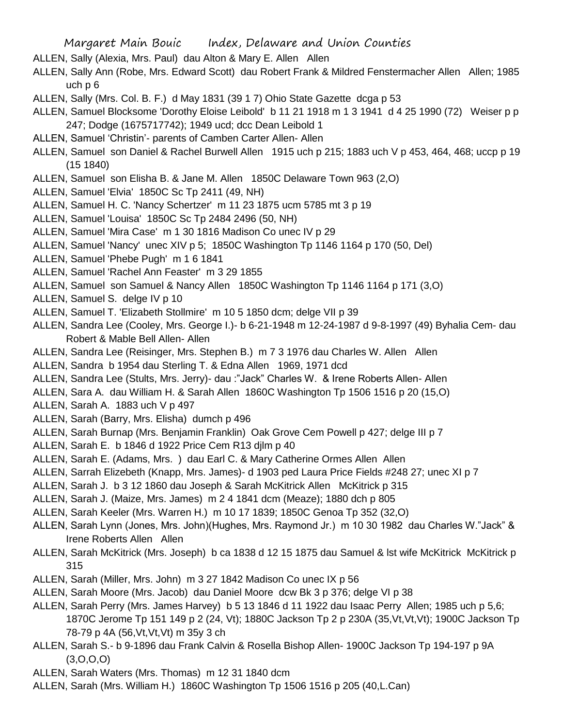ALLEN, Sally (Alexia, Mrs. Paul) dau Alton & Mary E. Allen Allen

ALLEN, Sally Ann (Robe, Mrs. Edward Scott) dau Robert Frank & Mildred Fenstermacher Allen Allen; 1985 uch p 6

ALLEN, Sally (Mrs. Col. B. F.) d May 1831 (39 1 7) Ohio State Gazette dcga p 53

ALLEN, Samuel Blocksome 'Dorothy Eloise Leibold' b 11 21 1918 m 1 3 1941 d 4 25 1990 (72) Weiser p p 247; Dodge (1675717742); 1949 ucd; dcc Dean Leibold 1

ALLEN, Samuel 'Christin'- parents of Camben Carter Allen- Allen

ALLEN, Samuel son Daniel & Rachel Burwell Allen 1915 uch p 215; 1883 uch V p 453, 464, 468; uccp p 19 (15 1840)

ALLEN, Samuel son Elisha B. & Jane M. Allen 1850C Delaware Town 963 (2,O)

ALLEN, Samuel 'Elvia' 1850C Sc Tp 2411 (49, NH)

ALLEN, Samuel H. C. 'Nancy Schertzer' m 11 23 1875 ucm 5785 mt 3 p 19

ALLEN, Samuel 'Louisa' 1850C Sc Tp 2484 2496 (50, NH)

ALLEN, Samuel 'Mira Case' m 1 30 1816 Madison Co unec IV p 29

ALLEN, Samuel 'Nancy' unec XIV p 5; 1850C Washington Tp 1146 1164 p 170 (50, Del)

ALLEN, Samuel 'Phebe Pugh' m 1 6 1841

ALLEN, Samuel 'Rachel Ann Feaster' m 3 29 1855

ALLEN, Samuel son Samuel & Nancy Allen 1850C Washington Tp 1146 1164 p 171 (3,O)

ALLEN, Samuel S. delge IV p 10

ALLEN, Samuel T. 'Elizabeth Stollmire' m 10 5 1850 dcm; delge VII p 39

ALLEN, Sandra Lee (Cooley, Mrs. George I.)- b 6-21-1948 m 12-24-1987 d 9-8-1997 (49) Byhalia Cem- dau Robert & Mable Bell Allen- Allen

ALLEN, Sandra Lee (Reisinger, Mrs. Stephen B.) m 7 3 1976 dau Charles W. Allen Allen

ALLEN, Sandra b 1954 dau Sterling T. & Edna Allen 1969, 1971 dcd

ALLEN, Sandra Lee (Stults, Mrs. Jerry)- dau :"Jack" Charles W. & Irene Roberts Allen- Allen

ALLEN, Sara A. dau William H. & Sarah Allen 1860C Washington Tp 1506 1516 p 20 (15,O)

ALLEN, Sarah A. 1883 uch V p 497

ALLEN, Sarah (Barry, Mrs. Elisha) dumch p 496

ALLEN, Sarah Burnap (Mrs. Benjamin Franklin) Oak Grove Cem Powell p 427; delge III p 7

ALLEN, Sarah E. b 1846 d 1922 Price Cem R13 djlm p 40

ALLEN, Sarah E. (Adams, Mrs. ) dau Earl C. & Mary Catherine Ormes Allen Allen

ALLEN, Sarrah Elizebeth (Knapp, Mrs. James)- d 1903 ped Laura Price Fields #248 27; unec XI p 7

ALLEN, Sarah J. b 3 12 1860 dau Joseph & Sarah McKitrick Allen McKitrick p 315

ALLEN, Sarah J. (Maize, Mrs. James) m 2 4 1841 dcm (Meaze); 1880 dch p 805

ALLEN, Sarah Keeler (Mrs. Warren H.) m 10 17 1839; 1850C Genoa Tp 352 (32,O)

ALLEN, Sarah Lynn (Jones, Mrs. John)(Hughes, Mrs. Raymond Jr.) m 10 30 1982 dau Charles W."Jack" & Irene Roberts Allen Allen

ALLEN, Sarah McKitrick (Mrs. Joseph) b ca 1838 d 12 15 1875 dau Samuel & lst wife McKitrick McKitrick p 315

ALLEN, Sarah (Miller, Mrs. John) m 3 27 1842 Madison Co unec IX p 56

ALLEN, Sarah Moore (Mrs. Jacob) dau Daniel Moore dcw Bk 3 p 376; delge VI p 38

ALLEN, Sarah Perry (Mrs. James Harvey) b 5 13 1846 d 11 1922 dau Isaac Perry Allen; 1985 uch p 5,6; 1870C Jerome Tp 151 149 p 2 (24, Vt); 1880C Jackson Tp 2 p 230A (35,Vt,Vt,Vt); 1900C Jackson Tp 78-79 p 4A (56,Vt,Vt,Vt) m 35y 3 ch

ALLEN, Sarah S.- b 9-1896 dau Frank Calvin & Rosella Bishop Allen- 1900C Jackson Tp 194-197 p 9A (3,O,O,O)

ALLEN, Sarah Waters (Mrs. Thomas) m 12 31 1840 dcm

ALLEN, Sarah (Mrs. William H.) 1860C Washington Tp 1506 1516 p 205 (40,L.Can)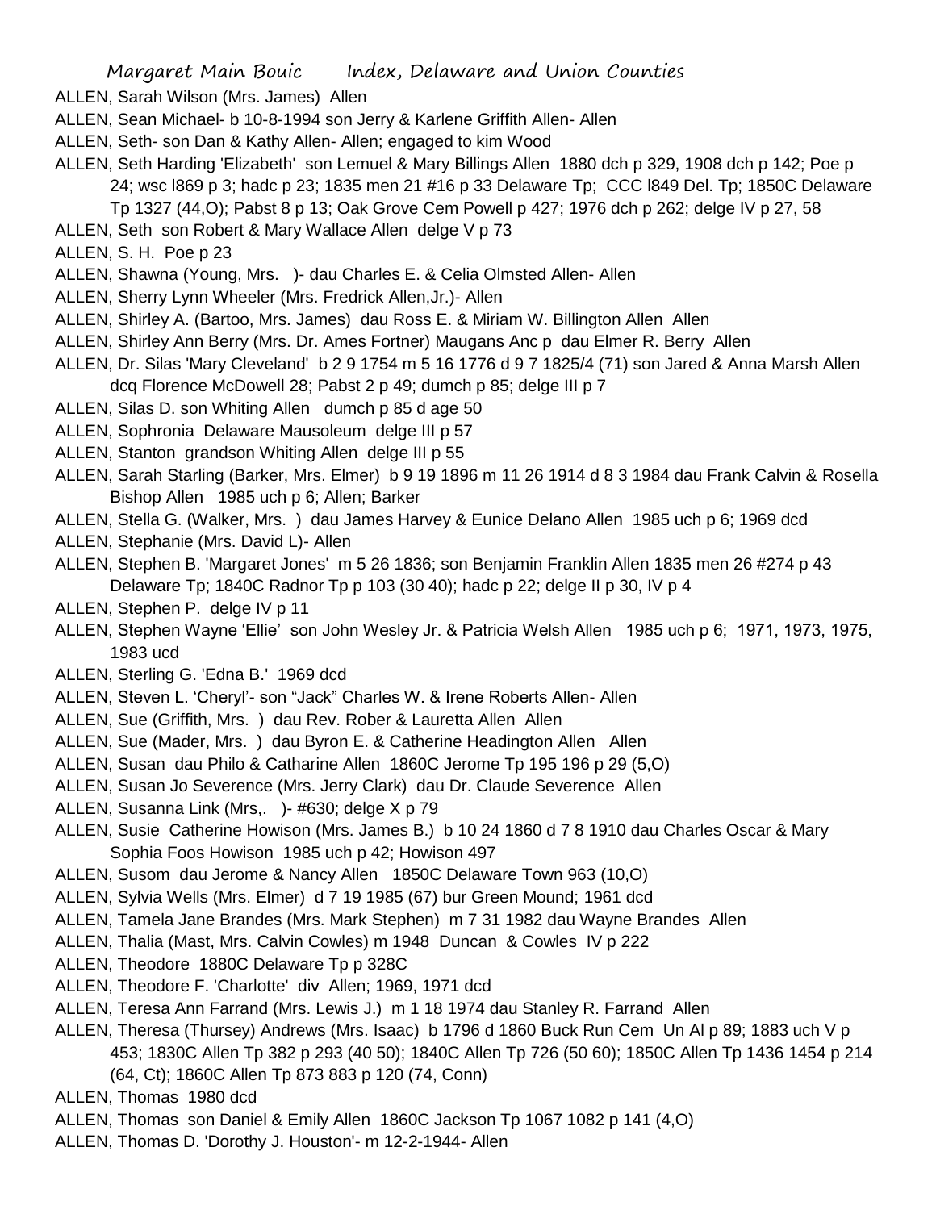ALLEN, Sarah Wilson (Mrs. James) Allen

ALLEN, Sean Michael- b 10-8-1994 son Jerry & Karlene Griffith Allen- Allen

ALLEN, Seth- son Dan & Kathy Allen- Allen; engaged to kim Wood

ALLEN, Seth Harding 'Elizabeth' son Lemuel & Mary Billings Allen 1880 dch p 329, 1908 dch p 142; Poe p 24; wsc l869 p 3; hadc p 23; 1835 men 21 #16 p 33 Delaware Tp; CCC l849 Del. Tp; 1850C Delaware Tp 1327 (44,O); Pabst 8 p 13; Oak Grove Cem Powell p 427; 1976 dch p 262; delge IV p 27, 58

ALLEN, Seth son Robert & Mary Wallace Allen delge V p 73

ALLEN, S. H. Poe p 23

ALLEN, Shawna (Young, Mrs. )- dau Charles E. & Celia Olmsted Allen- Allen

ALLEN, Sherry Lynn Wheeler (Mrs. Fredrick Allen,Jr.)- Allen

ALLEN, Shirley A. (Bartoo, Mrs. James) dau Ross E. & Miriam W. Billington Allen Allen

ALLEN, Shirley Ann Berry (Mrs. Dr. Ames Fortner) Maugans Anc p dau Elmer R. Berry Allen

ALLEN, Dr. Silas 'Mary Cleveland' b 2 9 1754 m 5 16 1776 d 9 7 1825/4 (71) son Jared & Anna Marsh Allen dcq Florence McDowell 28; Pabst 2 p 49; dumch p 85; delge III p 7

ALLEN, Silas D. son Whiting Allen dumch p 85 d age 50

ALLEN, Sophronia Delaware Mausoleum delge III p 57

ALLEN, Stanton grandson Whiting Allen delge III p 55

ALLEN, Sarah Starling (Barker, Mrs. Elmer) b 9 19 1896 m 11 26 1914 d 8 3 1984 dau Frank Calvin & Rosella Bishop Allen 1985 uch p 6; Allen; Barker

ALLEN, Stella G. (Walker, Mrs. ) dau James Harvey & Eunice Delano Allen 1985 uch p 6; 1969 dcd

ALLEN, Stephanie (Mrs. David L)- Allen

ALLEN, Stephen B. 'Margaret Jones' m 5 26 1836; son Benjamin Franklin Allen 1835 men 26 #274 p 43 Delaware Tp; 1840C Radnor Tp p 103 (30 40); hadc p 22; delge II p 30, IV p 4

ALLEN, Stephen P. delge IV p 11

ALLEN, Stephen Wayne 'Ellie' son John Wesley Jr. & Patricia Welsh Allen 1985 uch p 6; 1971, 1973, 1975, 1983 ucd

ALLEN, Sterling G. 'Edna B.' 1969 dcd

ALLEN, Steven L. 'Cheryl'- son "Jack" Charles W. & Irene Roberts Allen- Allen

ALLEN, Sue (Griffith, Mrs. ) dau Rev. Rober & Lauretta Allen Allen

ALLEN, Sue (Mader, Mrs. ) dau Byron E. & Catherine Headington Allen Allen

ALLEN, Susan dau Philo & Catharine Allen 1860C Jerome Tp 195 196 p 29 (5,O)

ALLEN, Susan Jo Severence (Mrs. Jerry Clark) dau Dr. Claude Severence Allen

ALLEN, Susanna Link (Mrs,. )- #630; delge X p 79

ALLEN, Susie Catherine Howison (Mrs. James B.) b 10 24 1860 d 7 8 1910 dau Charles Oscar & Mary Sophia Foos Howison 1985 uch p 42; Howison 497

ALLEN, Susom dau Jerome & Nancy Allen 1850C Delaware Town 963 (10,O)

ALLEN, Sylvia Wells (Mrs. Elmer) d 7 19 1985 (67) bur Green Mound; 1961 dcd

ALLEN, Tamela Jane Brandes (Mrs. Mark Stephen) m 7 31 1982 dau Wayne Brandes Allen

ALLEN, Thalia (Mast, Mrs. Calvin Cowles) m 1948 Duncan & Cowles IV p 222

ALLEN, Theodore 1880C Delaware Tp p 328C

ALLEN, Theodore F. 'Charlotte' div Allen; 1969, 1971 dcd

ALLEN, Teresa Ann Farrand (Mrs. Lewis J.) m 1 18 1974 dau Stanley R. Farrand Allen

ALLEN, Theresa (Thursey) Andrews (Mrs. Isaac) b 1796 d 1860 Buck Run Cem Un Al p 89; 1883 uch V p 453; 1830C Allen Tp 382 p 293 (40 50); 1840C Allen Tp 726 (50 60); 1850C Allen Tp 1436 1454 p 214 (64, Ct); 1860C Allen Tp 873 883 p 120 (74, Conn)

ALLEN, Thomas 1980 dcd

ALLEN, Thomas son Daniel & Emily Allen 1860C Jackson Tp 1067 1082 p 141 (4,O)

ALLEN, Thomas D. 'Dorothy J. Houston'- m 12-2-1944- Allen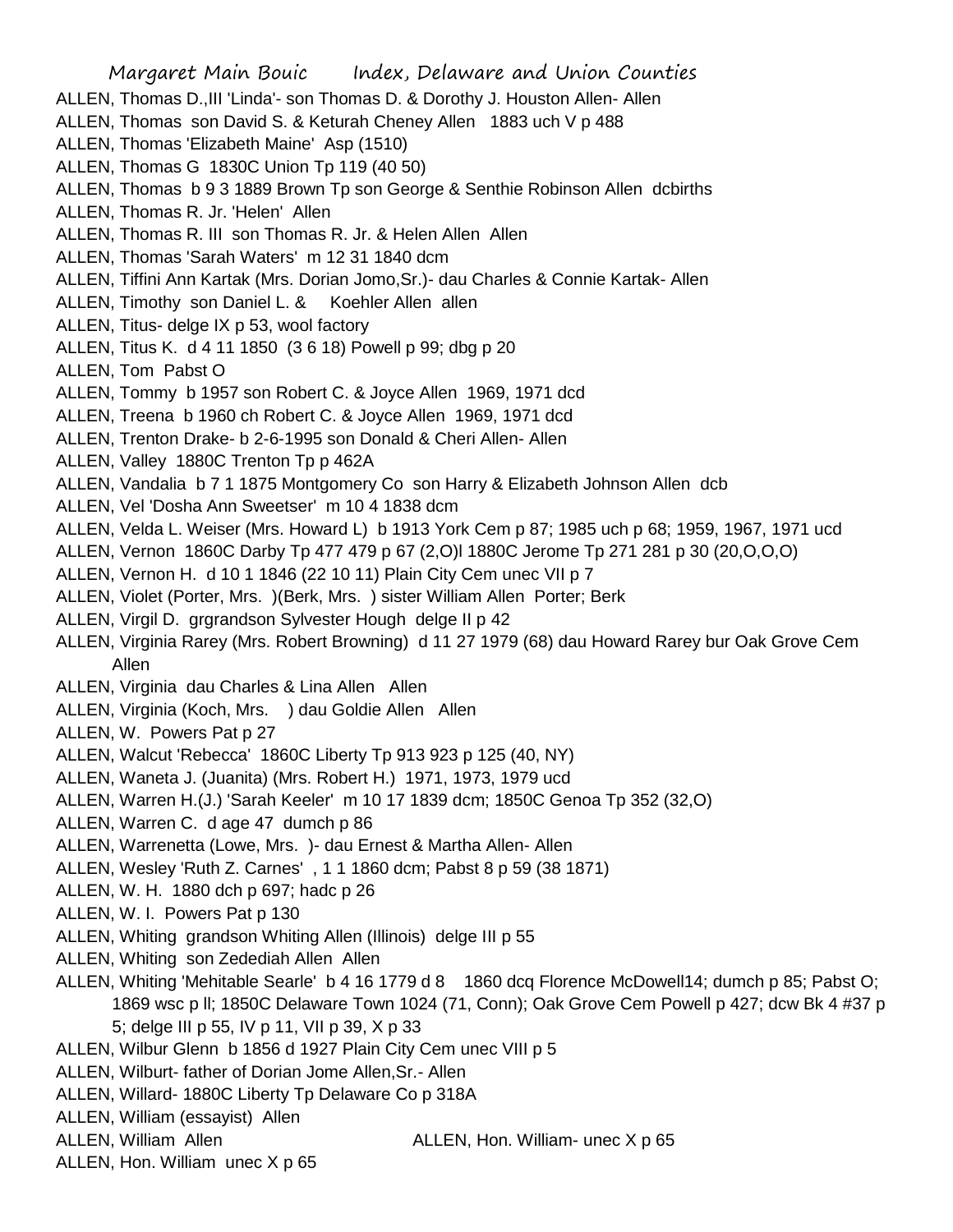ALLEN, Thomas D.,III 'Linda'- son Thomas D. & Dorothy J. Houston Allen- Allen
ALLEN, Thomas son David S. & Keturah Cheney Allen 1883 uch V p 488
ALLEN, Thomas 'Elizabeth Maine' Asp (1510)
ALLEN, Thomas G 1830C Union Tp 119 (40 50)
ALLEN, Thomas b 9 3 1889 Brown Tp son George & Senthie Robinson Allen dcbirths
ALLEN, Thomas R. Jr. 'Helen' Allen
ALLEN, Thomas R. III son Thomas R. Jr. & Helen Allen Allen
ALLEN, Thomas 'Sarah Waters' m 12 31 1840 dcm
ALLEN, Tiffini Ann Kartak (Mrs. Dorian Jomo,Sr.)- dau Charles & Connie Kartak- Allen
ALLEN, Timothy son Daniel L. & Koehler Allen allen
ALLEN, Titus- delge IX p 53, wool factory
ALLEN, Titus K. d 4 11 1850 (3 6 18) Powell p 99; dbg p 20
ALLEN, Tom Pabst O
ALLEN, Tommy b 1957 son Robert C. & Joyce Allen 1969, 1971 dcd
ALLEN, Treena b 1960 ch Robert C. & Joyce Allen 1969, 1971 dcd
ALLEN, Trenton Drake- b 2-6-1995 son Donald & Cheri Allen- Allen
ALLEN, Valley 1880C Trenton Tp p 462A
ALLEN, Vandalia b 7 1 1875 Montgomery Co son Harry & Elizabeth Johnson Allen dcb
ALLEN, Vel 'Dosha Ann Sweetser' m 10 4 1838 dcm
ALLEN, Velda L. Weiser (Mrs. Howard L) b 1913 York Cem p 87; 1985 uch p 68; 1959, 1967, 1971 ucd
ALLEN, Vernon 1860C Darby Tp 477 479 p 67 (2,O)l 1880C Jerome Tp 271 281 p 30 (20,O,O,O)
ALLEN, Vernon H. d 10 1 1846 (22 10 11) Plain City Cem unec VII p 7
ALLEN, Violet (Porter, Mrs. )(Berk, Mrs. ) sister William Allen Porter; Berk
ALLEN, Virgil D. grgrandson Sylvester Hough delge II p 42
ALLEN, Virginia Rarey (Mrs. Robert Browning) d 11 27 1979 (68) dau Howard Rarey bur Oak Grove Cem Allen
ALLEN, Virginia dau Charles & Lina Allen Allen
ALLEN, Virginia (Koch, Mrs. ) dau Goldie Allen Allen
ALLEN, W. Powers Pat p 27
ALLEN, Walcut 'Rebecca' 1860C Liberty Tp 913 923 p 125 (40, NY)
ALLEN, Waneta J. (Juanita) (Mrs. Robert H.) 1971, 1973, 1979 ucd
ALLEN, Warren H.(J.) 'Sarah Keeler' m 10 17 1839 dcm; 1850C Genoa Tp 352 (32,O)
ALLEN, Warren C. d age 47 dumch p 86
ALLEN, Warrenetta (Lowe, Mrs. )- dau Ernest & Martha Allen- Allen
ALLEN, Wesley 'Ruth Z. Carnes' , 1 1 1860 dcm; Pabst 8 p 59 (38 1871)
ALLEN, W. H. 1880 dch p 697; hadc p 26
ALLEN, W. I. Powers Pat p 130
ALLEN, Whiting grandson Whiting Allen (Illinois) delge III p 55
ALLEN, Whiting son Zedediah Allen Allen
ALLEN, Whiting 'Mehitable Searle' b 4 16 1779 d 8 1860 dcq Florence McDowell14; dumch p 85; Pabst O; 1869 wsc p ll; 1850C Delaware Town 1024 (71, Conn); Oak Grove Cem Powell p 427; dcw Bk 4 #37 p 5; delge III p 55, IV p 11, VII p 39, X p 33
ALLEN, Wilbur Glenn b 1856 d 1927 Plain City Cem unec VIII p 5
ALLEN, Wilburt- father of Dorian Jome Allen,Sr.- Allen
ALLEN, Willard- 1880C Liberty Tp Delaware Co p 318A
ALLEN, William (essayist) Allen
ALLEN, William Allen
ALLEN, Hon. William- unec X p 65
ALLEN, Hon. William unec X p 65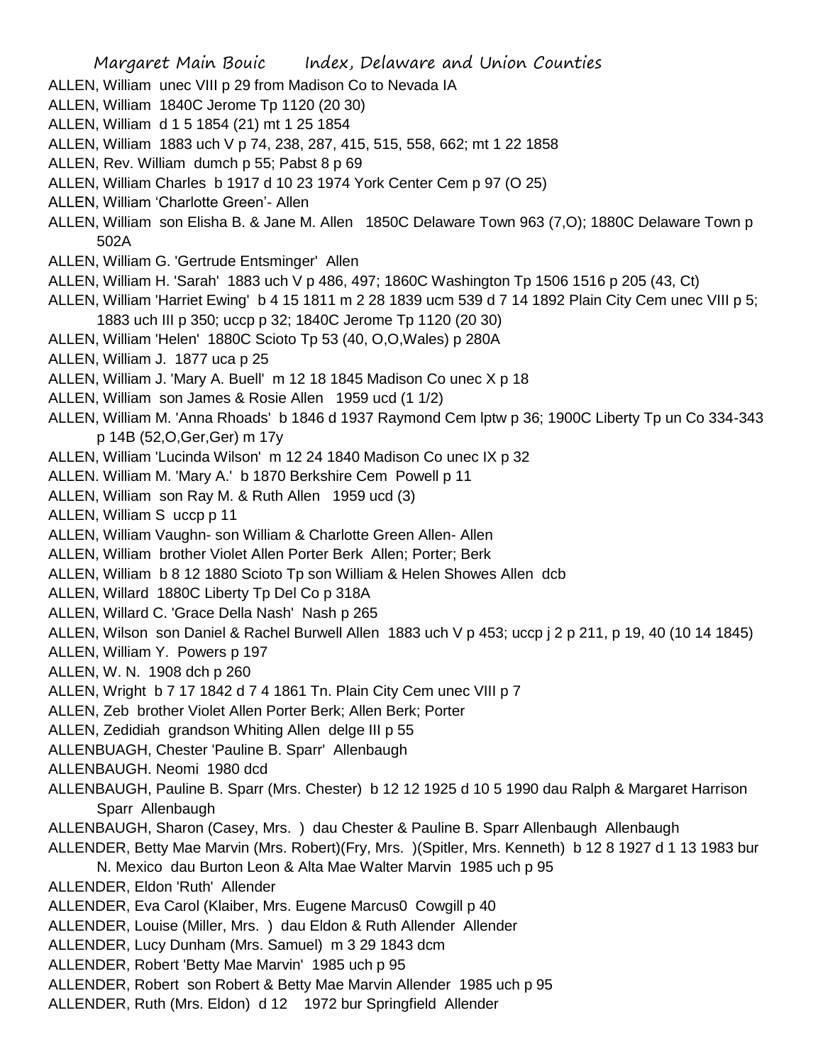ALLEN, William unec VIII p 29 from Madison Co to Nevada IA

ALLEN, William 1840C Jerome Tp 1120 (20 30)

ALLEN, William d 1 5 1854 (21) mt 1 25 1854

ALLEN, William 1883 uch V p 74, 238, 287, 415, 515, 558, 662; mt 1 22 1858

ALLEN, Rev. William dumch p 55; Pabst 8 p 69

ALLEN, William Charles b 1917 d 10 23 1974 York Center Cem p 97 (O 25)

ALLEN, William 'Charlotte Green'- Allen

ALLEN, William son Elisha B. & Jane M. Allen 1850C Delaware Town 963 (7,O); 1880C Delaware Town p 502A

ALLEN, William G. 'Gertrude Entsminger' Allen

ALLEN, William H. 'Sarah' 1883 uch V p 486, 497; 1860C Washington Tp 1506 1516 p 205 (43, Ct)

ALLEN, William 'Harriet Ewing' b 4 15 1811 m 2 28 1839 ucm 539 d 7 14 1892 Plain City Cem unec VIII p 5; 1883 uch III p 350; uccp p 32; 1840C Jerome Tp 1120 (20 30)

ALLEN, William 'Helen' 1880C Scioto Tp 53 (40, O,O,Wales) p 280A

ALLEN, William J. 1877 uca p 25

ALLEN, William J. 'Mary A. Buell' m 12 18 1845 Madison Co unec X p 18

ALLEN, William son James & Rosie Allen 1959 ucd (1 1/2)

ALLEN, William M. 'Anna Rhoads' b 1846 d 1937 Raymond Cem lptw p 36; 1900C Liberty Tp un Co 334-343 p 14B (52,O,Ger,Ger) m 17y

ALLEN, William 'Lucinda Wilson' m 12 24 1840 Madison Co unec IX p 32

ALLEN. William M. 'Mary A.' b 1870 Berkshire Cem Powell p 11

ALLEN, William son Ray M. & Ruth Allen 1959 ucd (3)

ALLEN, William S uccp p 11

ALLEN, William Vaughn- son William & Charlotte Green Allen- Allen

ALLEN, William brother Violet Allen Porter Berk Allen; Porter; Berk

ALLEN, William b 8 12 1880 Scioto Tp son William & Helen Showes Allen dcb

ALLEN, Willard 1880C Liberty Tp Del Co p 318A

ALLEN, Willard C. 'Grace Della Nash' Nash p 265

ALLEN, Wilson son Daniel & Rachel Burwell Allen 1883 uch V p 453; uccp j 2 p 211, p 19, 40 (10 14 1845)

ALLEN, William Y. Powers p 197

ALLEN, W. N. 1908 dch p 260

ALLEN, Wright b 7 17 1842 d 7 4 1861 Tn. Plain City Cem unec VIII p 7

ALLEN, Zeb brother Violet Allen Porter Berk; Allen Berk; Porter

ALLEN, Zedidiah grandson Whiting Allen delge III p 55

ALLENBUAGH, Chester 'Pauline B. Sparr' Allenbaugh

ALLENBAUGH. Neomi 1980 dcd

ALLENBAUGH, Pauline B. Sparr (Mrs. Chester) b 12 12 1925 d 10 5 1990 dau Ralph & Margaret Harrison Sparr Allenbaugh

ALLENBAUGH, Sharon (Casey, Mrs. ) dau Chester & Pauline B. Sparr Allenbaugh Allenbaugh

ALLENDER, Betty Mae Marvin (Mrs. Robert)(Fry, Mrs. )(Spitler, Mrs. Kenneth) b 12 8 1927 d 1 13 1983 bur N. Mexico dau Burton Leon & Alta Mae Walter Marvin 1985 uch p 95

ALLENDER, Eldon 'Ruth' Allender

ALLENDER, Eva Carol (Klaiber, Mrs. Eugene Marcus0 Cowgill p 40

ALLENDER, Louise (Miller, Mrs. ) dau Eldon & Ruth Allender Allender

ALLENDER, Lucy Dunham (Mrs. Samuel) m 3 29 1843 dcm

ALLENDER, Robert 'Betty Mae Marvin' 1985 uch p 95

ALLENDER, Robert son Robert & Betty Mae Marvin Allender 1985 uch p 95

ALLENDER, Ruth (Mrs. Eldon) d 12 1972 bur Springfield Allender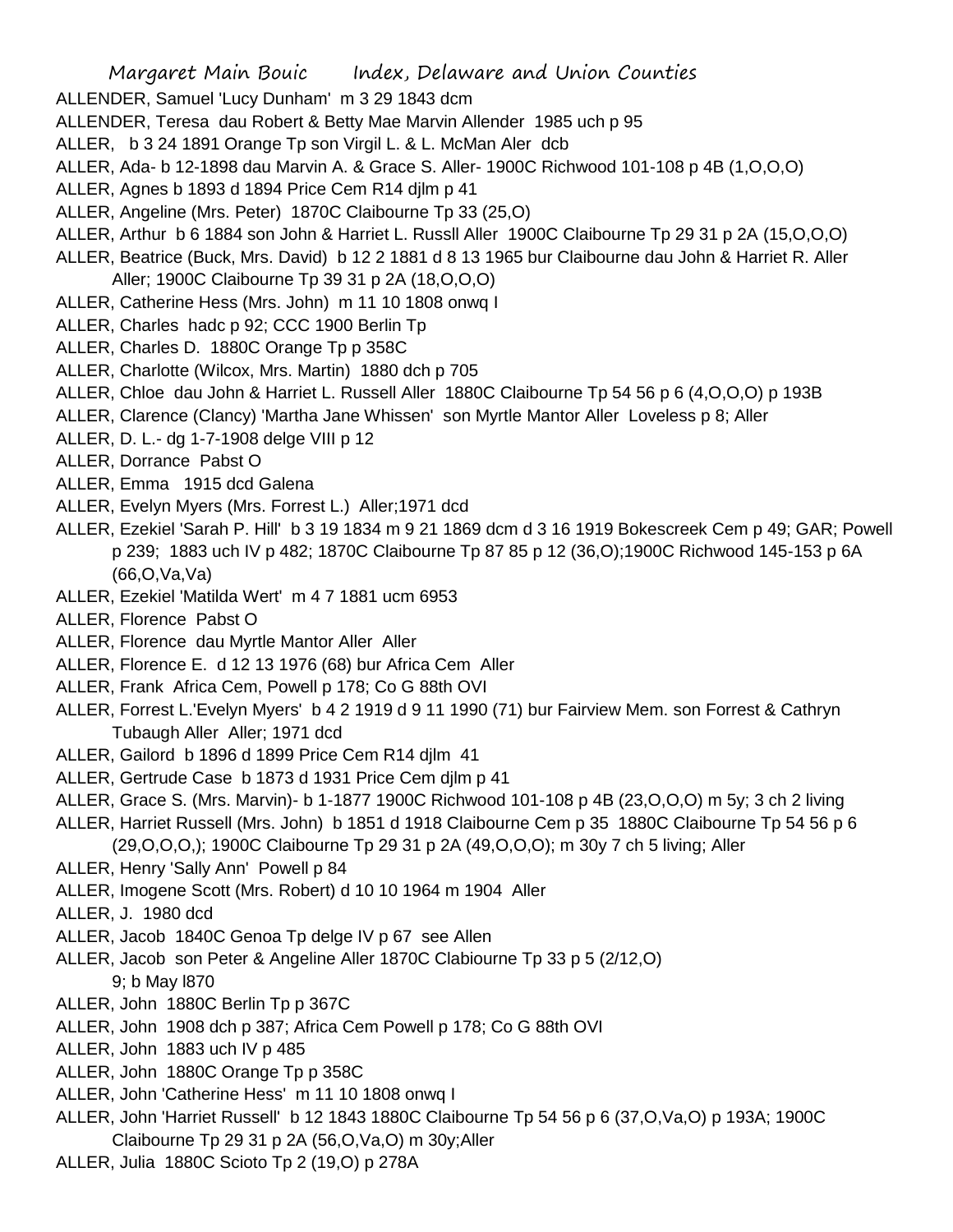ALLENDER, Samuel 'Lucy Dunham' m 3 29 1843 dcm

ALLENDER, Teresa dau Robert & Betty Mae Marvin Allender 1985 uch p 95

ALLER, b 3 24 1891 Orange Tp son Virgil L. & L. McMan Aler dcb

ALLER, Ada- b 12-1898 dau Marvin A. & Grace S. Aller- 1900C Richwood 101-108 p 4B (1,O,O,O)

ALLER, Agnes b 1893 d 1894 Price Cem R14 djlm p 41

ALLER, Angeline (Mrs. Peter) 1870C Claibourne Tp 33 (25,O)

ALLER, Arthur b 6 1884 son John & Harriet L. Russll Aller 1900C Claibourne Tp 29 31 p 2A (15,O,O,O)

ALLER, Beatrice (Buck, Mrs. David) b 12 2 1881 d 8 13 1965 bur Claibourne dau John & Harriet R. Aller Aller; 1900C Claibourne Tp 39 31 p 2A (18,O,O,O)

ALLER, Catherine Hess (Mrs. John) m 11 10 1808 onwq I

ALLER, Charles hadc p 92; CCC 1900 Berlin Tp

ALLER, Charles D. 1880C Orange Tp p 358C

ALLER, Charlotte (Wilcox, Mrs. Martin) 1880 dch p 705

ALLER, Chloe dau John & Harriet L. Russell Aller 1880C Claibourne Tp 54 56 p 6 (4,O,O,O) p 193B

ALLER, Clarence (Clancy) 'Martha Jane Whissen' son Myrtle Mantor Aller Loveless p 8; Aller

ALLER, D. L.- dg 1-7-1908 delge VIII p 12

ALLER, Dorrance Pabst O

ALLER, Emma 1915 dcd Galena

ALLER, Evelyn Myers (Mrs. Forrest L.) Aller;1971 dcd

ALLER, Ezekiel 'Sarah P. Hill' b 3 19 1834 m 9 21 1869 dcm d 3 16 1919 Bokescreek Cem p 49; GAR; Powell p 239; 1883 uch IV p 482; 1870C Claibourne Tp 87 85 p 12 (36,O);1900C Richwood 145-153 p 6A (66,O,Va,Va)

ALLER, Ezekiel 'Matilda Wert' m 4 7 1881 ucm 6953

ALLER, Florence Pabst O

ALLER, Florence dau Myrtle Mantor Aller Aller

ALLER, Florence E. d 12 13 1976 (68) bur Africa Cem Aller

ALLER, Frank Africa Cem, Powell p 178; Co G 88th OVI

ALLER, Forrest L.'Evelyn Myers' b 4 2 1919 d 9 11 1990 (71) bur Fairview Mem. son Forrest & Cathryn Tubaugh Aller Aller; 1971 dcd

ALLER, Gailord b 1896 d 1899 Price Cem R14 djlm 41

ALLER, Gertrude Case b 1873 d 1931 Price Cem djlm p 41

ALLER, Grace S. (Mrs. Marvin)- b 1-1877 1900C Richwood 101-108 p 4B (23,O,O,O) m 5y; 3 ch 2 living

ALLER, Harriet Russell (Mrs. John) b 1851 d 1918 Claibourne Cem p 35 1880C Claibourne Tp 54 56 p 6 (29,O,O,O,); 1900C Claibourne Tp 29 31 p 2A (49,O,O,O); m 30y 7 ch 5 living; Aller

ALLER, Henry 'Sally Ann' Powell p 84

ALLER, Imogene Scott (Mrs. Robert) d 10 10 1964 m 1904 Aller

ALLER, J. 1980 dcd

ALLER, Jacob 1840C Genoa Tp delge IV p 67 see Allen

ALLER, Jacob son Peter & Angeline Aller 1870C Clabiourne Tp 33 p 5 (2/12,O) 9; b May l870

ALLER, John 1880C Berlin Tp p 367C

ALLER, John 1908 dch p 387; Africa Cem Powell p 178; Co G 88th OVI

ALLER, John 1883 uch IV p 485

ALLER, John 1880C Orange Tp p 358C

ALLER, John 'Catherine Hess' m 11 10 1808 onwq I

ALLER, John 'Harriet Russell' b 12 1843 1880C Claibourne Tp 54 56 p 6 (37,O,Va,O) p 193A; 1900C Claibourne Tp 29 31 p 2A (56,O,Va,O) m 30y;Aller

ALLER, Julia 1880C Scioto Tp 2 (19,O) p 278A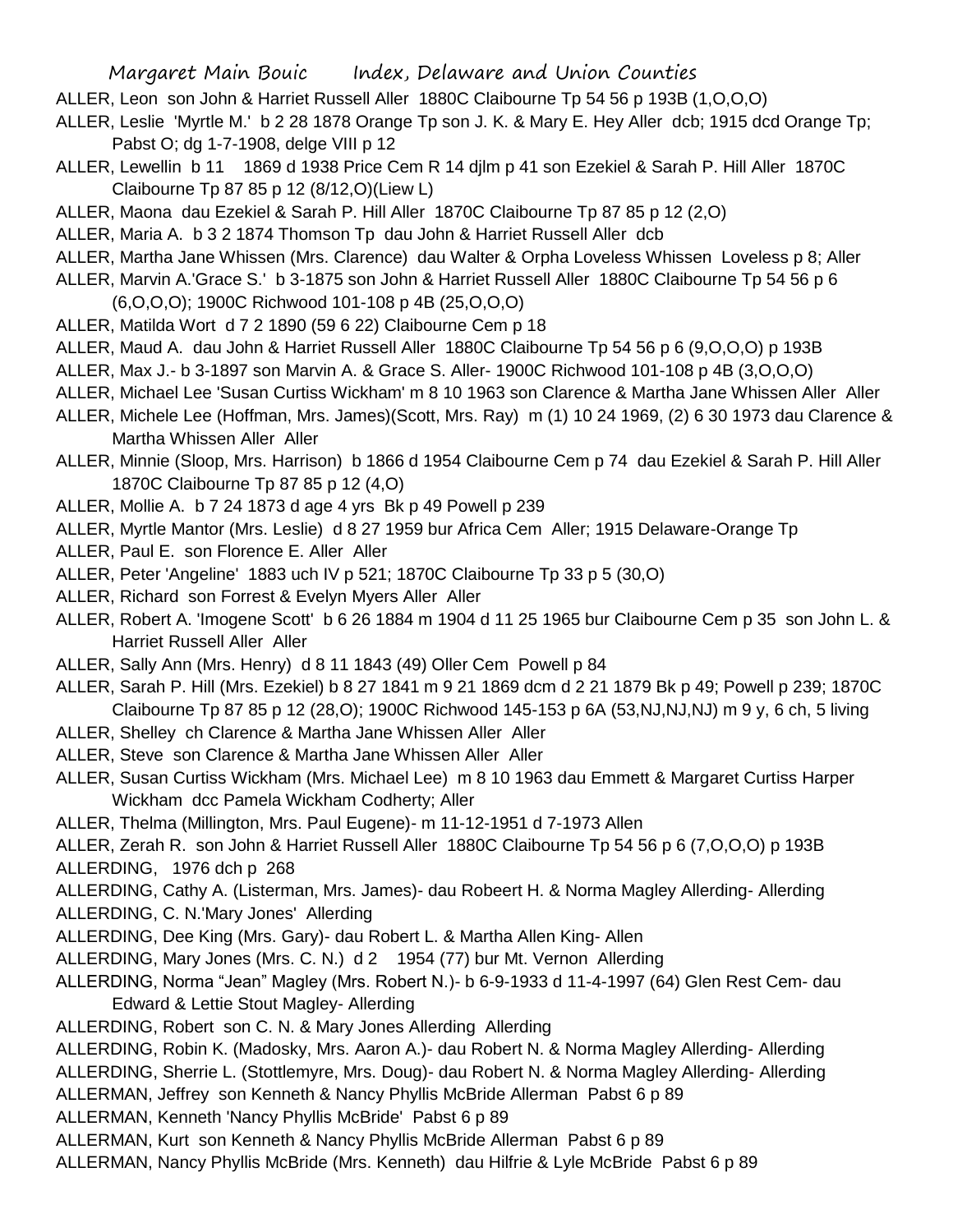ALLER, Leon son John & Harriet Russell Aller 1880C Claibourne Tp 54 56 p 193B (1,O,O,O)

ALLER, Leslie 'Myrtle M.' b 2 28 1878 Orange Tp son J. K. & Mary E. Hey Aller dcb; 1915 dcd Orange Tp; Pabst O; dg 1-7-1908, delge VIII p 12

ALLER, Lewellin b 11 1869 d 1938 Price Cem R 14 djlm p 41 son Ezekiel & Sarah P. Hill Aller 1870C Claibourne Tp 87 85 p 12 (8/12,O)(Liew L)

ALLER, Maona dau Ezekiel & Sarah P. Hill Aller 1870C Claibourne Tp 87 85 p 12 (2,O)

ALLER, Maria A. b 3 2 1874 Thomson Tp dau John & Harriet Russell Aller dcb

ALLER, Martha Jane Whissen (Mrs. Clarence) dau Walter & Orpha Loveless Whissen Loveless p 8; Aller

ALLER, Marvin A.'Grace S.' b 3-1875 son John & Harriet Russell Aller 1880C Claibourne Tp 54 56 p 6 (6,O,O,O); 1900C Richwood 101-108 p 4B (25,O,O,O)

ALLER, Matilda Wort d 7 2 1890 (59 6 22) Claibourne Cem p 18

ALLER, Maud A. dau John & Harriet Russell Aller 1880C Claibourne Tp 54 56 p 6 (9,O,O,O) p 193B

ALLER, Max J.- b 3-1897 son Marvin A. & Grace S. Aller- 1900C Richwood 101-108 p 4B (3,O,O,O)

ALLER, Michael Lee 'Susan Curtiss Wickham' m 8 10 1963 son Clarence & Martha Jane Whissen Aller Aller

ALLER, Michele Lee (Hoffman, Mrs. James)(Scott, Mrs. Ray) m (1) 10 24 1969, (2) 6 30 1973 dau Clarence & Martha Whissen Aller Aller

ALLER, Minnie (Sloop, Mrs. Harrison) b 1866 d 1954 Claibourne Cem p 74 dau Ezekiel & Sarah P. Hill Aller 1870C Claibourne Tp 87 85 p 12 (4,O)

ALLER, Mollie A. b 7 24 1873 d age 4 yrs Bk p 49 Powell p 239

ALLER, Myrtle Mantor (Mrs. Leslie) d 8 27 1959 bur Africa Cem Aller; 1915 Delaware-Orange Tp

ALLER, Paul E. son Florence E. Aller Aller

ALLER, Peter 'Angeline' 1883 uch IV p 521; 1870C Claibourne Tp 33 p 5 (30,O)

ALLER, Richard son Forrest & Evelyn Myers Aller Aller

ALLER, Robert A. 'Imogene Scott' b 6 26 1884 m 1904 d 11 25 1965 bur Claibourne Cem p 35 son John L. & Harriet Russell Aller Aller

ALLER, Sally Ann (Mrs. Henry) d 8 11 1843 (49) Oller Cem Powell p 84

ALLER, Sarah P. Hill (Mrs. Ezekiel) b 8 27 1841 m 9 21 1869 dcm d 2 21 1879 Bk p 49; Powell p 239; 1870C Claibourne Tp 87 85 p 12 (28,O); 1900C Richwood 145-153 p 6A (53,NJ,NJ,NJ) m 9 y, 6 ch, 5 living

ALLER, Shelley ch Clarence & Martha Jane Whissen Aller Aller

ALLER, Steve son Clarence & Martha Jane Whissen Aller Aller

ALLER, Susan Curtiss Wickham (Mrs. Michael Lee) m 8 10 1963 dau Emmett & Margaret Curtiss Harper Wickham dcc Pamela Wickham Codherty; Aller

ALLER, Thelma (Millington, Mrs. Paul Eugene)- m 11-12-1951 d 7-1973 Allen

ALLER, Zerah R. son John & Harriet Russell Aller 1880C Claibourne Tp 54 56 p 6 (7,O,O,O) p 193B

ALLERDING, 1976 dch p 268

ALLERDING, Cathy A. (Listerman, Mrs. James)- dau Robeert H. & Norma Magley Allerding- Allerding

ALLERDING, C. N.'Mary Jones' Allerding

ALLERDING, Dee King (Mrs. Gary)- dau Robert L. & Martha Allen King- Allen

ALLERDING, Mary Jones (Mrs. C. N.) d 2 1954 (77) bur Mt. Vernon Allerding

ALLERDING, Norma "Jean" Magley (Mrs. Robert N.)- b 6-9-1933 d 11-4-1997 (64) Glen Rest Cem- dau Edward & Lettie Stout Magley- Allerding

ALLERDING, Robert son C. N. & Mary Jones Allerding Allerding

ALLERDING, Robin K. (Madosky, Mrs. Aaron A.)- dau Robert N. & Norma Magley Allerding- Allerding

ALLERDING, Sherrie L. (Stottlemyre, Mrs. Doug)- dau Robert N. & Norma Magley Allerding- Allerding

ALLERMAN, Jeffrey son Kenneth & Nancy Phyllis McBride Allerman Pabst 6 p 89

ALLERMAN, Kenneth 'Nancy Phyllis McBride' Pabst 6 p 89

ALLERMAN, Kurt son Kenneth & Nancy Phyllis McBride Allerman Pabst 6 p 89

ALLERMAN, Nancy Phyllis McBride (Mrs. Kenneth) dau Hilfrie & Lyle McBride Pabst 6 p 89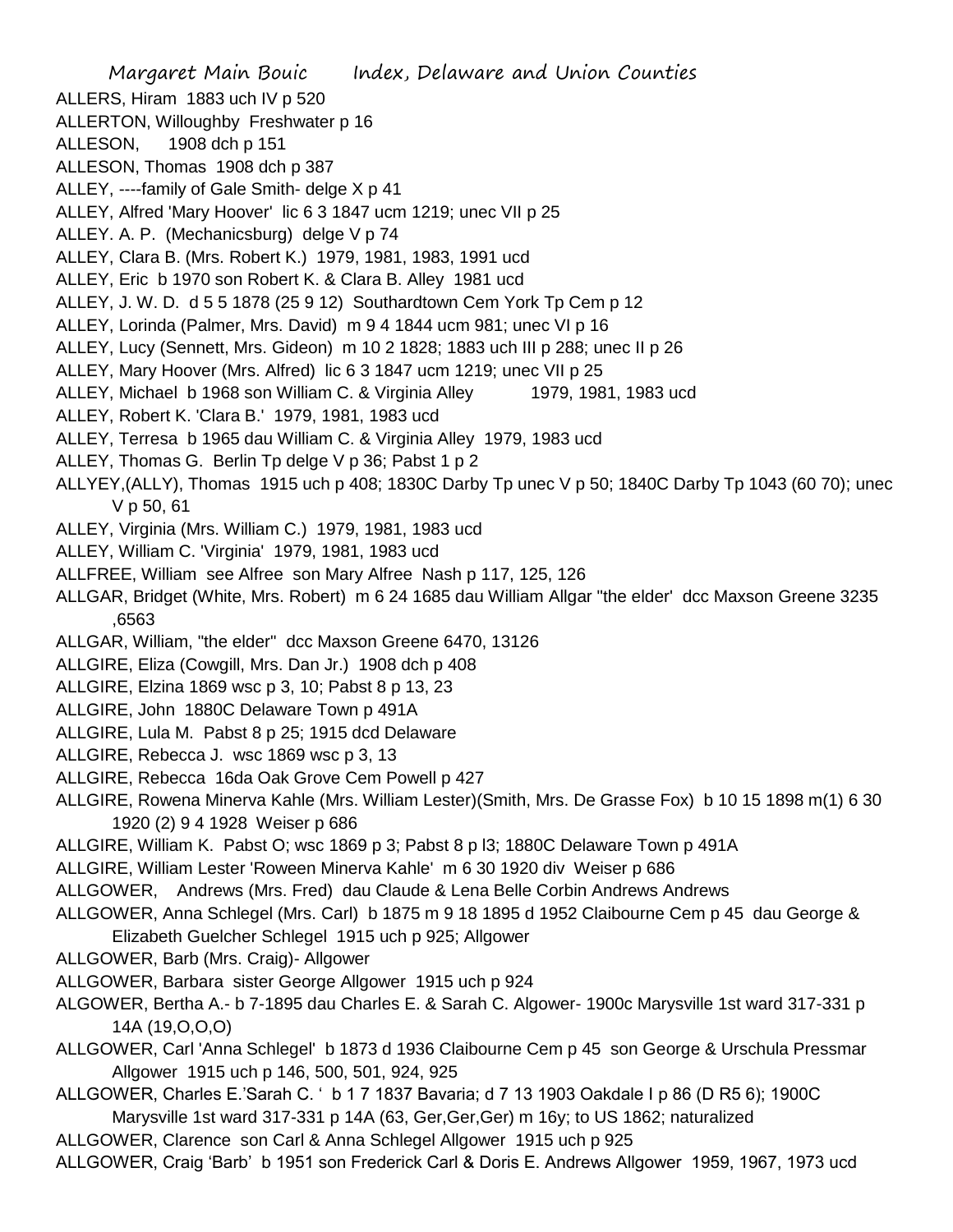ALLERS, Hiram 1883 uch IV p 520

ALLERTON, Willoughby Freshwater p 16

ALLESON, 1908 dch p 151

ALLESON, Thomas 1908 dch p 387

ALLEY, ----family of Gale Smith- delge X p 41

ALLEY, Alfred 'Mary Hoover' lic 6 3 1847 ucm 1219; unec VII p 25

ALLEY. A. P. (Mechanicsburg) delge V p 74

ALLEY, Clara B. (Mrs. Robert K.) 1979, 1981, 1983, 1991 ucd

ALLEY, Eric b 1970 son Robert K. & Clara B. Alley 1981 ucd

ALLEY, J. W. D. d 5 5 1878 (25 9 12) Southardtown Cem York Tp Cem p 12

ALLEY, Lorinda (Palmer, Mrs. David) m 9 4 1844 ucm 981; unec VI p 16

ALLEY, Lucy (Sennett, Mrs. Gideon) m 10 2 1828; 1883 uch III p 288; unec II p 26

ALLEY, Mary Hoover (Mrs. Alfred) lic 6 3 1847 ucm 1219; unec VII p 25

ALLEY, Michael b 1968 son William C. & Virginia Alley 1979, 1981, 1983 ucd

ALLEY, Robert K. 'Clara B.' 1979, 1981, 1983 ucd

ALLEY, Terresa b 1965 dau William C. & Virginia Alley 1979, 1983 ucd

ALLEY, Thomas G. Berlin Tp delge V p 36; Pabst 1 p 2

ALLYEY,(ALLY), Thomas 1915 uch p 408; 1830C Darby Tp unec V p 50; 1840C Darby Tp 1043 (60 70); unec V p 50, 61

ALLEY, Virginia (Mrs. William C.) 1979, 1981, 1983 ucd

ALLEY, William C. 'Virginia' 1979, 1981, 1983 ucd

ALLFREE, William see Alfree son Mary Alfree Nash p 117, 125, 126

ALLGAR, Bridget (White, Mrs. Robert) m 6 24 1685 dau William Allgar "the elder' dcc Maxson Greene 3235 ,6563

ALLGAR, William, "the elder" dcc Maxson Greene 6470, 13126

ALLGIRE, Eliza (Cowgill, Mrs. Dan Jr.) 1908 dch p 408

ALLGIRE, Elzina 1869 wsc p 3, 10; Pabst 8 p 13, 23

ALLGIRE, John 1880C Delaware Town p 491A

ALLGIRE, Lula M. Pabst 8 p 25; 1915 dcd Delaware

ALLGIRE, Rebecca J. wsc 1869 wsc p 3, 13

ALLGIRE, Rebecca 16da Oak Grove Cem Powell p 427

ALLGIRE, Rowena Minerva Kahle (Mrs. William Lester)(Smith, Mrs. De Grasse Fox) b 10 15 1898 m(1) 6 30 1920 (2) 9 4 1928 Weiser p 686

ALLGIRE, William K. Pabst O; wsc 1869 p 3; Pabst 8 p l3; 1880C Delaware Town p 491A

ALLGIRE, William Lester 'Roween Minerva Kahle' m 6 30 1920 div Weiser p 686

ALLGOWER, Andrews (Mrs. Fred) dau Claude & Lena Belle Corbin Andrews Andrews

ALLGOWER, Anna Schlegel (Mrs. Carl) b 1875 m 9 18 1895 d 1952 Claibourne Cem p 45 dau George & Elizabeth Guelcher Schlegel 1915 uch p 925; Allgower

ALLGOWER, Barb (Mrs. Craig)- Allgower

ALLGOWER, Barbara sister George Allgower 1915 uch p 924

ALGOWER, Bertha A.- b 7-1895 dau Charles E. & Sarah C. Algower- 1900c Marysville 1st ward 317-331 p 14A (19,O,O,O)

ALLGOWER, Carl 'Anna Schlegel' b 1873 d 1936 Claibourne Cem p 45 son George & Urschula Pressmar Allgower 1915 uch p 146, 500, 501, 924, 925

ALLGOWER, Charles E.'Sarah C. ' b 1 7 1837 Bavaria; d 7 13 1903 Oakdale I p 86 (D R5 6); 1900C Marysville 1st ward 317-331 p 14A (63, Ger,Ger,Ger) m 16y; to US 1862; naturalized

ALLGOWER, Clarence son Carl & Anna Schlegel Allgower 1915 uch p 925

ALLGOWER, Craig 'Barb' b 1951 son Frederick Carl & Doris E. Andrews Allgower 1959, 1967, 1973 ucd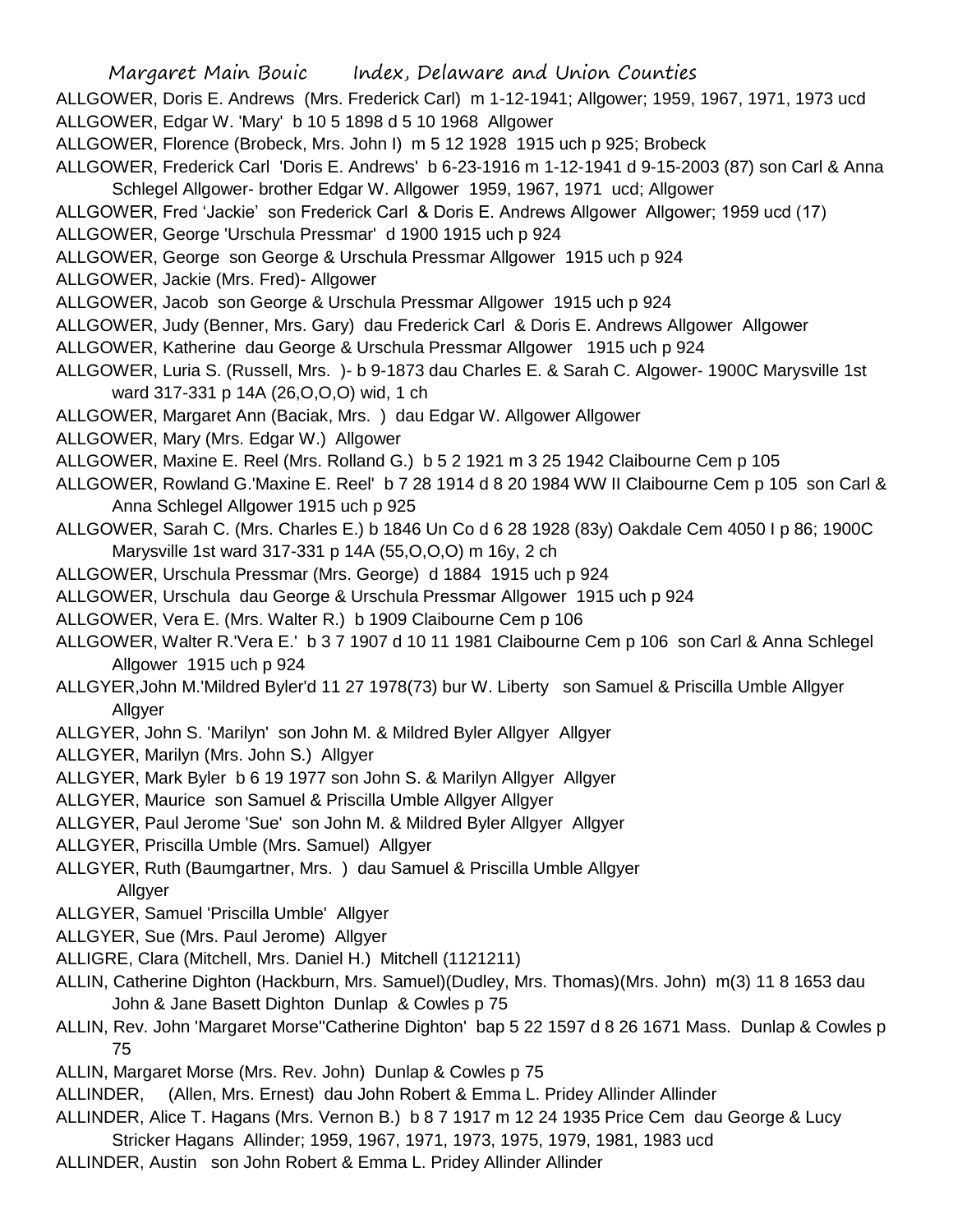ALLGOWER, Doris E. Andrews (Mrs. Frederick Carl) m 1-12-1941; Allgower; 1959, 1967, 1971, 1973 ucd

ALLGOWER, Edgar W. 'Mary' b 10 5 1898 d 5 10 1968 Allgower

ALLGOWER, Florence (Brobeck, Mrs. John I) m 5 12 1928 1915 uch p 925; Brobeck

ALLGOWER, Frederick Carl 'Doris E. Andrews' b 6-23-1916 m 1-12-1941 d 9-15-2003 (87) son Carl & Anna Schlegel Allgower- brother Edgar W. Allgower 1959, 1967, 1971 ucd; Allgower

ALLGOWER, Fred 'Jackie' son Frederick Carl & Doris E. Andrews Allgower Allgower; 1959 ucd (17)

ALLGOWER, George 'Urschula Pressmar' d 1900 1915 uch p 924

ALLGOWER, George son George & Urschula Pressmar Allgower 1915 uch p 924

ALLGOWER, Jackie (Mrs. Fred)- Allgower

ALLGOWER, Jacob son George & Urschula Pressmar Allgower 1915 uch p 924

ALLGOWER, Judy (Benner, Mrs. Gary) dau Frederick Carl & Doris E. Andrews Allgower Allgower

ALLGOWER, Katherine dau George & Urschula Pressmar Allgower 1915 uch p 924

ALLGOWER, Luria S. (Russell, Mrs. )- b 9-1873 dau Charles E. & Sarah C. Algower- 1900C Marysville 1st ward 317-331 p 14A (26,O,O,O) wid, 1 ch

ALLGOWER, Margaret Ann (Baciak, Mrs. ) dau Edgar W. Allgower Allgower

ALLGOWER, Mary (Mrs. Edgar W.) Allgower

ALLGOWER, Maxine E. Reel (Mrs. Rolland G.) b 5 2 1921 m 3 25 1942 Claibourne Cem p 105

ALLGOWER, Rowland G.'Maxine E. Reel' b 7 28 1914 d 8 20 1984 WW II Claibourne Cem p 105 son Carl & Anna Schlegel Allgower 1915 uch p 925

ALLGOWER, Sarah C. (Mrs. Charles E.) b 1846 Un Co d 6 28 1928 (83y) Oakdale Cem 4050 I p 86; 1900C Marysville 1st ward 317-331 p 14A (55,O,O,O) m 16y, 2 ch

ALLGOWER, Urschula Pressmar (Mrs. George) d 1884 1915 uch p 924

ALLGOWER, Urschula dau George & Urschula Pressmar Allgower 1915 uch p 924

ALLGOWER, Vera E. (Mrs. Walter R.) b 1909 Claibourne Cem p 106

ALLGOWER, Walter R.'Vera E.' b 3 7 1907 d 10 11 1981 Claibourne Cem p 106 son Carl & Anna Schlegel Allgower 1915 uch p 924

ALLGYER,John M.'Mildred Byler'd 11 27 1978(73) bur W. Liberty son Samuel & Priscilla Umble Allgyer Allgyer

ALLGYER, John S. 'Marilyn' son John M. & Mildred Byler Allgyer Allgyer

ALLGYER, Marilyn (Mrs. John S.) Allgyer

ALLGYER, Mark Byler b 6 19 1977 son John S. & Marilyn Allgyer Allgyer

ALLGYER, Maurice son Samuel & Priscilla Umble Allgyer Allgyer

ALLGYER, Paul Jerome 'Sue' son John M. & Mildred Byler Allgyer Allgyer

ALLGYER, Priscilla Umble (Mrs. Samuel) Allgyer

ALLGYER, Ruth (Baumgartner, Mrs. ) dau Samuel & Priscilla Umble Allgyer Allgyer

ALLGYER, Samuel 'Priscilla Umble' Allgyer

ALLGYER, Sue (Mrs. Paul Jerome) Allgyer

ALLIGRE, Clara (Mitchell, Mrs. Daniel H.) Mitchell (1121211)

ALLIN, Catherine Dighton (Hackburn, Mrs. Samuel)(Dudley, Mrs. Thomas)(Mrs. John) m(3) 11 8 1653 dau John & Jane Basett Dighton Dunlap & Cowles p 75

ALLIN, Rev. John 'Margaret Morse''Catherine Dighton' bap 5 22 1597 d 8 26 1671 Mass. Dunlap & Cowles p 75

ALLIN, Margaret Morse (Mrs. Rev. John) Dunlap & Cowles p 75

ALLINDER, (Allen, Mrs. Ernest) dau John Robert & Emma L. Pridey Allinder Allinder

ALLINDER, Alice T. Hagans (Mrs. Vernon B.) b 8 7 1917 m 12 24 1935 Price Cem dau George & Lucy Stricker Hagans Allinder; 1959, 1967, 1971, 1973, 1975, 1979, 1981, 1983 ucd

ALLINDER, Austin son John Robert & Emma L. Pridey Allinder Allinder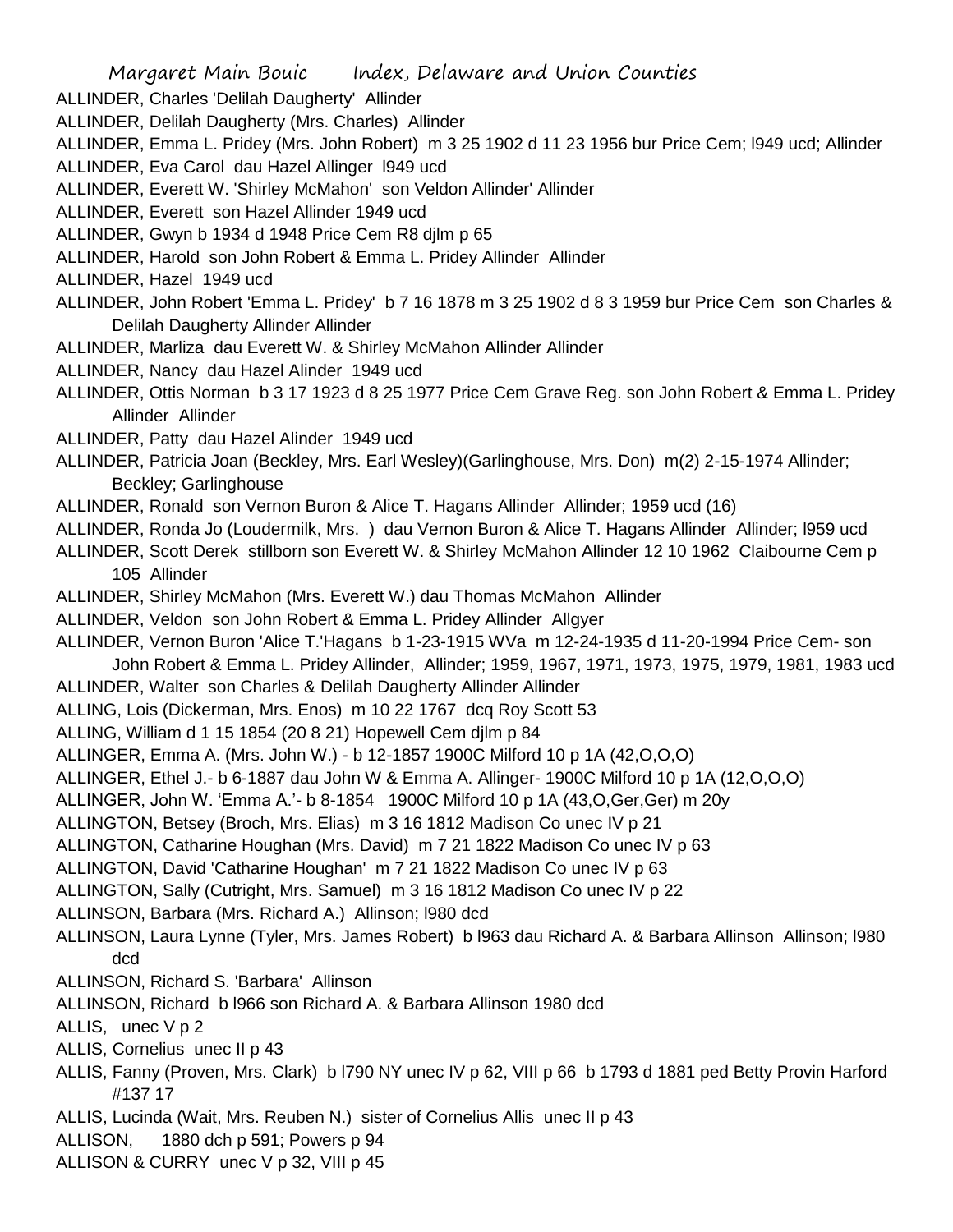ALLINDER, Charles 'Delilah Daugherty' Allinder

ALLINDER, Delilah Daugherty (Mrs. Charles) Allinder

ALLINDER, Emma L. Pridey (Mrs. John Robert) m 3 25 1902 d 11 23 1956 bur Price Cem; l949 ucd; Allinder

ALLINDER, Eva Carol dau Hazel Allinger l949 ucd

ALLINDER, Everett W. 'Shirley McMahon' son Veldon Allinder' Allinder

ALLINDER, Everett son Hazel Allinder 1949 ucd

ALLINDER, Gwyn b 1934 d 1948 Price Cem R8 djlm p 65

ALLINDER, Harold son John Robert & Emma L. Pridey Allinder Allinder

ALLINDER, Hazel 1949 ucd

ALLINDER, John Robert 'Emma L. Pridey' b 7 16 1878 m 3 25 1902 d 8 3 1959 bur Price Cem son Charles & Delilah Daugherty Allinder Allinder

ALLINDER, Marliza dau Everett W. & Shirley McMahon Allinder Allinder

ALLINDER, Nancy dau Hazel Alinder 1949 ucd

ALLINDER, Ottis Norman b 3 17 1923 d 8 25 1977 Price Cem Grave Reg. son John Robert & Emma L. Pridey Allinder Allinder

ALLINDER, Patty dau Hazel Alinder 1949 ucd

ALLINDER, Patricia Joan (Beckley, Mrs. Earl Wesley)(Garlinghouse, Mrs. Don) m(2) 2-15-1974 Allinder; Beckley; Garlinghouse

ALLINDER, Ronald son Vernon Buron & Alice T. Hagans Allinder Allinder; 1959 ucd (16)

ALLINDER, Ronda Jo (Loudermilk, Mrs. ) dau Vernon Buron & Alice T. Hagans Allinder Allinder; l959 ucd

ALLINDER, Scott Derek stillborn son Everett W. & Shirley McMahon Allinder 12 10 1962 Claibourne Cem p 105 Allinder

ALLINDER, Shirley McMahon (Mrs. Everett W.) dau Thomas McMahon Allinder

ALLINDER, Veldon son John Robert & Emma L. Pridey Allinder Allgyer

ALLINDER, Vernon Buron 'Alice T.'Hagans b 1-23-1915 WVa m 12-24-1935 d 11-20-1994 Price Cem- son John Robert & Emma L. Pridey Allinder, Allinder; 1959, 1967, 1971, 1973, 1975, 1979, 1981, 1983 ucd

ALLINDER, Walter son Charles & Delilah Daugherty Allinder Allinder

ALLING, Lois (Dickerman, Mrs. Enos) m 10 22 1767 dcq Roy Scott 53

ALLING, William d 1 15 1854 (20 8 21) Hopewell Cem djlm p 84

ALLINGER, Emma A. (Mrs. John W.) - b 12-1857 1900C Milford 10 p 1A (42,O,O,O)

ALLINGER, Ethel J.- b 6-1887 dau John W & Emma A. Allinger- 1900C Milford 10 p 1A (12,O,O,O)

ALLINGER, John W. 'Emma A.'- b 8-1854 1900C Milford 10 p 1A (43,O,Ger,Ger) m 20y

ALLINGTON, Betsey (Broch, Mrs. Elias) m 3 16 1812 Madison Co unec IV p 21

ALLINGTON, Catharine Houghan (Mrs. David) m 7 21 1822 Madison Co unec IV p 63

ALLINGTON, David 'Catharine Houghan' m 7 21 1822 Madison Co unec IV p 63

ALLINGTON, Sally (Cutright, Mrs. Samuel) m 3 16 1812 Madison Co unec IV p 22

ALLINSON, Barbara (Mrs. Richard A.) Allinson; l980 dcd

ALLINSON, Laura Lynne (Tyler, Mrs. James Robert) b l963 dau Richard A. & Barbara Allinson Allinson; l980 dcd

ALLINSON, Richard S. 'Barbara' Allinson

ALLINSON, Richard b l966 son Richard A. & Barbara Allinson 1980 dcd

ALLIS, unec V p 2

ALLIS, Cornelius unec II p 43

ALLIS, Fanny (Proven, Mrs. Clark) b l790 NY unec IV p 62, VIII p 66 b 1793 d 1881 ped Betty Provin Harford #137 17

ALLIS, Lucinda (Wait, Mrs. Reuben N.) sister of Cornelius Allis unec II p 43

ALLISON, 1880 dch p 591; Powers p 94

ALLISON & CURRY unec V p 32, VIII p 45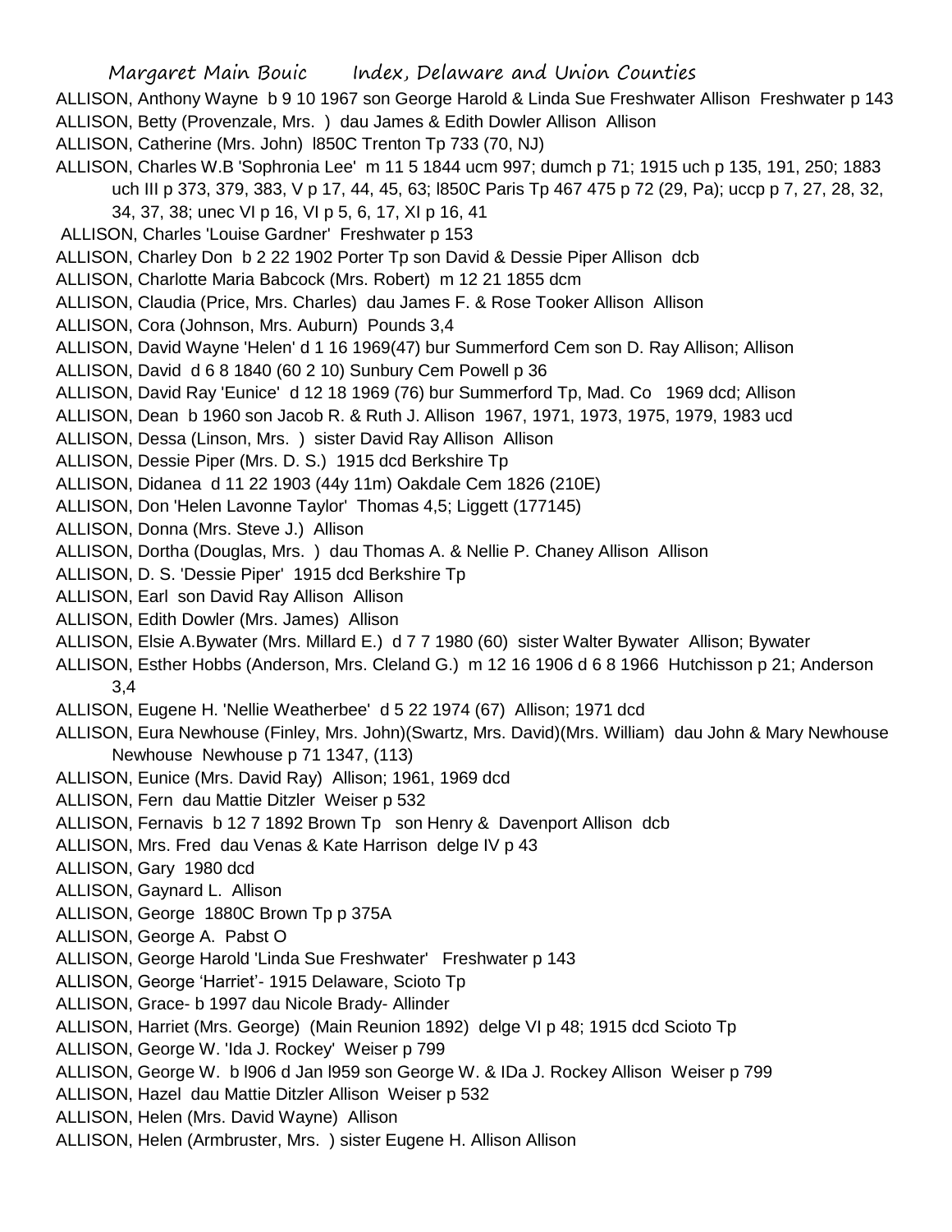ALLISON, Anthony Wayne b 9 10 1967 son George Harold & Linda Sue Freshwater Allison Freshwater p 143
ALLISON, Betty (Provenzale, Mrs. ) dau James & Edith Dowler Allison Allison
ALLISON, Catherine (Mrs. John) l850C Trenton Tp 733 (70, NJ)
ALLISON, Charles W.B 'Sophronia Lee' m 11 5 1844 ucm 997; dumch p 71; 1915 uch p 135, 191, 250; 1883 uch III p 373, 379, 383, V p 17, 44, 45, 63; l850C Paris Tp 467 475 p 72 (29, Pa); uccp p 7, 27, 28, 32, 34, 37, 38; unec VI p 16, VI p 5, 6, 17, XI p 16, 41
ALLISON, Charles 'Louise Gardner' Freshwater p 153
ALLISON, Charley Don b 2 22 1902 Porter Tp son David & Dessie Piper Allison dcb
ALLISON, Charlotte Maria Babcock (Mrs. Robert) m 12 21 1855 dcm
ALLISON, Claudia (Price, Mrs. Charles) dau James F. & Rose Tooker Allison Allison
ALLISON, Cora (Johnson, Mrs. Auburn) Pounds 3,4
ALLISON, David Wayne 'Helen' d 1 16 1969(47) bur Summerford Cem son D. Ray Allison; Allison
ALLISON, David d 6 8 1840 (60 2 10) Sunbury Cem Powell p 36
ALLISON, David Ray 'Eunice' d 12 18 1969 (76) bur Summerford Tp, Mad. Co 1969 dcd; Allison
ALLISON, Dean b 1960 son Jacob R. & Ruth J. Allison 1967, 1971, 1973, 1975, 1979, 1983 ucd
ALLISON, Dessa (Linson, Mrs. ) sister David Ray Allison Allison
ALLISON, Dessie Piper (Mrs. D. S.) 1915 dcd Berkshire Tp
ALLISON, Didanea d 11 22 1903 (44y 11m) Oakdale Cem 1826 (210E)
ALLISON, Don 'Helen Lavonne Taylor' Thomas 4,5; Liggett (177145)
ALLISON, Donna (Mrs. Steve J.) Allison
ALLISON, Dortha (Douglas, Mrs. ) dau Thomas A. & Nellie P. Chaney Allison Allison
ALLISON, D. S. 'Dessie Piper' 1915 dcd Berkshire Tp
ALLISON, Earl son David Ray Allison Allison
ALLISON, Edith Dowler (Mrs. James) Allison
ALLISON, Elsie A.Bywater (Mrs. Millard E.) d 7 7 1980 (60) sister Walter Bywater Allison; Bywater
ALLISON, Esther Hobbs (Anderson, Mrs. Cleland G.) m 12 16 1906 d 6 8 1966 Hutchisson p 21; Anderson 3,4
ALLISON, Eugene H. 'Nellie Weatherbee' d 5 22 1974 (67) Allison; 1971 dcd
ALLISON, Eura Newhouse (Finley, Mrs. John)(Swartz, Mrs. David)(Mrs. William) dau John & Mary Newhouse Newhouse Newhouse p 71 1347, (113)
ALLISON, Eunice (Mrs. David Ray) Allison; 1961, 1969 dcd
ALLISON, Fern dau Mattie Ditzler Weiser p 532
ALLISON, Fernavis b 12 7 1892 Brown Tp son Henry & Davenport Allison dcb
ALLISON, Mrs. Fred dau Venas & Kate Harrison delge IV p 43
ALLISON, Gary 1980 dcd
ALLISON, Gaynard L. Allison
ALLISON, George 1880C Brown Tp p 375A
ALLISON, George A. Pabst O
ALLISON, George Harold 'Linda Sue Freshwater' Freshwater p 143
ALLISON, George 'Harriet'- 1915 Delaware, Scioto Tp
ALLISON, Grace- b 1997 dau Nicole Brady- Allinder
ALLISON, Harriet (Mrs. George) (Main Reunion 1892) delge VI p 48; 1915 dcd Scioto Tp
ALLISON, George W. 'Ida J. Rockey' Weiser p 799
ALLISON, George W. b l906 d Jan l959 son George W. & IDa J. Rockey Allison Weiser p 799
ALLISON, Hazel dau Mattie Ditzler Allison Weiser p 532
ALLISON, Helen (Mrs. David Wayne) Allison
ALLISON, Helen (Armbruster, Mrs. ) sister Eugene H. Allison Allison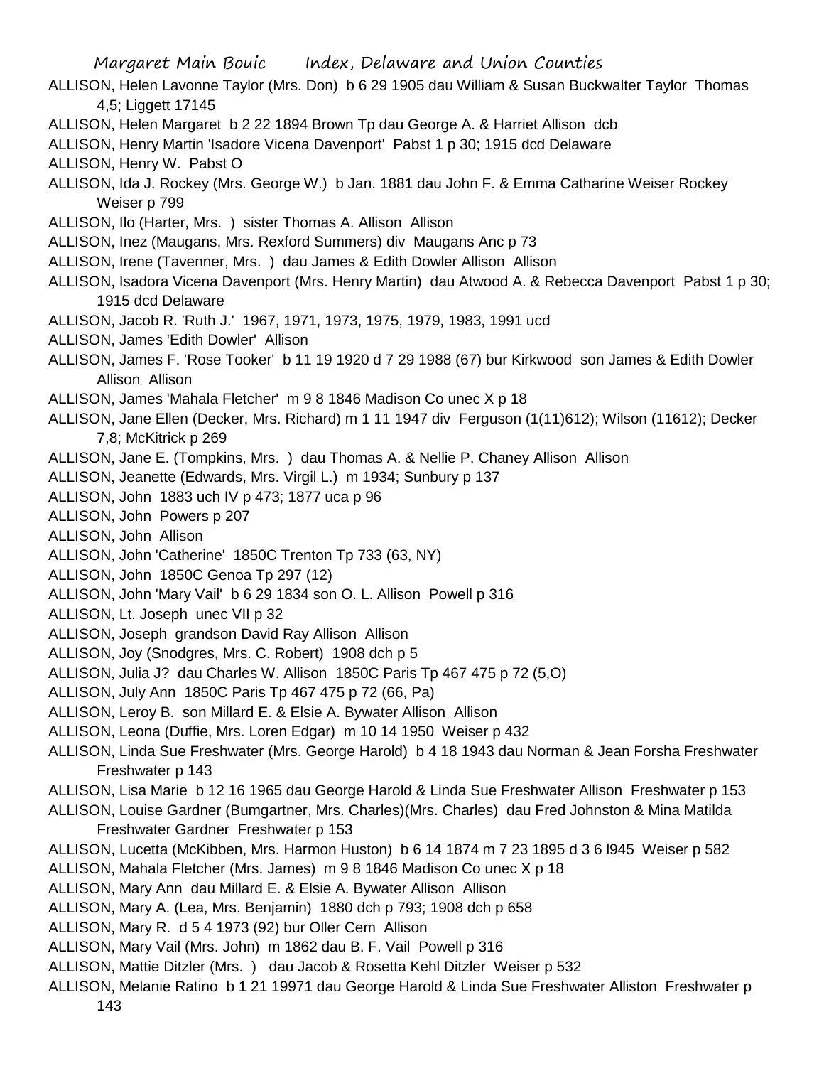ALLISON, Helen Lavonne Taylor (Mrs. Don) b 6 29 1905 dau William & Susan Buckwalter Taylor Thomas 4,5; Liggett 17145

ALLISON, Helen Margaret b 2 22 1894 Brown Tp dau George A. & Harriet Allison dcb

ALLISON, Henry Martin 'Isadore Vicena Davenport' Pabst 1 p 30; 1915 dcd Delaware

ALLISON, Henry W. Pabst O

ALLISON, Ida J. Rockey (Mrs. George W.) b Jan. 1881 dau John F. & Emma Catharine Weiser Rockey Weiser p 799

ALLISON, Ilo (Harter, Mrs. ) sister Thomas A. Allison Allison

ALLISON, Inez (Maugans, Mrs. Rexford Summers) div Maugans Anc p 73

ALLISON, Irene (Tavenner, Mrs. ) dau James & Edith Dowler Allison Allison

ALLISON, Isadora Vicena Davenport (Mrs. Henry Martin) dau Atwood A. & Rebecca Davenport Pabst 1 p 30; 1915 dcd Delaware

ALLISON, Jacob R. 'Ruth J.' 1967, 1971, 1973, 1975, 1979, 1983, 1991 ucd

ALLISON, James 'Edith Dowler' Allison

ALLISON, James F. 'Rose Tooker' b 11 19 1920 d 7 29 1988 (67) bur Kirkwood son James & Edith Dowler Allison Allison

ALLISON, James 'Mahala Fletcher' m 9 8 1846 Madison Co unec X p 18

ALLISON, Jane Ellen (Decker, Mrs. Richard) m 1 11 1947 div Ferguson (1(11)612); Wilson (11612); Decker 7,8; McKitrick p 269

ALLISON, Jane E. (Tompkins, Mrs. ) dau Thomas A. & Nellie P. Chaney Allison Allison

ALLISON, Jeanette (Edwards, Mrs. Virgil L.) m 1934; Sunbury p 137

ALLISON, John 1883 uch IV p 473; 1877 uca p 96

ALLISON, John Powers p 207

ALLISON, John Allison

ALLISON, John 'Catherine' 1850C Trenton Tp 733 (63, NY)

ALLISON, John 1850C Genoa Tp 297 (12)

ALLISON, John 'Mary Vail' b 6 29 1834 son O. L. Allison Powell p 316

ALLISON, Lt. Joseph unec VII p 32

ALLISON, Joseph grandson David Ray Allison Allison

ALLISON, Joy (Snodgres, Mrs. C. Robert) 1908 dch p 5

ALLISON, Julia J? dau Charles W. Allison 1850C Paris Tp 467 475 p 72 (5,O)

ALLISON, July Ann 1850C Paris Tp 467 475 p 72 (66, Pa)

ALLISON, Leroy B. son Millard E. & Elsie A. Bywater Allison Allison

ALLISON, Leona (Duffie, Mrs. Loren Edgar) m 10 14 1950 Weiser p 432

ALLISON, Linda Sue Freshwater (Mrs. George Harold) b 4 18 1943 dau Norman & Jean Forsha Freshwater Freshwater p 143

ALLISON, Lisa Marie b 12 16 1965 dau George Harold & Linda Sue Freshwater Allison Freshwater p 153

ALLISON, Louise Gardner (Bumgartner, Mrs. Charles)(Mrs. Charles) dau Fred Johnston & Mina Matilda Freshwater Gardner Freshwater p 153

ALLISON, Lucetta (McKibben, Mrs. Harmon Huston) b 6 14 1874 m 7 23 1895 d 3 6 l945 Weiser p 582

ALLISON, Mahala Fletcher (Mrs. James) m 9 8 1846 Madison Co unec X p 18

ALLISON, Mary Ann dau Millard E. & Elsie A. Bywater Allison Allison

ALLISON, Mary A. (Lea, Mrs. Benjamin) 1880 dch p 793; 1908 dch p 658

ALLISON, Mary R. d 5 4 1973 (92) bur Oller Cem Allison

ALLISON, Mary Vail (Mrs. John) m 1862 dau B. F. Vail Powell p 316

ALLISON, Mattie Ditzler (Mrs. ) dau Jacob & Rosetta Kehl Ditzler Weiser p 532

ALLISON, Melanie Ratino b 1 21 19971 dau George Harold & Linda Sue Freshwater Alliston Freshwater p 143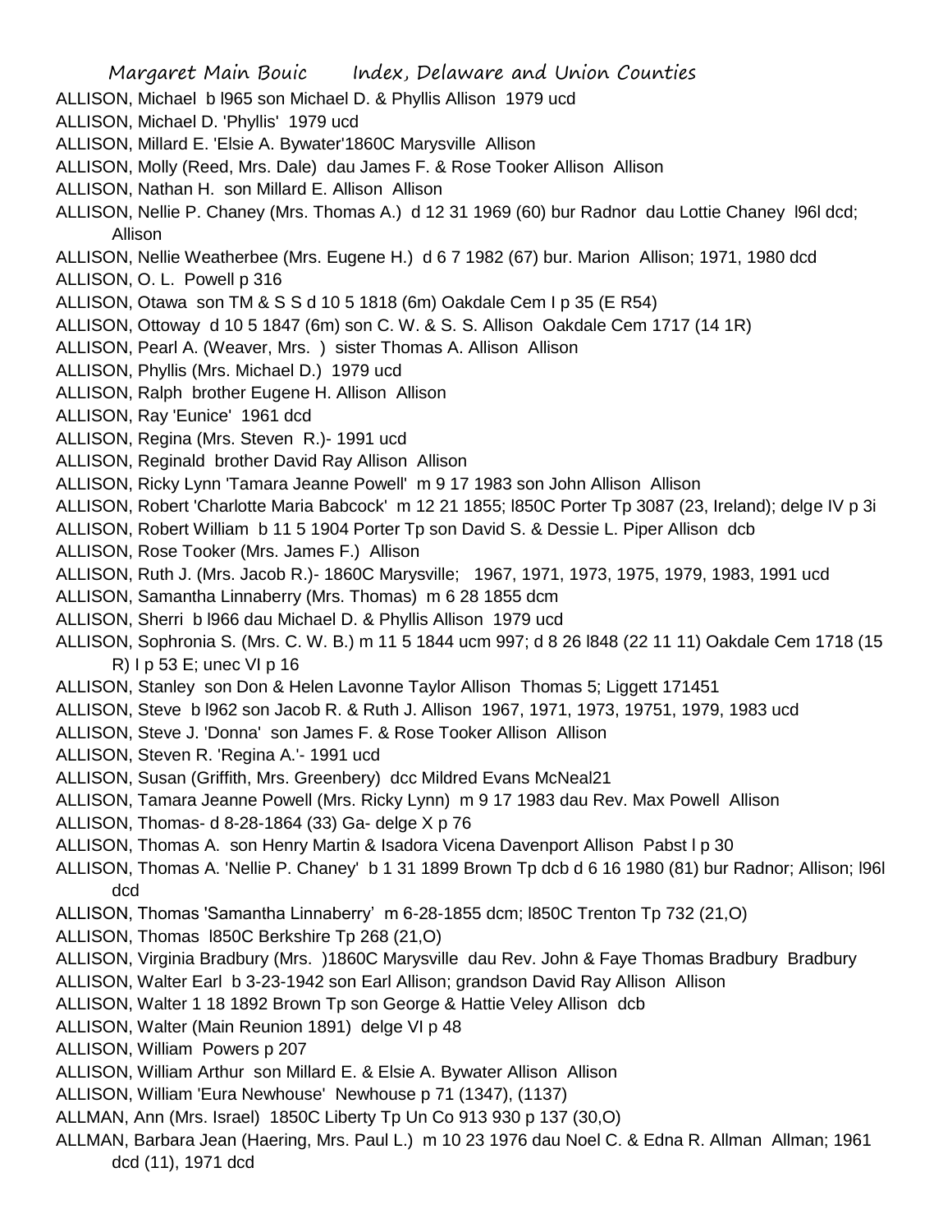ALLISON, Michael b l965 son Michael D. & Phyllis Allison 1979 ucd

ALLISON, Michael D. 'Phyllis' 1979 ucd

ALLISON, Millard E. 'Elsie A. Bywater'1860C Marysville Allison

ALLISON, Molly (Reed, Mrs. Dale) dau James F. & Rose Tooker Allison Allison

ALLISON, Nathan H. son Millard E. Allison Allison

ALLISON, Nellie P. Chaney (Mrs. Thomas A.) d 12 31 1969 (60) bur Radnor dau Lottie Chaney l96l dcd; Allison

ALLISON, Nellie Weatherbee (Mrs. Eugene H.) d 6 7 1982 (67) bur. Marion Allison; 1971, 1980 dcd

ALLISON, O. L. Powell p 316

ALLISON, Otawa son TM & S S d 10 5 1818 (6m) Oakdale Cem I p 35 (E R54)

ALLISON, Ottoway d 10 5 1847 (6m) son C. W. & S. S. Allison Oakdale Cem 1717 (14 1R)

ALLISON, Pearl A. (Weaver, Mrs. ) sister Thomas A. Allison Allison

ALLISON, Phyllis (Mrs. Michael D.) 1979 ucd

ALLISON, Ralph brother Eugene H. Allison Allison

ALLISON, Ray 'Eunice' 1961 dcd

ALLISON, Regina (Mrs. Steven R.)- 1991 ucd

ALLISON, Reginald brother David Ray Allison Allison

ALLISON, Ricky Lynn 'Tamara Jeanne Powell' m 9 17 1983 son John Allison Allison

ALLISON, Robert 'Charlotte Maria Babcock' m 12 21 1855; l850C Porter Tp 3087 (23, Ireland); delge IV p 3i

ALLISON, Robert William b 11 5 1904 Porter Tp son David S. & Dessie L. Piper Allison dcb

ALLISON, Rose Tooker (Mrs. James F.) Allison

ALLISON, Ruth J. (Mrs. Jacob R.)- 1860C Marysville; 1967, 1971, 1973, 1975, 1979, 1983, 1991 ucd

ALLISON, Samantha Linnaberry (Mrs. Thomas) m 6 28 1855 dcm

ALLISON, Sherri b l966 dau Michael D. & Phyllis Allison 1979 ucd

ALLISON, Sophronia S. (Mrs. C. W. B.) m 11 5 1844 ucm 997; d 8 26 l848 (22 11 11) Oakdale Cem 1718 (15 R) I p 53 E; unec VI p 16

ALLISON, Stanley son Don & Helen Lavonne Taylor Allison Thomas 5; Liggett 171451

ALLISON, Steve b l962 son Jacob R. & Ruth J. Allison 1967, 1971, 1973, 19751, 1979, 1983 ucd

ALLISON, Steve J. 'Donna' son James F. & Rose Tooker Allison Allison

ALLISON, Steven R. 'Regina A.'- 1991 ucd

ALLISON, Susan (Griffith, Mrs. Greenbery) dcc Mildred Evans McNeal21

ALLISON, Tamara Jeanne Powell (Mrs. Ricky Lynn) m 9 17 1983 dau Rev. Max Powell Allison

ALLISON, Thomas- d 8-28-1864 (33) Ga- delge X p 76

ALLISON, Thomas A. son Henry Martin & Isadora Vicena Davenport Allison Pabst l p 30

ALLISON, Thomas A. 'Nellie P. Chaney' b 1 31 1899 Brown Tp dcb d 6 16 1980 (81) bur Radnor; Allison; l96l dcd

ALLISON, Thomas 'Samantha Linnaberry' m 6-28-1855 dcm; l850C Trenton Tp 732 (21,O)

ALLISON, Thomas l850C Berkshire Tp 268 (21,O)

ALLISON, Virginia Bradbury (Mrs. )1860C Marysville dau Rev. John & Faye Thomas Bradbury Bradbury

ALLISON, Walter Earl b 3-23-1942 son Earl Allison; grandson David Ray Allison Allison

ALLISON, Walter 1 18 1892 Brown Tp son George & Hattie Veley Allison dcb

ALLISON, Walter (Main Reunion 1891) delge VI p 48

ALLISON, William Powers p 207

ALLISON, William Arthur son Millard E. & Elsie A. Bywater Allison Allison

ALLISON, William 'Eura Newhouse' Newhouse p 71 (1347), (1137)

ALLMAN, Ann (Mrs. Israel) 1850C Liberty Tp Un Co 913 930 p 137 (30,O)

ALLMAN, Barbara Jean (Haering, Mrs. Paul L.) m 10 23 1976 dau Noel C. & Edna R. Allman Allman; 1961 dcd (11), 1971 dcd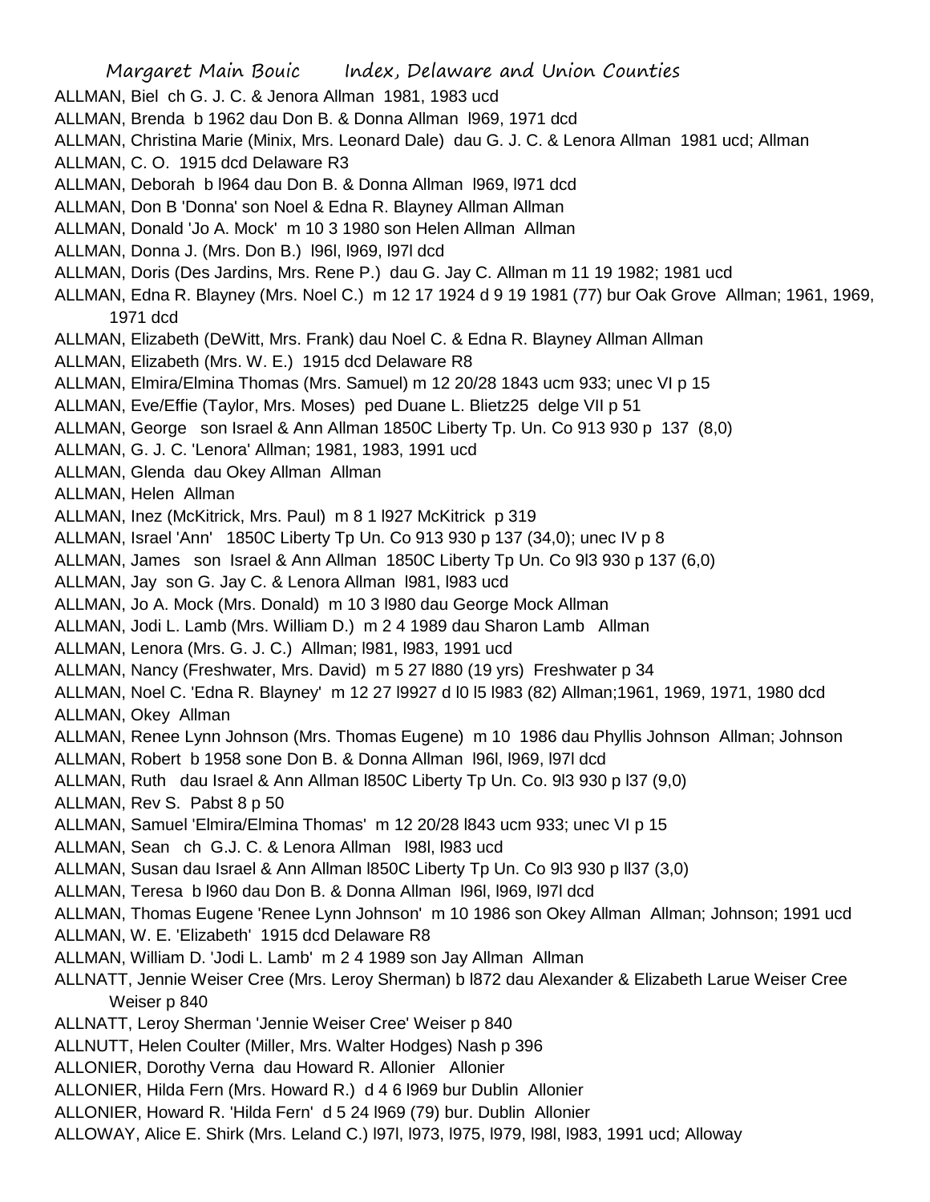ALLMAN, Biel ch G. J. C. & Jenora Allman 1981, 1983 ucd

ALLMAN, Brenda b 1962 dau Don B. & Donna Allman l969, 1971 dcd

ALLMAN, Christina Marie (Minix, Mrs. Leonard Dale) dau G. J. C. & Lenora Allman 1981 ucd; Allman

ALLMAN, C. O. 1915 dcd Delaware R3

ALLMAN, Deborah b l964 dau Don B. & Donna Allman l969, l971 dcd

ALLMAN, Don B 'Donna' son Noel & Edna R. Blayney Allman Allman

ALLMAN, Donald 'Jo A. Mock' m 10 3 1980 son Helen Allman Allman

ALLMAN, Donna J. (Mrs. Don B.) l96l, l969, l97l dcd

ALLMAN, Doris (Des Jardins, Mrs. Rene P.) dau G. Jay C. Allman m 11 19 1982; 1981 ucd

ALLMAN, Edna R. Blayney (Mrs. Noel C.) m 12 17 1924 d 9 19 1981 (77) bur Oak Grove Allman; 1961, 1969, 1971 dcd

ALLMAN, Elizabeth (DeWitt, Mrs. Frank) dau Noel C. & Edna R. Blayney Allman Allman

ALLMAN, Elizabeth (Mrs. W. E.) 1915 dcd Delaware R8

ALLMAN, Elmira/Elmina Thomas (Mrs. Samuel) m 12 20/28 1843 ucm 933; unec VI p 15

ALLMAN, Eve/Effie (Taylor, Mrs. Moses) ped Duane L. Blietz25 delge VII p 51

ALLMAN, George son Israel & Ann Allman 1850C Liberty Tp. Un. Co 913 930 p 137 (8,0)

ALLMAN, G. J. C. 'Lenora' Allman; 1981, 1983, 1991 ucd

ALLMAN, Glenda dau Okey Allman Allman

ALLMAN, Helen Allman

ALLMAN, Inez (McKitrick, Mrs. Paul) m 8 1 l927 McKitrick p 319

ALLMAN, Israel 'Ann' 1850C Liberty Tp Un. Co 913 930 p 137 (34,0); unec IV p 8

ALLMAN, James son Israel & Ann Allman 1850C Liberty Tp Un. Co 9l3 930 p 137 (6,0)

ALLMAN, Jay son G. Jay C. & Lenora Allman l981, l983 ucd

ALLMAN, Jo A. Mock (Mrs. Donald) m 10 3 l980 dau George Mock Allman

ALLMAN, Jodi L. Lamb (Mrs. William D.) m 2 4 1989 dau Sharon Lamb Allman

ALLMAN, Lenora (Mrs. G. J. C.) Allman; l981, l983, 1991 ucd

ALLMAN, Nancy (Freshwater, Mrs. David) m 5 27 l880 (19 yrs) Freshwater p 34

ALLMAN, Noel C. 'Edna R. Blayney' m 12 27 l9927 d l0 l5 l983 (82) Allman;1961, 1969, 1971, 1980 dcd

ALLMAN, Okey Allman

ALLMAN, Renee Lynn Johnson (Mrs. Thomas Eugene) m 10 1986 dau Phyllis Johnson Allman; Johnson

ALLMAN, Robert b 1958 sone Don B. & Donna Allman l96l, l969, l97l dcd

ALLMAN, Ruth dau Israel & Ann Allman l850C Liberty Tp Un. Co. 9l3 930 p l37 (9,0)

ALLMAN, Rev S. Pabst 8 p 50

ALLMAN, Samuel 'Elmira/Elmina Thomas' m 12 20/28 l843 ucm 933; unec VI p 15

ALLMAN, Sean ch G.J. C. & Lenora Allman l98l, l983 ucd

ALLMAN, Susan dau Israel & Ann Allman l850C Liberty Tp Un. Co 9l3 930 p ll37 (3,0)

ALLMAN, Teresa b l960 dau Don B. & Donna Allman l96l, l969, l97l dcd

ALLMAN, Thomas Eugene 'Renee Lynn Johnson' m 10 1986 son Okey Allman Allman; Johnson; 1991 ucd

ALLMAN, W. E. 'Elizabeth' 1915 dcd Delaware R8

ALLMAN, William D. 'Jodi L. Lamb' m 2 4 1989 son Jay Allman Allman

ALLNATT, Jennie Weiser Cree (Mrs. Leroy Sherman) b l872 dau Alexander & Elizabeth Larue Weiser Cree Weiser p 840

ALLNATT, Leroy Sherman 'Jennie Weiser Cree' Weiser p 840

ALLNUTT, Helen Coulter (Miller, Mrs. Walter Hodges) Nash p 396

ALLONIER, Dorothy Verna dau Howard R. Allonier Allonier

ALLONIER, Hilda Fern (Mrs. Howard R.) d 4 6 l969 bur Dublin Allonier

ALLONIER, Howard R. 'Hilda Fern' d 5 24 l969 (79) bur. Dublin Allonier

ALLOWAY, Alice E. Shirk (Mrs. Leland C.) l97l, l973, l975, l979, l98l, l983, 1991 ucd; Alloway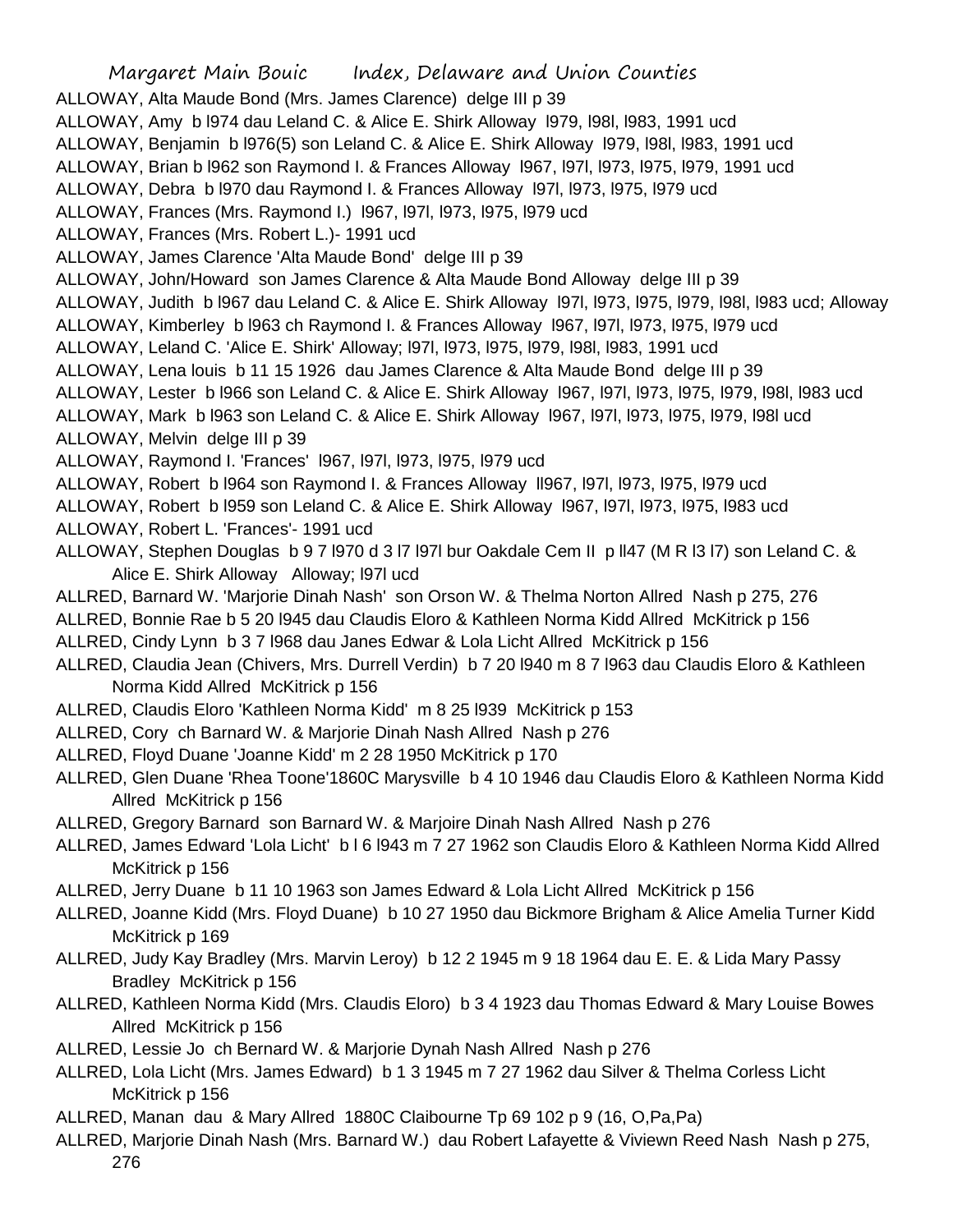ALLOWAY, Alta Maude Bond (Mrs. James Clarence) delge III p 39

ALLOWAY, Amy b l974 dau Leland C. & Alice E. Shirk Alloway l979, l98l, l983, 1991 ucd

ALLOWAY, Benjamin b l976(5) son Leland C. & Alice E. Shirk Alloway l979, l98l, l983, 1991 ucd

ALLOWAY, Brian b l962 son Raymond I. & Frances Alloway l967, l97l, l973, l975, l979, 1991 ucd

ALLOWAY, Debra b l970 dau Raymond I. & Frances Alloway l97l, l973, l975, l979 ucd

ALLOWAY, Frances (Mrs. Raymond I.) l967, l97l, l973, l975, l979 ucd

ALLOWAY, Frances (Mrs. Robert L.)- 1991 ucd

ALLOWAY, James Clarence 'Alta Maude Bond' delge III p 39

ALLOWAY, John/Howard son James Clarence & Alta Maude Bond Alloway delge III p 39

ALLOWAY, Judith b l967 dau Leland C. & Alice E. Shirk Alloway l97l, l973, l975, l979, l98l, l983 ucd; Alloway

ALLOWAY, Kimberley b l963 ch Raymond I. & Frances Alloway l967, l97l, l973, l975, l979 ucd

ALLOWAY, Leland C. 'Alice E. Shirk' Alloway; l97l, l973, l975, l979, l98l, l983, 1991 ucd

ALLOWAY, Lena louis b 11 15 1926 dau James Clarence & Alta Maude Bond delge III p 39

ALLOWAY, Lester b l966 son Leland C. & Alice E. Shirk Alloway l967, l97l, l973, l975, l979, l98l, l983 ucd

ALLOWAY, Mark b l963 son Leland C. & Alice E. Shirk Alloway l967, l97l, l973, l975, l979, l98l ucd

ALLOWAY, Melvin delge III p 39

ALLOWAY, Raymond I. 'Frances' l967, l97l, l973, l975, l979 ucd

ALLOWAY, Robert b l964 son Raymond I. & Frances Alloway ll967, l97l, l973, l975, l979 ucd

ALLOWAY, Robert b l959 son Leland C. & Alice E. Shirk Alloway l967, l97l, l973, l975, l983 ucd

ALLOWAY, Robert L. 'Frances'- 1991 ucd

ALLOWAY, Stephen Douglas b 9 7 l970 d 3 l7 l97l bur Oakdale Cem II p ll47 (M R l3 l7) son Leland C. & Alice E. Shirk Alloway Alloway; l97l ucd

ALLRED, Barnard W. 'Marjorie Dinah Nash' son Orson W. & Thelma Norton Allred Nash p 275, 276

ALLRED, Bonnie Rae b 5 20 l945 dau Claudis Eloro & Kathleen Norma Kidd Allred McKitrick p 156

ALLRED, Cindy Lynn b 3 7 l968 dau Janes Edwar & Lola Licht Allred McKitrick p 156

ALLRED, Claudia Jean (Chivers, Mrs. Durrell Verdin) b 7 20 l940 m 8 7 l963 dau Claudis Eloro & Kathleen Norma Kidd Allred McKitrick p 156

ALLRED, Claudis Eloro 'Kathleen Norma Kidd' m 8 25 l939 McKitrick p 153

ALLRED, Cory ch Barnard W. & Marjorie Dinah Nash Allred Nash p 276

ALLRED, Floyd Duane 'Joanne Kidd' m 2 28 1950 McKitrick p 170

ALLRED, Glen Duane 'Rhea Toone'1860C Marysville b 4 10 1946 dau Claudis Eloro & Kathleen Norma Kidd Allred McKitrick p 156

ALLRED, Gregory Barnard son Barnard W. & Marjoire Dinah Nash Allred Nash p 276

ALLRED, James Edward 'Lola Licht' b l 6 l943 m 7 27 1962 son Claudis Eloro & Kathleen Norma Kidd Allred McKitrick p 156

ALLRED, Jerry Duane b 11 10 1963 son James Edward & Lola Licht Allred McKitrick p 156

ALLRED, Joanne Kidd (Mrs. Floyd Duane) b 10 27 1950 dau Bickmore Brigham & Alice Amelia Turner Kidd McKitrick p 169

ALLRED, Judy Kay Bradley (Mrs. Marvin Leroy) b 12 2 1945 m 9 18 1964 dau E. E. & Lida Mary Passy Bradley McKitrick p 156

ALLRED, Kathleen Norma Kidd (Mrs. Claudis Eloro) b 3 4 1923 dau Thomas Edward & Mary Louise Bowes Allred McKitrick p 156

ALLRED, Lessie Jo ch Bernard W. & Marjorie Dynah Nash Allred Nash p 276

ALLRED, Lola Licht (Mrs. James Edward) b 1 3 1945 m 7 27 1962 dau Silver & Thelma Corless Licht McKitrick p 156

ALLRED, Manan dau & Mary Allred 1880C Claibourne Tp 69 102 p 9 (16, O,Pa,Pa)

ALLRED, Marjorie Dinah Nash (Mrs. Barnard W.) dau Robert Lafayette & Viviewn Reed Nash Nash p 275, 276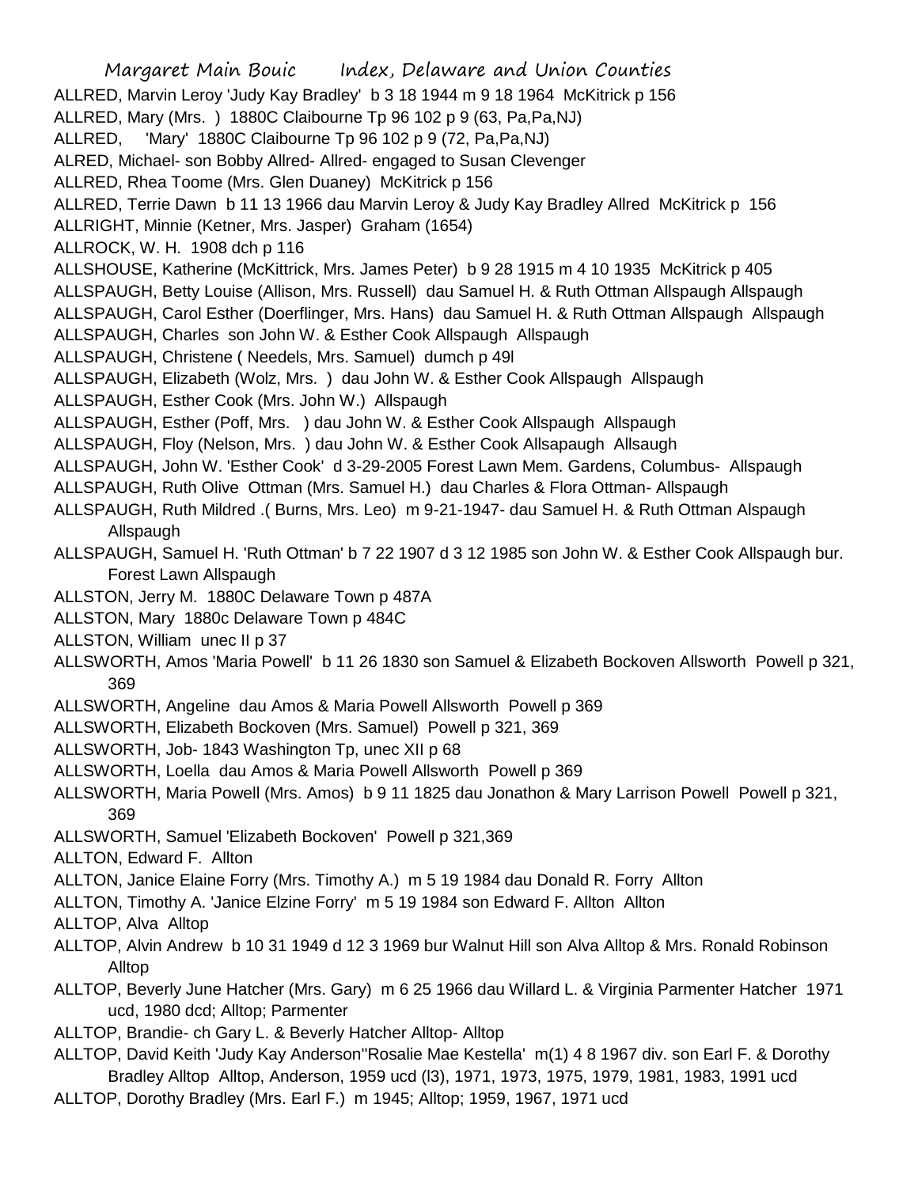ALLRED, Marvin Leroy 'Judy Kay Bradley' b 3 18 1944 m 9 18 1964 McKitrick p 156

ALLRED, Mary (Mrs. ) 1880C Claibourne Tp 96 102 p 9 (63, Pa,Pa,NJ)

ALLRED, 'Mary' 1880C Claibourne Tp 96 102 p 9 (72, Pa,Pa,NJ)

ALRED, Michael- son Bobby Allred- Allred- engaged to Susan Clevenger

ALLRED, Rhea Toome (Mrs. Glen Duaney) McKitrick p 156

ALLRED, Terrie Dawn b 11 13 1966 dau Marvin Leroy & Judy Kay Bradley Allred McKitrick p 156

ALLRIGHT, Minnie (Ketner, Mrs. Jasper) Graham (1654)

ALLROCK, W. H. 1908 dch p 116

ALLSHOUSE, Katherine (McKittrick, Mrs. James Peter) b 9 28 1915 m 4 10 1935 McKitrick p 405

ALLSPAUGH, Betty Louise (Allison, Mrs. Russell) dau Samuel H. & Ruth Ottman Allspaugh Allspaugh

ALLSPAUGH, Carol Esther (Doerflinger, Mrs. Hans) dau Samuel H. & Ruth Ottman Allspaugh Allspaugh

ALLSPAUGH, Charles son John W. & Esther Cook Allspaugh Allspaugh

ALLSPAUGH, Christene ( Needels, Mrs. Samuel) dumch p 49l

ALLSPAUGH, Elizabeth (Wolz, Mrs. ) dau John W. & Esther Cook Allspaugh Allspaugh

ALLSPAUGH, Esther Cook (Mrs. John W.) Allspaugh

ALLSPAUGH, Esther (Poff, Mrs. ) dau John W. & Esther Cook Allspaugh Allspaugh

ALLSPAUGH, Floy (Nelson, Mrs. ) dau John W. & Esther Cook Allsapaugh Allsaugh

ALLSPAUGH, John W. 'Esther Cook' d 3-29-2005 Forest Lawn Mem. Gardens, Columbus- Allspaugh

ALLSPAUGH, Ruth Olive Ottman (Mrs. Samuel H.) dau Charles & Flora Ottman- Allspaugh

ALLSPAUGH, Ruth Mildred .( Burns, Mrs. Leo) m 9-21-1947- dau Samuel H. & Ruth Ottman Alspaugh Allspaugh

ALLSPAUGH, Samuel H. 'Ruth Ottman' b 7 22 1907 d 3 12 1985 son John W. & Esther Cook Allspaugh bur. Forest Lawn Allspaugh

ALLSTON, Jerry M. 1880C Delaware Town p 487A

ALLSTON, Mary 1880c Delaware Town p 484C

ALLSTON, William unec II p 37

ALLSWORTH, Amos 'Maria Powell' b 11 26 1830 son Samuel & Elizabeth Bockoven Allsworth Powell p 321, 369

ALLSWORTH, Angeline dau Amos & Maria Powell Allsworth Powell p 369

ALLSWORTH, Elizabeth Bockoven (Mrs. Samuel) Powell p 321, 369

ALLSWORTH, Job- 1843 Washington Tp, unec XII p 68

ALLSWORTH, Loella dau Amos & Maria Powell Allsworth Powell p 369

ALLSWORTH, Maria Powell (Mrs. Amos) b 9 11 1825 dau Jonathon & Mary Larrison Powell Powell p 321, 369

ALLSWORTH, Samuel 'Elizabeth Bockoven' Powell p 321,369

ALLTON, Edward F. Allton

ALLTON, Janice Elaine Forry (Mrs. Timothy A.) m 5 19 1984 dau Donald R. Forry Allton

ALLTON, Timothy A. 'Janice Elzine Forry' m 5 19 1984 son Edward F. Allton Allton

ALLTOP, Alva Alltop

ALLTOP, Alvin Andrew b 10 31 1949 d 12 3 1969 bur Walnut Hill son Alva Alltop & Mrs. Ronald Robinson Alltop

ALLTOP, Beverly June Hatcher (Mrs. Gary) m 6 25 1966 dau Willard L. & Virginia Parmenter Hatcher 1971 ucd, 1980 dcd; Alltop; Parmenter

ALLTOP, Brandie- ch Gary L. & Beverly Hatcher Alltop- Alltop

ALLTOP, David Keith 'Judy Kay Anderson''Rosalie Mae Kestella' m(1) 4 8 1967 div. son Earl F. & Dorothy Bradley Alltop Alltop, Anderson, 1959 ucd (l3), 1971, 1973, 1975, 1979, 1981, 1983, 1991 ucd

ALLTOP, Dorothy Bradley (Mrs. Earl F.) m 1945; Alltop; 1959, 1967, 1971 ucd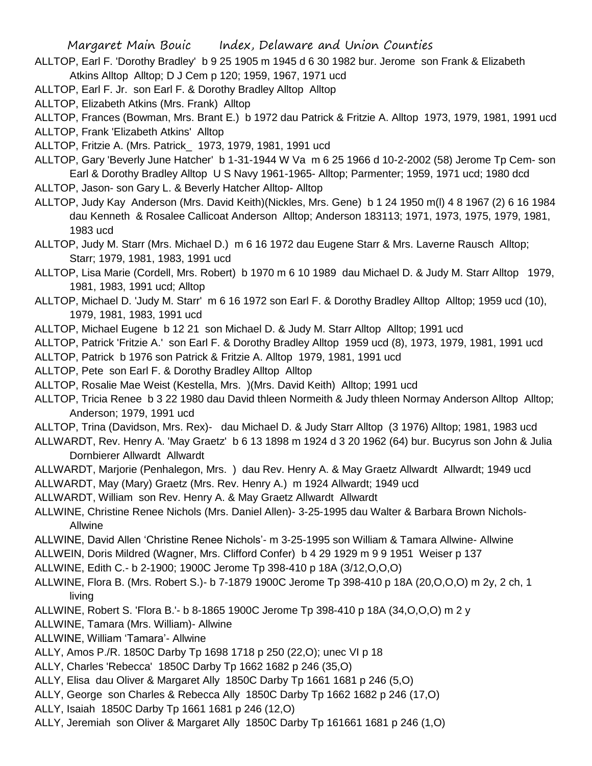ALLTOP, Earl F. 'Dorothy Bradley' b 9 25 1905 m 1945 d 6 30 1982 bur. Jerome son Frank & Elizabeth Atkins Alltop Alltop; D J Cem p 120; 1959, 1967, 1971 ucd

ALLTOP, Earl F. Jr. son Earl F. & Dorothy Bradley Alltop Alltop

ALLTOP, Elizabeth Atkins (Mrs. Frank) Alltop

ALLTOP, Frances (Bowman, Mrs. Brant E.) b 1972 dau Patrick & Fritzie A. Alltop 1973, 1979, 1981, 1991 ucd

ALLTOP, Frank 'Elizabeth Atkins' Alltop

ALLTOP, Fritzie A. (Mrs. Patrick_ 1973, 1979, 1981, 1991 ucd

ALLTOP, Gary 'Beverly June Hatcher' b 1-31-1944 W Va m 6 25 1966 d 10-2-2002 (58) Jerome Tp Cem- son Earl & Dorothy Bradley Alltop U S Navy 1961-1965- Alltop; Parmenter; 1959, 1971 ucd; 1980 dcd

ALLTOP, Jason- son Gary L. & Beverly Hatcher Alltop- Alltop

ALLTOP, Judy Kay Anderson (Mrs. David Keith)(Nickles, Mrs. Gene) b 1 24 1950 m(l) 4 8 1967 (2) 6 16 1984 dau Kenneth & Rosalee Callicoat Anderson Alltop; Anderson 183113; 1971, 1973, 1975, 1979, 1981, 1983 ucd

ALLTOP, Judy M. Starr (Mrs. Michael D.) m 6 16 1972 dau Eugene Starr & Mrs. Laverne Rausch Alltop; Starr; 1979, 1981, 1983, 1991 ucd

ALLTOP, Lisa Marie (Cordell, Mrs. Robert) b 1970 m 6 10 1989 dau Michael D. & Judy M. Starr Alltop 1979, 1981, 1983, 1991 ucd; Alltop

ALLTOP, Michael D. 'Judy M. Starr' m 6 16 1972 son Earl F. & Dorothy Bradley Alltop Alltop; 1959 ucd (10), 1979, 1981, 1983, 1991 ucd

ALLTOP, Michael Eugene b 12 21 son Michael D. & Judy M. Starr Alltop Alltop; 1991 ucd

ALLTOP, Patrick 'Fritzie A.' son Earl F. & Dorothy Bradley Alltop 1959 ucd (8), 1973, 1979, 1981, 1991 ucd

ALLTOP, Patrick b 1976 son Patrick & Fritzie A. Alltop 1979, 1981, 1991 ucd

ALLTOP, Pete son Earl F. & Dorothy Bradley Alltop Alltop

ALLTOP, Rosalie Mae Weist (Kestella, Mrs. )(Mrs. David Keith) Alltop; 1991 ucd

ALLTOP, Tricia Renee b 3 22 1980 dau David thleen Normeith & Judy thleen Normay Anderson Alltop Alltop; Anderson; 1979, 1991 ucd

ALLTOP, Trina (Davidson, Mrs. Rex)- dau Michael D. & Judy Starr Alltop (3 1976) Alltop; 1981, 1983 ucd

ALLWARDT, Rev. Henry A. 'May Graetz' b 6 13 1898 m 1924 d 3 20 1962 (64) bur. Bucyrus son John & Julia Dornbierer Allwardt Allwardt

ALLWARDT, Marjorie (Penhalegon, Mrs. ) dau Rev. Henry A. & May Graetz Allwardt Allwardt; 1949 ucd

ALLWARDT, May (Mary) Graetz (Mrs. Rev. Henry A.) m 1924 Allwardt; 1949 ucd

ALLWARDT, William son Rev. Henry A. & May Graetz Allwardt Allwardt

ALLWINE, Christine Renee Nichols (Mrs. Daniel Allen)- 3-25-1995 dau Walter & Barbara Brown Nichols- Allwine

ALLWINE, David Allen 'Christine Renee Nichols'- m 3-25-1995 son William & Tamara Allwine- Allwine

ALLWEIN, Doris Mildred (Wagner, Mrs. Clifford Confer) b 4 29 1929 m 9 9 1951 Weiser p 137

ALLWINE, Edith C.- b 2-1900; 1900C Jerome Tp 398-410 p 18A (3/12,O,O,O)

ALLWINE, Flora B. (Mrs. Robert S.)- b 7-1879 1900C Jerome Tp 398-410 p 18A (20,O,O,O) m 2y, 2 ch, 1 living

ALLWINE, Robert S. 'Flora B.'- b 8-1865 1900C Jerome Tp 398-410 p 18A (34,O,O,O) m 2 y

ALLWINE, Tamara (Mrs. William)- Allwine

ALLWINE, William 'Tamara'- Allwine

ALLY, Amos P./R. 1850C Darby Tp 1698 1718 p 250 (22,O); unec VI p 18

ALLY, Charles 'Rebecca' 1850C Darby Tp 1662 1682 p 246 (35,O)

ALLY, Elisa dau Oliver & Margaret Ally 1850C Darby Tp 1661 1681 p 246 (5,O)

ALLY, George son Charles & Rebecca Ally 1850C Darby Tp 1662 1682 p 246 (17,O)

ALLY, Isaiah 1850C Darby Tp 1661 1681 p 246 (12,O)

ALLY, Jeremiah son Oliver & Margaret Ally 1850C Darby Tp 161661 1681 p 246 (1,O)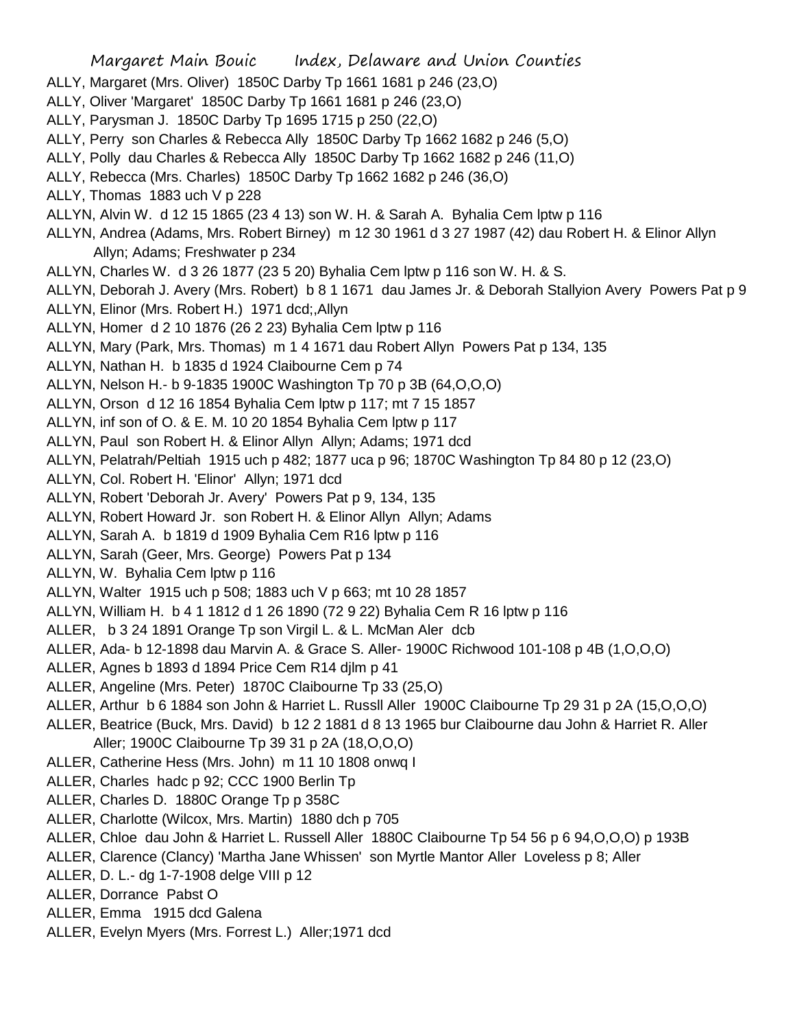ALLY, Margaret (Mrs. Oliver) 1850C Darby Tp 1661 1681 p 246 (23,O)
ALLY, Oliver 'Margaret' 1850C Darby Tp 1661 1681 p 246 (23,O)
ALLY, Parysman J. 1850C Darby Tp 1695 1715 p 250 (22,O)
ALLY, Perry son Charles & Rebecca Ally 1850C Darby Tp 1662 1682 p 246 (5,O)
ALLY, Polly dau Charles & Rebecca Ally 1850C Darby Tp 1662 1682 p 246 (11,O)
ALLY, Rebecca (Mrs. Charles) 1850C Darby Tp 1662 1682 p 246 (36,O)
ALLY, Thomas 1883 uch V p 228
ALLYN, Alvin W. d 12 15 1865 (23 4 13) son W. H. & Sarah A. Byhalia Cem lptw p 116
ALLYN, Andrea (Adams, Mrs. Robert Birney) m 12 30 1961 d 3 27 1987 (42) dau Robert H. & Elinor Allyn Allyn; Adams; Freshwater p 234
ALLYN, Charles W. d 3 26 1877 (23 5 20) Byhalia Cem lptw p 116 son W. H. & S.
ALLYN, Deborah J. Avery (Mrs. Robert) b 8 1 1671 dau James Jr. & Deborah Stallyion Avery Powers Pat p 9
ALLYN, Elinor (Mrs. Robert H.) 1971 dcd;,Allyn
ALLYN, Homer d 2 10 1876 (26 2 23) Byhalia Cem lptw p 116
ALLYN, Mary (Park, Mrs. Thomas) m 1 4 1671 dau Robert Allyn Powers Pat p 134, 135
ALLYN, Nathan H. b 1835 d 1924 Claibourne Cem p 74
ALLYN, Nelson H.- b 9-1835 1900C Washington Tp 70 p 3B (64,O,O,O)
ALLYN, Orson d 12 16 1854 Byhalia Cem lptw p 117; mt 7 15 1857
ALLYN, inf son of O. & E. M. 10 20 1854 Byhalia Cem lptw p 117
ALLYN, Paul son Robert H. & Elinor Allyn Allyn; Adams; 1971 dcd
ALLYN, Pelatrah/Peltiah 1915 uch p 482; 1877 uca p 96; 1870C Washington Tp 84 80 p 12 (23,O)
ALLYN, Col. Robert H. 'Elinor' Allyn; 1971 dcd
ALLYN, Robert 'Deborah Jr. Avery' Powers Pat p 9, 134, 135
ALLYN, Robert Howard Jr. son Robert H. & Elinor Allyn Allyn; Adams
ALLYN, Sarah A. b 1819 d 1909 Byhalia Cem R16 lptw p 116
ALLYN, Sarah (Geer, Mrs. George) Powers Pat p 134
ALLYN, W. Byhalia Cem lptw p 116
ALLYN, Walter 1915 uch p 508; 1883 uch V p 663; mt 10 28 1857
ALLYN, William H. b 4 1 1812 d 1 26 1890 (72 9 22) Byhalia Cem R 16 lptw p 116
ALLER, b 3 24 1891 Orange Tp son Virgil L. & L. McMan Aler dcb
ALLER, Ada- b 12-1898 dau Marvin A. & Grace S. Aller- 1900C Richwood 101-108 p 4B (1,O,O,O)
ALLER, Agnes b 1893 d 1894 Price Cem R14 djlm p 41
ALLER, Angeline (Mrs. Peter) 1870C Claibourne Tp 33 (25,O)
ALLER, Arthur b 6 1884 son John & Harriet L. Russll Aller 1900C Claibourne Tp 29 31 p 2A (15,O,O,O)
ALLER, Beatrice (Buck, Mrs. David) b 12 2 1881 d 8 13 1965 bur Claibourne dau John & Harriet R. Aller Aller; 1900C Claibourne Tp 39 31 p 2A (18,O,O,O)
ALLER, Catherine Hess (Mrs. John) m 11 10 1808 onwq I
ALLER, Charles hadc p 92; CCC 1900 Berlin Tp
ALLER, Charles D. 1880C Orange Tp p 358C
ALLER, Charlotte (Wilcox, Mrs. Martin) 1880 dch p 705
ALLER, Chloe dau John & Harriet L. Russell Aller 1880C Claibourne Tp 54 56 p 6 94,O,O,O) p 193B
ALLER, Clarence (Clancy) 'Martha Jane Whissen' son Myrtle Mantor Aller Loveless p 8; Aller
ALLER, D. L.- dg 1-7-1908 delge VIII p 12
ALLER, Dorrance Pabst O
ALLER, Emma 1915 dcd Galena
ALLER, Evelyn Myers (Mrs. Forrest L.) Aller;1971 dcd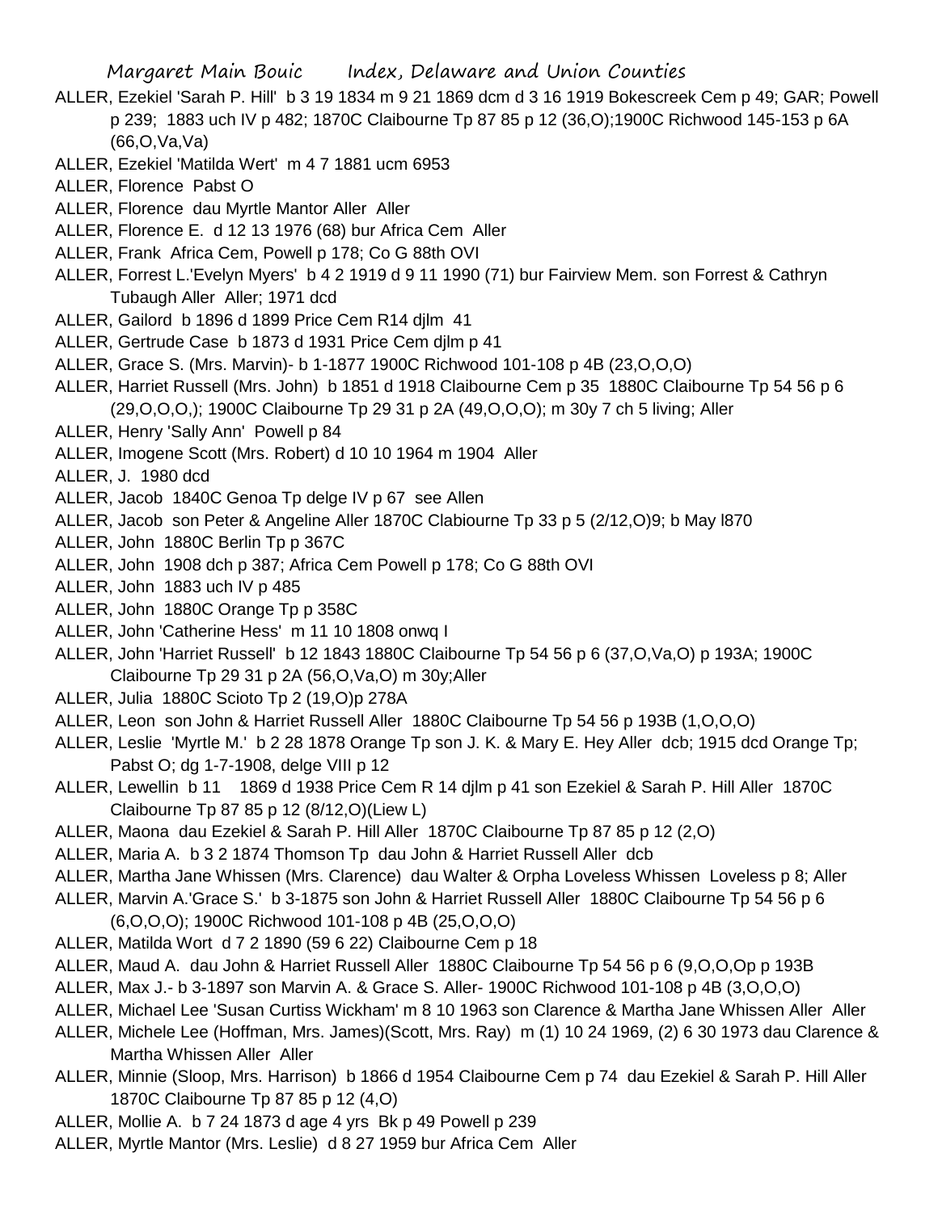ALLER, Ezekiel 'Sarah P. Hill' b 3 19 1834 m 9 21 1869 dcm d 3 16 1919 Bokescreek Cem p 49; GAR; Powell p 239; 1883 uch IV p 482; 1870C Claibourne Tp 87 85 p 12 (36,O);1900C Richwood 145-153 p 6A (66,O,Va,Va)

ALLER, Ezekiel 'Matilda Wert' m 4 7 1881 ucm 6953

ALLER, Florence Pabst O

ALLER, Florence dau Myrtle Mantor Aller Aller

ALLER, Florence E. d 12 13 1976 (68) bur Africa Cem Aller

ALLER, Frank Africa Cem, Powell p 178; Co G 88th OVI

ALLER, Forrest L.'Evelyn Myers' b 4 2 1919 d 9 11 1990 (71) bur Fairview Mem. son Forrest & Cathryn Tubaugh Aller Aller; 1971 dcd

ALLER, Gailord b 1896 d 1899 Price Cem R14 djlm 41

ALLER, Gertrude Case b 1873 d 1931 Price Cem djlm p 41

ALLER, Grace S. (Mrs. Marvin)- b 1-1877 1900C Richwood 101-108 p 4B (23,O,O,O)

ALLER, Harriet Russell (Mrs. John) b 1851 d 1918 Claibourne Cem p 35 1880C Claibourne Tp 54 56 p 6 (29,O,O,O,); 1900C Claibourne Tp 29 31 p 2A (49,O,O,O); m 30y 7 ch 5 living; Aller

ALLER, Henry 'Sally Ann' Powell p 84

ALLER, Imogene Scott (Mrs. Robert) d 10 10 1964 m 1904 Aller

ALLER, J. 1980 dcd

ALLER, Jacob 1840C Genoa Tp delge IV p 67 see Allen

ALLER, Jacob son Peter & Angeline Aller 1870C Clabiourne Tp 33 p 5 (2/12,O)9; b May l870

ALLER, John 1880C Berlin Tp p 367C

ALLER, John 1908 dch p 387; Africa Cem Powell p 178; Co G 88th OVI

ALLER, John 1883 uch IV p 485

ALLER, John 1880C Orange Tp p 358C

ALLER, John 'Catherine Hess' m 11 10 1808 onwq I

ALLER, John 'Harriet Russell' b 12 1843 1880C Claibourne Tp 54 56 p 6 (37,O,Va,O) p 193A; 1900C Claibourne Tp 29 31 p 2A (56,O,Va,O) m 30y;Aller

ALLER, Julia 1880C Scioto Tp 2 (19,O)p 278A

ALLER, Leon son John & Harriet Russell Aller 1880C Claibourne Tp 54 56 p 193B (1,O,O,O)

ALLER, Leslie 'Myrtle M.' b 2 28 1878 Orange Tp son J. K. & Mary E. Hey Aller dcb; 1915 dcd Orange Tp; Pabst O; dg 1-7-1908, delge VIII p 12

ALLER, Lewellin b 11 1869 d 1938 Price Cem R 14 djlm p 41 son Ezekiel & Sarah P. Hill Aller 1870C Claibourne Tp 87 85 p 12 (8/12,O)(Liew L)

ALLER, Maona dau Ezekiel & Sarah P. Hill Aller 1870C Claibourne Tp 87 85 p 12 (2,O)

ALLER, Maria A. b 3 2 1874 Thomson Tp dau John & Harriet Russell Aller dcb

ALLER, Martha Jane Whissen (Mrs. Clarence) dau Walter & Orpha Loveless Whissen Loveless p 8; Aller

ALLER, Marvin A.'Grace S.' b 3-1875 son John & Harriet Russell Aller 1880C Claibourne Tp 54 56 p 6 (6,O,O,O); 1900C Richwood 101-108 p 4B (25,O,O,O)

ALLER, Matilda Wort d 7 2 1890 (59 6 22) Claibourne Cem p 18

ALLER, Maud A. dau John & Harriet Russell Aller 1880C Claibourne Tp 54 56 p 6 (9,O,O,Op p 193B

ALLER, Max J.- b 3-1897 son Marvin A. & Grace S. Aller- 1900C Richwood 101-108 p 4B (3,O,O,O)

ALLER, Michael Lee 'Susan Curtiss Wickham' m 8 10 1963 son Clarence & Martha Jane Whissen Aller Aller

ALLER, Michele Lee (Hoffman, Mrs. James)(Scott, Mrs. Ray) m (1) 10 24 1969, (2) 6 30 1973 dau Clarence & Martha Whissen Aller Aller

ALLER, Minnie (Sloop, Mrs. Harrison) b 1866 d 1954 Claibourne Cem p 74 dau Ezekiel & Sarah P. Hill Aller 1870C Claibourne Tp 87 85 p 12 (4,O)

ALLER, Mollie A. b 7 24 1873 d age 4 yrs Bk p 49 Powell p 239

ALLER, Myrtle Mantor (Mrs. Leslie) d 8 27 1959 bur Africa Cem Aller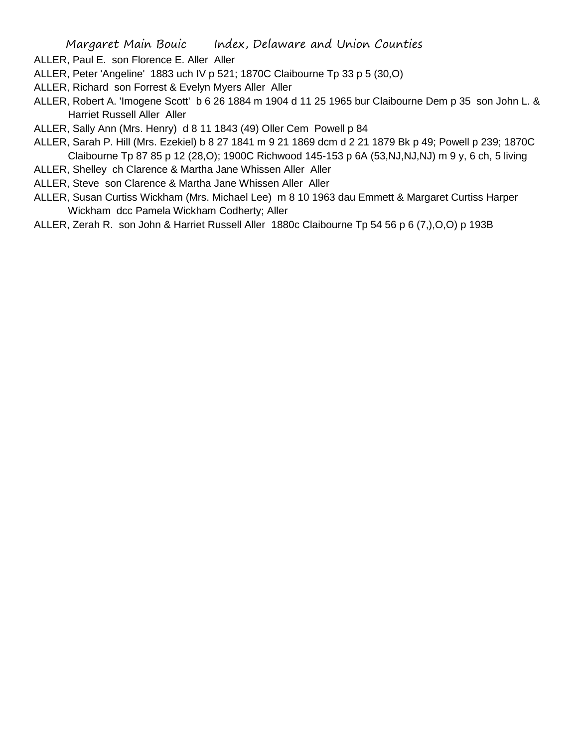ALLER, Paul E. son Florence E. Aller Aller

ALLER, Peter 'Angeline' 1883 uch IV p 521; 1870C Claibourne Tp 33 p 5 (30,O)

ALLER, Richard son Forrest & Evelyn Myers Aller Aller

ALLER, Robert A. 'Imogene Scott' b 6 26 1884 m 1904 d 11 25 1965 bur Claibourne Dem p 35 son John L. & Harriet Russell Aller Aller

ALLER, Sally Ann (Mrs. Henry) d 8 11 1843 (49) Oller Cem Powell p 84

ALLER, Sarah P. Hill (Mrs. Ezekiel) b 8 27 1841 m 9 21 1869 dcm d 2 21 1879 Bk p 49; Powell p 239; 1870C Claibourne Tp 87 85 p 12 (28,O); 1900C Richwood 145-153 p 6A (53,NJ,NJ,NJ) m 9 y, 6 ch, 5 living

ALLER, Shelley ch Clarence & Martha Jane Whissen Aller Aller

ALLER, Steve son Clarence & Martha Jane Whissen Aller Aller

ALLER, Susan Curtiss Wickham (Mrs. Michael Lee) m 8 10 1963 dau Emmett & Margaret Curtiss Harper Wickham dcc Pamela Wickham Codherty; Aller

ALLER, Zerah R. son John & Harriet Russell Aller 1880c Claibourne Tp 54 56 p 6 (7,),O,O) p 193B